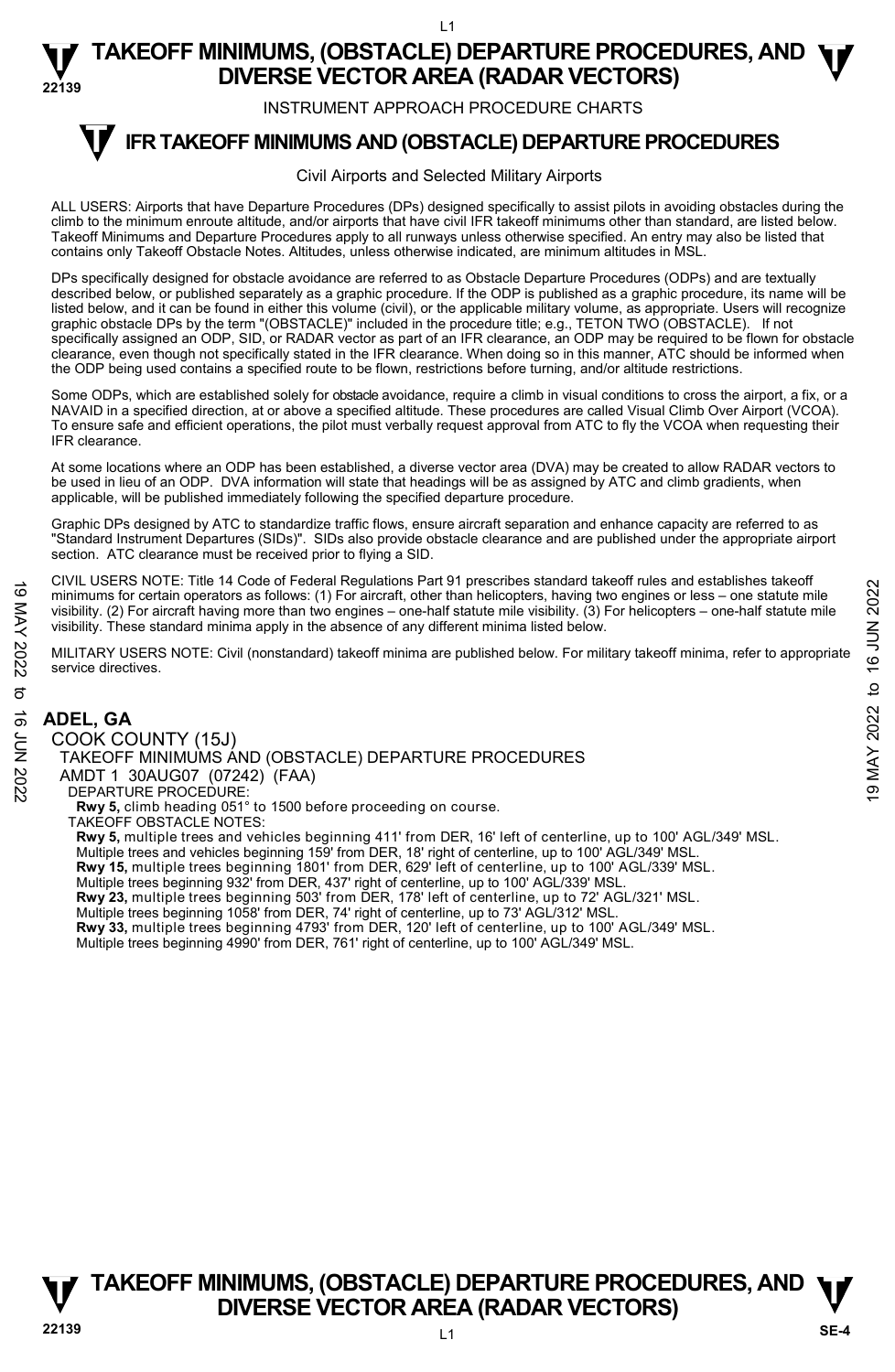# TAKEOFF MINIMUMS, (OBSTACLE) DEPARTURE PROCEDURES, AND DIVERSE VECTOR AREA (RADAR VECTORS)

INSTRUMENT APPROACH PROCEDURE CHARTS

## IFR TAKEOFF MINIMUMS AND (OBSTACLE) DEPARTURE PROCEDURES

Civil Airports and Selected Military Airports

ALL USERS: Airports that have Departure Procedures (DPs) designed specifically to assist pilots in avoiding obstacles during the climb to the minimum enroute altitude, and/or airports that have civil IFR takeoff minimums other than standard, are listed below. Takeoff Minimums and Departure Procedures apply to all runways unless otherwise specified. An entry may also be listed that contains only Takeoff Obstacle Notes. Altitudes, unless otherwise indicated, are minimum altitudes in MSL.

DPs specifically designed for obstacle avoidance are referred to as Obstacle Departure Procedures (ODPs) and are textually described below, or published separately as a graphic procedure. If the ODP is published as a graphic procedure, its name will be listed below, and it can be found in either this volume (civil), or the applicable military volume, as appropriate. Users will recognize graphic obstacle DPs by the term "(OBSTACLE)" included in the procedure title; e.g., TETON TWO (OBSTACLE). If not specifically assigned an ODP, SID, or RADAR vector as part of an IFR clearance, an ODP may be required to be flown for obstacle clearance, even though not specifically stated in the IFR clearance. When doing so in this manner, ATC should be informed when the ODP being used contains a specified route to be flown, restrictions before turning, and/or altitude restrictions.

Some ODPs, which are established solely for obstacle avoidance, require a climb in visual conditions to cross the airport, a fix, or a NAVAID in a specified direction, at or above a specified altitude. These procedures are called Visual Climb Over Airport (VCOA). To ensure safe and efficient operations, the pilot must verbally request approval from ATC to fly the VCOA when requesting their IFR clearance.

At some locations where an ODP has been established, a diverse vector area (DVA) may be created to allow RADAR vectors to be used in lieu of an ODP. DVA information will state that headings will be as assigned by ATC and climb gradients, when applicable, will be published immediately following the specified departure procedure.

Graphic DPs designed by ATC to standardize traffic flows, ensure aircraft separation and enhance capacity are referred to as "Standard Instrument Departures (SIDs)". SIDs also provide obstacle clearance and are published under the appropriate airport section. ATC clearance must be received prior to flying a SID.

CIVIL USERS NOTE: Title 14 Code of Federal Regulations Part 91 prescribes standard takeoff rules and establishes takeoff minimums for certain operators as follows: (1) For aircraft, other than helicopters, having two engines or less – one statute mile visibility. (2) For aircraft having more than two engines – one-half statute mile visibility. (3) For helicopters – one-half statute mile visibility. These standard minima apply in the absence of any different minima listed below.

MILITARY USERS NOTE: Civil (nonstandard) takeoff minima are published below. For military takeoff minima, refer to appropriate service directives.

### ADEL, GA

COOK COUNTY (15J)
TAKEOFF MINIMUMS AND (OBSTACLE) DEPARTURE PROCEDURES
AMDT 1 30AUG07 (07242) (FAA)

DEPARTURE PROCEDURE:
**Rwy 5,** climb heading 051° to 1500 before proceeding on course.

TAKEOFF OBSTACLE NOTES:
**Rwy 5,** multiple trees and vehicles beginning 411' from DER, 16' left of centerline, up to 100' AGL/349' MSL.
Multiple trees and vehicles beginning 159' from DER, 18' right of centerline, up to 100' AGL/349' MSL.
**Rwy 15,** multiple trees beginning 1801' from DER, 629' left of centerline, up to 100' AGL/339' MSL.
Multiple trees beginning 932' from DER, 437' right of centerline, up to 100' AGL/339' MSL.
**Rwy 23,** multiple trees beginning 503' from DER, 178' left of centerline, up to 72' AGL/321' MSL.
Multiple trees beginning 1058' from DER, 74' right of centerline, up to 73' AGL/312' MSL.
**Rwy 33,** multiple trees beginning 4793' from DER, 120' left of centerline, up to 100' AGL/349' MSL.
Multiple trees beginning 4990' from DER, 761' right of centerline, up to 100' AGL/349' MSL.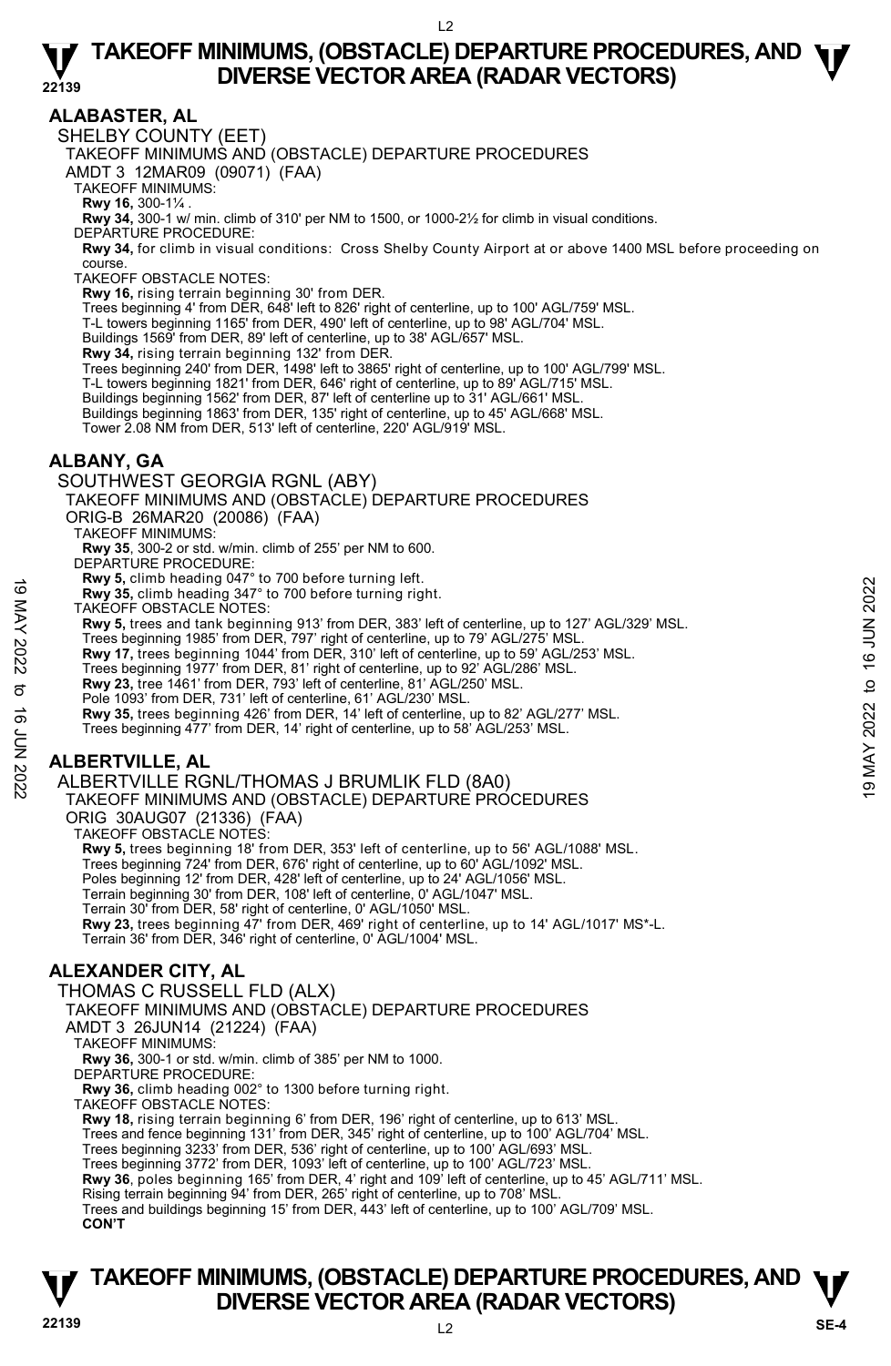## ALABASTER, AL

### SHELBY COUNTY (EET)

TAKEOFF MINIMUMS AND (OBSTACLE) DEPARTURE PROCEDURES

AMDT 3 12MAR09 (09071) (FAA)

TAKEOFF MINIMUMS:

**Rwy 16,** 300-1¼ .

**Rwy 34,** 300-1 w/ min. climb of 310' per NM to 1500, or 1000-2½ for climb in visual conditions.

DEPARTURE PROCEDURE:

**Rwy 34,** for climb in visual conditions: Cross Shelby County Airport at or above 1400 MSL before proceeding on course.

TAKEOFF OBSTACLE NOTES:

**Rwy 16,** rising terrain beginning 30' from DER.
Trees beginning 4' from DER, 648' left to 826' right of centerline, up to 100' AGL/759' MSL.
T-L towers beginning 1165' from DER, 490' left of centerline, up to 98' AGL/704' MSL.
Buildings 1569' from DER, 89' left of centerline, up to 38' AGL/657' MSL.

**Rwy 34,** rising terrain beginning 132' from DER.
Trees beginning 240' from DER, 1498' right to 3865' right of centerline, up to 100' AGL/799' MSL.
T-L towers beginning 1821' from DER, 646' right of centerline, up to 89' AGL/715' MSL.
Buildings beginning 1562' from DER, 87' left of centerline up to 31' AGL/661' MSL.
Buildings beginning 1863' from DER, 135' right of centerline, up to 45' AGL/668' MSL.
Tower 2.08 NM from DER, 513' left of centerline, 220' AGL/919' MSL.

## ALBANY, GA

### SOUTHWEST GEORGIA RGNL (ABY)

TAKEOFF MINIMUMS AND (OBSTACLE) DEPARTURE PROCEDURES

ORIG-B 26MAR20 (20086) (FAA)

TAKEOFF MINIMUMS:

**Rwy 35**, 300-2 or std. w/min. climb of 255' per NM to 600.

DEPARTURE PROCEDURE:

**Rwy 5,** climb heading 047° to 700 before turning left.
**Rwy 35,** climb heading 347° to 700 before turning right.

TAKEOFF OBSTACLE NOTES:

**Rwy 5,** trees and tank beginning 913' from DER, 383' left of centerline, up to 127' AGL/329' MSL.
Trees beginning 1985' from DER, 797' right of centerline, up to 79' AGL/275' MSL.
**Rwy 17,** trees beginning 1044' from DER, 310' left of centerline, up to 59' AGL/253' MSL.
Trees beginning 1977' from DER, 81' right of centerline, up to 92' AGL/286' MSL.
**Rwy 23,** tree 1461' from DER, 793' left of centerline, 81' AGL/250' MSL.
Pole 1093' from DER, 731' left of centerline, 61' AGL/230' MSL.
**Rwy 35,** trees beginning 426' from DER, 14' left of centerline, up to 82' AGL/277' MSL.
Trees beginning 477' from DER, 14' right of centerline, up to 58' AGL/253' MSL.

## ALBERTVILLE, AL

### ALBERTVILLE RGNL/THOMAS J BRUMLIK FLD (8A0)

TAKEOFF MINIMUMS AND (OBSTACLE) DEPARTURE PROCEDURES

ORIG 30AUG07 (21336) (FAA)

TAKEOFF OBSTACLE NOTES:

**Rwy 5,** trees beginning 18' from DER, 353' left of centerline, up to 56' AGL/1088' MSL.
Trees beginning 724' from DER, 676' right of centerline, up to 60' AGL/1092' MSL.
Poles beginning 12' from DER, 428' left of centerline, up to 24' AGL/1056' MSL.
Terrain beginning 30' from DER, 108' left of centerline, 0' AGL/1047' MSL.
Terrain 30' from DER, 58' right of centerline, 0' AGL/1050' MSL.
**Rwy 23,** trees beginning 47' from DER, 469' right of centerline, up to 14' AGL/1017' MS*-L.
Terrain 36' from DER, 346' right of centerline, 0' AGL/1004' MSL.

## ALEXANDER CITY, AL

### THOMAS C RUSSELL FLD (ALX)

TAKEOFF MINIMUMS AND (OBSTACLE) DEPARTURE PROCEDURES

AMDT 3 26JUN14 (21224) (FAA)

TAKEOFF MINIMUMS:

**Rwy 36,** 300-1 or std. w/min. climb of 385' per NM to 1000.

DEPARTURE PROCEDURE:

**Rwy 36,** climb heading 002° to 1300 before turning right.

TAKEOFF OBSTACLE NOTES:

**Rwy 18,** rising terrain beginning 6' from DER, 196' right of centerline, up to 613' MSL.
Trees and fence beginning 131' from DER, 345' right of centerline, up to 100' AGL/704' MSL.
Trees beginning 3233' from DER, 536' right of centerline, up to 100' AGL/693' MSL.
Trees beginning 3772' from DER, 1093' left of centerline, up to 100' AGL/723' MSL.
**Rwy 36**, poles beginning 165' from DER, 4' right and 109' left of centerline, up to 45' AGL/711' MSL.
Rising terrain beginning 94' from DER, 265' right of centerline, up to 708' MSL.
Trees and buildings beginning 15' from DER, 443' left of centerline, up to 100' AGL/709' MSL.

**CON'T**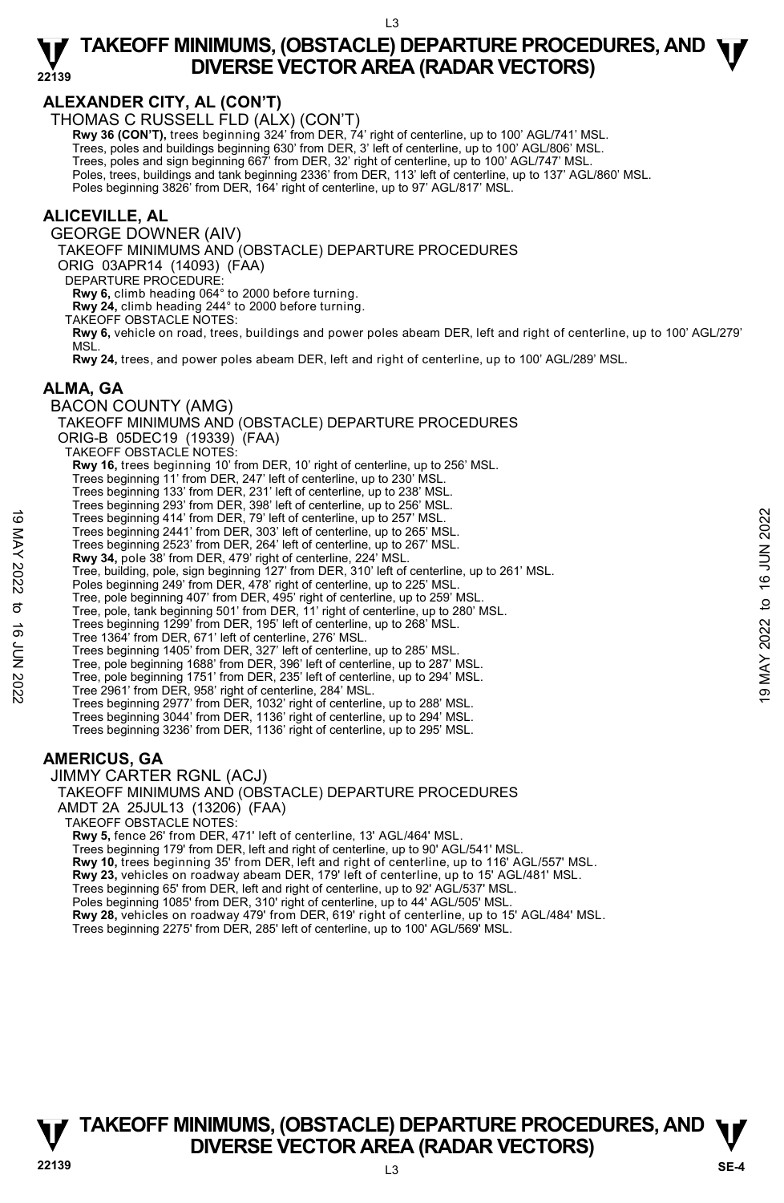## ALEXANDER CITY, AL (CON'T)

THOMAS C RUSSELL FLD (ALX) (CON'T)

**Rwy 36 (CON'T),** trees beginning 324' from DER, 74' right of centerline, up to 100' AGL/741' MSL.
Trees, poles and buildings beginning 630' from DER, 3' left of centerline, up to 100' AGL/806' MSL.
Trees, poles and sign beginning 667' from DER, 32' right of centerline, up to 100' AGL/747' MSL.
Poles, trees, buildings and tank beginning 2336' from DER, 113' left of centerline, up to 137' AGL/860' MSL.
Poles beginning 3826' from DER, 164' right of centerline, up to 97' AGL/817' MSL.

## ALICEVILLE, AL

GEORGE DOWNER (AIV)

TAKEOFF MINIMUMS AND (OBSTACLE) DEPARTURE PROCEDURES

ORIG 03APR14 (14093) (FAA)

DEPARTURE PROCEDURE:

**Rwy 6,** climb heading 064° to 2000 before turning.
**Rwy 24,** climb heading 244° to 2000 before turning.

TAKEOFF OBSTACLE NOTES:

**Rwy 6,** vehicle on road, trees, buildings and power poles abeam DER, left and right of centerline, up to 100' AGL/279' MSL.
**Rwy 24,** trees, and power poles abeam DER, left and right of centerline, up to 100' AGL/289' MSL.

## ALMA, GA

BACON COUNTY (AMG)

TAKEOFF MINIMUMS AND (OBSTACLE) DEPARTURE PROCEDURES

ORIG-B 05DEC19 (19339) (FAA)

TAKEOFF OBSTACLE NOTES:

**Rwy 16,** trees beginning 10' from DER, 10' right of centerline, up to 256' MSL.
Trees beginning 11' from DER, 247' left of centerline, up to 230' MSL.
Trees beginning 133' from DER, 231' left of centerline, up to 238' MSL.
Trees beginning 293' from DER, 398' left of centerline, up to 256' MSL.
Trees beginning 414' from DER, 79' left of centerline, up to 257' MSL.
Trees beginning 2441' from DER, 303' left of centerline, up to 265' MSL.
Trees beginning 2523' from DER, 264' left of centerline, up to 267' MSL.
**Rwy 34,** pole 38' from DER, 479' right of centerline, 224' MSL.
Tree, building, pole, sign beginning 127' from DER, 310' left of centerline, up to 261' MSL.
Poles beginning 249' from DER, 478' right of centerline, up to 225' MSL.
Tree, pole beginning 407' from DER, 495' right of centerline, up to 259' MSL.
Tree, pole, tank beginning 501' from DER, 11' right of centerline, up to 280' MSL.
Trees beginning 1299' from DER, 195' left of centerline, up to 268' MSL.
Tree 1364' from DER, 671' left of centerline, 276' MSL.
Trees beginning 1405' from DER, 327' left of centerline, up to 285' MSL.
Tree, pole beginning 1688' from DER, 396' left of centerline, up to 287' MSL.
Tree, pole beginning 1751' from DER, 235' left of centerline, up to 294' MSL.
Tree 2961' from DER, 958' right of centerline, 284' MSL.
Trees beginning 2977' from DER, 1032' right of centerline, up to 288' MSL.
Trees beginning 3044' from DER, 1136' right of centerline, up to 294' MSL.
Trees beginning 3236' from DER, 1136' right of centerline, up to 295' MSL.

## AMERICUS, GA

JIMMY CARTER RGNL (ACJ)

TAKEOFF MINIMUMS AND (OBSTACLE) DEPARTURE PROCEDURES

AMDT 2A 25JUL13 (13206) (FAA)

TAKEOFF OBSTACLE NOTES:

**Rwy 5,** fence 26' from DER, 471' left of centerline, 13' AGL/464' MSL.
Trees beginning 179' from DER, left and right of centerline, up to 90' AGL/541' MSL.
**Rwy 10,** trees beginning 35' from DER, left and right of centerline, up to 116' AGL/557' MSL.
**Rwy 23,** vehicles on roadway abeam DER, 179' left of centerline, up to 15' AGL/481' MSL.
Trees beginning 65' from DER, left and right of centerline, up to 92' AGL/537' MSL.
Poles beginning 1085' from DER, 310' right of centerline, up to 44' AGL/505' MSL.
**Rwy 28,** vehicles on roadway 479' from DER, 619' right of centerline, up to 15' AGL/484' MSL.
Trees beginning 2275' from DER, 285' left of centerline, up to 100' AGL/569' MSL.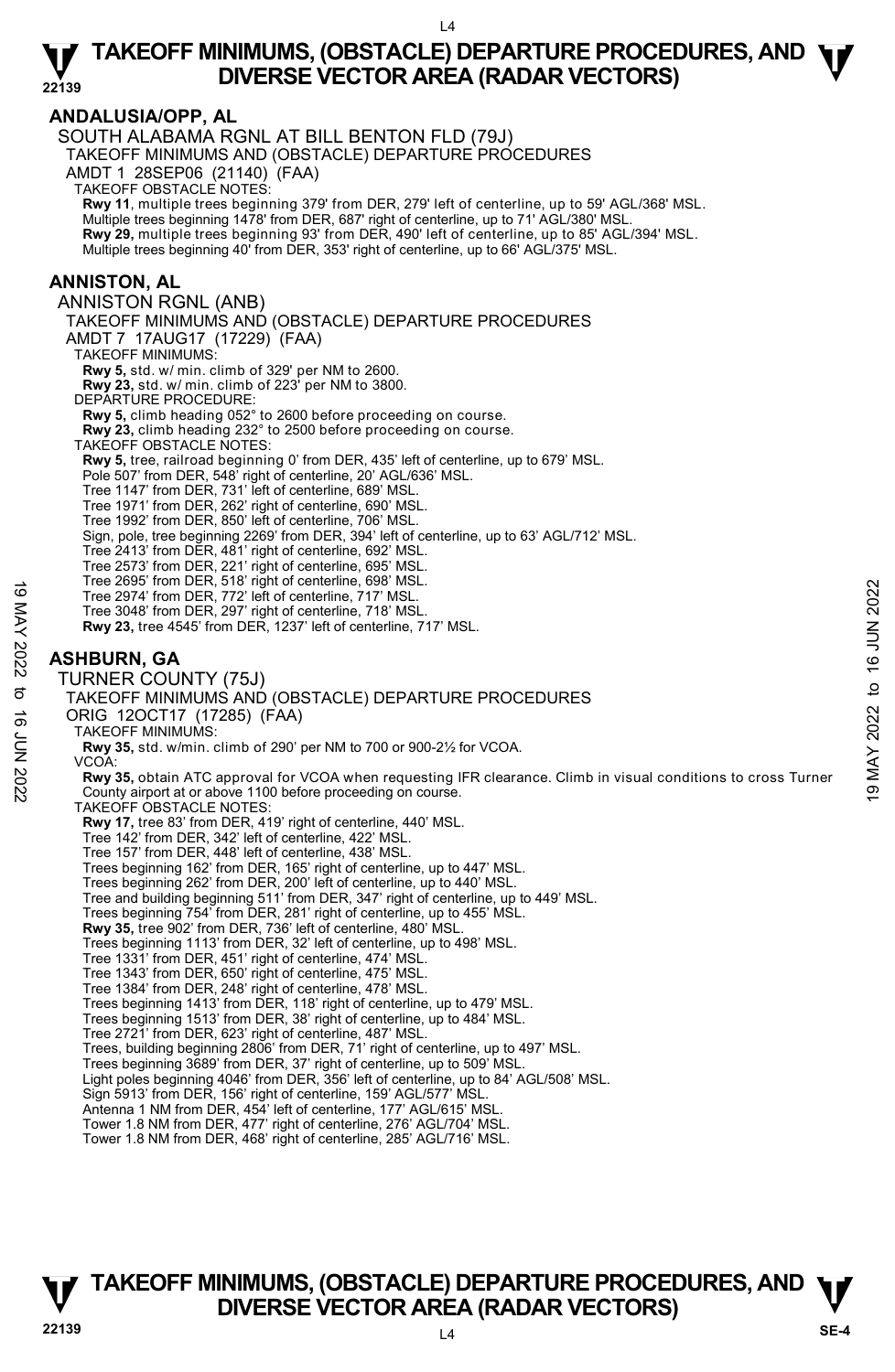## ANDALUSIA/OPP, AL

SOUTH ALABAMA RGNL AT BILL BENTON FLD (79J)
TAKEOFF MINIMUMS AND (OBSTACLE) DEPARTURE PROCEDURES
AMDT 1 28SEP06 (21140) (FAA)
TAKEOFF OBSTACLE NOTES:
**Rwy 11**, multiple trees beginning 379' from DER, 279' left of centerline, up to 59' AGL/368' MSL.
Multiple trees beginning 1478' from DER, 687' right of centerline, up to 71' AGL/380' MSL.
**Rwy 29,** multiple trees beginning 93' from DER, 490' left of centerline, up to 85' AGL/394' MSL.
Multiple trees beginning 40' from DER, 353' right of centerline, up to 66' AGL/375' MSL.

## ANNISTON, AL

ANNISTON RGNL (ANB)
TAKEOFF MINIMUMS AND (OBSTACLE) DEPARTURE PROCEDURES
AMDT 7 17AUG17 (17229) (FAA)
TAKEOFF MINIMUMS:
**Rwy 5,** std. w/ min. climb of 329' per NM to 2600.
**Rwy 23,** std. w/ min. climb of 223' per NM to 3800.
DEPARTURE PROCEDURE:
**Rwy 5,** climb heading 052° to 2600 before proceeding on course.
**Rwy 23,** climb heading 232° to 2500 before proceeding on course.
TAKEOFF OBSTACLE NOTES:
**Rwy 5,** tree, railroad beginning 0' from DER, 435' left of centerline, up to 679' MSL.
Pole 507' from DER, 548' right of centerline, 20' AGL/636' MSL.
Tree 1147' from DER, 731' left of centerline, 689' MSL.
Tree 1971' from DER, 262' right of centerline, 690' MSL.
Tree 1992' from DER, 850' left of centerline, 706' MSL.
Sign, pole, tree beginning 2269' from DER, 394' left of centerline, up to 63' AGL/712' MSL.
Tree 2413' from DER, 481' right of centerline, 692' MSL.
Tree 2573' from DER, 221' right of centerline, 695' MSL.
Tree 2695' from DER, 518' right of centerline, 698' MSL.
Tree 2974' from DER, 772' left of centerline, 717' MSL.
Tree 3048' from DER, 297' right of centerline, 718' MSL.
**Rwy 23,** tree 4545' from DER, 1237' left of centerline, 717' MSL.

## ASHBURN, GA

TURNER COUNTY (75J)
TAKEOFF MINIMUMS AND (OBSTACLE) DEPARTURE PROCEDURES
ORIG 12OCT17 (17285) (FAA)
TAKEOFF MINIMUMS:
**Rwy 35,** std. w/min. climb of 290' per NM to 700 or 900-2½ for VCOA.
VCOA:
**Rwy 35,** obtain ATC approval for VCOA when requesting IFR clearance. Climb in visual conditions to cross Turner County airport at or above 1100 before proceeding on course.
TAKEOFF OBSTACLE NOTES:
**Rwy 17,** tree 83' from DER, 419' right of centerline, 440' MSL.
Tree 142' from DER, 342' left of centerline, 422' MSL.
Tree 157' from DER, 448' left of centerline, 438' MSL.
Trees beginning 162' from DER, 165' right of centerline, up to 447' MSL.
Trees beginning 262' from DER, 200' left of centerline, up to 440' MSL.
Tree and building beginning 511' from DER, 347' right of centerline, up to 449' MSL.
Trees beginning 754' from DER, 281' right of centerline, up to 455' MSL.
**Rwy 35,** tree 902' from DER, 736' left of centerline, 480' MSL.
Trees beginning 1113' from DER, 32' left of centerline, up to 498' MSL.
Tree 1331' from DER, 451' right of centerline, 474' MSL.
Tree 1343' from DER, 650' right of centerline, 475' MSL.
Tree 1384' from DER, 248' right of centerline, 478' MSL.
Trees beginning 1413' from DER, 118' right of centerline, up to 479' MSL.
Trees beginning 1513' from DER, 38' right of centerline, up to 484' MSL.
Tree 2721' from DER, 623' right of centerline, 487' MSL.
Trees, building beginning 2806' from DER, 71' right of centerline, up to 497' MSL.
Trees beginning 3689' from DER, 37' right of centerline, up to 509' MSL.
Light poles beginning 4046' from DER, 356' left of centerline, up to 84' AGL/508' MSL.
Sign 5913' from DER, 156' right of centerline, 159' AGL/577' MSL.
Antenna 1 NM from DER, 454' left of centerline, 177' AGL/615' MSL.
Tower 1.8 NM from DER, 477' right of centerline, 276' AGL/704' MSL.
Tower 1.8 NM from DER, 468' right of centerline, 285' AGL/716' MSL.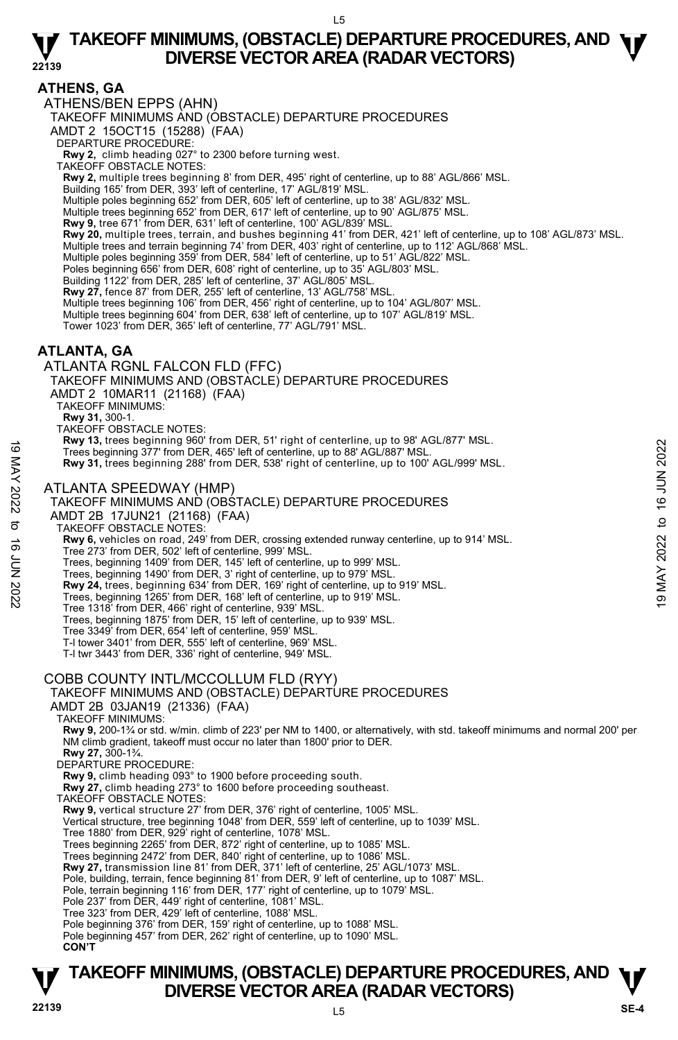## ATHENS, GA

### ATHENS/BEN EPPS (AHN)

TAKEOFF MINIMUMS AND (OBSTACLE) DEPARTURE PROCEDURES
AMDT 2 15OCT15 (15288) (FAA)

DEPARTURE PROCEDURE:
**Rwy 2,** climb heading 027° to 2300 before turning west.

TAKEOFF OBSTACLE NOTES:
**Rwy 2,** multiple trees beginning 8' from DER, 495' right of centerline, up to 88' AGL/866' MSL.
Building 165' from DER, 393' left of centerline, 17' AGL/819' MSL.
Multiple poles beginning 652' from DER, 605' left of centerline, up to 38' AGL/832' MSL.
Multiple trees beginning 652' from DER, 617' left of centerline, up to 90' AGL/875' MSL.
**Rwy 9,** tree 671' from DER, 631' left of centerline, 100' AGL/839' MSL.
**Rwy 20,** multiple trees, terrain, and bushes beginning 41' from DER, 421' left of centerline, up to 108' AGL/873' MSL.
Multiple trees and terrain beginning 74' from DER, 403' right of centerline, up to 112' AGL/868' MSL.
Multiple poles beginning 359' from DER, 584' left of centerline, up to 51' AGL/822' MSL.
Poles beginning 656' from DER, 608' right of centerline, up to 35' AGL/803' MSL.
Building 1122' from DER, 285' left of centerline, 37' AGL/805' MSL.
**Rwy 27,** fence 87' from DER, 255' left of centerline, 13' AGL/758' MSL.
Multiple trees beginning 106' from DER, 456' right of centerline, up to 104' AGL/807' MSL.
Multiple trees beginning 604' from DER, 638' left of centerline, up to 107' AGL/819' MSL.
Tower 1023' from DER, 365' left of centerline, 77' AGL/791' MSL.

## ATLANTA, GA

### ATLANTA RGNL FALCON FLD (FFC)

TAKEOFF MINIMUMS AND (OBSTACLE) DEPARTURE PROCEDURES
AMDT 2 10MAR11 (21168) (FAA)

TAKEOFF MINIMUMS:
**Rwy 31,** 300-1.

TAKEOFF OBSTACLE NOTES:
**Rwy 13,** trees beginning 960' from DER, 51' right of centerline, up to 98' AGL/877' MSL.
Trees beginning 377' from DER, 465' left of centerline, up to 88' AGL/887' MSL.
**Rwy 31,** trees beginning 288' from DER, 538' right of centerline, up to 100' AGL/999' MSL.

### ATLANTA SPEEDWAY (HMP)

TAKEOFF MINIMUMS AND (OBSTACLE) DEPARTURE PROCEDURES
AMDT 2B 17JUN21 (21168) (FAA)

TAKEOFF OBSTACLE NOTES:
**Rwy 6,** vehicles on road, 249' from DER, crossing extended runway centerline, up to 914' MSL.
Tree 273' from DER, 502' left of centerline, 999' MSL.
Trees, beginning 1409' from DER, 145' left of centerline, up to 999' MSL.
Trees, beginning 1490' from DER, 3' right of centerline, up to 979' MSL.
**Rwy 24,** trees, beginning 634' from DER, 169' right of centerline, up to 919' MSL.
Trees, beginning 1265' from DER, 168' left of centerline, up to 919' MSL.
Tree 1318' from DER, 466' right of centerline, 939' MSL.
Trees, beginning 1875' from DER, 15' left of centerline, up to 939' MSL.
Tree 3349' from DER, 654' left of centerline, 959' MSL.
T-l tower 3401' from DER, 555' left of centerline, 969' MSL.
T-l twr 3443' from DER, 336' right of centerline, 949' MSL.

### COBB COUNTY INTL/MCCOLLUM FLD (RYY)

TAKEOFF MINIMUMS AND (OBSTACLE) DEPARTURE PROCEDURES
AMDT 2B 03JAN19 (21336) (FAA)

TAKEOFF MINIMUMS:
**Rwy 9,** 200-1¾ or std. w/min. climb of 223' per NM to 1400, or alternatively, with std. takeoff minimums and normal 200' per NM climb gradient, takeoff must occur no later than 1800' prior to DER.
**Rwy 27,** 300-1¾.

DEPARTURE PROCEDURE:
**Rwy 9,** climb heading 093° to 1900 before proceeding south.
**Rwy 27,** climb heading 273° to 1600 before proceeding southeast.

TAKEOFF OBSTACLE NOTES:
**Rwy 9,** vertical structure 27' from DER, 376' right of centerline, 1005' MSL.
Vertical structure, tree beginning 1048' from DER, 559' left of centerline, up to 1039' MSL.
Tree 1880' from DER, 929' right of centerline, 1078' MSL.
Trees beginning 2265' from DER, 872' right of centerline, up to 1085' MSL.
Trees beginning 2472' from DER, 840' right of centerline, up to 1086' MSL.
**Rwy 27,** transmission line 81' from DER, 371' left of centerline, 25' AGL/1073' MSL.
Pole, building, terrain, fence beginning 81' from DER, 9' left of centerline, up to 1087' MSL.
Pole, terrain beginning 116' from DER, 177' right of centerline, up to 1079' MSL.
Pole 237' from DER, 449' right of centerline, 1081' MSL.
Tree 323' from DER, 429' left of centerline, 1088' MSL.
Pole beginning 376' from DER, 159' right of centerline, up to 1088' MSL.
Pole beginning 457' from DER, 262' right of centerline, up to 1090' MSL.
**CON'T**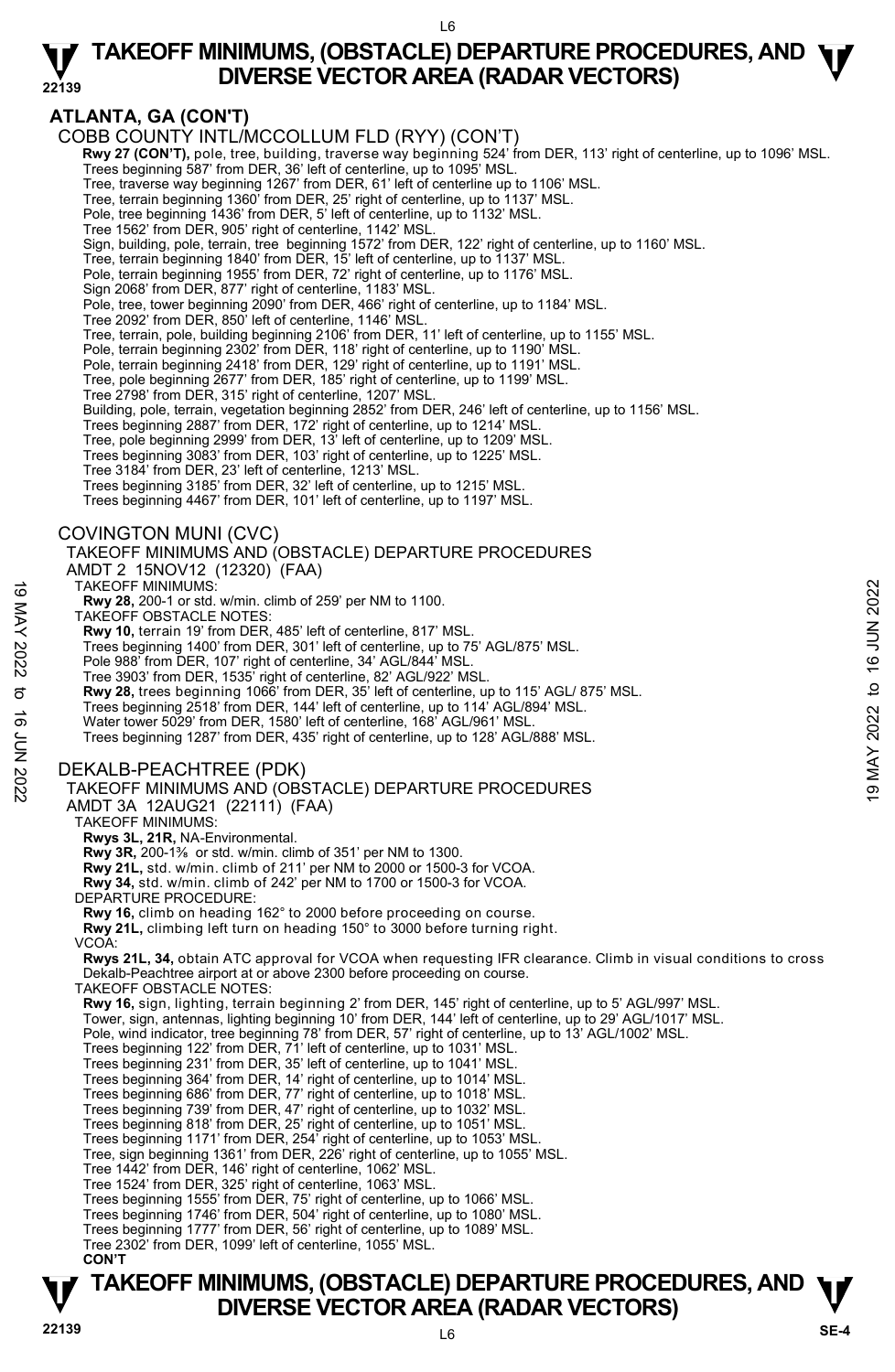## ATLANTA, GA (CON'T)

COBB COUNTY INTL/MCCOLLUM FLD (RYY) (CON'T)

**Rwy 27 (CON'T),** pole, tree, building, traverse way beginning 524' from DER, 113' right of centerline, up to 1096' MSL.
Trees beginning 587' from DER, 36' left of centerline, up to 1095' MSL.
Tree, traverse way beginning 1267' from DER, 61' left of centerline up to 1106' MSL.
Tree, terrain beginning 1360' from DER, 25' right of centerline, up to 1137' MSL.
Pole, tree beginning 1436' from DER, 5' left of centerline, up to 1132' MSL.
Tree 1562' from DER, 905' right of centerline, 1142' MSL.
Sign, building, pole, terrain, tree beginning 1572' from DER, 122' right of centerline, up to 1160' MSL.
Tree, terrain beginning 1840' from DER, 15' left of centerline, up to 1137' MSL.
Pole, terrain beginning 1955' from DER, 72' right of centerline, up to 1176' MSL.
Sign 2068' from DER, 877' right of centerline, 1183' MSL.
Pole, tree, tower beginning 2090' from DER, 466' right of centerline, up to 1184' MSL.
Tree 2092' from DER, 850' left of centerline, 1146' MSL.
Tree, terrain, pole, building beginning 2106' from DER, 11' left of centerline, up to 1155' MSL.
Pole, terrain beginning 2302' from DER, 118' right of centerline, up to 1190' MSL.
Pole, terrain beginning 2418' from DER, 129' right of centerline, up to 1191' MSL.
Tree, pole beginning 2677' from DER, 185' right of centerline, up to 1199' MSL.
Tree 2798' from DER, 315' right of centerline, 1207' MSL.
Building, pole, terrain, vegetation beginning 2852' from DER, 246' left of centerline, up to 1156' MSL.
Trees beginning 2887' from DER, 172' right of centerline, up to 1214' MSL.
Tree, pole beginning 2999' from DER, 13' left of centerline, up to 1209' MSL.
Trees beginning 3083' from DER, 103' right of centerline, up to 1225' MSL.
Tree 3184' from DER, 23' left of centerline, 1213' MSL.
Trees beginning 3185' from DER, 32' left of centerline, up to 1215' MSL.
Trees beginning 4467' from DER, 101' left of centerline, up to 1197' MSL.

## COVINGTON MUNI (CVC)

TAKEOFF MINIMUMS AND (OBSTACLE) DEPARTURE PROCEDURES
AMDT 2 15NOV12 (12320) (FAA)

TAKEOFF MINIMUMS:
**Rwy 28,** 200-1 or std. w/min. climb of 259' per NM to 1100.

TAKEOFF OBSTACLE NOTES:
**Rwy 10,** terrain 19' from DER, 485' left of centerline, 817' MSL.
Trees beginning 1400' from DER, 301' left of centerline, up to 75' AGL/875' MSL.
Pole 988' from DER, 107' right of centerline, 34' AGL/844' MSL.
Tree 3903' from DER, 1535' right of centerline, 82' AGL/922' MSL.
**Rwy 28,** trees beginning 1066' from DER, 35' left of centerline, up to 115' AGL/ 875' MSL.
Trees beginning 2518' from DER, 144' left of centerline, up to 114' AGL/894' MSL.
Water tower 5029' from DER, 1580' left of centerline, 168' AGL/961' MSL.
Trees beginning 1287' from DER, 435' right of centerline, up to 128' AGL/888' MSL.

## DEKALB-PEACHTREE (PDK)

TAKEOFF MINIMUMS AND (OBSTACLE) DEPARTURE PROCEDURES
AMDT 3A 12AUG21 (22111) (FAA)

TAKEOFF MINIMUMS:
**Rwys 3L, 21R,** NA-Environmental.
**Rwy 3R,** 200-1⅜ or std. w/min. climb of 351' per NM to 1300.
**Rwy 21L,** std. w/min. climb of 211' per NM to 2000 or 1500-3 for VCOA.
**Rwy 34,** std. w/min. climb of 242' per NM to 1700 or 1500-3 for VCOA.

DEPARTURE PROCEDURE:
**Rwy 16,** climb on heading 162° to 2000 before proceeding on course.
**Rwy 21L,** climbing left turn on heading 150° to 3000 before turning right.

VCOA:
**Rwys 21L, 34,** obtain ATC approval for VCOA when requesting IFR clearance. Climb in visual conditions to cross Dekalb-Peachtree airport at or above 2300 before proceeding on course.

TAKEOFF OBSTACLE NOTES:
**Rwy 16,** sign, lighting, terrain beginning 2' from DER, 145' right of centerline, up to 5' AGL/997' MSL.
Tower, sign, antennas, lighting beginning 10' from DER, 144' left of centerline, up to 29' AGL/1017' MSL.
Pole, wind indicator, tree beginning 78' from DER, 57' right of centerline, up to 13' AGL/1002' MSL.
Trees beginning 122' from DER, 71' left of centerline, up to 1031' MSL.
Trees beginning 231' from DER, 35' left of centerline, up to 1041' MSL.
Trees beginning 364' from DER, 14' right of centerline, up to 1014' MSL.
Trees beginning 686' from DER, 77' left of centerline, up to 1018' MSL.
Trees beginning 739' from DER, 47' right of centerline, up to 1032' MSL.
Trees beginning 818' from DER, 25' right of centerline, up to 1051' MSL.
Trees beginning 1171' from DER, 254' right of centerline, up to 1053' MSL.
Tree, sign beginning 1361' from DER, 226' right of centerline, up to 1055' MSL.
Tree 1442' from DER, 146' right of centerline, 1062' MSL.
Tree 1524' from DER, 325' right of centerline, 1063' MSL.
Trees beginning 1555' from DER, 75' right of centerline, up to 1066' MSL.
Trees beginning 1746' from DER, 504' right of centerline, up to 1080' MSL.
Trees beginning 1777' from DER, 56' right of centerline, up to 1089' MSL.
Tree 2302' from DER, 1099' left of centerline, 1055' MSL.
**CON'T**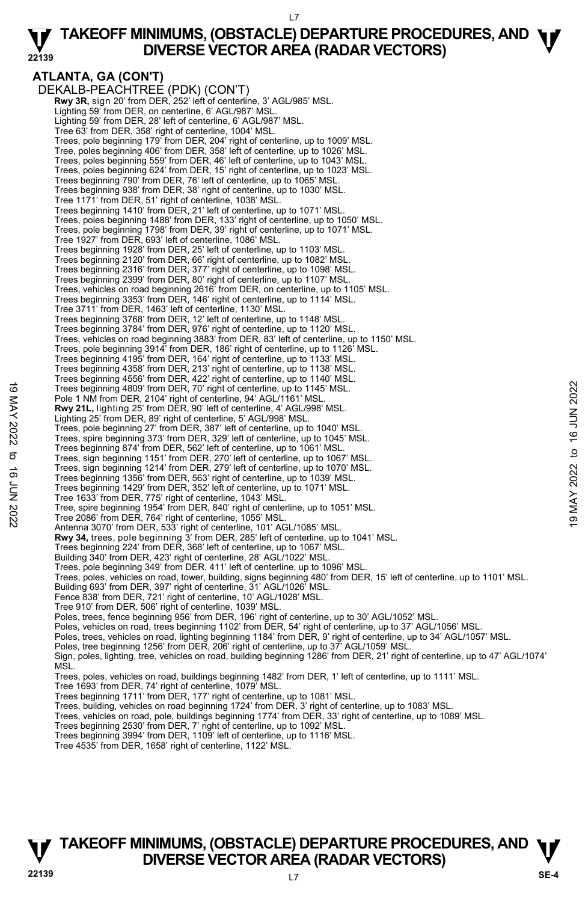# TAKEOFF MINIMUMS, (OBSTACLE) DEPARTURE PROCEDURES, AND DIVERSE VECTOR AREA (RADAR VECTORS)

## ATLANTA, GA (CON'T)

DEKALB-PEACHTREE (PDK) (CON'T)

**Rwy 3R,** sign 20' from DER, 252' left of centerline, 3' AGL/985' MSL.
Lighting 59' from DER, on centerline, 6' AGL/987' MSL.
Lighting 59' from DER, 28' left of centerline, 6' AGL/987' MSL.
Tree 63' from DER, 358' right of centerline, 1004' MSL.
Trees, pole beginning 179' from DER, 204' right of centerline, up to 1009' MSL.
Tree, poles beginning 406' from DER, 358' left of centerline, up to 1026' MSL.
Trees, poles beginning 559' from DER, 46' left of centerline, up to 1043' MSL.
Trees, poles beginning 624' from DER, 15' right of centerline, up to 1023' MSL.
Trees beginning 790' from DER, 76' left of centerline, up to 1065' MSL.
Trees beginning 938' from DER, 38' right of centerline, up to 1030' MSL.
Tree 1171' from DER, 51' right of centerline, 1038' MSL.
Trees beginning 1410' from DER, 21' left of centerline, up to 1071' MSL.
Trees, poles beginning 1488' from DER, 133' right of centerline, up to 1050' MSL.
Trees, pole beginning 1798' from DER, 39' right of centerline, up to 1071' MSL.
Tree 1927' from DER, 693' left of centerline, 1086' MSL.
Trees beginning 1928' from DER, 25' left of centerline, up to 1103' MSL.
Trees beginning 2120' from DER, 66' right of centerline, up to 1082' MSL.
Trees beginning 2316' from DER, 377' right of centerline, up to 1098' MSL.
Trees beginning 2399' from DER, 80' right of centerline, up to 1107' MSL.
Trees, vehicles on road beginning 2616' from DER, on centerline, up to 1105' MSL.
Trees beginning 3353' from DER, 146' right of centerline, up to 1114' MSL.
Tree 3711' from DER, 1463' left of centerline, 1130' MSL.
Trees beginning 3768' from DER, 12' left of centerline, up to 1148' MSL.
Trees beginning 3784' from DER, 976' right of centerline, up to 1120' MSL.
Trees, vehicles on road beginning 3883' from DER, 83' left of centerline, up to 1150' MSL.
Trees, pole beginning 3914' from DER, 186' right of centerline, up to 1126' MSL.
Trees beginning 4195' from DER, 164' right of centerline, up to 1133' MSL.
Trees beginning 4358' from DER, 213' right of centerline, up to 1138' MSL.
Trees beginning 4556' from DER, 422' right of centerline, up to 1140' MSL.
Trees beginning 4809' from DER, 70' right of centerline, up to 1145' MSL.
Pole 1 NM from DER, 2104' right of centerline, 94' AGL/1161' MSL.

**Rwy 21L,** lighting 25' from DER, 90' left of centerline, 4' AGL/998' MSL.
Lighting 25' from DER, 89' right of centerline, 5' AGL/998' MSL.
Trees, pole beginning 27' from DER, 387' left of centerline, up to 1040' MSL.
Trees, spire beginning 373' from DER, 329' left of centerline, up to 1045' MSL.
Trees beginning 874' from DER, 562' left of centerline, up to 1061' MSL.
Trees, sign beginning 1151' from DER, 270' left of centerline, up to 1067' MSL.
Trees, sign beginning 1214' from DER, 279' left of centerline, up to 1070' MSL.
Trees beginning 1356' from DER, 563' right of centerline, up to 1039' MSL.
Trees beginning 1429' from DER, 352' left of centerline, up to 1071' MSL.
Tree 1633' from DER, 775' right of centerline, 1043' MSL.
Tree, spire beginning 1954' from DER, 840' right of centerline, up to 1051' MSL.
Tree 2086' from DER, 764' right of centerline, 1055' MSL.
Antenna 3070' from DER, 533' right of centerline, 101' AGL/1085' MSL.

**Rwy 34,** trees, pole beginning 3' from DER, 285' left of centerline, up to 1041' MSL.
Trees beginning 224' from DER, 368' left of centerline, up to 1067' MSL.
Building 340' from DER, 423' right of centerline, 28' AGL/1022' MSL.
Trees, pole beginning 349' from DER, 411' left of centerline, up to 1096' MSL.
Trees, poles, vehicles on road, tower, building, signs beginning 480' from DER, 15' left of centerline, up to 1101' MSL.
Building 693' from DER, 397' right of centerline, 31' AGL/1026' MSL.
Fence 838' from DER, 721' right of centerline, 10' AGL/1028' MSL.
Tree 910' from DER, 506' right of centerline, 1039' MSL.
Poles, trees, fence beginning 956' from DER, 196' right of centerline, up to 30' AGL/1052' MSL.
Poles, vehicles on road, trees beginning 1102' from DER, 54' right of centerline, up to 37' AGL/1056' MSL.
Poles, trees, vehicles on road, lighting beginning 1184' from DER, 9' right of centerline, up to 34' AGL/1057' MSL.
Poles, tree beginning 1256' from DER, 206' right of centerline, up to 37' AGL/1059' MSL.
Sign, poles, lighting, tree, vehicles on road, building beginning 1286' from DER, 21' right of centerline, up to 47' AGL/1074' MSL.
Trees, poles, vehicles on road, buildings beginning 1482' from DER, 1' left of centerline, up to 1111' MSL.
Tree 1693' from DER, 74' right of centerline, 1079' MSL.
Trees beginning 1711' from DER, 177' right of centerline, up to 1081' MSL.
Trees, building, vehicles on road beginning 1724' from DER, 3' right of centerline, up to 1083' MSL.
Trees, vehicles on road, pole, buildings beginning 1774' from DER, 33' right of centerline, up to 1089' MSL.
Trees beginning 2530' from DER, 7' right of centerline, up to 1092' MSL.
Trees beginning 3994' from DER, 1109' left of centerline, up to 1116' MSL.
Tree 4535' from DER, 1658' right of centerline, 1122' MSL.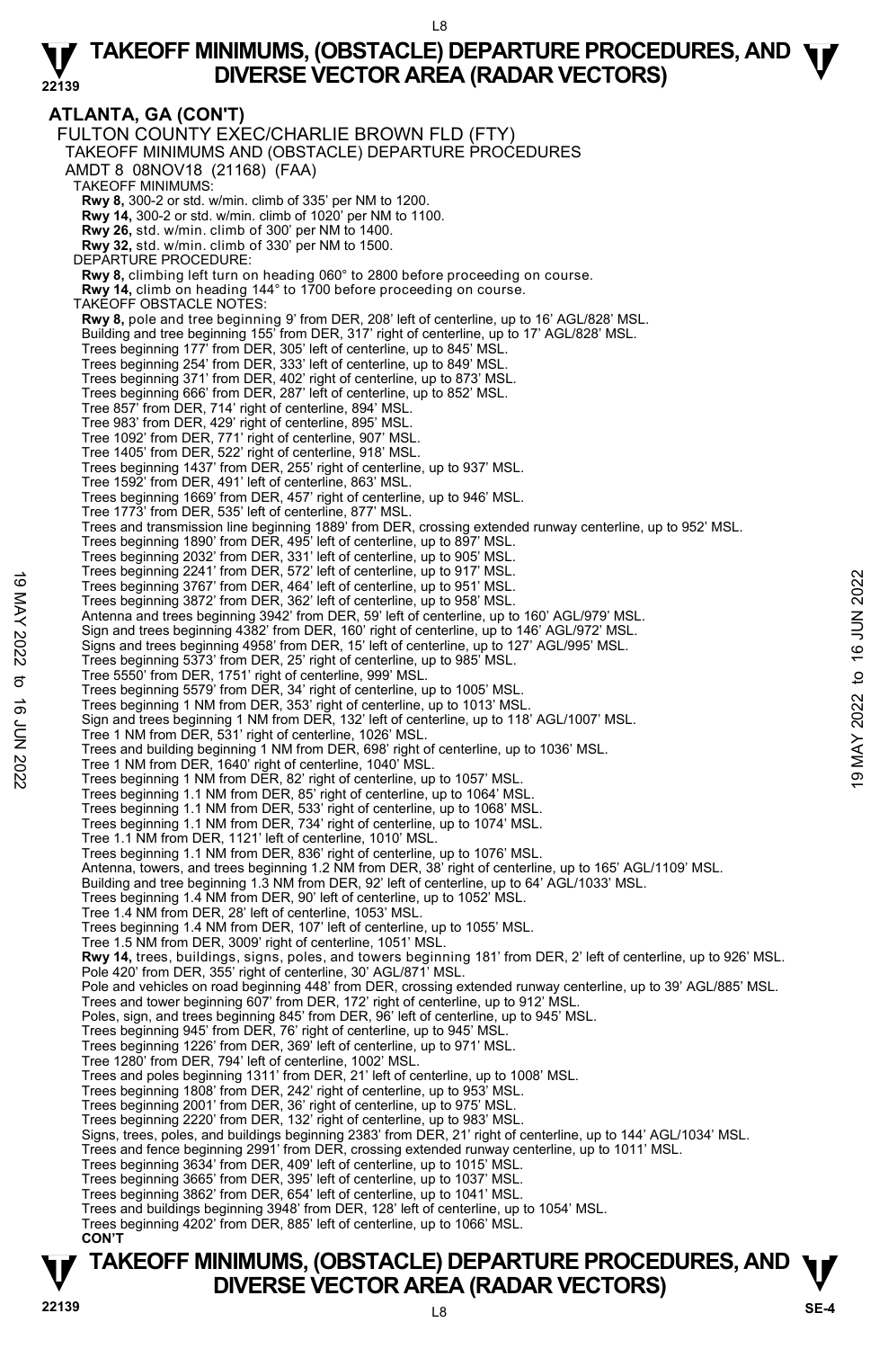## ATLANTA, GA (CON'T)

FULTON COUNTY EXEC/CHARLIE BROWN FLD (FTY)
TAKEOFF MINIMUMS AND (OBSTACLE) DEPARTURE PROCEDURES
AMDT 8 08NOV18 (21168) (FAA)

TAKEOFF MINIMUMS:
**Rwy 8,** 300-2 or std. w/min. climb of 335' per NM to 1200.
**Rwy 14,** 300-2 or std. w/min. climb of 1020' per NM to 1100.
**Rwy 26,** std. w/min. climb of 300' per NM to 1400.
**Rwy 32,** std. w/min. climb of 330' per NM to 1500.

DEPARTURE PROCEDURE:
**Rwy 8,** climbing left turn on heading 060° to 2800 before proceeding on course.
**Rwy 14,** climb on heading 144° to 1700 before proceeding on course.

TAKEOFF OBSTACLE NOTES:
**Rwy 8,** pole and tree beginning 9' from DER, 208' left of centerline, up to 16' AGL/828' MSL.
Building and tree beginning 155' from DER, 317' right of centerline, up to 17' AGL/828' MSL.
Trees beginning 177' from DER, 305' left of centerline, up to 845' MSL.
Trees beginning 254' from DER, 333' left of centerline, up to 849' MSL.
Trees beginning 371' from DER, 402' right of centerline, up to 873' MSL.
Trees beginning 666' from DER, 287' left of centerline, up to 852' MSL.
Tree 857' from DER, 714' right of centerline, 894' MSL.
Tree 983' from DER, 429' right of centerline, 895' MSL.
Tree 1092' from DER, 771' right of centerline, 907' MSL.
Tree 1405' from DER, 522' right of centerline, 918' MSL.
Trees beginning 1437' from DER, 255' right of centerline, up to 937' MSL.
Tree 1592' from DER, 491' left of centerline, 863' MSL.
Trees beginning 1669' from DER, 457' right of centerline, up to 946' MSL.
Tree 1773' from DER, 535' left of centerline, 877' MSL.
Trees and transmission line beginning 1889' from DER, crossing extended runway centerline, up to 952' MSL.
Trees beginning 1890' from DER, 495' left of centerline, up to 897' MSL.
Trees beginning 2032' from DER, 331' left of centerline, up to 905' MSL.
Trees beginning 2241' from DER, 572' left of centerline, up to 917' MSL.
Trees beginning 3767' from DER, 464' left of centerline, up to 951' MSL.
Trees beginning 3872' from DER, 362' left of centerline, up to 958' MSL.
Antenna and trees beginning 3942' from DER, 59' left of centerline, up to 160' AGL/979' MSL.
Sign and trees beginning 4382' from DER, 160' right of centerline, up to 146' AGL/972' MSL.
Signs and trees beginning 4958' from DER, 15' left of centerline, up to 127' AGL/995' MSL.
Trees beginning 5373' from DER, 25' right of centerline, up to 985' MSL.
Tree 5550' from DER, 1751' right of centerline, 999' MSL.
Trees beginning 5579' from DER, 34' right of centerline, up to 1005' MSL.
Trees beginning 1 NM from DER, 353' right of centerline, up to 1013' MSL.
Sign and trees beginning 1 NM from DER, 132' left of centerline, up to 118' AGL/1007' MSL.
Tree 1 NM from DER, 531' right of centerline, 1026' MSL.
Trees and building beginning 1 NM from DER, 698' right of centerline, up to 1036' MSL.
Tree 1 NM from DER, 1640' right of centerline, 1040' MSL.
Trees beginning 1 NM from DER, 82' right of centerline, up to 1057' MSL.
Trees beginning 1.1 NM from DER, 85' right of centerline, up to 1064' MSL.
Trees beginning 1.1 NM from DER, 533' right of centerline, up to 1068' MSL.
Trees beginning 1.1 NM from DER, 734' right of centerline, up to 1074' MSL.
Tree 1.1 NM from DER, 1121' left of centerline, 1010' MSL.
Trees beginning 1.1 NM from DER, 836' right of centerline, up to 1076' MSL.
Antenna, towers, and trees beginning 1.2 NM from DER, 38' right of centerline, up to 165' AGL/1109' MSL.
Building and tree beginning 1.3 NM from DER, 92' left of centerline, up to 64' AGL/1033' MSL.
Trees beginning 1.4 NM from DER, 90' left of centerline, up to 1052' MSL.
Tree 1.4 NM from DER, 28' left of centerline, 1053' MSL.
Trees beginning 1.4 NM from DER, 107' left of centerline, up to 1055' MSL.
Tree 1.5 NM from DER, 3009' right of centerline, 1051' MSL.
**Rwy 14,** trees, buildings, signs, poles, and towers beginning 181' from DER, 2' left of centerline, up to 926' MSL.
Pole 420' from DER, 355' right of centerline, 30' AGL/871' MSL.
Pole and vehicles on road beginning 448' from DER, crossing extended runway centerline, up to 39' AGL/885' MSL.
Trees and tower beginning 607' from DER, 172' right of centerline, up to 912' MSL.
Poles, sign, and trees beginning 845' from DER, 96' left of centerline, up to 945' MSL.
Trees beginning 945' from DER, 76' right of centerline, up to 945' MSL.
Trees beginning 1226' from DER, 369' left of centerline, up to 971' MSL.
Tree 1280' from DER, 794' left of centerline, 1002' MSL.
Trees and poles beginning 1311' from DER, 21' left of centerline, up to 1008' MSL.
Trees beginning 1808' from DER, 242' right of centerline, up to 953' MSL.
Trees beginning 2001' from DER, 36' right of centerline, up to 975' MSL.
Trees beginning 2220' from DER, 132' right of centerline, up to 983' MSL.
Signs, trees, poles, and buildings beginning 2383' from DER, 21' right of centerline, up to 144' AGL/1034' MSL.
Trees and fence beginning 2991' from DER, crossing extended runway centerline, up to 1011' MSL.
Trees beginning 3634' from DER, 409' left of centerline, up to 1015' MSL.
Trees beginning 3665' from DER, 395' left of centerline, up to 1037' MSL.
Trees beginning 3862' from DER, 654' left of centerline, up to 1041' MSL.
Trees and buildings beginning 3948' from DER, 128' left of centerline, up to 1054' MSL.
Trees beginning 4202' from DER, 885' left of centerline, up to 1066' MSL.
**CON'T**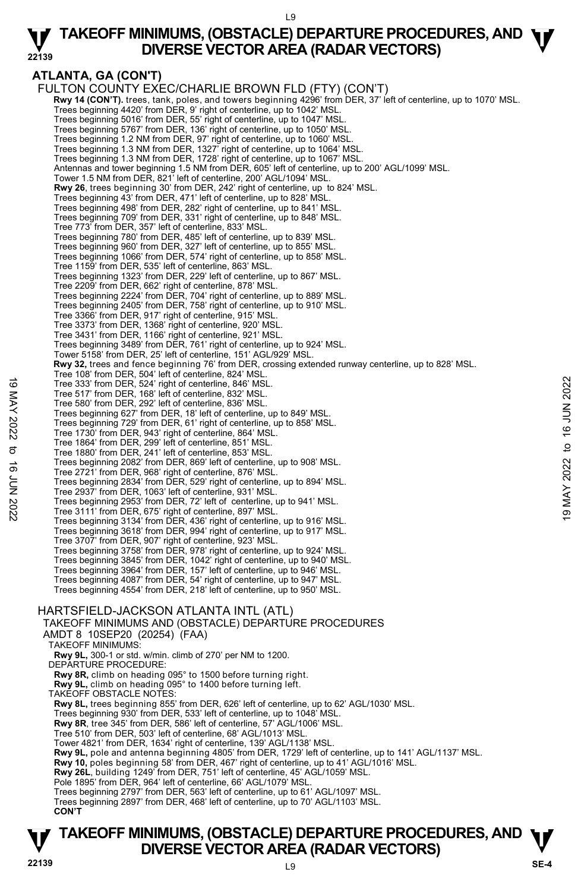## ATLANTA, GA (CON'T)

FULTON COUNTY EXEC/CHARLIE BROWN FLD (FTY) (CON'T)

**Rwy 14 (CON'T).** trees, tank, poles, and towers beginning 4296' from DER, 37' left of centerline, up to 1070' MSL.
Trees beginning 4420' from DER, 9' right of centerline, up to 1042' MSL.
Trees beginning 5016' from DER, 55' right of centerline, up to 1047' MSL.
Trees beginning 5767' from DER, 136' right of centerline, up to 1050' MSL.
Trees beginning 1.2 NM from DER, 97' right of centerline, up to 1060' MSL.
Trees beginning 1.3 NM from DER, 1327' right of centerline, up to 1064' MSL.
Trees beginning 1.3 NM from DER, 1728' right of centerline, up to 1067' MSL.
Antennas and tower beginning 1.5 NM from DER, 605' left of centerline, up to 200' AGL/1099' MSL.
Tower 1.5 NM from DER, 821' left of centerline, 200' AGL/1094' MSL.

**Rwy 26**, trees beginning 30' from DER, 242' right of centerline, up to 824' MSL.
Trees beginning 43' from DER, 471' left of centerline, up to 828' MSL.
Trees beginning 498' from DER, 282' right of centerline, up to 841' MSL.
Trees beginning 709' from DER, 331' right of centerline, up to 848' MSL.
Tree 773' from DER, 357' left of centerline, 833' MSL.
Trees beginning 780' from DER, 485' left of centerline, up to 839' MSL.
Trees beginning 960' from DER, 327' left of centerline, up to 855' MSL.
Trees beginning 1066' from DER, 574' right of centerline, up to 858' MSL.
Tree 1159' from DER, 535' left of centerline, 863' MSL.
Trees beginning 1323' from DER, 229' left of centerline, up to 867' MSL.
Tree 2209' from DER, 662' right of centerline, 878' MSL.
Trees beginning 2224' from DER, 704' right of centerline, up to 889' MSL.
Trees beginning 2405' from DER, 758' right of centerline, up to 910' MSL.
Tree 3366' from DER, 917' right of centerline, 915' MSL.
Tree 3373' from DER, 1368' right of centerline, 920' MSL.
Tree 3431' from DER, 1166' right of centerline, 921' MSL.
Trees beginning 3489' from DER, 761' right of centerline, up to 924' MSL.
Tower 5158' from DER, 25' left of centerline, 151' AGL/929' MSL.

**Rwy 32,** trees and fence beginning 76' from DER, crossing extended runway centerline, up to 828' MSL.
Tree 108' from DER, 504' left of centerline, 824' MSL.
Tree 333' from DER, 524' right of centerline, 846' MSL.
Tree 517' from DER, 168' left of centerline, 832' MSL.
Tree 580' from DER, 292' left of centerline, 836' MSL.
Trees beginning 627' from DER, 18' left of centerline, up to 849' MSL.
Trees beginning 729' from DER, 61' right of centerline, up to 858' MSL.
Tree 1730' from DER, 943' right of centerline, 864' MSL.
Tree 1864' from DER, 299' left of centerline, 851' MSL.
Tree 1880' from DER, 241' left of centerline, 853' MSL.
Trees beginning 2082' from DER, 869' left of centerline, up to 908' MSL.
Tree 2721' from DER, 968' right of centerline, 876' MSL.
Trees beginning 2834' from DER, 529' right of centerline, up to 894' MSL.
Tree 2937' from DER, 1063' left of centerline, 931' MSL.
Trees beginning 2953' from DER, 72' left of centerline, up to 941' MSL.
Tree 3111' from DER, 675' right of centerline, 897' MSL.
Trees beginning 3134' from DER, 436' right of centerline, up to 916' MSL.
Trees beginning 3618' from DER, 994' right of centerline, up to 917' MSL.
Tree 3707' from DER, 907' right of centerline, 923' MSL.
Trees beginning 3758' from DER, 978' right of centerline, up to 924' MSL.
Trees beginning 3845' from DER, 1042' right of centerline, up to 940' MSL.
Trees beginning 3964' from DER, 157' left of centerline, up to 946' MSL.
Trees beginning 4087' from DER, 54' right of centerline, up to 947' MSL.
Trees beginning 4554' from DER, 218' left of centerline, up to 950' MSL.

HARTSFIELD-JACKSON ATLANTA INTL (ATL)
TAKEOFF MINIMUMS AND (OBSTACLE) DEPARTURE PROCEDURES
AMDT 8 10SEP20 (20254) (FAA)

TAKEOFF MINIMUMS:
**Rwy 9L,** 300-1 or std. w/min. climb of 270' per NM to 1200.

DEPARTURE PROCEDURE:
**Rwy 8R,** climb on heading 095° to 1500 before turning right.
**Rwy 9L,** climb on heading 095° to 1400 before turning left.

TAKEOFF OBSTACLE NOTES:
**Rwy 8L,** trees beginning 855' from DER, 626' left of centerline, up to 62' AGL/1030' MSL.
Trees beginning 930' from DER, 533' left of centerline, up to 1048' MSL.
**Rwy 8R**, tree 345' from DER, 586' left of centerline, 57' AGL/1006' MSL.
Tree 510' from DER, 503' left of centerline, 68' AGL/1013' MSL.
Tower 4821' from DER, 1634' right of centerline, 139' AGL/1138' MSL.
**Rwy 9L,** pole and antenna beginning 4805' from DER, 1729' left of centerline, up to 141' AGL/1137' MSL.
**Rwy 10,** poles beginning 58' from DER, 467' right of centerline, up to 41' AGL/1016' MSL.
**Rwy 26L**, building 1249' from DER, 751' left of centerline, 45' AGL/1059' MSL.
Pole 1895' from DER, 964' left of centerline, 66' AGL/1079' MSL.
Trees beginning 2797' from DER, 563' left of centerline, up to 61' AGL/1097' MSL.
Trees beginning 2897' from DER, 468' left of centerline, up to 70' AGL/1103' MSL.
**CON'T**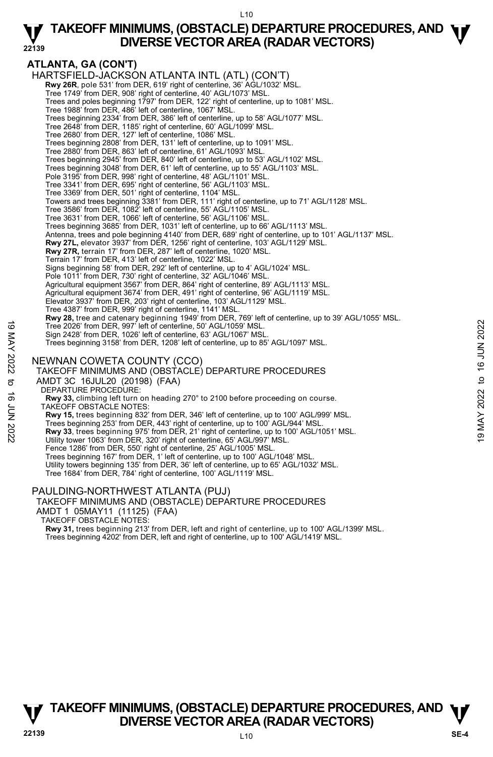## ATLANTA, GA (CON'T)

HARTSFIELD-JACKSON ATLANTA INTL (ATL) (CON'T)

**Rwy 26R**, pole 531' from DER, 619' right of centerline, 36' AGL/1032' MSL.
Tree 1749' from DER, 908' right of centerline, 40' AGL/1073' MSL.
Trees and poles beginning 1797' from DER, 122' right of centerline, up to 1081' MSL.
Tree 1988' from DER, 486' left of centerline, 1067' MSL.
Trees beginning 2334' from DER, 386' left of centerline, up to 58' AGL/1077' MSL.
Tree 2648' from DER, 1185' right of centerline, 60' AGL/1099' MSL.
Tree 2680' from DER, 127' left of centerline, 1086' MSL.
Trees beginning 2808' from DER, 131' left of centerline, up to 1091' MSL.
Tree 2880' from DER, 863' left of centerline, 61' AGL/1093' MSL.
Trees beginning 2945' from DER, 840' left of centerline, up to 53' AGL/1102' MSL.
Trees beginning 3048' from DER, 61' left of centerline, up to 55' AGL/1103' MSL.
Pole 3195' from DER, 998' right of centerline, 48' AGL/1101' MSL.
Tree 3341' from DER, 695' right of centerline, 56' AGL/1103' MSL.
Tree 3369' from DER, 501' right of centerline, 1104' MSL.
Towers and trees beginning 3381' from DER, 111' right of centerline, up to 71' AGL/1128' MSL.
Tree 3586' from DER, 1082' left of centerline, 55' AGL/1105' MSL.
Tree 3631' from DER, 1066' left of centerline, 56' AGL/1106' MSL.
Trees beginning 3685' from DER, 1031' left of centerline, up to 66' AGL/1113' MSL.
Antenna, trees and pole beginning 4140' from DER, 689' right of centerline, up to 101' AGL/1137' MSL.
**Rwy 27L,** elevator 3937' from DER, 1256' right of centerline, 103' AGL/1129' MSL.
**Rwy 27R,** terrain 17' from DER, 287' left of centerline, 1020' MSL.
Terrain 17' from DER, 413' left of centerline, 1022' MSL.
Signs beginning 58' from DER, 292' left of centerline, up to 4' AGL/1024' MSL.
Pole 1011' from DER, 730' right of centerline, 32' AGL/1046' MSL.
Agricultural equipment 3567' from DER, 864' right of centerline, 89' AGL/1113' MSL.
Agricultural equipment 3674' from DER, 491' right of centerline, 96' AGL/1119' MSL.
Elevator 3937' from DER, 203' right of centerline, 103' AGL/1129' MSL.
Tree 4387' from DER, 999' right of centerline, 1141' MSL.
**Rwy 28,** tree and catenary beginning 1949' from DER, 769' left of centerline, up to 39' AGL/1055' MSL.
Tree 2026' from DER, 997' left of centerline, 50' AGL/1059' MSL.
Sign 2428' from DER, 1026' left of centerline, 63' AGL/1067' MSL.
Trees beginning 3158' from DER, 1208' left of centerline, up to 85' AGL/1097' MSL.

NEWNAN COWETA COUNTY (CCO)
TAKEOFF MINIMUMS AND (OBSTACLE) DEPARTURE PROCEDURES
AMDT 3C 16JUL20 (20198) (FAA)
DEPARTURE PROCEDURE:
**Rwy 33,** climbing left turn on heading 270° to 2100 before proceeding on course.
TAKEOFF OBSTACLE NOTES:
**Rwy 15,** trees beginning 832' from DER, 346' left of centerline, up to 100' AGL/999' MSL.
Trees beginning 253' from DER, 443' right of centerline, up to 100' AGL/944' MSL.
**Rwy 33**, trees beginning 975' from DER, 21' right of centerline, up to 100' AGL/1051' MSL.
Utility tower 1063' from DER, 320' right of centerline, 65' AGL/997' MSL.
Fence 1286' from DER, 550' right of centerline, 25' AGL/1005' MSL.
Trees beginning 167' from DER, 1' left of centerline, up to 100' AGL/1048' MSL.
Utility towers beginning 135' from DER, 36' left of centerline, up to 65' AGL/1032' MSL.
Tree 1684' from DER, 784' right of centerline, 100' AGL/1119' MSL.

PAULDING-NORTHWEST ATLANTA (PUJ)
TAKEOFF MINIMUMS AND (OBSTACLE) DEPARTURE PROCEDURES
AMDT 1 05MAY11 (11125) (FAA)
TAKEOFF OBSTACLE NOTES:
**Rwy 31,** trees beginning 213' from DER, left and right of centerline, up to 100' AGL/1399' MSL.
Trees beginning 4202' from DER, left and right of centerline, up to 100' AGL/1419' MSL.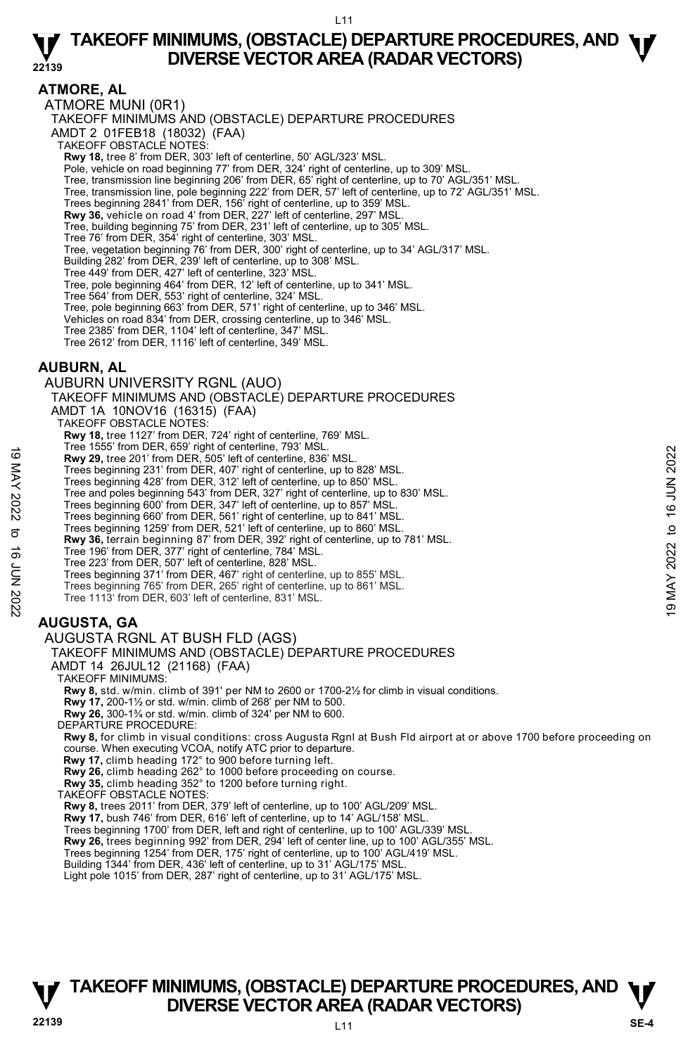# TAKEOFF MINIMUMS, (OBSTACLE) DEPARTURE PROCEDURES, AND DIVERSE VECTOR AREA (RADAR VECTORS)

## ATMORE, AL

ATMORE MUNI (0R1)
TAKEOFF MINIMUMS AND (OBSTACLE) DEPARTURE PROCEDURES
AMDT 2 01FEB18 (18032) (FAA)
TAKEOFF OBSTACLE NOTES:
**Rwy 18,** tree 8' from DER, 303' left of centerline, 50' AGL/323' MSL.
Pole, vehicle on road beginning 77' from DER, 324' right of centerline, up to 309' MSL.
Tree, transmission line beginning 206' from DER, 65' right of centerline, up to 70' AGL/351' MSL.
Tree, transmission line, pole beginning 222' from DER, 57' left of centerline, up to 72' AGL/351' MSL.
Trees beginning 2841' from DER, 156' right of centerline, up to 359' MSL.
**Rwy 36,** vehicle on road 4' from DER, 227' left of centerline, 297' MSL.
Tree, building beginning 75' from DER, 231' left of centerline, up to 305' MSL.
Tree 76' from DER, 354' right of centerline, 303' MSL.
Tree, vegetation beginning 76' from DER, 300' right of centerline, up to 34' AGL/317' MSL.
Building 282' from DER, 239' left of centerline, up to 308' MSL.
Tree 449' from DER, 427' left of centerline, 323' MSL.
Tree, pole beginning 464' from DER, 12' left of centerline, up to 341' MSL.
Tree 564' from DER, 553' right of centerline, 324' MSL.
Tree, pole beginning 663' from DER, 571' right of centerline, up to 346' MSL.
Vehicles on road 834' from DER, crossing centerline, up to 346' MSL.
Tree 2385' from DER, 1104' left of centerline, 347' MSL.
Tree 2612' from DER, 1116' left of centerline, 349' MSL.

## AUBURN, AL

AUBURN UNIVERSITY RGNL (AUO)
TAKEOFF MINIMUMS AND (OBSTACLE) DEPARTURE PROCEDURES
AMDT 1A 10NOV16 (16315) (FAA)
TAKEOFF OBSTACLE NOTES:
**Rwy 18,** tree 1127' from DER, 724' right of centerline, 769' MSL.
Tree 1555' from DER, 659' right of centerline, 793' MSL.
**Rwy 29,** tree 201' from DER, 505' left of centerline, 836' MSL.
Trees beginning 231' from DER, 407' right of centerline, up to 828' MSL.
Trees beginning 428' from DER, 312' left of centerline, up to 850' MSL.
Tree and poles beginning 543' from DER, 327' right of centerline, up to 830' MSL.
Trees beginning 600' from DER, 347' left of centerline, up to 857' MSL.
Trees beginning 660' from DER, 561' right of centerline, up to 841' MSL.
Trees beginning 1259' from DER, 521' left of centerline, up to 860' MSL.
**Rwy 36,** terrain beginning 87' from DER, 392' right of centerline, up to 781' MSL.
Tree 196' from DER, 377' right of centerline, 784' MSL.
Tree 223' from DER, 507' left of centerline, 828' MSL.
Trees beginning 371' from DER, 467' right of centerline, up to 855' MSL.
Trees beginning 765' from DER, 265' right of centerline, up to 861' MSL.
Tree 1113' from DER, 603' left of centerline, 831' MSL.

## AUGUSTA, GA

AUGUSTA RGNL AT BUSH FLD (AGS)
TAKEOFF MINIMUMS AND (OBSTACLE) DEPARTURE PROCEDURES
AMDT 14 26JUL12 (21168) (FAA)
TAKEOFF MINIMUMS:
**Rwy 8,** std. w/min. climb of 391' per NM to 2600 or 1700-2½ for climb in visual conditions.
**Rwy 17,** 200-1½ or std. w/min. climb of 268' per NM to 500.
**Rwy 26,** 300-1¾ or std. w/min. climb of 324' per NM to 600.
DEPARTURE PROCEDURE:
**Rwy 8,** for climb in visual conditions: cross Augusta Rgnl at Bush Fld airport at or above 1700 before proceeding on course. When executing VCOA, notify ATC prior to departure.
**Rwy 17,** climb heading 172° to 900 before turning left.
**Rwy 26,** climb heading 262° to 1000 before proceeding on course.
**Rwy 35,** climb heading 352° to 1200 before turning right.
TAKEOFF OBSTACLE NOTES:
**Rwy 8,** trees 2011' from DER, 379' left of centerline, up to 100' AGL/209' MSL.
**Rwy 17,** bush 746' from DER, 616' left of centerline, up to 14' AGL/158' MSL.
Trees beginning 1700' from DER, left and right of centerline, up to 100' AGL/339' MSL.
**Rwy 26,** trees beginning 992' from DER, 294' left of center line, up to 100' AGL/355' MSL.
Trees beginning 1254' from DER, 175' right of centerline, up to 100' AGL/419' MSL.
Building 1344' from DER, 436' left of centerline, up to 31' AGL/175' MSL.
Light pole 1015' from DER, 287' right of centerline, up to 31' AGL/175' MSL.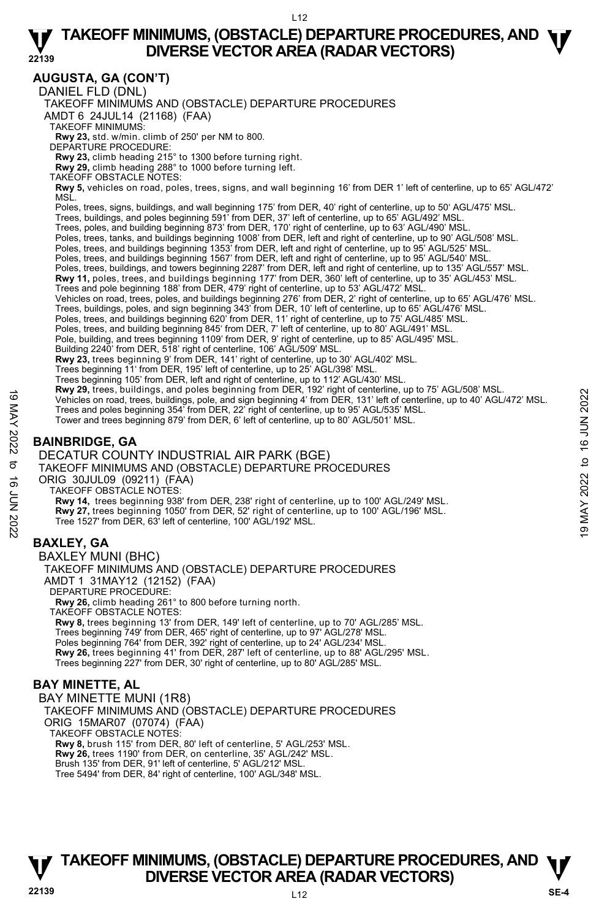## AUGUSTA, GA (CON'T)

DANIEL FLD (DNL)

TAKEOFF MINIMUMS AND (OBSTACLE) DEPARTURE PROCEDURES

AMDT 6 24JUL14 (21168) (FAA)

TAKEOFF MINIMUMS:

**Rwy 23,** std. w/min. climb of 250' per NM to 800.

DEPARTURE PROCEDURE:

**Rwy 23,** climb heading 215° to 1300 before turning right.

**Rwy 29,** climb heading 288° to 1000 before turning left.

TAKEOFF OBSTACLE NOTES:

**Rwy 5,** vehicles on road, poles, trees, signs, and wall beginning 16' from DER 1' left of centerline, up to 65' AGL/472' MSL.

Poles, trees, signs, buildings, and wall beginning 175' from DER, 40' right of centerline, up to 50' AGL/475' MSL.

Trees, buildings, and poles beginning 591' from DER, 37' left of centerline, up to 65' AGL/492' MSL.

Trees, poles, and building beginning 873' from DER, 170' right of centerline, up to 63' AGL/490' MSL.

Poles, trees, tanks, and buildings beginning 1008' from DER, left and right of centerline, up to 90' AGL/508' MSL.

Poles, trees, and buildings beginning 1353' from DER, left and right of centerline, up to 95' AGL/525' MSL.

Poles, trees, and buildings beginning 1567' from DER, left and right of centerline, up to 95' AGL/540' MSL.

Poles, trees, buildings, and towers beginning 2287' from DER, left and right of centerline, up to 135' AGL/557' MSL.

**Rwy 11,** poles, trees, and buildings beginning 177' from DER, 360' left of centerline, up to 35' AGL/453' MSL.

Trees and pole beginning 188' from DER, 479' right of centerline, up to 53' AGL/472' MSL.

Vehicles on road, trees, poles, and buildings beginning 276' from DER, 2' right of centerline, up to 65' AGL/476' MSL.

Trees, buildings, poles, and sign beginning 343' from DER, 10' left of centerline, up to 65' AGL/476' MSL.

Poles, trees, and buildings beginning 620' from DER, 11' right of centerline, up to 75' AGL/485' MSL.

Poles, trees, and building beginning 845' from DER, 7' left of centerline, up to 80' AGL/491' MSL.

Pole, building, and trees beginning 1109' from DER, 9' right of centerline, up to 85' AGL/495' MSL.

Building 2240' from DER, 518' right of centerline, 106' AGL/509' MSL.

**Rwy 23,** trees beginning 9' from DER, 141' right of centerline, up to 30' AGL/402' MSL.

Trees beginning 11' from DER, 195' left of centerline, up to 25' AGL/398' MSL.

Trees beginning 105' from DER, left and right of centerline, up to 112' AGL/430' MSL.

**Rwy 29,** trees, buildings, and poles beginning from DER, 192' right of centerline, up to 75' AGL/508' MSL.

Vehicles on road, trees, buildings, pole, and sign beginning 4' from DER, 131' left of centerline, up to 40' AGL/472' MSL.

Trees and poles beginning 354' from DER, 22' right of centerline, up to 95' AGL/535' MSL.

Tower and trees beginning 879' from DER, 6' left of centerline, up to 80' AGL/501' MSL.

## BAINBRIDGE, GA

DECATUR COUNTY INDUSTRIAL AIR PARK (BGE)

TAKEOFF MINIMUMS AND (OBSTACLE) DEPARTURE PROCEDURES

ORIG 30JUL09 (09211) (FAA)

TAKEOFF OBSTACLE NOTES:

**Rwy 14,** trees beginning 938' from DER, 238' right of centerline, up to 100' AGL/249' MSL.

**Rwy 27,** trees beginning 1050' from DER, 52' right of centerline, up to 100' AGL/196' MSL.

Tree 1527' from DER, 63' left of centerline, 100' AGL/192' MSL.

## BAXLEY, GA

BAXLEY MUNI (BHC)

TAKEOFF MINIMUMS AND (OBSTACLE) DEPARTURE PROCEDURES

AMDT 1 31MAY12 (12152) (FAA)

DEPARTURE PROCEDURE:

**Rwy 26,** climb heading 261° to 800 before turning north.

TAKEOFF OBSTACLE NOTES:

**Rwy 8,** trees beginning 13' from DER, 149' left of centerline, up to 70' AGL/285' MSL.

Trees beginning 749' from DER, 465' right of centerline, up to 97' AGL/278' MSL.

Poles beginning 764' from DER, 392' right of centerline, up to 24' AGL/234' MSL.

**Rwy 26,** trees beginning 41' from DER, 287' left of centerline, up to 88' AGL/295' MSL.

Trees beginning 227' from DER, 30' right of centerline, up to 80' AGL/285' MSL.

## BAY MINETTE, AL

BAY MINETTE MUNI (1R8)

TAKEOFF MINIMUMS AND (OBSTACLE) DEPARTURE PROCEDURES

ORIG 15MAR07 (07074) (FAA)

TAKEOFF OBSTACLE NOTES:

**Rwy 8,** brush 115' from DER, 80' left of centerline, 5' AGL/253' MSL.

**Rwy 26,** trees 1190' from DER, on centerline, 35' AGL/242' MSL.

Brush 135' from DER, 91' left of centerline, 5' AGL/212' MSL.

Tree 5494' from DER, 84' right of centerline, 100' AGL/348' MSL.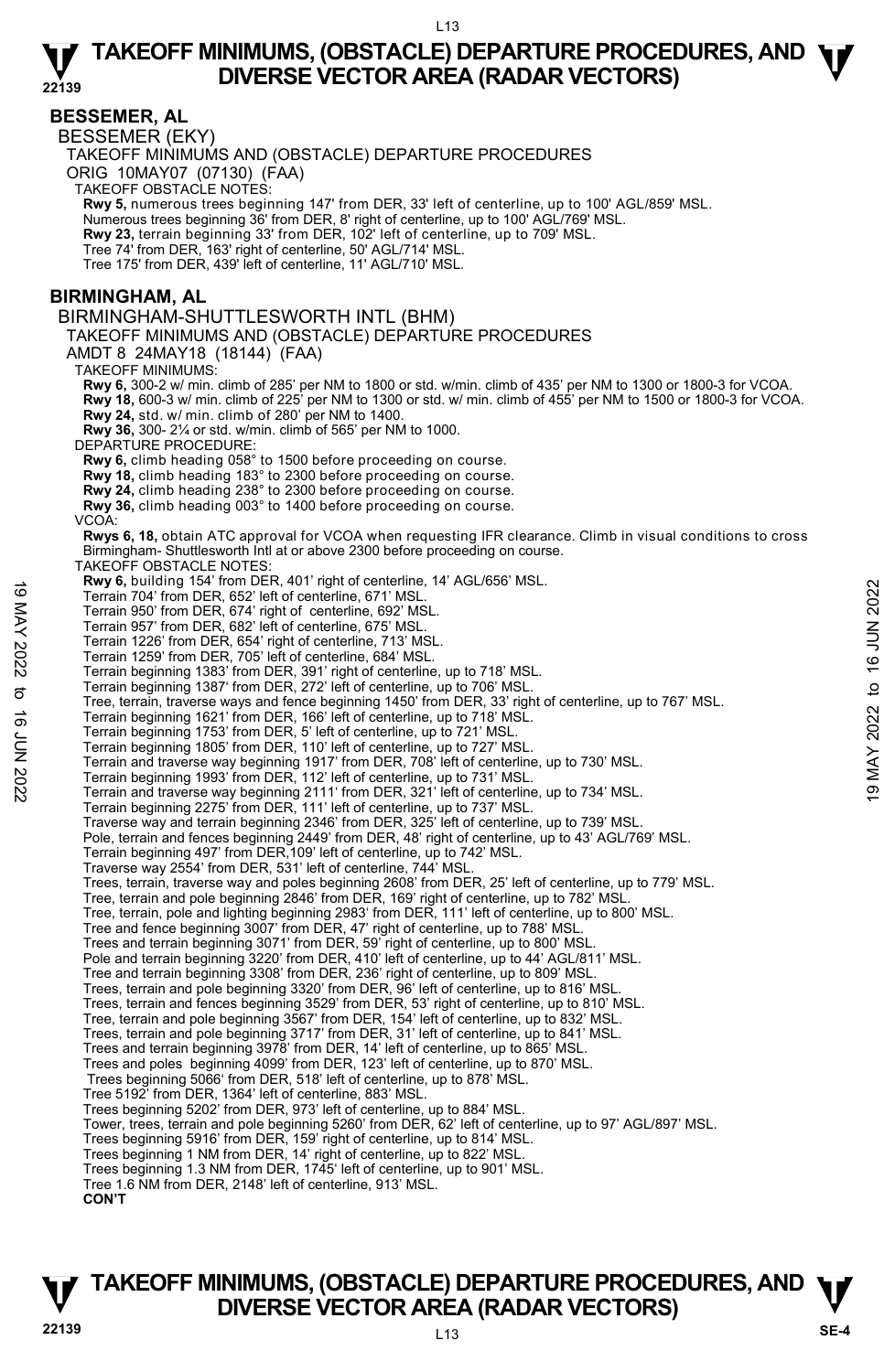## BESSEMER, AL

BESSEMER (EKY)

TAKEOFF MINIMUMS AND (OBSTACLE) DEPARTURE PROCEDURES

ORIG 10MAY07 (07130) (FAA)

TAKEOFF OBSTACLE NOTES:

**Rwy 5,** numerous trees beginning 147' from DER, 33' left of centerline, up to 100' AGL/859' MSL.
Numerous trees beginning 36' from DER, 8' right of centerline, up to 100' AGL/769' MSL.
**Rwy 23,** terrain beginning 33' from DER, 102' left of centerline, up to 709' MSL.
Tree 74' from DER, 163' right of centerline, 50' AGL/714' MSL.
Tree 175' from DER, 439' left of centerline, 11' AGL/710' MSL.

## BIRMINGHAM, AL

BIRMINGHAM-SHUTTLESWORTH INTL (BHM)

TAKEOFF MINIMUMS AND (OBSTACLE) DEPARTURE PROCEDURES

AMDT 8 24MAY18 (18144) (FAA)

TAKEOFF MINIMUMS:

**Rwy 6,** 300-2 w/ min. climb of 285' per NM to 1800 or std. w/min. climb of 435' per NM to 1300 or 1800-3 for VCOA.
**Rwy 18,** 600-3 w/ min. climb of 225' per NM to 1300 or std. w/ min. climb of 455' per NM to 1500 or 1800-3 for VCOA.
**Rwy 24,** std. w/ min. climb of 280' per NM to 1400.
**Rwy 36,** 300- 2¼ or std. w/min. climb of 565' per NM to 1000.

DEPARTURE PROCEDURE:

**Rwy 6,** climb heading 058° to 1500 before proceeding on course.
**Rwy 18,** climb heading 183° to 2300 before proceeding on course.
**Rwy 24,** climb heading 238° to 2300 before proceeding on course.
**Rwy 36,** climb heading 003° to 1400 before proceeding on course.

VCOA:

**Rwys 6, 18,** obtain ATC approval for VCOA when requesting IFR clearance. Climb in visual conditions to cross Birmingham- Shuttlesworth Intl at or above 2300 before proceeding on course.

TAKEOFF OBSTACLE NOTES:

**Rwy 6,** building 154' from DER, 401' right of centerline, 14' AGL/656' MSL.
Terrain 704' from DER, 652' left of centerline, 671' MSL.
Terrain 950' from DER, 674' right of centerline, 692' MSL.
Terrain 957' from DER, 682' left of centerline, 675' MSL.
Terrain 1226' from DER, 654' right of centerline, 713' MSL.
Terrain 1259' from DER, 705' left of centerline, 684' MSL.
Terrain beginning 1383' from DER, 391' right of centerline, up to 718' MSL.
Terrain beginning 1387' from DER, 272' left of centerline, up to 706' MSL.
Tree, terrain, traverse ways and fence beginning 1450' from DER, 33' right of centerline, up to 767' MSL.
Terrain beginning 1621' from DER, 166' left of centerline, up to 718' MSL.
Terrain beginning 1753' from DER, 5' left of centerline, up to 721' MSL.
Terrain beginning 1805' from DER, 110' left of centerline, up to 727' MSL.
Terrain and traverse way beginning 1917' from DER, 708' left of centerline, up to 730' MSL.
Terrain beginning 1993' from DER, 112' left of centerline, up to 731' MSL.
Terrain and traverse way beginning 2111' from DER, 321' left of centerline, up to 734' MSL.
Terrain beginning 2275' from DER, 111' left of centerline, up to 737' MSL.
Traverse way and terrain beginning 2346' from DER, 325' left of centerline, up to 739' MSL.
Pole, terrain and fences beginning 2449' from DER, 48' right of centerline, up to 43' AGL/769' MSL.
Terrain beginning 497' from DER,109' left of centerline, up to 742' MSL.
Traverse way 2554' from DER, 531' left of centerline, 744' MSL.
Trees, terrain, traverse way and poles beginning 2608' from DER, 25' left of centerline, up to 779' MSL.
Tree, terrain and pole beginning 2846' from DER, 169' right of centerline, up to 782' MSL.
Tree, terrain, pole and lighting beginning 2983' from DER, 111' left of centerline, up to 800' MSL.
Tree and fence beginning 3007' from DER, 47' right of centerline, up to 788' MSL.
Trees and terrain beginning 3071' from DER, 59' right of centerline, up to 800' MSL.
Pole and terrain beginning 3220' from DER, 410' left of centerline, up to 44' AGL/811' MSL.
Tree and terrain beginning 3308' from DER, 236' right of centerline, up to 809' MSL.
Trees, terrain and pole beginning 3320' from DER, 96' left of centerline, up to 816' MSL.
Trees, terrain and fences beginning 3529' from DER, 53' right of centerline, up to 810' MSL.
Tree, terrain and pole beginning 3567' from DER, 154' left of centerline, up to 832' MSL.
Trees, terrain and pole beginning 3717' from DER, 31' left of centerline, up to 841' MSL.
Trees and terrain beginning 3978' from DER, 14' left of centerline, up to 865' MSL.
Trees and poles beginning 4099' from DER, 123' left of centerline, up to 870' MSL.
Trees beginning 5066' from DER, 518' left of centerline, up to 878' MSL.
Tree 5192' from DER, 1364' left of centerline, 883' MSL.
Trees beginning 5202' from DER, 973' left of centerline, up to 884' MSL.
Tower, trees, terrain and pole beginning 5260' from DER, 62' left of centerline, up to 97' AGL/897' MSL.
Trees beginning 5916' from DER, 159' right of centerline, up to 814' MSL.
Trees beginning 1 NM from DER, 14' right of centerline, up to 822' MSL.
Trees beginning 1.3 NM from DER, 1745' left of centerline, up to 901' MSL.
Tree 1.6 NM from DER, 2148' left of centerline, 913' MSL.

**CON'T**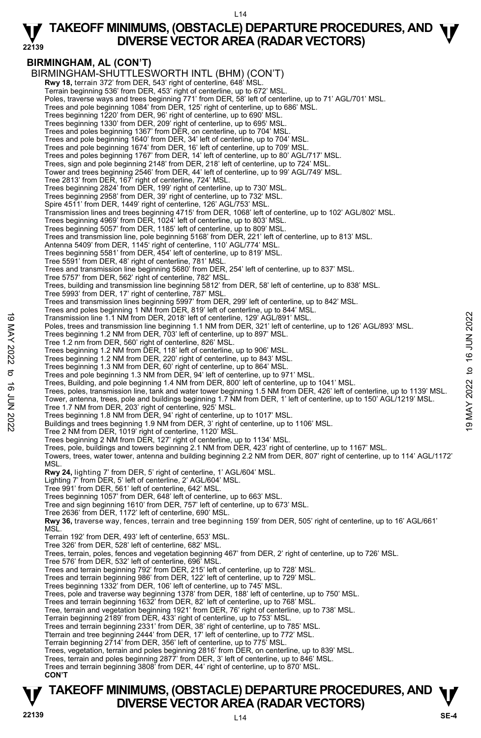## BIRMINGHAM, AL (CON'T)

BIRMINGHAM-SHUTTLESWORTH INTL (BHM) (CON'T)

**Rwy 18,** terrain 372' from DER, 543' right of centerline, 648' MSL.
Terrain beginning 536' from DER, 453' right of centerline, up to 672' MSL.
Poles, traverse ways and trees beginning 771' from DER, 58' left of centerline, up to 71' AGL/701' MSL.
Trees and pole beginning 1084' from DER, 125' right of centerline, up to 686' MSL.
Trees beginning 1220' from DER, 96' right of centerline, up to 690' MSL.
Trees beginning 1330' from DER, 209' right of centerline, up to 695' MSL.
Trees and poles beginning 1367' from DER, on centerline, up to 704' MSL.
Trees and pole beginning 1640' from DER, 34' left of centerline, up to 704' MSL.
Trees and pole beginning 1674' from DER, 16' left of centerline, up to 709' MSL.
Trees and poles beginning 1767' from DER, 14' left of centerline, up to 80' AGL/717' MSL.
Trees, sign and pole beginning 2148' from DER, 218' left of centerline, up to 724' MSL.
Tower and trees beginning 2546' from DER, 44' left of centerline, up to 99' AGL/749' MSL.
Tree 2813' from DER, 167' right of centerline, 724' MSL.
Trees beginning 2824' from DER, 199' right of centerline, up to 730' MSL.
Trees beginning 2958' from DER, 39' right of centerline, up to 732' MSL.
Spire 4511' from DER, 1449' right of centerline, 126' AGL/753' MSL.
Transmission lines and trees beginning 4715' from DER, 1068' left of centerline, up to 102' AGL/802' MSL.
Trees beginning 4969' from DER, 1024' left of centerline, up to 803' MSL.
Trees beginning 5057' from DER, 1185' left of centerline, up to 809' MSL.
Trees and transmission line, pole beginning 5168' from DER, 221' left of centerline, up to 813' MSL.
Antenna 5409' from DER, 1145' right of centerline, 110' AGL/774' MSL.
Trees beginning 5581' from DER, 454' left of centerline, up to 819' MSL.
Tree 5591' from DER, 48' right of centerline, 781' MSL.
Trees and transmission line beginning 5680' from DER, 254' left of centerline, up to 837' MSL.
Tree 5757' from DER, 562' right of centerline, 782' MSL.
Trees, building and transmission line beginning 5812' from DER, 58' left of centerline, up to 838' MSL.
Tree 5993' from DER, 17' right of centerline, 787' MSL.
Trees and transmission lines beginning 5997' from DER, 299' left of centerline, up to 842' MSL.
Trees and poles beginning 1 NM from DER, 819' left of centerline, up to 844' MSL.
Transmission line 1.1 NM from DER, 2018' left of centerline, 129' AGL/891' MSL.
Poles, trees and transmission line beginning 1.1 NM from DER, 321' left of centerline, up to 126' AGL/893' MSL.
Trees beginning 1.2 NM from DER, 703' left of centerline, up to 897' MSL.
Tree 1.2 nm from DER, 560' right of centerline, 826' MSL.
Trees beginning 1.2 NM from DER, 118' left of centerline, up to 906' MSL.
Trees beginning 1.2 NM from DER, 220' right of centerline, up to 843' MSL.
Trees beginning 1.3 NM from DER, 60' right of centerline, up to 864' MSL.
Trees and pole beginning 1.3 NM from DER, 94' left of centerline, up to 971' MSL.
Trees, Building, and pole beginning 1.4 NM from DER, 800' left of centerline, up to 1041' MSL.
Trees, poles, transmission line, tank and water tower beginning 1.5 NM from DER, 426' left of centerline, up to 1139' MSL.
Tower, antenna, trees, pole and buildings beginning 1.7 NM from DER, 1' left of centerline, up to 150' AGL/1219' MSL.
Tree 1.7 NM from DER, 203' right of centerline, 925' MSL.
Trees beginning 1.8 NM from DER, 94' right of centerline, up to 1017' MSL.
Buildings and trees beginning 1.9 NM from DER, 3' right of centerline, up to 1106' MSL.
Tree 2 NM from DER, 1019' right of centerline, 1120' MSL.
Trees beginning 2 NM from DER, 127' right of centerline, up to 1134' MSL.
Trees, pole, buildings and towers beginning 2.1 NM from DER, 423' right of centerline, up to 1167' MSL.
Towers, trees, water tower, antenna and building beginning 2.2 NM from DER, 807' right of centerline, up to 114' AGL/1172' MSL.

**Rwy 24,** lighting 7' from DER, 5' right of centerline, 1' AGL/604' MSL.
Lighting 7' from DER, 5' left of centerline, 2' AGL/604' MSL.
Tree 991' from DER, 561' left of centerline, 642' MSL.
Trees beginning 1057' from DER, 648' left of centerline, up to 663' MSL.
Tree and sign beginning 1610' from DER, 757' left of centerline, up to 673' MSL.
Tree 2636' from DER, 1172' left of centerline, 690' MSL.

**Rwy 36,** traverse way, fences, terrain and tree beginning 159' from DER, 505' right of centerline, up to 16' AGL/661' MSL.
Terrain 192' from DER, 493' left of centerline, 653' MSL.
Tree 326' from DER, 528' left of centerline, 682' MSL.
Trees, terrain, poles, fences and vegetation beginning 467' from DER, 2' right of centerline, up to 726' MSL.
Tree 576' from DER, 532' left of centerline, 696' MSL.
Trees and terrain beginning 792' from DER, 215' left of centerline, up to 728' MSL.
Trees and terrain beginning 986' from DER, 122' left of centerline, up to 729' MSL.
Trees beginning 1332' from DER, 106' left of centerline, up to 745' MSL.
Trees, pole and traverse way beginning 1378' from DER, 188' left of centerline, up to 750' MSL.
Trees and terrain beginning 1632' from DER, 82' left of centerline, up to 768' MSL.
Tree, terrain and vegetation beginning 1921' from DER, 76' right of centerline, up to 738' MSL.
Terrain beginning 2189' from DER, 433' right of centerline, up to 753' MSL.
Trees and terrain beginning 2331' from DER, 38' right of centerline, up to 785' MSL.
Tterrain and tree beginning 2444' from DER, 17' left of centerline, up to 772' MSL.
Terrain beginning 2714' from DER, 356' left of centerline, up to 775' MSL.
Trees, vegetation, terrain and poles beginning 2816' from DER, on centerline, up to 839' MSL.
Trees, terrain and poles beginning 2877' from DER, 3' left of centerline, up to 846' MSL.
Trees and terrain beginning 3808' from DER, 44' right of centerline, up to 870' MSL.

**CON'T**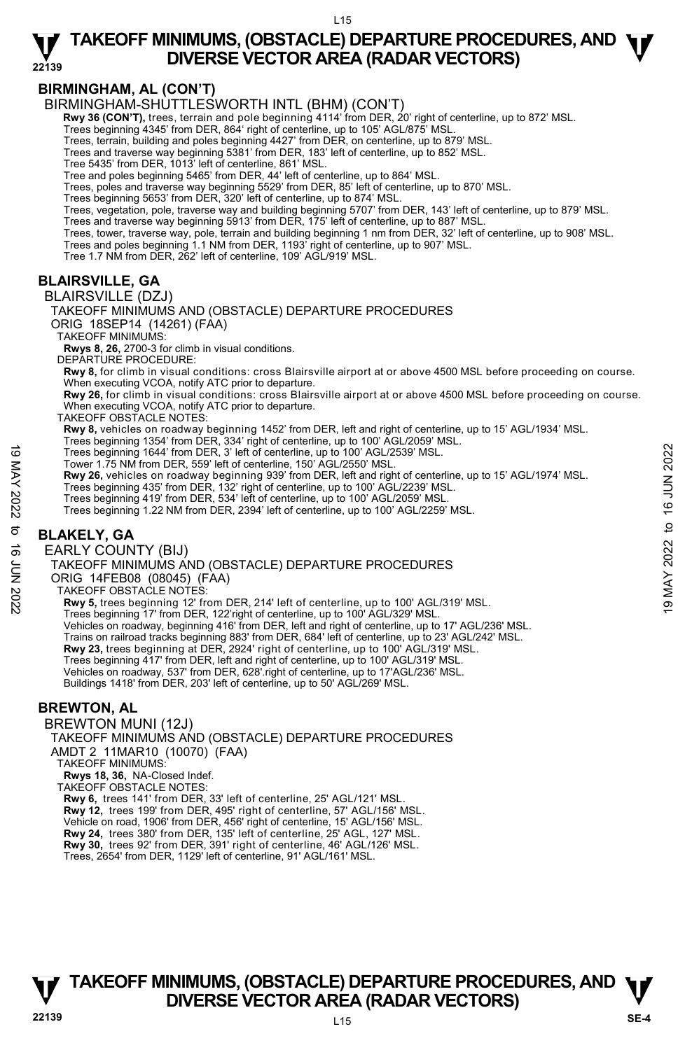## BIRMINGHAM, AL (CON'T)

BIRMINGHAM-SHUTTLESWORTH INTL (BHM) (CON'T)

**Rwy 36 (CON'T),** trees, terrain and pole beginning 4114' from DER, 20' right of centerline, up to 872' MSL.
Trees beginning 4345' from DER, 864' right of centerline, up to 105' AGL/875' MSL.
Trees, terrain, building and poles beginning 4427' from DER, on centerline, up to 879' MSL.
Trees and traverse way beginning 5381' from DER, 183' left of centerline, up to 852' MSL.
Tree 5435' from DER, 1013' left of centerline, 861' MSL.
Tree and poles beginning 5465' from DER, 44' left of centerline, up to 864' MSL.
Trees, poles and traverse way beginning 5529' from DER, 85' left of centerline, up to 870' MSL.
Trees beginning 5653' from DER, 320' left of centerline, up to 874' MSL.
Trees, vegetation, pole, traverse way and building beginning 5707' from DER, 143' left of centerline, up to 879' MSL.
Trees and traverse way beginning 5913' from DER, 175' left of centerline, up to 887' MSL.
Trees, tower, traverse way, pole, terrain and building beginning 1 nm from DER, 32' left of centerline, up to 908' MSL.
Trees and poles beginning 1.1 NM from DER, 1193' right of centerline, up to 907' MSL.
Tree 1.7 NM from DER, 262' left of centerline, 109' AGL/919' MSL.

## BLAIRSVILLE, GA

BLAIRSVILLE (DZJ)
TAKEOFF MINIMUMS AND (OBSTACLE) DEPARTURE PROCEDURES
ORIG 18SEP14 (14261) (FAA)
TAKEOFF MINIMUMS:
**Rwys 8, 26,** 2700-3 for climb in visual conditions.
DEPARTURE PROCEDURE:
**Rwy 8,** for climb in visual conditions: cross Blairsville airport at or above 4500 MSL before proceeding on course. When executing VCOA, notify ATC prior to departure.
**Rwy 26,** for climb in visual conditions: cross Blairsville airport at or above 4500 MSL before proceeding on course. When executing VCOA, notify ATC prior to departure.
TAKEOFF OBSTACLE NOTES:
**Rwy 8,** vehicles on roadway beginning 1452' from DER, left and right of centerline, up to 15' AGL/1934' MSL.
Trees beginning 1354' from DER, 334' right of centerline, up to 100' AGL/2059' MSL.
Trees beginning 1644' from DER, 3' left of centerline, up to 100' AGL/2539' MSL.
Tower 1.75 NM from DER, 559' left of centerline, 150' AGL/2550' MSL.
**Rwy 26,** vehicles on roadway beginning 939' from DER, left and right of centerline, up to 15' AGL/1974' MSL.
Trees beginning 435' from DER, 132' right of centerline, up to 100' AGL/2239' MSL.
Trees beginning 419' from DER, 534' left of centerline, up to 100' AGL/2059' MSL.
Trees beginning 1.22 NM from DER, 2394' left of centerline, up to 100' AGL/2259' MSL.

## BLAKELY, GA

EARLY COUNTY (BIJ)
TAKEOFF MINIMUMS AND (OBSTACLE) DEPARTURE PROCEDURES
ORIG 14FEB08 (08045) (FAA)
TAKEOFF OBSTACLE NOTES:
**Rwy 5,** trees beginning 12' from DER, 214' left of centerline, up to 100' AGL/319' MSL.
Trees beginning 17' from DER, 122'right of centerline, up to 100' AGL/329' MSL.
Vehicles on roadway, beginning 416' from DER, left and right of centerline, up to 17' AGL/236' MSL.
Trains on railroad tracks beginning 883' from DER, 684' left of centerline, up to 23' AGL/242' MSL.
**Rwy 23,** trees beginning at DER, 2924' right of centerline, up to 100' AGL/319' MSL.
Trees beginning 417' from DER, left and right of centerline, up to 100' AGL/319' MSL.
Vehicles on roadway, 537' from DER, 628'.right of centerline, up to 17'AGL/236' MSL.
Buildings 1418' from DER, 203' left of centerline, up to 50' AGL/269' MSL.

## BREWTON, AL

BREWTON MUNI (12J)
TAKEOFF MINIMUMS AND (OBSTACLE) DEPARTURE PROCEDURES
AMDT 2 11MAR10 (10070) (FAA)
TAKEOFF MINIMUMS:
**Rwys 18, 36,** NA-Closed Indef.
TAKEOFF OBSTACLE NOTES:
**Rwy 6,** trees 141' from DER, 33' left of centerline, 25' AGL/121' MSL.
**Rwy 12,** trees 199' from DER, 495' right of centerline, 57' AGL/156' MSL.
Vehicle on road, 1906' from DER, 456' right of centerline, 15' AGL/156' MSL.
**Rwy 24,** trees 380' from DER, 135' left of centerline, 25' AGL, 127' MSL.
**Rwy 30,** trees 92' from DER, 391' right of centerline, 46' AGL/126' MSL.
Trees, 2654' from DER, 1129' left of centerline, 91' AGL/161' MSL.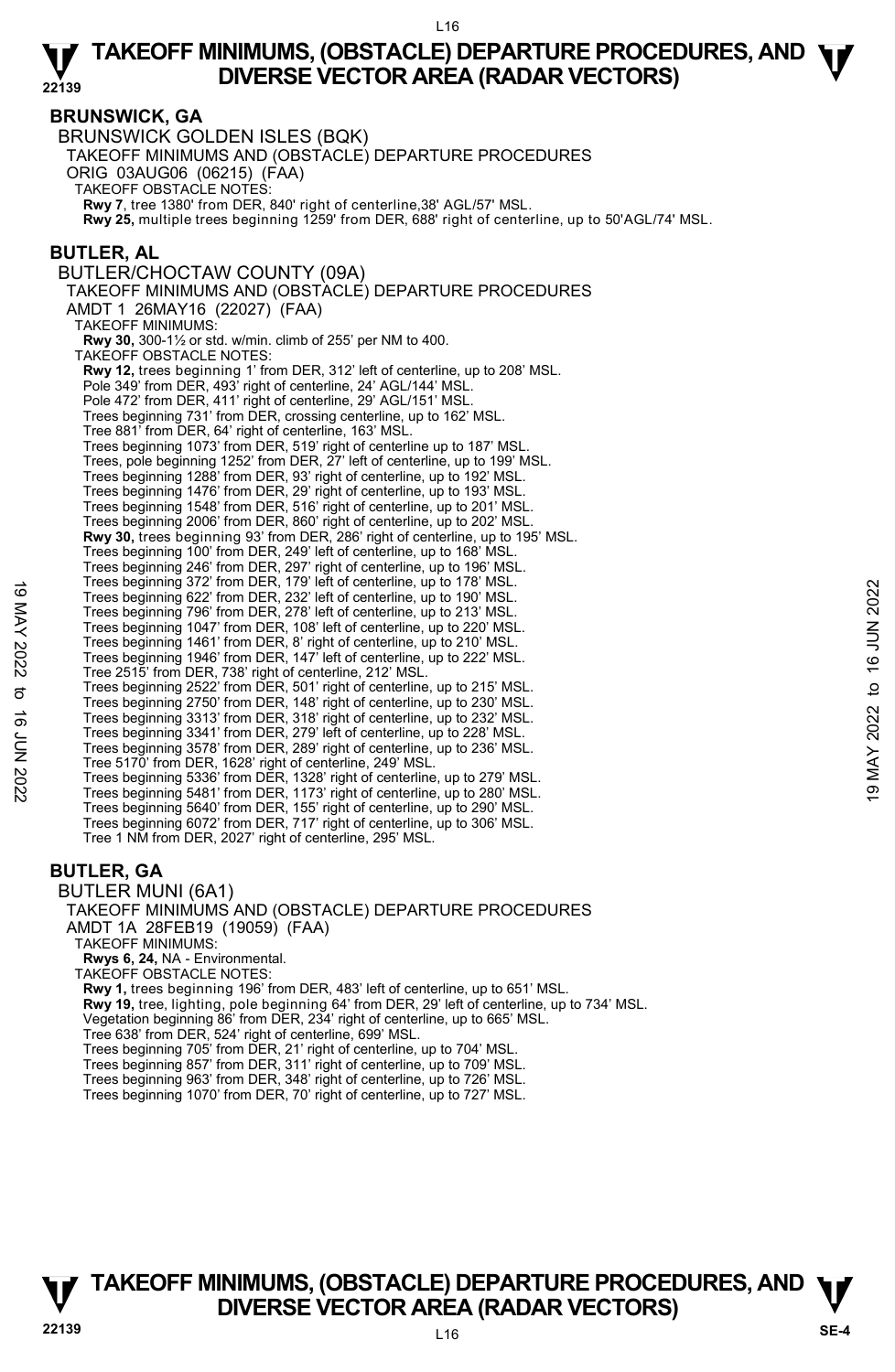## BRUNSWICK, GA

BRUNSWICK GOLDEN ISLES (BQK)

TAKEOFF MINIMUMS AND (OBSTACLE) DEPARTURE PROCEDURES

ORIG 03AUG06 (06215) (FAA)

TAKEOFF OBSTACLE NOTES:

**Rwy 7**, tree 1380' from DER, 840' right of centerline,38' AGL/57' MSL.

**Rwy 25,** multiple trees beginning 1259' from DER, 688' right of centerline, up to 50'AGL/74' MSL.

## BUTLER, AL

BUTLER/CHOCTAW COUNTY (09A)

TAKEOFF MINIMUMS AND (OBSTACLE) DEPARTURE PROCEDURES

AMDT 1 26MAY16 (22027) (FAA)

TAKEOFF MINIMUMS:

**Rwy 30,** 300-1½ or std. w/min. climb of 255' per NM to 400.

TAKEOFF OBSTACLE NOTES:

**Rwy 12,** trees beginning 1' from DER, 312' left of centerline, up to 208' MSL.
Pole 349' from DER, 493' right of centerline, 24' AGL/144' MSL.
Pole 472' from DER, 411' right of centerline, 29' AGL/151' MSL.
Trees beginning 731' from DER, crossing centerline, up to 162' MSL.
Tree 881' from DER, 64' right of centerline, 163' MSL.
Trees beginning 1073' from DER, 519' right of centerline up to 187' MSL.
Trees, pole beginning 1252' from DER, 27' left of centerline, up to 199' MSL.
Trees beginning 1288' from DER, 93' right of centerline, up to 192' MSL.
Trees beginning 1476' from DER, 29' right of centerline, up to 193' MSL.
Trees beginning 1548' from DER, 516' right of centerline, up to 201' MSL.
Trees beginning 2006' from DER, 860' right of centerline, up to 202' MSL.

**Rwy 30,** trees beginning 93' from DER, 286' right of centerline, up to 195' MSL.
Trees beginning 100' from DER, 249' left of centerline, up to 168' MSL.
Trees beginning 246' from DER, 297' right of centerline, up to 196' MSL.
Trees beginning 372' from DER, 179' left of centerline, up to 178' MSL.
Trees beginning 622' from DER, 232' left of centerline, up to 190' MSL.
Trees beginning 796' from DER, 278' left of centerline, up to 213' MSL.
Trees beginning 1047' from DER, 108' left of centerline, up to 220' MSL.
Trees beginning 1461' from DER, 8' right of centerline, up to 210' MSL.
Trees beginning 1946' from DER, 147' left of centerline, up to 222' MSL.
Tree 2515' from DER, 738' right of centerline, 212' MSL.
Trees beginning 2522' from DER, 501' right of centerline, up to 215' MSL.
Trees beginning 2750' from DER, 148' right of centerline, up to 230' MSL.
Trees beginning 3313' from DER, 318' right of centerline, up to 232' MSL.
Trees beginning 3341' from DER, 279' left of centerline, up to 228' MSL.
Trees beginning 3578' from DER, 289' right of centerline, up to 236' MSL.
Tree 5170' from DER, 1628' right of centerline, 249' MSL.
Trees beginning 5336' from DER, 1328' right of centerline, up to 279' MSL.
Trees beginning 5481' from DER, 1173' right of centerline, up to 280' MSL.
Trees beginning 5640' from DER, 155' right of centerline, up to 290' MSL.
Trees beginning 6072' from DER, 717' right of centerline, up to 306' MSL.
Tree 1 NM from DER, 2027' right of centerline, 295' MSL.

## BUTLER, GA

BUTLER MUNI (6A1)

TAKEOFF MINIMUMS AND (OBSTACLE) DEPARTURE PROCEDURES

AMDT 1A 28FEB19 (19059) (FAA)

TAKEOFF MINIMUMS:

**Rwys 6, 24,** NA - Environmental.

TAKEOFF OBSTACLE NOTES:

**Rwy 1,** trees beginning 196' from DER, 483' left of centerline, up to 651' MSL.

**Rwy 19,** tree, lighting, pole beginning 64' from DER, 29' left of centerline, up to 734' MSL.
Vegetation beginning 86' from DER, 234' right of centerline, up to 665' MSL.
Tree 638' from DER, 524' right of centerline, 699' MSL.
Trees beginning 705' from DER, 21' right of centerline, up to 704' MSL.
Trees beginning 857' from DER, 311' right of centerline, up to 709' MSL.
Trees beginning 963' from DER, 348' right of centerline, up to 726' MSL.
Trees beginning 1070' from DER, 70' right of centerline, up to 727' MSL.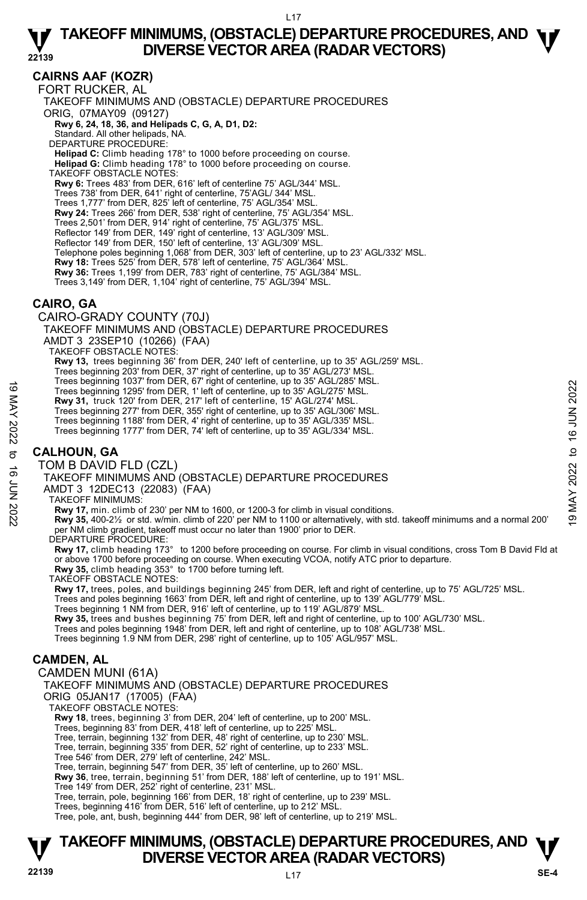## CAIRNS AAF (KOZR)

FORT RUCKER, AL

TAKEOFF MINIMUMS AND (OBSTACLE) DEPARTURE PROCEDURES

ORIG, 07MAY09 (09127)

**Rwy 6, 24, 18, 36, and Helipads C, G, A, D1, D2:**
Standard. All other helipads, NA.

DEPARTURE PROCEDURE:

**Helipad C:** Climb heading 178° to 1000 before proceeding on course.
**Helipad G:** Climb heading 178° to 1000 before proceeding on course.

TAKEOFF OBSTACLE NOTES:

**Rwy 6:** Trees 483' from DER, 616' left of centerline 75' AGL/344' MSL.
Trees 738' from DER, 641' right of centerline, 75'AGL/ 344' MSL.
Trees 1,777' from DER, 825' left of centerline, 75' AGL/354' MSL.
**Rwy 24:** Trees 266' from DER, 538' right of centerline, 75' AGL/354' MSL.
Trees 2,501' from DER, 914' right of centerline, 75' AGL/375' MSL.
Reflector 149' from DER, 149' right of centerline, 13' AGL/309' MSL.
Reflector 149' from DER, 150' left of centerline, 13' AGL/309' MSL.
Telephone poles beginning 1,068' from DER, 303' left of centerline, up to 23' AGL/332' MSL.
**Rwy 18:** Trees 525' from DER, 578' left of centerline, 75' AGL/364' MSL.
**Rwy 36:** Trees 1,199' from DER, 783' right of centerline, 75' AGL/384' MSL.
Trees 3,149' from DER, 1,104' right of centerline, 75' AGL/394' MSL.

## CAIRO, GA

CAIRO-GRADY COUNTY (70J)

TAKEOFF MINIMUMS AND (OBSTACLE) DEPARTURE PROCEDURES

AMDT 3 23SEP10 (10266) (FAA)

TAKEOFF OBSTACLE NOTES:

**Rwy 13,** trees beginning 36' from DER, 240' left of centerline, up to 35' AGL/259' MSL.
Trees beginning 203' from DER, 37' right of centerline, up to 35' AGL/273' MSL.
Trees beginning 1037' from DER, 67' right of centerline, up to 35' AGL/285' MSL.
Trees beginning 1295' from DER, 1' left of centerline, up to 35' AGL/275' MSL.
**Rwy 31,** truck 120' from DER, 217' left of centerline, 15' AGL/274' MSL.
Trees beginning 277' from DER, 355' right of centerline, up to 35' AGL/306' MSL.
Trees beginning 1188' from DER, 4' right of centerline, up to 35' AGL/335' MSL.
Trees beginning 1777' from DER, 74' left of centerline, up to 35' AGL/334' MSL.

## CALHOUN, GA

TOM B DAVID FLD (CZL)

TAKEOFF MINIMUMS AND (OBSTACLE) DEPARTURE PROCEDURES

AMDT 3 12DEC13 (22083) (FAA)

TAKEOFF MINIMUMS:

**Rwy 17,** min. climb of 230' per NM to 1600, or 1200-3 for climb in visual conditions.
**Rwy 35,** 400-2½ or std. w/min. climb of 220' per NM to 1100 or alternatively, with std. takeoff minimums and a normal 200' per NM climb gradient, takeoff must occur no later than 1900' prior to DER.

DEPARTURE PROCEDURE:

**Rwy 17,** climb heading 173° to 1200 before proceeding on course. For climb in visual conditions, cross Tom B David Fld at or above 1700 before proceeding on course. When executing VCOA, notify ATC prior to departure.
**Rwy 35,** climb heading 353° to 1700 before turning left.

TAKEOFF OBSTACLE NOTES:

**Rwy 17,** trees, poles, and buildings beginning 245' from DER, left and right of centerline, up to 75' AGL/725' MSL.
Trees and poles beginning 1663' from DER, left and right of centerline, up to 139' AGL/779' MSL.
Trees beginning 1 NM from DER, 916' left of centerline, up to 119' AGL/879' MSL.
**Rwy 35,** trees and bushes beginning 75' from DER, left and right of centerline, up to 100' AGL/730' MSL.
Trees and poles beginning 1948' from DER, left and right of centerline, up to 108' AGL/738' MSL.
Trees beginning 1.9 NM from DER, 298' right of centerline, up to 105' AGL/957' MSL.

## CAMDEN, AL

CAMDEN MUNI (61A)

TAKEOFF MINIMUMS AND (OBSTACLE) DEPARTURE PROCEDURES

ORIG 05JAN17 (17005) (FAA)

TAKEOFF OBSTACLE NOTES:

**Rwy 18**, trees, beginning 3' from DER, 204' left of centerline, up to 200' MSL.
Trees, beginning 83' from DER, 418' left of centerline, up to 225' MSL.
Tree, terrain, beginning 132' from DER, 48' right of centerline, up to 230' MSL.
Tree, terrain, beginning 335' from DER, 52' right of centerline, up to 233' MSL.
Tree 546' from DER, 279' left of centerline, 242' MSL.
Tree, terrain, beginning 547' from DER, 35' left of centerline, up to 260' MSL.
**Rwy 36**, tree, terrain, beginning 51' from DER, 188' left of centerline, up to 191' MSL.
Tree 149' from DER, 252' right of centerline, 231' MSL.
Tree, terrain, pole, beginning 166' from DER, 18' right of centerline, up to 239' MSL.
Trees, beginning 416' from DER, 516' left of centerline, up to 212' MSL.
Tree, pole, ant, bush, beginning 444' from DER, 98' left of centerline, up to 219' MSL.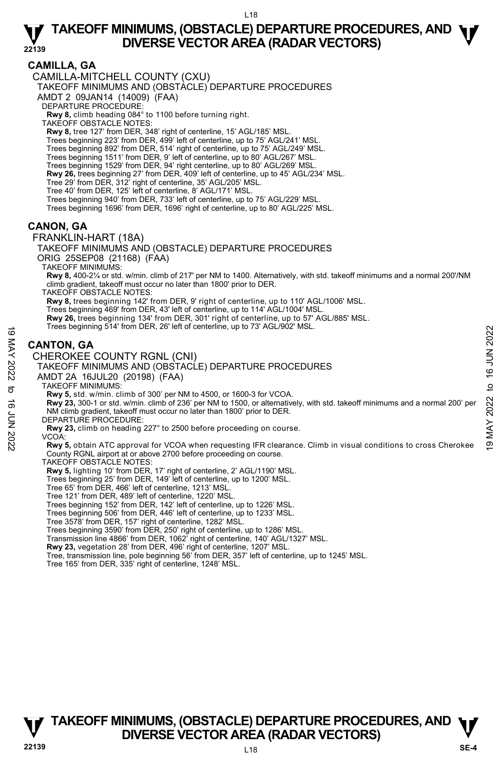## CAMILLA, GA

CAMILLA-MITCHELL COUNTY (CXU)

TAKEOFF MINIMUMS AND (OBSTACLE) DEPARTURE PROCEDURES

AMDT 2 09JAN14 (14009) (FAA)

DEPARTURE PROCEDURE:

**Rwy 8,** climb heading 084° to 1100 before turning right.

TAKEOFF OBSTACLE NOTES:

**Rwy 8,** tree 127' from DER, 348' right of centerline, 15' AGL/185' MSL.
Trees beginning 223' from DER, 499' left of centerline, up to 75' AGL/241' MSL.
Trees beginning 892' from DER, 514' right of centerline, up to 75' AGL/249' MSL.
Trees beginning 1511' from DER, 9' left of centerline, up to 80' AGL/267' MSL.
Trees beginning 1529' from DER, 94' right centerline, up to 80' AGL/269' MSL.
**Rwy 26,** trees beginning 27' from DER, 409' left of centerline, up to 45' AGL/234' MSL.
Tree 29' from DER, 312' right of centerline, 35' AGL/205' MSL.
Tree 40' from DER, 125' left of centerline, 8' AGL/171' MSL.
Trees beginning 940' from DER, 733' left of centerline, up to 75' AGL/229' MSL.
Trees beginning 1696' from DER, 1696' right of centerline, up to 80' AGL/225' MSL.

## CANON, GA

FRANKLIN-HART (18A)

TAKEOFF MINIMUMS AND (OBSTACLE) DEPARTURE PROCEDURES

ORIG 25SEP08 (21168) (FAA)

TAKEOFF MINIMUMS:

**Rwy 8,** 400-2¼ or std. w/min. climb of 217' per NM to 1400. Alternatively, with std. takeoff minimums and a normal 200'/NM climb gradient, takeoff must occur no later than 1800' prior to DER.

TAKEOFF OBSTACLE NOTES:

**Rwy 8,** trees beginning 142' from DER, 9' right of centerline, up to 110' AGL/1006' MSL.
Trees beginning 469' from DER, 43' left of centerline, up to 114' AGL/1004' MSL.
**Rwy 26,** trees beginning 134' from DER, 301' right of centerline, up to 57' AGL/885' MSL.
Trees beginning 514' from DER, 26' left of centerline, up to 73' AGL/902' MSL.

## CANTON, GA

CHEROKEE COUNTY RGNL (CNI)

TAKEOFF MINIMUMS AND (OBSTACLE) DEPARTURE PROCEDURES

AMDT 2A 16JUL20 (20198) (FAA)

TAKEOFF MINIMUMS:

**Rwy 5,** std. w/min. climb of 300' per NM to 4500, or 1600-3 for VCOA.
**Rwy 23,** 300-1 or std. w/min. climb of 236' per NM to 1500, or alternatively, with std. takeoff minimums and a normal 200' per NM climb gradient, takeoff must occur no later than 1800' prior to DER.

DEPARTURE PROCEDURE:

**Rwy 23,** climb on heading 227° to 2500 before proceeding on course.

VCOA:

**Rwy 5,** obtain ATC approval for VCOA when requesting IFR clearance. Climb in visual conditions to cross Cherokee County RGNL airport at or above 2700 before proceeding on course.

TAKEOFF OBSTACLE NOTES:

**Rwy 5,** lighting 10' from DER, 17' right of centerline, 2' AGL/1190' MSL.
Trees beginning 25' from DER, 149' left of centerline, up to 1200' MSL.
Tree 65' from DER, 466' left of centerline, 1213' MSL.
Tree 121' from DER, 489' left of centerline, 1220' MSL.
Trees beginning 152' from DER, 142' left of centerline, up to 1226' MSL.
Trees beginning 506' from DER, 446' left of centerline, up to 1233' MSL.
Tree 3578' from DER, 157' right of centerline, 1282' MSL.
Trees beginning 3590' from DER, 250' right of centerline, up to 1286' MSL.
Transmission line 4866' from DER, 1062' right of centerline, 140' AGL/1327' MSL.
**Rwy 23,** vegetation 28' from DER, 496' right of centerline, 1207' MSL.
Tree, transmission line, pole beginning 56' from DER, 357' left of centerline, up to 1245' MSL.
Tree 165' from DER, 335' right of centerline, 1248' MSL.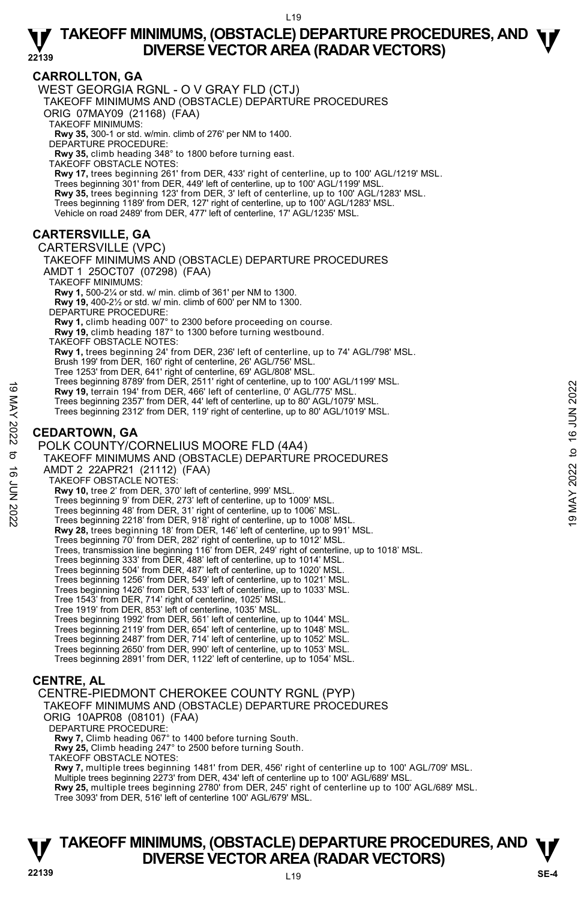## CARROLLTON, GA

WEST GEORGIA RGNL - O V GRAY FLD (CTJ)
TAKEOFF MINIMUMS AND (OBSTACLE) DEPARTURE PROCEDURES
ORIG 07MAY09 (21168) (FAA)

TAKEOFF MINIMUMS:
**Rwy 35,** 300-1 or std. w/min. climb of 276' per NM to 1400.

DEPARTURE PROCEDURE:
**Rwy 35,** climb heading 348° to 1800 before turning east.

TAKEOFF OBSTACLE NOTES:
**Rwy 17,** trees beginning 261' from DER, 433' right of centerline, up to 100' AGL/1219' MSL.
Trees beginning 301' from DER, 449' left of centerline, up to 100' AGL/1199' MSL.
**Rwy 35,** trees beginning 123' from DER, 3' left of centerline, up to 100' AGL/1283' MSL.
Trees beginning 1189' from DER, 127' right of centerline, up to 100' AGL/1283' MSL.
Vehicle on road 2489' from DER, 477' left of centerline, 17' AGL/1235' MSL.

## CARTERSVILLE, GA

CARTERSVILLE (VPC)
TAKEOFF MINIMUMS AND (OBSTACLE) DEPARTURE PROCEDURES
AMDT 1 25OCT07 (07298) (FAA)

TAKEOFF MINIMUMS:
**Rwy 1,** 500-2¼ or std. w/ min. climb of 361' per NM to 1300.
**Rwy 19,** 400-2½ or std. w/ min. climb of 600' per NM to 1300.

DEPARTURE PROCEDURE:
**Rwy 1,** climb heading 007° to 2300 before proceeding on course.
**Rwy 19,** climb heading 187° to 1300 before turning westbound.

TAKEOFF OBSTACLE NOTES:
**Rwy 1,** trees beginning 24' from DER, 236' left of centerline, up to 74' AGL/798' MSL.
Brush 199' from DER, 160' right of centerline, 26' AGL/756' MSL.
Tree 1253' from DER, 641' right of centerline, 69' AGL/808' MSL.
Trees beginning 8789' from DER, 2511' right of centerline, up to 100' AGL/1199' MSL.
**Rwy 19,** terrain 194' from DER, 466' left of centerline, 0' AGL/775' MSL.
Trees beginning 2357' from DER, 44' left of centerline, up to 80' AGL/1079' MSL.
Trees beginning 2312' from DER, 119' right of centerline, up to 80' AGL/1019' MSL.

## CEDARTOWN, GA

POLK COUNTY/CORNELIUS MOORE FLD (4A4)
TAKEOFF MINIMUMS AND (OBSTACLE) DEPARTURE PROCEDURES
AMDT 2 22APR21 (21112) (FAA)

TAKEOFF OBSTACLE NOTES:
**Rwy 10,** tree 2' from DER, 370' left of centerline, 999' MSL.
Trees beginning 9' from DER, 273' left of centerline, up to 1009' MSL.
Trees beginning 48' from DER, 31' right of centerline, up to 1006' MSL.
Trees beginning 2218' from DER, 918' right of centerline, up to 1008' MSL.
**Rwy 28,** trees beginning 18' from DER, 146' left of centerline, up to 991' MSL.
Trees beginning 70' from DER, 282' right of centerline, up to 1012' MSL.
Trees, transmission line beginning 116' from DER, 249' right of centerline, up to 1018' MSL.
Trees beginning 333' from DER, 488' left of centerline, up to 1014' MSL.
Trees beginning 504' from DER, 487' left of centerline, up to 1020' MSL.
Trees beginning 1256' from DER, 549' left of centerline, up to 1021' MSL.
Trees beginning 1426' from DER, 533' left of centerline, up to 1033' MSL.
Tree 1543' from DER, 714' right of centerline, 1025' MSL.
Tree 1919' from DER, 853' left of centerline, 1035' MSL.
Trees beginning 1992' from DER, 561' left of centerline, up to 1044' MSL.
Trees beginning 2119' from DER, 654' left of centerline, up to 1048' MSL.
Trees beginning 2487' from DER, 714' left of centerline, up to 1052' MSL.
Trees beginning 2650' from DER, 990' left of centerline, up to 1053' MSL.
Trees beginning 2891' from DER, 1122' left of centerline, up to 1054' MSL.

## CENTRE, AL

CENTRE-PIEDMONT CHEROKEE COUNTY RGNL (PYP)
TAKEOFF MINIMUMS AND (OBSTACLE) DEPARTURE PROCEDURES
ORIG 10APR08 (08101) (FAA)

DEPARTURE PROCEDURE:
**Rwy 7,** Climb heading 067° to 1400 before turning South.
**Rwy 25,** Climb heading 247° to 2500 before turning South.

TAKEOFF OBSTACLE NOTES:
**Rwy 7,** multiple trees beginning 1481' from DER, 456' right of centerline up to 100' AGL/709' MSL.
Multiple trees beginning 2273' from DER, 434' left of centerline up to 100' AGL/689' MSL.
**Rwy 25,** multiple trees beginning 2780' from DER, 245' right of centerline up to 100' AGL/689' MSL.
Tree 3093' from DER, 516' left of centerline 100' AGL/679' MSL.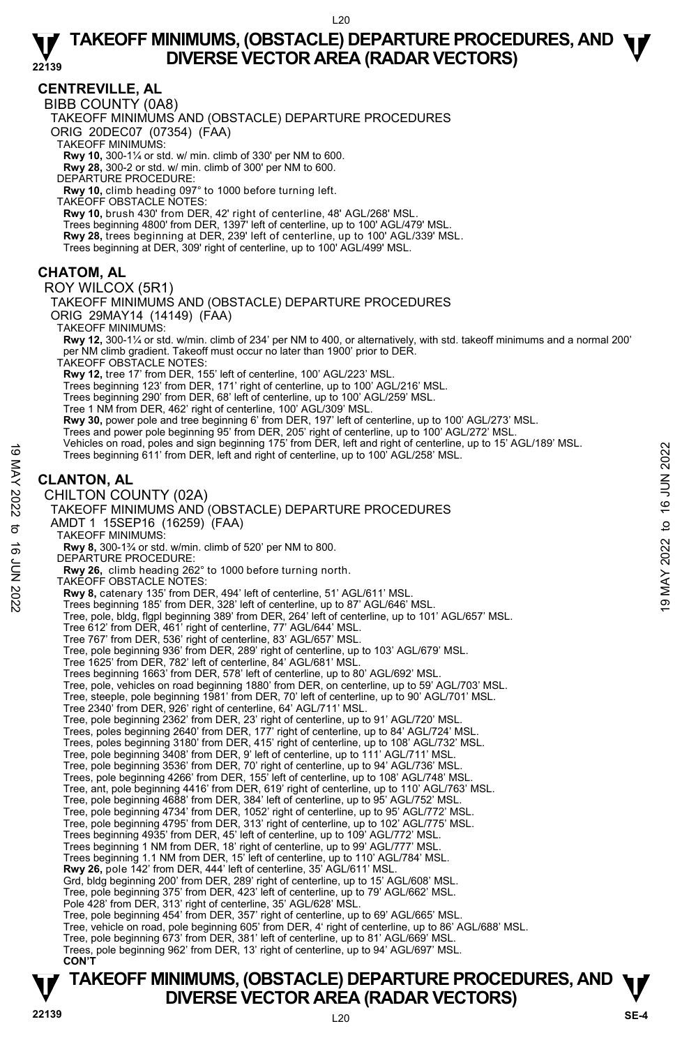## CENTREVILLE, AL

BIBB COUNTY (0A8)

TAKEOFF MINIMUMS AND (OBSTACLE) DEPARTURE PROCEDURES

ORIG 20DEC07 (07354) (FAA)

TAKEOFF MINIMUMS:

**Rwy 10,** 300-1¼ or std. w/ min. climb of 330' per NM to 600.

**Rwy 28,** 300-2 or std. w/ min. climb of 300' per NM to 600.

DEPARTURE PROCEDURE:

**Rwy 10,** climb heading 097° to 1000 before turning left.

TAKEOFF OBSTACLE NOTES:

**Rwy 10,** brush 430' from DER, 42' right of centerline, 48' AGL/268' MSL.

Trees beginning 4800' from DER, 1397' left of centerline, up to 100' AGL/479' MSL.

**Rwy 28,** trees beginning at DER, 239' left of centerline, up to 100' AGL/339' MSL.

Trees beginning at DER, 309' right of centerline, up to 100' AGL/499' MSL.

## CHATOM, AL

ROY WILCOX (5R1)

TAKEOFF MINIMUMS AND (OBSTACLE) DEPARTURE PROCEDURES

ORIG 29MAY14 (14149) (FAA)

TAKEOFF MINIMUMS:

**Rwy 12,** 300-1¼ or std. w/min. climb of 234' per NM to 400, or alternatively, with std. takeoff minimums and a normal 200' per NM climb gradient. Takeoff must occur no later than 1900' prior to DER.

TAKEOFF OBSTACLE NOTES:

**Rwy 12,** tree 17' from DER, 155' left of centerline, 100' AGL/223' MSL.

Trees beginning 123' from DER, 171' right of centerline, up to 100' AGL/216' MSL.

Trees beginning 290' from DER, 68' left of centerline, up to 100' AGL/259' MSL.

Tree 1 NM from DER, 462' right of centerline, 100' AGL/309' MSL.

**Rwy 30,** power pole and tree beginning 6' from DER, 197' left of centerline, up to 100' AGL/273' MSL.

Trees and power pole beginning 95' from DER, 205' right of centerline, up to 100' AGL/272' MSL.

Vehicles on road, poles and sign beginning 175' from DER, left and right of centerline, up to 15' AGL/189' MSL.

Trees beginning 611' from DER, left and right of centerline, up to 100' AGL/258' MSL.

## CLANTON, AL

CHILTON COUNTY (02A)

TAKEOFF MINIMUMS AND (OBSTACLE) DEPARTURE PROCEDURES

AMDT 1 15SEP16 (16259) (FAA)

TAKEOFF MINIMUMS:

**Rwy 8,** 300-1¾ or std. w/min. climb of 520' per NM to 800.

DEPARTURE PROCEDURE:

**Rwy 26,** climb heading 262° to 1000 before turning north.

TAKEOFF OBSTACLE NOTES:

**Rwy 8,** catenary 135' from DER, 494' left of centerline, 51' AGL/611' MSL.

Trees beginning 185' from DER, 328' left of centerline, up to 87' AGL/646' MSL.

Tree, pole, bldg, flgpl beginning 389' from DER, 264' left of centerline, up to 101' AGL/657' MSL.

Tree 612' from DER, 461' right of centerline, 77' AGL/644' MSL.

Tree 767' from DER, 536' right of centerline, 83' AGL/657' MSL.

Tree, pole beginning 936' from DER, 289' right of centerline, up to 103' AGL/679' MSL.

Tree 1625' from DER, 782' left of centerline, 84' AGL/681' MSL.

Trees beginning 1663' from DER, 578' left of centerline, up to 80' AGL/692' MSL.

Tree, pole, vehicles on road beginning 1880' from DER, on centerline, up to 59' AGL/703' MSL.

Tree, steeple, pole beginning 1981' from DER, 70' left of centerline, up to 90' AGL/701' MSL.

Tree 2340' from DER, 926' right of centerline, 64' AGL/711' MSL.

Tree, pole beginning 2362' from DER, 23' right of centerline, up to 91' AGL/720' MSL.

Trees, poles beginning 2640' from DER, 177' right of centerline, up to 84' AGL/724' MSL.

Trees, poles beginning 3180' from DER, 415' right of centerline, up to 108' AGL/732' MSL.

Tree, pole beginning 3408' from DER, 9' left of centerline, up to 111' AGL/711' MSL.

Tree, pole beginning 3536' from DER, 70' right of centerline, up to 94' AGL/736' MSL.

Trees, pole beginning 4266' from DER, 155' left of centerline, up to 108' AGL/748' MSL.

Tree, ant, pole beginning 4416' from DER, 619' right of centerline, up to 110' AGL/763' MSL.

Tree, pole beginning 4688' from DER, 384' left of centerline, up to 95' AGL/752' MSL.

Tree, pole beginning 4734' from DER, 1052' right of centerline, up to 95' AGL/772' MSL.

Tree, pole beginning 4795' from DER, 313' right of centerline, up to 102' AGL/775' MSL.

Trees beginning 4935' from DER, 45' left of centerline, up to 109' AGL/772' MSL.

Trees beginning 1 NM from DER, 18' right of centerline, up to 99' AGL/777' MSL.

Trees beginning 1.1 NM from DER, 15' left of centerline, up to 110' AGL/784' MSL.

**Rwy 26,** pole 142' from DER, 444' left of centerline, 35' AGL/611' MSL.

Grd, bldg beginning 200' from DER, 289' right of centerline, up to 15' AGL/608' MSL.

Tree, pole beginning 375' from DER, 423' left of centerline, up to 79' AGL/662' MSL.

Pole 428' from DER, 313' right of centerline, 35' AGL/628' MSL.

Tree, pole beginning 454' from DER, 357' right of centerline, up to 69' AGL/665' MSL.

Tree, vehicle on road, pole beginning 605' from DER, 4' right of centerline, up to 86' AGL/688' MSL.

Tree, pole beginning 673' from DER, 381' left of centerline, up to 81' AGL/669' MSL.

Trees, pole beginning 962' from DER, 13' right of centerline, up to 94' AGL/697' MSL.

**CON'T**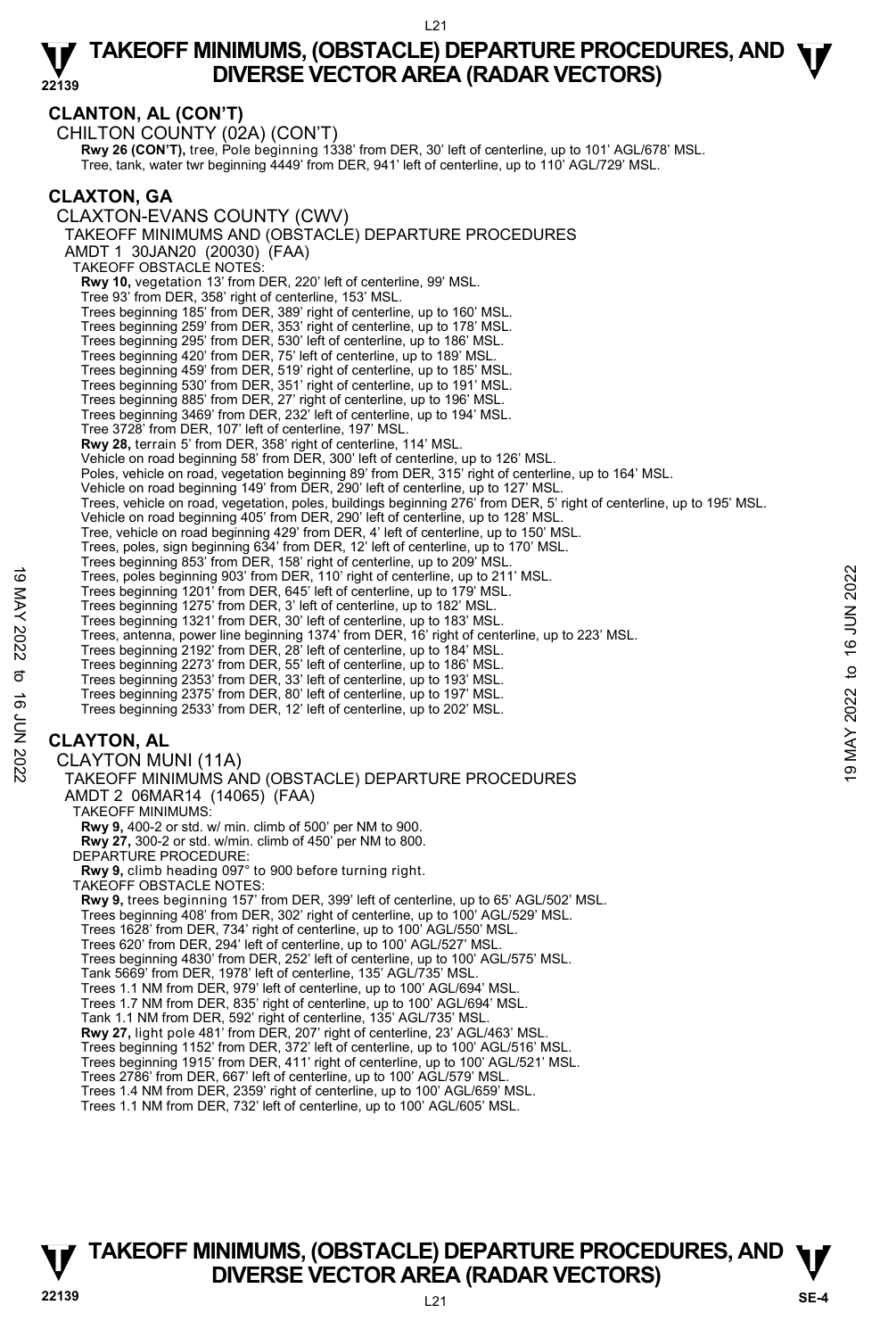## CLANTON, AL (CON'T)

CHILTON COUNTY (02A) (CON'T)

**Rwy 26 (CON'T),** tree, Pole beginning 1338' from DER, 30' left of centerline, up to 101' AGL/678' MSL.
Tree, tank, water twr beginning 4449' from DER, 941' left of centerline, up to 110' AGL/729' MSL.

## CLAXTON, GA

CLAXTON-EVANS COUNTY (CWV)

TAKEOFF MINIMUMS AND (OBSTACLE) DEPARTURE PROCEDURES

AMDT 1 30JAN20 (20030) (FAA)

TAKEOFF OBSTACLE NOTES:

**Rwy 10,** vegetation 13' from DER, 220' left of centerline, 99' MSL.
Tree 93' from DER, 358' right of centerline, 153' MSL.
Trees beginning 185' from DER, 389' right of centerline, up to 160' MSL.
Trees beginning 259' from DER, 353' right of centerline, up to 178' MSL.
Trees beginning 295' from DER, 530' left of centerline, up to 186' MSL.
Trees beginning 420' from DER, 75' left of centerline, up to 189' MSL.
Trees beginning 459' from DER, 519' right of centerline, up to 185' MSL.
Trees beginning 530' from DER, 351' right of centerline, up to 191' MSL.
Trees beginning 885' from DER, 27' right of centerline, up to 196' MSL.
Trees beginning 3469' from DER, 232' left of centerline, up to 194' MSL.
Tree 3728' from DER, 107' left of centerline, 197' MSL.

**Rwy 28,** terrain 5' from DER, 358' right of centerline, 114' MSL.
Vehicle on road beginning 58' from DER, 300' left of centerline, up to 126' MSL.
Poles, vehicle on road, vegetation beginning 89' from DER, 315' right of centerline, up to 164' MSL.
Vehicle on road beginning 149' from DER, 290' left of centerline, up to 127' MSL.
Trees, vehicle on road, vegetation, poles, buildings beginning 276' from DER, 5' right of centerline, up to 195' MSL.
Vehicle on road beginning 405' from DER, 290' left of centerline, up to 128' MSL.
Tree, vehicle on road beginning 429' from DER, 4' left of centerline, up to 150' MSL.
Trees, poles, sign beginning 634' from DER, 12' left of centerline, up to 170' MSL.
Trees beginning 853' from DER, 158' right of centerline, up to 209' MSL.
Trees, poles beginning 903' from DER, 110' right of centerline, up to 211' MSL.
Trees beginning 1201' from DER, 645' left of centerline, up to 179' MSL.
Trees beginning 1275' from DER, 3' left of centerline, up to 182' MSL.
Trees beginning 1321' from DER, 30' left of centerline, up to 183' MSL.
Trees, antenna, power line beginning 1374' from DER, 16' right of centerline, up to 223' MSL.
Trees beginning 2192' from DER, 28' left of centerline, up to 184' MSL.
Trees beginning 2273' from DER, 55' left of centerline, up to 186' MSL.
Trees beginning 2353' from DER, 33' left of centerline, up to 193' MSL.
Trees beginning 2375' from DER, 80' left of centerline, up to 197' MSL.
Trees beginning 2533' from DER, 12' left of centerline, up to 202' MSL.

## CLAYTON, AL

CLAYTON MUNI (11A)

TAKEOFF MINIMUMS AND (OBSTACLE) DEPARTURE PROCEDURES

AMDT 2 06MAR14 (14065) (FAA)

TAKEOFF MINIMUMS:

**Rwy 9,** 400-2 or std. w/ min. climb of 500' per NM to 900.
**Rwy 27,** 300-2 or std. w/min. climb of 450' per NM to 800.

DEPARTURE PROCEDURE:

**Rwy 9,** climb heading 097° to 900 before turning right.

TAKEOFF OBSTACLE NOTES:

**Rwy 9,** trees beginning 157' from DER, 399' left of centerline, up to 65' AGL/502' MSL.
Trees beginning 408' from DER, 302' right of centerline, up to 100' AGL/529' MSL.
Trees 1628' from DER, 734' right of centerline, up to 100' AGL/550' MSL.
Trees 620' from DER, 294' left of centerline, up to 100' AGL/527' MSL.
Trees beginning 4830' from DER, 252' left of centerline, up to 100' AGL/575' MSL.
Tank 5669' from DER, 1978' left of centerline, 135' AGL/735' MSL.
Trees 1.1 NM from DER, 979' left of centerline, up to 100' AGL/694' MSL.
Trees 1.7 NM from DER, 835' right of centerline, up to 100' AGL/694' MSL.
Tank 1.1 NM from DER, 592' right of centerline, 135' AGL/735' MSL.

**Rwy 27,** light pole 481' from DER, 207' right of centerline, 23' AGL/463' MSL.
Trees beginning 1152' from DER, 372' left of centerline, up to 100' AGL/516' MSL.
Trees beginning 1915' from DER, 411' right of centerline, up to 100' AGL/521' MSL.
Trees 2786' from DER, 667' left of centerline, up to 100' AGL/579' MSL.
Trees 1.4 NM from DER, 2359' right of centerline, up to 100' AGL/659' MSL.
Trees 1.1 NM from DER, 732' left of centerline, up to 100' AGL/605' MSL.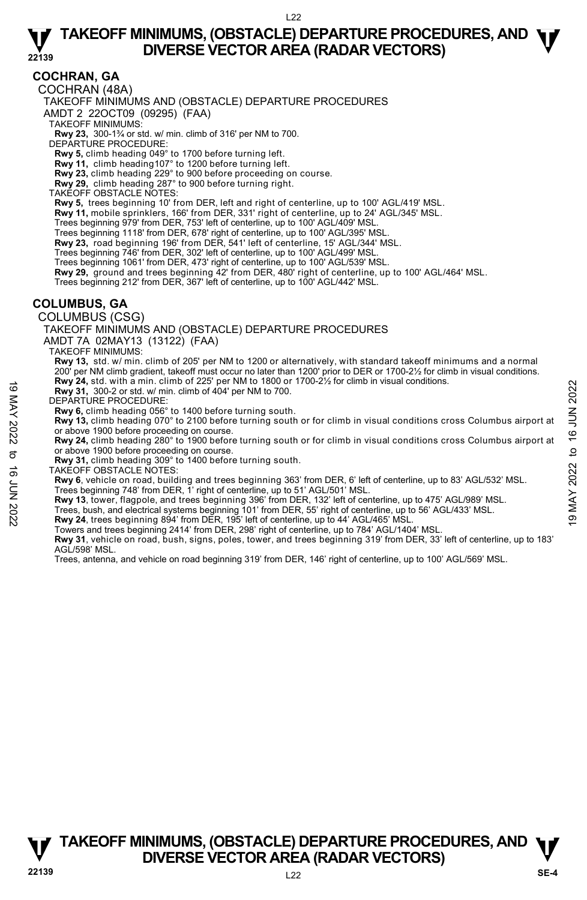## COCHRAN, GA

COCHRAN (48A)

TAKEOFF MINIMUMS AND (OBSTACLE) DEPARTURE PROCEDURES

AMDT 2 22OCT09 (09295) (FAA)

TAKEOFF MINIMUMS:

**Rwy 23,** 300-1¾ or std. w/ min. climb of 316' per NM to 700.

DEPARTURE PROCEDURE:

**Rwy 5,** climb heading 049° to 1700 before turning left.
**Rwy 11,** climb heading107° to 1200 before turning left.
**Rwy 23,** climb heading 229° to 900 before proceeding on course.
**Rwy 29,** climb heading 287° to 900 before turning right.

TAKEOFF OBSTACLE NOTES:

**Rwy 5,** trees beginning 10' from DER, left and right of centerline, up to 100' AGL/419' MSL.
**Rwy 11,** mobile sprinklers, 166' from DER, 331' right of centerline, up to 24' AGL/345' MSL.
Trees beginning 979' from DER, 753' left of centerline, up to 100' AGL/409' MSL.
Trees beginning 1118' from DER, 678' right of centerline, up to 100' AGL/395' MSL.
**Rwy 23,** road beginning 196' from DER, 541' left of centerline, 15' AGL/344' MSL.
Trees beginning 746' from DER, 302' left of centerline, up to 100' AGL/499' MSL.
Trees beginning 1061' from DER, 473' right of centerline, up to 100' AGL/539' MSL.
**Rwy 29,** ground and trees beginning 42' from DER, 480' right of centerline, up to 100' AGL/464' MSL.
Trees beginning 212' from DER, 367' left of centerline, up to 100' AGL/442' MSL.

## COLUMBUS, GA

COLUMBUS (CSG)

TAKEOFF MINIMUMS AND (OBSTACLE) DEPARTURE PROCEDURES

AMDT 7A 02MAY13 (13122) (FAA)

TAKEOFF MINIMUMS:

**Rwy 13,** std. w/ min. climb of 205' per NM to 1200 or alternatively, with standard takeoff minimums and a normal 200' per NM climb gradient, takeoff must occur no later than 1200' prior to DER or 1700-2½ for climb in visual conditions.
**Rwy 24,** std. with a min. climb of 225' per NM to 1800 or 1700-2½ for climb in visual conditions.
**Rwy 31,** 300-2 or std. w/ min. climb of 404' per NM to 700.

DEPARTURE PROCEDURE:

**Rwy 6,** climb heading 056° to 1400 before turning south.
**Rwy 13,** climb heading 070° to 2100 before turning south or for climb in visual conditions cross Columbus airport at or above 1900 before proceeding on course.
**Rwy 24,** climb heading 280° to 1900 before turning south or for climb in visual conditions cross Columbus airport at or above 1900 before proceeding on course.
**Rwy 31,** climb heading 309° to 1400 before turning south.

TAKEOFF OBSTACLE NOTES:

**Rwy 6**, vehicle on road, building and trees beginning 363' from DER, 6' left of centerline, up to 83' AGL/532' MSL.
Trees beginning 748' from DER, 1' right of centerline, up to 51' AGL/501' MSL.
**Rwy 13**, tower, flagpole, and trees beginning 396' from DER, 132' left of centerline, up to 475' AGL/989' MSL.
Trees, bush, and electrical systems beginning 101' from DER, 55' right of centerline, up to 56' AGL/433' MSL.
**Rwy 24**, trees beginning 894' from DER, 195' left of centerline, up to 44' AGL/465' MSL.
Towers and trees beginning 2414' from DER, 298' right of centerline, up to 784' AGL/1404' MSL.
**Rwy 31**, vehicle on road, bush, signs, poles, tower, and trees beginning 319' from DER, 33' left of centerline, up to 183' AGL/598' MSL.
Trees, antenna, and vehicle on road beginning 319' from DER, 146' right of centerline, up to 100' AGL/569' MSL.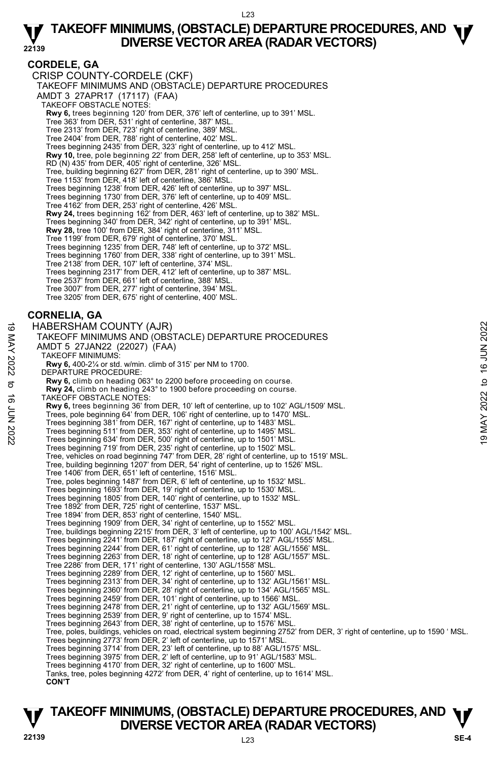## CORDELE, GA

CRISP COUNTY-CORDELE (CKF)
TAKEOFF MINIMUMS AND (OBSTACLE) DEPARTURE PROCEDURES
AMDT 3 27APR17 (17117) (FAA)
TAKEOFF OBSTACLE NOTES:
**Rwy 6,** trees beginning 120' from DER, 376' left of centerline, up to 391' MSL.
Tree 363' from DER, 531' right of centerline, 387' MSL.
Tree 2313' from DER, 723' right of centerline, 389' MSL.
Tree 2404' from DER, 788' right of centerline, 402' MSL.
Trees beginning 2435' from DER, 323' right of centerline, up to 412' MSL.
**Rwy 10,** tree, pole beginning 22' from DER, 258' left of centerline, up to 353' MSL.
RD (N) 435' from DER, 405' right of centerline, 326' MSL.
Tree, building beginning 627' from DER, 281' right of centerline, up to 390' MSL.
Tree 1153' from DER, 418' left of centerline, 386' MSL.
Trees beginning 1238' from DER, 426' left of centerline, up to 397' MSL.
Trees beginning 1730' from DER, 376' left of centerline, up to 409' MSL.
Tree 4162' from DER, 253' right of centerline, 426' MSL.
**Rwy 24,** trees beginning 162' from DER, 463' left of centerline, up to 382' MSL.
Trees beginning 340' from DER, 342' right of centerline, up to 391' MSL.
**Rwy 28,** tree 100' from DER, 384' right of centerline, 311' MSL.
Tree 1199' from DER, 679' right of centerline, 370' MSL.
Trees beginning 1235' from DER, 748' left of centerline, up to 372' MSL.
Trees beginning 1760' from DER, 338' right of centerline, up to 391' MSL.
Tree 2138' from DER, 107' left of centerline, 374' MSL.
Trees beginning 2317' from DER, 412' left of centerline, up to 387' MSL.
Tree 2537' from DER, 661' left of centerline, 388' MSL.
Tree 3007' from DER, 277' right of centerline, 394' MSL.
Tree 3205' from DER, 675' right of centerline, 400' MSL.

## CORNELIA, GA

HABERSHAM COUNTY (AJR)
TAKEOFF MINIMUMS AND (OBSTACLE) DEPARTURE PROCEDURES
AMDT 5 27JAN22 (22027) (FAA)
TAKEOFF MINIMUMS:
**Rwy 6,** 400-2¼ or std. w/min. climb of 315' per NM to 1700.
DEPARTURE PROCEDURE:
**Rwy 6,** climb on heading 063° to 2200 before proceeding on course.
**Rwy 24,** climb on heading 243° to 1900 before proceeding on course.
TAKEOFF OBSTACLE NOTES:
**Rwy 6,** trees beginning 36' from DER, 10' left of centerline, up to 102' AGL/1509' MSL.
Trees, pole beginning 64' from DER, 106' right of centerline, up to 1470' MSL.
Trees beginning 381' from DER, 167' right of centerline, up to 1483' MSL.
Trees beginning 511' from DER, 353' right of centerline, up to 1495' MSL.
Trees beginning 634' from DER, 500' right of centerline, up to 1501' MSL.
Trees beginning 719' from DER, 235' right of centerline, up to 1502' MSL.
Tree, vehicles on road beginning 747' from DER, 28' right of centerline, up to 1519' MSL.
Tree, building beginning 1207' from DER, 54' right of centerline, up to 1526' MSL.
Tree 1406' from DER, 651' left of centerline, 1516' MSL.
Tree, poles beginning 1487' from DER, 6' left of centerline, up to 1532' MSL.
Trees beginning 1693' from DER, 19' right of centerline, up to 1530' MSL.
Trees beginning 1805' from DER, 140' right of centerline, up to 1532' MSL.
Tree 1892' from DER, 725' right of centerline, 1537' MSL.
Tree 1894' from DER, 853' right of centerline, 1540' MSL.
Trees beginning 1909' from DER, 34' right of centerline, up to 1552' MSL.
Tree, buildings beginning 2215' from DER, 3' left of centerline, up to 100' AGL/1542' MSL.
Trees beginning 2241' from DER, 187' right of centerline, up to 127' AGL/1555' MSL.
Trees beginning 2244' from DER, 61' right of centerline, up to 128' AGL/1556' MSL.
Trees beginning 2263' from DER, 18' right of centerline, up to 128' AGL/1557' MSL.
Tree 2286' from DER, 171' right of centerline, 130' AGL/1558' MSL.
Trees beginning 2289' from DER, 12' right of centerline, up to 1560' MSL.
Trees beginning 2313' from DER, 34' right of centerline, up to 132' AGL/1561' MSL.
Trees beginning 2360' from DER, 28' right of centerline, up to 134' AGL/1565' MSL.
Trees beginning 2459' from DER, 101' right of centerline, up to 1566' MSL.
Trees beginning 2478' from DER, 21' right of centerline, up to 132' AGL/1569' MSL.
Trees beginning 2539' from DER, 9' right of centerline, up to 1574' MSL.
Trees beginning 2643' from DER, 38' right of centerline, up to 1576' MSL.
Tree, poles, buildings, vehicles on road, electrical system beginning 2752' from DER, 3' right of centerline, up to 1590 ' MSL.
Trees beginning 2773' from DER, 2' left of centerline, up to 1571' MSL.
Trees beginning 3714' from DER, 23' left of centerline, up to 88' AGL/1575' MSL.
Trees beginning 3975' from DER, 2' left of centerline, up to 91' AGL/1583' MSL.
Trees beginning 4170' from DER, 32' right of centerline, up to 1600' MSL.
Tanks, tree, poles beginning 4272' from DER, 4' right of centerline, up to 1614' MSL.
**CON'T**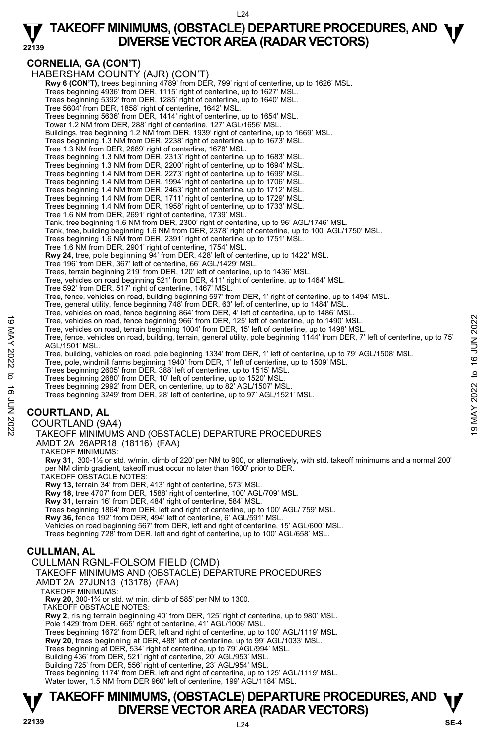## CORNELIA, GA (CON'T)

HABERSHAM COUNTY (AJR) (CON'T)

**Rwy 6 (CON'T),** trees beginning 4789' from DER, 799' right of centerline, up to 1626' MSL.
Trees beginning 4936' from DER, 1115' right of centerline, up to 1627' MSL.
Trees beginning 5392' from DER, 1285' right of centerline, up to 1640' MSL.
Tree 5604' from DER, 1858' right of centerline, 1642' MSL.
Trees beginning 5636' from DER, 1414' right of centerline, up to 1654' MSL.
Tower 1.2 NM from DER, 288' right of centerline, 127' AGL/1656' MSL.
Buildings, tree beginning 1.2 NM from DER, 1939' right of centerline, up to 1669' MSL.
Trees beginning 1.3 NM from DER, 2238' right of centerline, up to 1673' MSL.
Tree 1.3 NM from DER, 2689' right of centerline, 1678' MSL.
Trees beginning 1.3 NM from DER, 2313' right of centerline, up to 1683' MSL.
Trees beginning 1.3 NM from DER, 2200' right of centerline, up to 1694' MSL.
Trees beginning 1.4 NM from DER, 2273' right of centerline, up to 1699' MSL.
Trees beginning 1.4 NM from DER, 1994' right of centerline, up to 1706' MSL.
Trees beginning 1.4 NM from DER, 2463' right of centerline, up to 1712' MSL.
Trees beginning 1.4 NM from DER, 1711' right of centerline, up to 1729' MSL.
Trees beginning 1.4 NM from DER, 1958' right of centerline, up to 1733' MSL.
Tree 1.6 NM from DER, 2691' right of centerline, 1739' MSL.
Tank, tree beginning 1.6 NM from DER, 2300' right of centerline, up to 96' AGL/1746' MSL.
Tank, tree, building beginning 1.6 NM from DER, 2378' right of centerline, up to 100' AGL/1750' MSL.
Trees beginning 1.6 NM from DER, 2391' right of centerline, up to 1751' MSL.
Tree 1.6 NM from DER, 2901' right of centerline, 1754' MSL.
**Rwy 24,** tree, pole beginning 94' from DER, 428' left of centerline, up to 1422' MSL.
Tree 196' from DER, 367' left of centerline, 66' AGL/1429' MSL.
Trees, terrain beginning 219' from DER, 120' left of centerline, up to 1436' MSL.
Tree, vehicles on road beginning 521' from DER, 411' right of centerline, up to 1464' MSL.
Tree 592' from DER, 517' right of centerline, 1467' MSL.
Tree, fence, vehicles on road, building beginning 597' from DER, 1' right of centerline, up to 1494' MSL.
Tree, general utility, fence beginning 748' from DER, 63' left of centerline, up to 1484' MSL.
Tree, vehicles on road, fence beginning 864' from DER, 4' left of centerline, up to 1486' MSL.
Tree, vehicles on road, fence beginning 966' from DER, 125' left of centerline, up to 1490' MSL.
Tree, vehicles on road, terrain beginning 1004' from DER, 15' left of centerline, up to 1498' MSL.
Tree, fence, vehicles on road, building, terrain, general utility, pole beginning 1144' from DER, 7' left of centerline, up to 75' AGL/1501' MSL.
Tree, building, vehicles on road, pole beginning 1334' from DER, 1' left of centerline, up to 79' AGL/1508' MSL.
Tree, pole, windmill farms beginning 1940' from DER, 1' left of centerline, up to 1509' MSL.
Trees beginning 2605' from DER, 388' left of centerline, up to 1515' MSL.
Trees beginning 2680' from DER, 10' left of centerline, up to 1520' MSL.
Trees beginning 2992' from DER, on centerline, up to 82' AGL/1507' MSL.
Trees beginning 3249' from DER, 28' left of centerline, up to 97' AGL/1521' MSL.

## COURTLAND, AL

COURTLAND (9A4)
TAKEOFF MINIMUMS AND (OBSTACLE) DEPARTURE PROCEDURES
AMDT 2A 26APR18 (18116) (FAA)

TAKEOFF MINIMUMS:
**Rwy 31,** 300-1½ or std. w/min. climb of 220' per NM to 900, or alternatively, with std. takeoff minimums and a normal 200' per NM climb gradient, takeoff must occur no later than 1600' prior to DER.

TAKEOFF OBSTACLE NOTES:
**Rwy 13,** terrain 34' from DER, 413' right of centerline, 573' MSL.
**Rwy 18,** tree 4707' from DER, 1588' right of centerline, 100' AGL/709' MSL.
**Rwy 31,** terrain 16' from DER, 484' right of centerline, 584' MSL.
Trees beginning 1864' from DER, left and right of centerline, up to 100' AGL/ 759' MSL.
**Rwy 36,** fence 192' from DER, 494' left of centerline, 6' AGL/591' MSL.
Vehicles on road beginning 567' from DER, left and right of centerline, 15' AGL/600' MSL.
Trees beginning 728' from DER, left and right of centerline, up to 100' AGL/658' MSL.

## CULLMAN, AL

CULLMAN RGNL-FOLSOM FIELD (CMD)
TAKEOFF MINIMUMS AND (OBSTACLE) DEPARTURE PROCEDURES
AMDT 2A 27JUN13 (13178) (FAA)

TAKEOFF MINIMUMS:
**Rwy 20,** 300-1¾ or std. w/ min. climb of 585' per NM to 1300.

TAKEOFF OBSTACLE NOTES:
**Rwy 2**, rising terrain beginning 40' from DER, 125' right of centerline, up to 980' MSL.
Pole 1429' from DER, 665' right of centerline, 41' AGL/1006' MSL.
Trees beginning 1672' from DER, left and right of centerline, up to 100' AGL/1119' MSL.
**Rwy 20**, trees beginning at DER, 488' left of centerline, up to 99' AGL/1033' MSL.
Trees beginning at DER, 534' right of centerline, up to 79' AGL/994' MSL.
Building 436' from DER, 521' right of centerline, 20' AGL/953' MSL.
Building 725' from DER, 556' right of centerline, 23' AGL/954' MSL.
Trees beginning 1174' from DER, left and right of centerline, up to 125' AGL/1119' MSL.
Water tower, 1.5 NM from DER 960' left of centerline, 199' AGL/1184' MSL.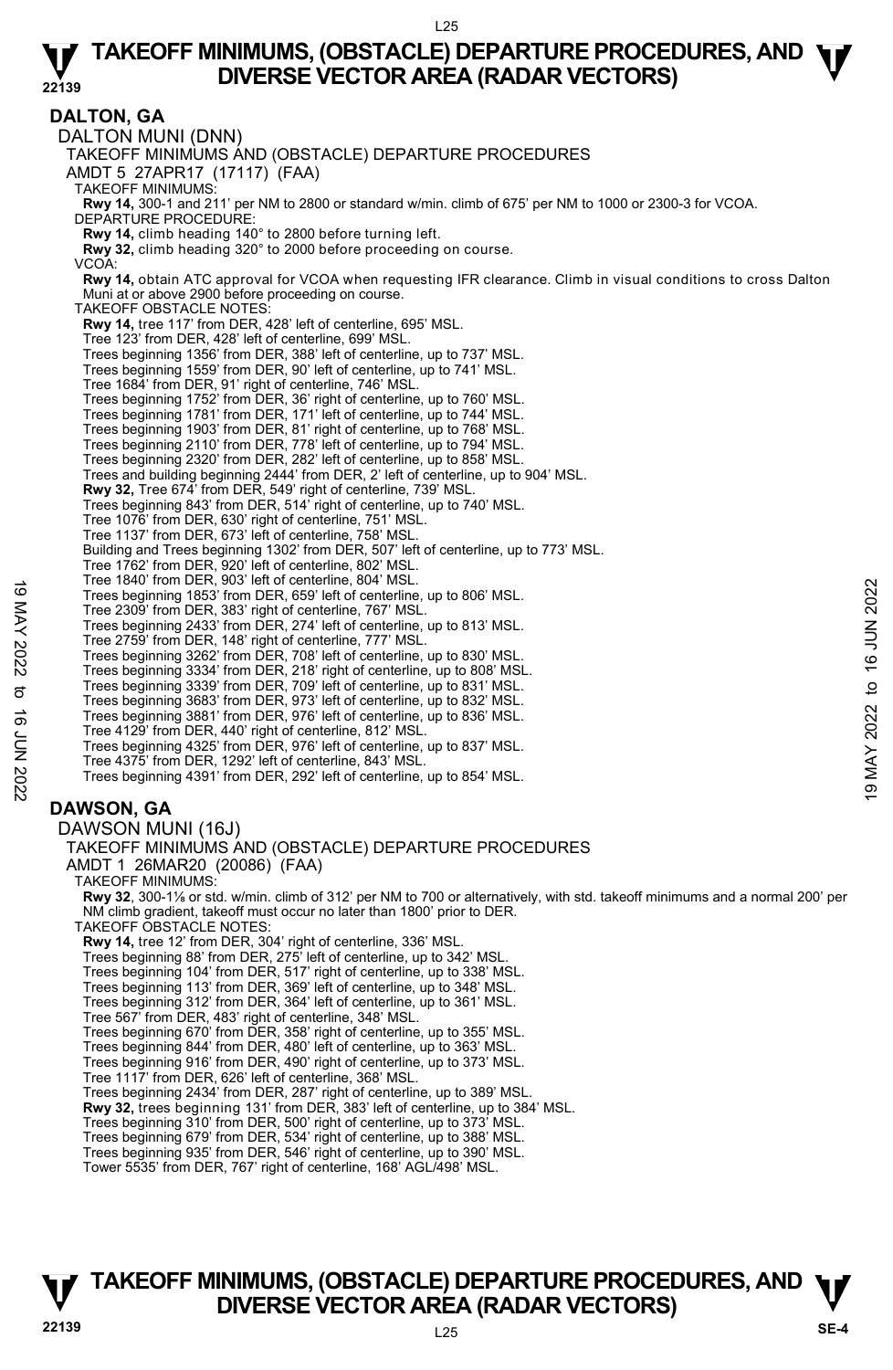## DALTON, GA

DALTON MUNI (DNN)

TAKEOFF MINIMUMS AND (OBSTACLE) DEPARTURE PROCEDURES

AMDT 5 27APR17 (17117) (FAA)

TAKEOFF MINIMUMS:

**Rwy 14,** 300-1 and 211' per NM to 2800 or standard w/min. climb of 675' per NM to 1000 or 2300-3 for VCOA.

DEPARTURE PROCEDURE:

**Rwy 14,** climb heading 140° to 2800 before turning left.

**Rwy 32,** climb heading 320° to 2000 before proceeding on course.

VCOA:

**Rwy 14,** obtain ATC approval for VCOA when requesting IFR clearance. Climb in visual conditions to cross Dalton Muni at or above 2900 before proceeding on course.

TAKEOFF OBSTACLE NOTES:

**Rwy 14,** tree 117' from DER, 428' left of centerline, 695' MSL.
Tree 123' from DER, 428' left of centerline, 699' MSL.
Trees beginning 1356' from DER, 388' left of centerline, up to 737' MSL.
Trees beginning 1559' from DER, 90' left of centerline, up to 741' MSL.
Tree 1684' from DER, 91' right of centerline, 746' MSL.
Trees beginning 1752' from DER, 36' right of centerline, up to 760' MSL.
Trees beginning 1781' from DER, 171' left of centerline, up to 744' MSL.
Trees beginning 1903' from DER, 81' right of centerline, up to 768' MSL.
Trees beginning 2110' from DER, 778' left of centerline, up to 794' MSL.
Trees beginning 2320' from DER, 282' left of centerline, up to 858' MSL.
Trees and building beginning 2444' from DER, 2' left of centerline, up to 904' MSL.

**Rwy 32,** Tree 674' from DER, 549' right of centerline, 739' MSL.
Trees beginning 843' from DER, 514' right of centerline, up to 740' MSL.
Tree 1076' from DER, 630' right of centerline, 751' MSL.
Tree 1137' from DER, 673' left of centerline, 758' MSL.
Building and Trees beginning 1302' from DER, 507' left of centerline, up to 773' MSL.
Tree 1762' from DER, 920' left of centerline, 802' MSL.
Tree 1840' from DER, 903' left of centerline, 804' MSL.
Trees beginning 1853' from DER, 659' left of centerline, up to 806' MSL.
Tree 2309' from DER, 383' right of centerline, 767' MSL.
Trees beginning 2433' from DER, 274' left of centerline, up to 813' MSL.
Tree 2759' from DER, 148' right of centerline, 777' MSL.
Trees beginning 3262' from DER, 708' left of centerline, up to 830' MSL.
Trees beginning 3334' from DER, 218' right of centerline, up to 808' MSL.
Trees beginning 3339' from DER, 709' left of centerline, up to 831' MSL.
Trees beginning 3683' from DER, 973' left of centerline, up to 832' MSL.
Trees beginning 3881' from DER, 976' left of centerline, up to 836' MSL.
Tree 4129' from DER, 440' right of centerline, 812' MSL.
Trees beginning 4325' from DER, 976' left of centerline, up to 837' MSL.
Tree 4375' from DER, 1292' left of centerline, 843' MSL.
Trees beginning 4391' from DER, 292' left of centerline, up to 854' MSL.

## DAWSON, GA

DAWSON MUNI (16J)

TAKEOFF MINIMUMS AND (OBSTACLE) DEPARTURE PROCEDURES

AMDT 1 26MAR20 (20086) (FAA)

TAKEOFF MINIMUMS:

**Rwy 32**, 300-1⅛ or std. w/min. climb of 312' per NM to 700 or alternatively, with std. takeoff minimums and a normal 200' per NM climb gradient, takeoff must occur no later than 1800' prior to DER.

TAKEOFF OBSTACLE NOTES:

**Rwy 14,** tree 12' from DER, 304' right of centerline, 336' MSL.
Trees beginning 88' from DER, 275' left of centerline, up to 342' MSL.
Trees beginning 104' from DER, 517' right of centerline, up to 338' MSL.
Trees beginning 113' from DER, 369' left of centerline, up to 348' MSL.
Trees beginning 312' from DER, 364' left of centerline, up to 361' MSL.
Tree 567' from DER, 483' right of centerline, 348' MSL.
Trees beginning 670' from DER, 358' right of centerline, up to 355' MSL.
Trees beginning 844' from DER, 480' left of centerline, up to 363' MSL.
Trees beginning 916' from DER, 490' right of centerline, up to 373' MSL.
Tree 1117' from DER, 626' left of centerline, 368' MSL.
Trees beginning 2434' from DER, 287' right of centerline, up to 389' MSL.

**Rwy 32,** trees beginning 131' from DER, 383' left of centerline, up to 384' MSL.
Trees beginning 310' from DER, 500' right of centerline, up to 373' MSL.
Trees beginning 679' from DER, 534' right of centerline, up to 388' MSL.
Trees beginning 935' from DER, 546' right of centerline, up to 390' MSL.
Tower 5535' from DER, 767' right of centerline, 168' AGL/498' MSL.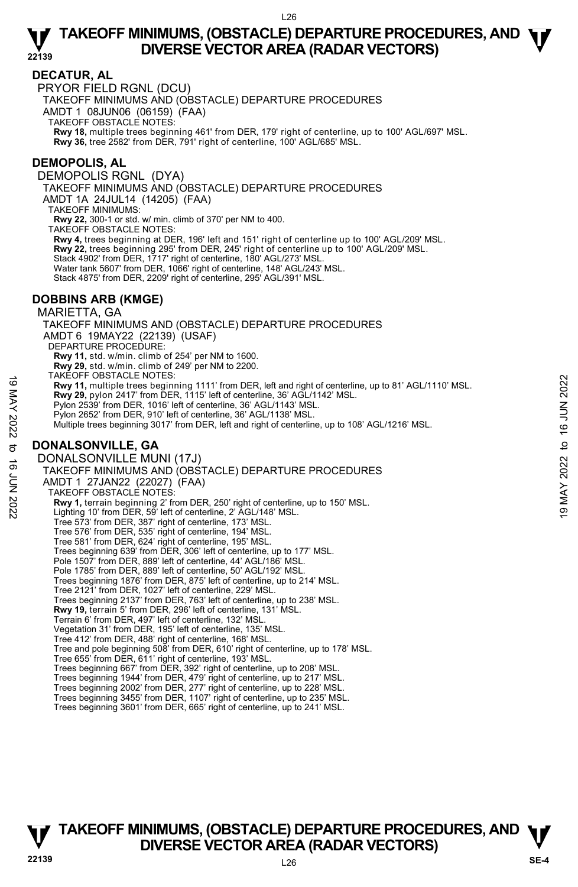## DECATUR, AL

PRYOR FIELD RGNL (DCU)

TAKEOFF MINIMUMS AND (OBSTACLE) DEPARTURE PROCEDURES

AMDT 1 08JUN06 (06159) (FAA)

TAKEOFF OBSTACLE NOTES:

**Rwy 18,** multiple trees beginning 461' from DER, 179' right of centerline, up to 100' AGL/697' MSL.
**Rwy 36,** tree 2582' from DER, 791' right of centerline, 100' AGL/685' MSL.

## DEMOPOLIS, AL

DEMOPOLIS RGNL (DYA)

TAKEOFF MINIMUMS AND (OBSTACLE) DEPARTURE PROCEDURES

AMDT 1A 24JUL14 (14205) (FAA)

TAKEOFF MINIMUMS:

**Rwy 22,** 300-1 or std. w/ min. climb of 370' per NM to 400.

TAKEOFF OBSTACLE NOTES:

**Rwy 4,** trees beginning at DER, 196' left and 151' right of centerline up to 100' AGL/209' MSL.
**Rwy 22,** trees beginning 295' from DER, 245' right of centerline up to 100' AGL/209' MSL.
Stack 4902' from DER, 1717' right of centerline, 180' AGL/273' MSL.
Water tank 5607' from DER, 1066' right of centerline, 148' AGL/243' MSL.
Stack 4875' from DER, 2209' right of centerline, 295' AGL/391' MSL.

## DOBBINS ARB (KMGE)

MARIETTA, GA

TAKEOFF MINIMUMS AND (OBSTACLE) DEPARTURE PROCEDURES

AMDT 6 19MAY22 (22139) (USAF)

DEPARTURE PROCEDURE:

**Rwy 11,** std. w/min. climb of 254' per NM to 1600.
**Rwy 29,** std. w/min. climb of 249' per NM to 2200.

TAKEOFF OBSTACLE NOTES:

**Rwy 11,** multiple trees beginning 1111' from DER, left and right of centerline, up to 81' AGL/1110' MSL.
**Rwy 29,** pylon 2417' from DER, 1115' left of centerline, 36' AGL/1142' MSL.
Pylon 2539' from DER, 1016' left of centerline, 36' AGL/1143' MSL.
Pylon 2652' from DER, 910' left of centerline, 36' AGL/1138' MSL.
Multiple trees beginning 3017' from DER, left and right of centerline, up to 108' AGL/1216' MSL.

## DONALSONVILLE, GA

DONALSONVILLE MUNI (17J)

TAKEOFF MINIMUMS AND (OBSTACLE) DEPARTURE PROCEDURES

AMDT 1 27JAN22 (22027) (FAA)

TAKEOFF OBSTACLE NOTES:

**Rwy 1,** terrain beginning 2' from DER, 250' right of centerline, up to 150' MSL.
Lighting 10' from DER, 59' left of centerline, 2' AGL/148' MSL.
Tree 573' from DER, 387' right of centerline, 173' MSL.
Tree 576' from DER, 535' right of centerline, 194' MSL.
Tree 581' from DER, 624' right of centerline, 195' MSL.
Trees beginning 639' from DER, 306' left of centerline, up to 177' MSL.
Pole 1507' from DER, 889' left of centerline, 44' AGL/186' MSL.
Pole 1785' from DER, 889' left of centerline, 50' AGL/192' MSL.
Trees beginning 1876' from DER, 875' left of centerline, up to 214' MSL.
Tree 2121' from DER, 1027' left of centerline, 229' MSL.
Trees beginning 2137' from DER, 763' left of centerline, up to 238' MSL.
**Rwy 19,** terrain 5' from DER, 296' left of centerline, 131' MSL.
Terrain 6' from DER, 497' left of centerline, 132' MSL.
Vegetation 31' from DER, 195' left of centerline, 135' MSL.
Tree 412' from DER, 488' right of centerline, 168' MSL.
Tree and pole beginning 508' from DER, 610' right of centerline, up to 178' MSL.
Tree 655' from DER, 611' right of centerline, 193' MSL.
Trees beginning 667' from DER, 392' right of centerline, up to 208' MSL.
Trees beginning 1944' from DER, 479' right of centerline, up to 217' MSL.
Trees beginning 2002' from DER, 277' right of centerline, up to 228' MSL.
Trees beginning 3455' from DER, 1107' right of centerline, up to 235' MSL.
Trees beginning 3601' from DER, 665' right of centerline, up to 241' MSL.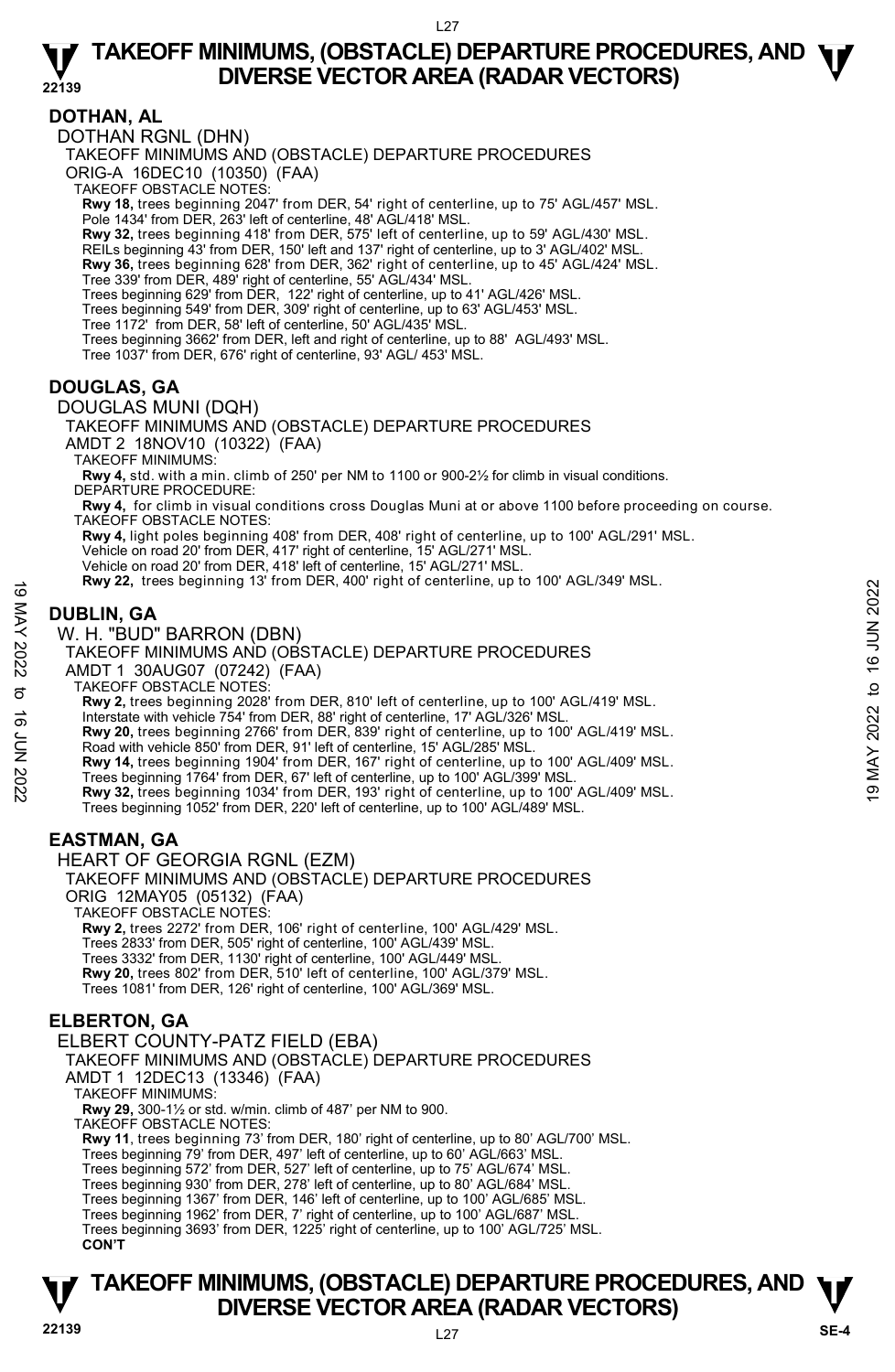# TAKEOFF MINIMUMS, (OBSTACLE) DEPARTURE PROCEDURES, AND DIVERSE VECTOR AREA (RADAR VECTORS)

## DOTHAN, AL

DOTHAN RGNL (DHN)

TAKEOFF MINIMUMS AND (OBSTACLE) DEPARTURE PROCEDURES

ORIG-A 16DEC10 (10350) (FAA)

TAKEOFF OBSTACLE NOTES:

**Rwy 18,** trees beginning 2047' from DER, 54' right of centerline, up to 75' AGL/457' MSL.
Pole 1434' from DER, 263' left of centerline, 48' AGL/418' MSL.
**Rwy 32,** trees beginning 418' from DER, 575' left of centerline, up to 59' AGL/430' MSL.
REILs beginning 43' from DER, 150' left and 137' right of centerline, up to 3' AGL/402' MSL.
**Rwy 36,** trees beginning 628' from DER, 362' right of centerline, up to 45' AGL/424' MSL.
Tree 339' from DER, 489' right of centerline, 55' AGL/434' MSL.
Trees beginning 629' from DER, 122' right of centerline, up to 41' AGL/426' MSL.
Trees beginning 549' from DER, 309' right of centerline, up to 63' AGL/453' MSL.
Tree 1172' from DER, 58' left of centerline, 50' AGL/435' MSL.
Trees beginning 3662' from DER, left and right of centerline, up to 88' AGL/493' MSL.
Tree 1037' from DER, 676' right of centerline, 93' AGL/ 453' MSL.

## DOUGLAS, GA

DOUGLAS MUNI (DQH)

TAKEOFF MINIMUMS AND (OBSTACLE) DEPARTURE PROCEDURES

AMDT 2 18NOV10 (10322) (FAA)

TAKEOFF MINIMUMS:

**Rwy 4,** std. with a min. climb of 250' per NM to 1100 or 900-2½ for climb in visual conditions.

DEPARTURE PROCEDURE:

**Rwy 4,** for climb in visual conditions cross Douglas Muni at or above 1100 before proceeding on course.

TAKEOFF OBSTACLE NOTES:

**Rwy 4,** light poles beginning 408' from DER, 408' right of centerline, up to 100' AGL/291' MSL.
Vehicle on road 20' from DER, 417' right of centerline, 15' AGL/271' MSL.
Vehicle on road 20' from DER, 418' left of centerline, 15' AGL/271' MSL.
**Rwy 22,** trees beginning 13' from DER, 400' right of centerline, up to 100' AGL/349' MSL.

## DUBLIN, GA

W. H. "BUD" BARRON (DBN)

TAKEOFF MINIMUMS AND (OBSTACLE) DEPARTURE PROCEDURES

AMDT 1 30AUG07 (07242) (FAA)

TAKEOFF OBSTACLE NOTES:

**Rwy 2,** trees beginning 2028' from DER, 810' left of centerline, up to 100' AGL/419' MSL.
Interstate with vehicle 754' from DER, 88' right of centerline, 17' AGL/326' MSL.
**Rwy 20,** trees beginning 2766' from DER, 839' right of centerline, up to 100' AGL/419' MSL.
Road with vehicle 850' from DER, 91' left of centerline, 15' AGL/285' MSL.
**Rwy 14,** trees beginning 1904' from DER, 167' right of centerline, up to 100' AGL/409' MSL.
Trees beginning 1764' from DER, 67' left of centerline, up to 100' AGL/399' MSL.
**Rwy 32,** trees beginning 1034' from DER, 193' right of centerline, up to 100' AGL/409' MSL.
Trees beginning 1052' from DER, 220' left of centerline, up to 100' AGL/489' MSL.

## EASTMAN, GA

HEART OF GEORGIA RGNL (EZM)

TAKEOFF MINIMUMS AND (OBSTACLE) DEPARTURE PROCEDURES

ORIG 12MAY05 (05132) (FAA)

TAKEOFF OBSTACLE NOTES:

**Rwy 2,** trees 2272' from DER, 106' right of centerline, 100' AGL/429' MSL.
Trees 2833' from DER, 505' right of centerline, 100' AGL/439' MSL.
Trees 3332' from DER, 1130' right of centerline, 100' AGL/449' MSL.
**Rwy 20,** trees 802' from DER, 510' left of centerline, 100' AGL/379' MSL.
Trees 1081' from DER, 126' right of centerline, 100' AGL/369' MSL.

## ELBERTON, GA

ELBERT COUNTY-PATZ FIELD (EBA)

TAKEOFF MINIMUMS AND (OBSTACLE) DEPARTURE PROCEDURES

AMDT 1 12DEC13 (13346) (FAA)

TAKEOFF MINIMUMS:

**Rwy 29,** 300-1½ or std. w/min. climb of 487' per NM to 900.

TAKEOFF OBSTACLE NOTES:

**Rwy 11**, trees beginning 73' from DER, 180' right of centerline, up to 80' AGL/700' MSL.
Trees beginning 79' from DER, 497' left of centerline, up to 60' AGL/663' MSL.
Trees beginning 572' from DER, 527' left of centerline, up to 75' AGL/674' MSL.
Trees beginning 930' from DER, 278' left of centerline, up to 80' AGL/684' MSL.
Trees beginning 1367' from DER, 146' left of centerline, up to 100' AGL/685' MSL.
Trees beginning 1962' from DER, 7' right of centerline, up to 100' AGL/687' MSL.
Trees beginning 3693' from DER, 1225' right of centerline, up to 100' AGL/725' MSL.

**CON'T**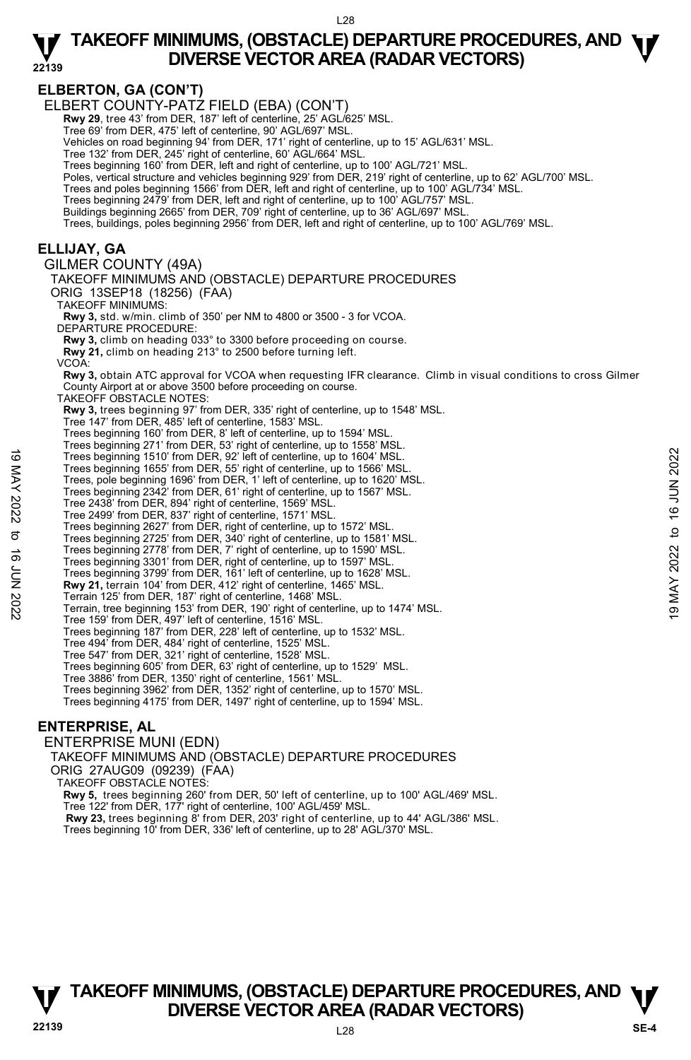## ELBERTON, GA (CON'T)

ELBERT COUNTY-PATZ FIELD (EBA) (CON'T)

**Rwy 29**, tree 43' from DER, 187' left of centerline, 25' AGL/625' MSL.
Tree 69' from DER, 475' left of centerline, 90' AGL/697' MSL.
Vehicles on road beginning 94' from DER, 171' right of centerline, up to 15' AGL/631' MSL.
Tree 132' from DER, 245' right of centerline, 60' AGL/664' MSL.
Trees beginning 160' from DER, left and right of centerline, up to 100' AGL/721' MSL.
Poles, vertical structure and vehicles beginning 929' from DER, 219' right of centerline, up to 62' AGL/700' MSL.
Trees and poles beginning 1566' from DER, left and right of centerline, up to 100' AGL/734' MSL.
Trees beginning 2479' from DER, left and right of centerline, up to 100' AGL/757' MSL.
Buildings beginning 2665' from DER, 709' right of centerline, up to 36' AGL/697' MSL.
Trees, buildings, poles beginning 2956' from DER, left and right of centerline, up to 100' AGL/769' MSL.

## ELLIJAY, GA

GILMER COUNTY (49A)

TAKEOFF MINIMUMS AND (OBSTACLE) DEPARTURE PROCEDURES

ORIG 13SEP18 (18256) (FAA)

TAKEOFF MINIMUMS:

**Rwy 3,** std. w/min. climb of 350' per NM to 4800 or 3500 - 3 for VCOA.

DEPARTURE PROCEDURE:

**Rwy 3,** climb on heading 033° to 3300 before proceeding on course.
**Rwy 21,** climb on heading 213° to 2500 before turning left.

VCOA:

**Rwy 3,** obtain ATC approval for VCOA when requesting IFR clearance. Climb in visual conditions to cross Gilmer County Airport at or above 3500 before proceeding on course.

TAKEOFF OBSTACLE NOTES:

**Rwy 3,** trees beginning 97' from DER, 335' right of centerline, up to 1548' MSL.
Tree 147' from DER, 485' left of centerline, 1583' MSL.
Trees beginning 160' from DER, 8' left of centerline, up to 1594' MSL.
Trees beginning 271' from DER, 53' right of centerline, up to 1558' MSL.
Trees beginning 1510' from DER, 92' left of centerline, up to 1604' MSL.
Trees beginning 1655' from DER, 55' right of centerline, up to 1566' MSL.
Trees, pole beginning 1696' from DER, 1' left of centerline, up to 1620' MSL.
Trees beginning 2342' from DER, 61' right of centerline, up to 1567' MSL.
Tree 2438' from DER, 894' right of centerline, 1569' MSL.
Tree 2499' from DER, 837' right of centerline, 1571' MSL.
Trees beginning 2627' from DER, right of centerline, up to 1572' MSL.
Trees beginning 2725' from DER, 340' right of centerline, up to 1581' MSL.
Trees beginning 2778' from DER, 7' right of centerline, up to 1590' MSL.
Trees beginning 3301' from DER, right of centerline, up to 1597' MSL.
Trees beginning 3799' from DER, 161' left of centerline, up to 1628' MSL.
**Rwy 21,** terrain 104' from DER, 412' right of centerline, 1465' MSL.
Terrain 125' from DER, 187' right of centerline, 1468' MSL.
Terrain, tree beginning 153' from DER, 190' right of centerline, up to 1474' MSL.
Tree 159' from DER, 497' left of centerline, 1516' MSL.
Trees beginning 187' from DER, 228' left of centerline, up to 1532' MSL.
Tree 494' from DER, 484' right of centerline, 1525' MSL.
Tree 547' from DER, 321' right of centerline, 1528' MSL.
Trees beginning 605' from DER, 63' right of centerline, up to 1529' MSL.
Tree 3886' from DER, 1350' right of centerline, 1561' MSL.
Trees beginning 3962' from DER, 1352' right of centerline, up to 1570' MSL.
Trees beginning 4175' from DER, 1497' right of centerline, up to 1594' MSL.

## ENTERPRISE, AL

ENTERPRISE MUNI (EDN)

TAKEOFF MINIMUMS AND (OBSTACLE) DEPARTURE PROCEDURES

ORIG 27AUG09 (09239) (FAA)

TAKEOFF OBSTACLE NOTES:

**Rwy 5,** trees beginning 260' from DER, 50' left of centerline, up to 100' AGL/469' MSL.
Tree 122' from DER, 177' right of centerline, 100' AGL/459' MSL.
**Rwy 23,** trees beginning 8' from DER, 203' right of centerline, up to 44' AGL/386' MSL.
Trees beginning 10' from DER, 336' left of centerline, up to 28' AGL/370' MSL.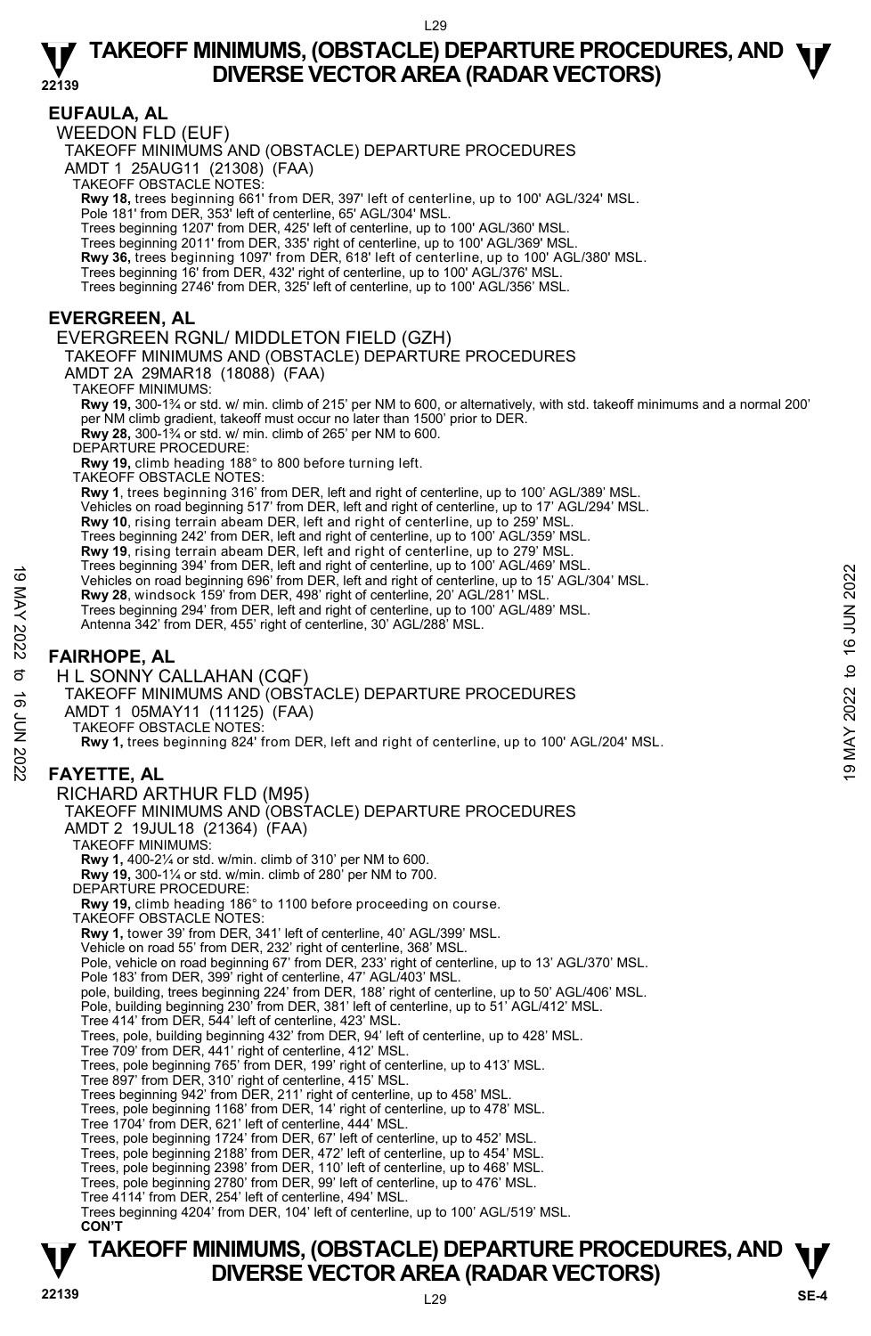# TAKEOFF MINIMUMS, (OBSTACLE) DEPARTURE PROCEDURES, AND DIVERSE VECTOR AREA (RADAR VECTORS)

## EUFAULA, AL

WEEDON FLD (EUF)
TAKEOFF MINIMUMS AND (OBSTACLE) DEPARTURE PROCEDURES
AMDT 1 25AUG11 (21308) (FAA)
TAKEOFF OBSTACLE NOTES:
**Rwy 18,** trees beginning 661' from DER, 397' left of centerline, up to 100' AGL/324' MSL.
Pole 181' from DER, 353' left of centerline, 65' AGL/304' MSL.
Trees beginning 1207' from DER, 425' left of centerline, up to 100' AGL/360' MSL.
Trees beginning 2011' from DER, 335' right of centerline, up to 100' AGL/369' MSL.
**Rwy 36,** trees beginning 1097' from DER, 618' left of centerline, up to 100' AGL/380' MSL.
Trees beginning 16' from DER, 432' right of centerline, up to 100' AGL/376' MSL.
Trees beginning 2746' from DER, 325' left of centerline, up to 100' AGL/356' MSL.

## EVERGREEN, AL

EVERGREEN RGNL/ MIDDLETON FIELD (GZH)
TAKEOFF MINIMUMS AND (OBSTACLE) DEPARTURE PROCEDURES
AMDT 2A 29MAR18 (18088) (FAA)
TAKEOFF MINIMUMS:
**Rwy 19,** 300-1¾ or std. w/ min. climb of 215' per NM to 600, or alternatively, with std. takeoff minimums and a normal 200' per NM climb gradient, takeoff must occur no later than 1500' prior to DER.
**Rwy 28,** 300-1¾ or std. w/ min. climb of 265' per NM to 600.
DEPARTURE PROCEDURE:
**Rwy 19,** climb heading 188° to 800 before turning left.
TAKEOFF OBSTACLE NOTES:
**Rwy 1**, trees beginning 316' from DER, left and right of centerline, up to 100' AGL/389' MSL.
Vehicles on road beginning 517' from DER, left and right of centerline, up to 17' AGL/294' MSL.
**Rwy 10**, rising terrain abeam DER, left and right of centerline, up to 259' MSL.
Trees beginning 242' from DER, left and right of centerline, up to 100' AGL/359' MSL.
**Rwy 19**, rising terrain abeam DER, left and right of centerline, up to 279' MSL.
Trees beginning 394' from DER, left and right of centerline, up to 100' AGL/469' MSL.
Vehicles on road beginning 696' from DER, left and right of centerline, up to 15' AGL/304' MSL.
**Rwy 28**, windsock 159' from DER, 498' right of centerline, 20' AGL/281' MSL.
Trees beginning 294' from DER, left and right of centerline, up to 100' AGL/489' MSL.
Antenna 342' from DER, 455' right of centerline, 30' AGL/288' MSL.

## FAIRHOPE, AL

H L SONNY CALLAHAN (CQF)
TAKEOFF MINIMUMS AND (OBSTACLE) DEPARTURE PROCEDURES
AMDT 1 05MAY11 (11125) (FAA)
TAKEOFF OBSTACLE NOTES:
**Rwy 1,** trees beginning 824' from DER, left and right of centerline, up to 100' AGL/204' MSL.

## FAYETTE, AL

RICHARD ARTHUR FLD (M95)
TAKEOFF MINIMUMS AND (OBSTACLE) DEPARTURE PROCEDURES
AMDT 2 19JUL18 (21364) (FAA)
TAKEOFF MINIMUMS:
**Rwy 1,** 400-2¼ or std. w/min. climb of 310' per NM to 600.
**Rwy 19,** 300-1¼ or std. w/min. climb of 280' per NM to 700.
DEPARTURE PROCEDURE:
**Rwy 19,** climb heading 186° to 1100 before proceeding on course.
TAKEOFF OBSTACLE NOTES:
**Rwy 1,** tower 39' from DER, 341' left of centerline, 40' AGL/399' MSL.
Vehicle on road 55' from DER, 232' right of centerline, 368' MSL.
Pole, vehicle on road beginning 67' from DER, 233' right of centerline, up to 13' AGL/370' MSL.
Pole 183' from DER, 399' right of centerline, 47' AGL/403' MSL.
pole, building, trees beginning 224' from DER, 188' right of centerline, up to 50' AGL/406' MSL.
Pole, building beginning 230' from DER, 381' left of centerline, up to 51' AGL/412' MSL.
Tree 414' from DER, 544' left of centerline, 423' MSL.
Trees, pole, building beginning 432' from DER, 94' left of centerline, up to 428' MSL.
Tree 709' from DER, 441' right of centerline, 412' MSL.
Trees, pole beginning 765' from DER, 199' right of centerline, up to 413' MSL.
Tree 897' from DER, 310' right of centerline, 415' MSL.
Trees beginning 942' from DER, 211' right of centerline, up to 458' MSL.
Trees, pole beginning 1168' from DER, 14' right of centerline, up to 478' MSL.
Tree 1704' from DER, 621' left of centerline, 444' MSL.
Trees, pole beginning 1724' from DER, 67' left of centerline, up to 452' MSL.
Trees, pole beginning 2188' from DER, 472' left of centerline, up to 454' MSL.
Trees, pole beginning 2398' from DER, 110' left of centerline, up to 468' MSL.
Trees, pole beginning 2780' from DER, 99' left of centerline, up to 476' MSL.
Tree 4114' from DER, 254' left of centerline, 494' MSL.
Trees beginning 4204' from DER, 104' left of centerline, up to 100' AGL/519' MSL.
**CON'T**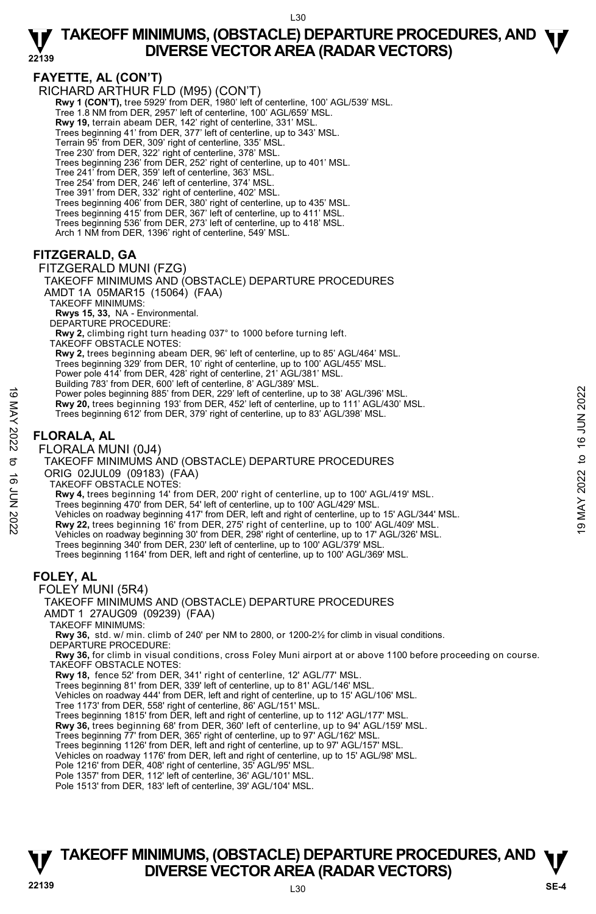## FAYETTE, AL (CON'T)

RICHARD ARTHUR FLD (M95) (CON'T)

**Rwy 1 (CON'T),** tree 5929' from DER, 1980' left of centerline, 100' AGL/539' MSL.
Tree 1.8 NM from DER, 2957' left of centerline, 100' AGL/659' MSL.
**Rwy 19,** terrain abeam DER, 142' right of centerline, 331' MSL.
Trees beginning 41' from DER, 377' left of centerline, up to 343' MSL.
Terrain 95' from DER, 309' right of centerline, 335' MSL.
Tree 230' from DER, 322' right of centerline, 378' MSL.
Trees beginning 236' from DER, 252' right of centerline, up to 401' MSL.
Tree 241' from DER, 359' left of centerline, 363' MSL.
Tree 254' from DER, 246' left of centerline, 374' MSL.
Tree 391' from DER, 332' right of centerline, 402' MSL.
Trees beginning 406' from DER, 380' right of centerline, up to 435' MSL.
Trees beginning 415' from DER, 367' left of centerline, up to 411' MSL.
Trees beginning 536' from DER, 273' left of centerline, up to 418' MSL.
Arch 1 NM from DER, 1396' right of centerline, 549' MSL.

## FITZGERALD, GA

FITZGERALD MUNI (FZG)

TAKEOFF MINIMUMS AND (OBSTACLE) DEPARTURE PROCEDURES
AMDT 1A 05MAR15 (15064) (FAA)

TAKEOFF MINIMUMS:
**Rwys 15, 33,** NA - Environmental.

DEPARTURE PROCEDURE:
**Rwy 2,** climbing right turn heading 037° to 1000 before turning left.

TAKEOFF OBSTACLE NOTES:
**Rwy 2,** trees beginning abeam DER, 96' left of centerline, up to 85' AGL/464' MSL.
Trees beginning 329' from DER, 10' right of centerline, up to 100' AGL/455' MSL.
Power pole 414' from DER, 428' right of centerline, 21' AGL/381' MSL.
Building 783' from DER, 600' left of centerline, 8' AGL/389' MSL.
Power poles beginning 885' from DER, 229' left of centerline, up to 38' AGL/396' MSL.
**Rwy 20,** trees beginning 193' from DER, 452' left of centerline, up to 111' AGL/430' MSL.
Trees beginning 612' from DER, 379' right of centerline, up to 83' AGL/398' MSL.

## FLORALA, AL

FLORALA MUNI (0J4)

TAKEOFF MINIMUMS AND (OBSTACLE) DEPARTURE PROCEDURES
ORIG 02JUL09 (09183) (FAA)

TAKEOFF OBSTACLE NOTES:
**Rwy 4,** trees beginning 14' from DER, 200' right of centerline, up to 100' AGL/419' MSL.
Trees beginning 470' from DER, 54' left of centerline, up to 100' AGL/429' MSL.
Vehicles on roadway beginning 417' from DER, left and right of centerline, up to 15' AGL/344' MSL.
**Rwy 22,** trees beginning 16' from DER, 275' right of centerline, up to 100' AGL/409' MSL.
Vehicles on roadway beginning 30' from DER, 298' right of centerline, up to 17' AGL/326' MSL.
Trees beginning 340' from DER, 230' left of centerline, up to 100' AGL/379' MSL.
Trees beginning 1164' from DER, left and right of centerline, up to 100' AGL/369' MSL.

## FOLEY, AL

FOLEY MUNI (5R4)

TAKEOFF MINIMUMS AND (OBSTACLE) DEPARTURE PROCEDURES
AMDT 1 27AUG09 (09239) (FAA)

TAKEOFF MINIMUMS:
**Rwy 36,** std. w/ min. climb of 240' per NM to 2800, or 1200-2½ for climb in visual conditions.

DEPARTURE PROCEDURE:
**Rwy 36,** for climb in visual conditions, cross Foley Muni airport at or above 1100 before proceeding on course.

TAKEOFF OBSTACLE NOTES:
**Rwy 18,** fence 52' from DER, 341' right of centerline, 12' AGL/77' MSL.
Trees beginning 81' from DER, 339' left of centerline, up to 81' AGL/146' MSL.
Vehicles on roadway 444' from DER, left and right of centerline, up to 15' AGL/106' MSL.
Tree 1173' from DER, 558' right of centerline, 86' AGL/151' MSL.
Trees beginning 1815' from DER, left and right of centerline, up to 112' AGL/177' MSL.
**Rwy 36,** trees beginning 68' from DER, 360' left of centerline, up to 94' AGL/159' MSL.
Trees beginning 77' from DER, 365' right of centerline, up to 97' AGL/162' MSL.
Trees beginning 1126' from DER, left and right of centerline, up to 97' AGL/157' MSL.
Vehicles on roadway 1176' from DER, left and right of centerline, up to 15' AGL/98' MSL.
Pole 1216' from DER, 408' right of centerline, 35' AGL/95' MSL.
Pole 1357' from DER, 112' left of centerline, 36' AGL/101' MSL.
Pole 1513' from DER, 183' left of centerline, 39' AGL/104' MSL.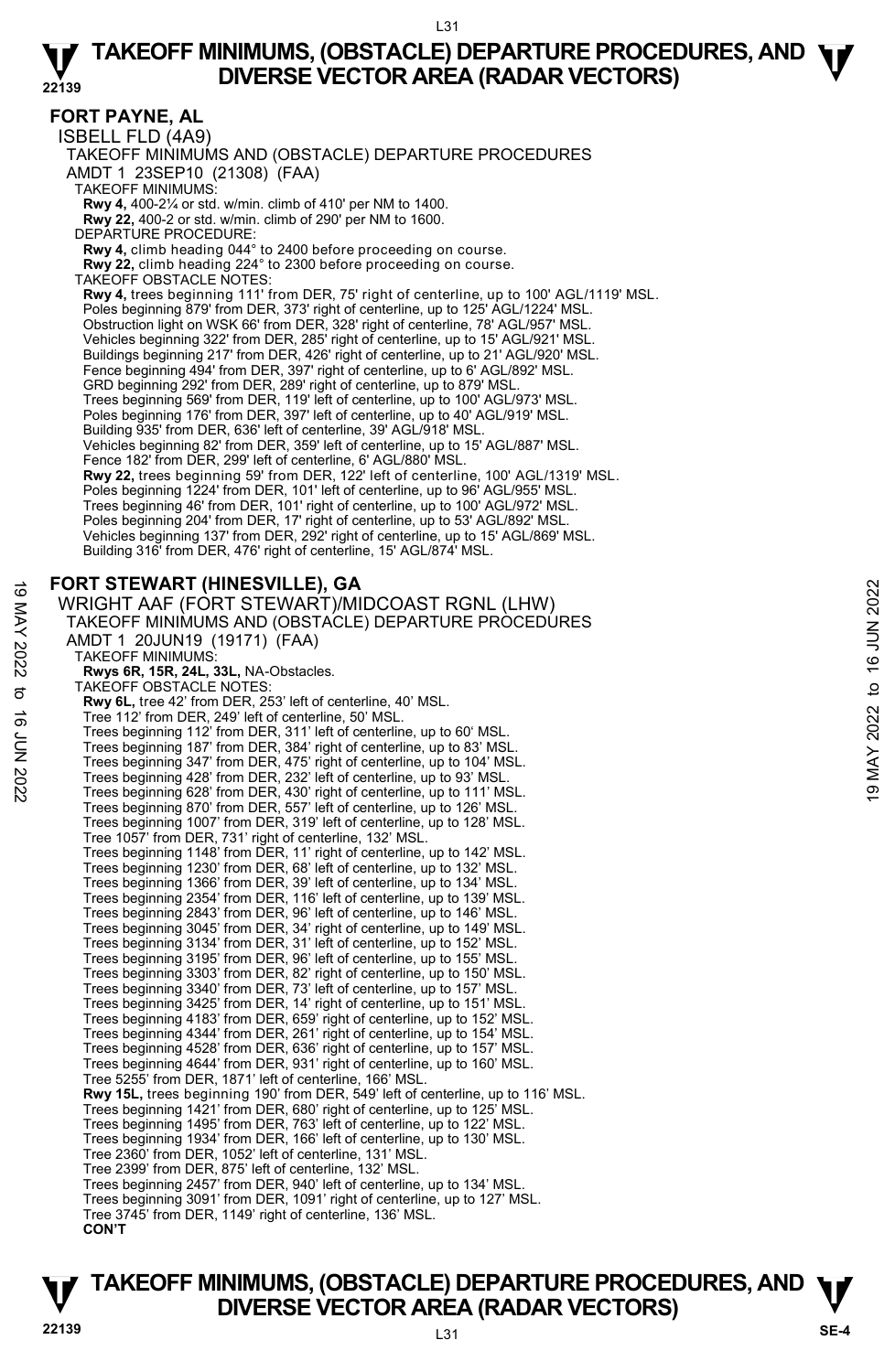## FORT PAYNE, AL

ISBELL FLD (4A9)

TAKEOFF MINIMUMS AND (OBSTACLE) DEPARTURE PROCEDURES

AMDT 1 23SEP10 (21308) (FAA)

TAKEOFF MINIMUMS:

**Rwy 4,** 400-2¼ or std. w/min. climb of 410' per NM to 1400.
**Rwy 22,** 400-2 or std. w/min. climb of 290' per NM to 1600.

DEPARTURE PROCEDURE:

**Rwy 4,** climb heading 044° to 2400 before proceeding on course.
**Rwy 22,** climb heading 224° to 2300 before proceeding on course.

TAKEOFF OBSTACLE NOTES:

**Rwy 4,** trees beginning 111' from DER, 75' right of centerline, up to 100' AGL/1119' MSL.
Poles beginning 879' from DER, 373' right of centerline, up to 125' AGL/1224' MSL.
Obstruction light on WSK 66' from DER, 328' right of centerline, 78' AGL/957' MSL.
Vehicles beginning 322' from DER, 285' right of centerline, up to 15' AGL/921' MSL.
Buildings beginning 217' from DER, 426' right of centerline, up to 21' AGL/920' MSL.
Fence beginning 494' from DER, 397' right of centerline, up to 6' AGL/892' MSL.
GRD beginning 292' from DER, 289' right of centerline, up to 879' MSL.
Trees beginning 569' from DER, 119' left of centerline, up to 100' AGL/973' MSL.
Poles beginning 176' from DER, 397' left of centerline, up to 40' AGL/919' MSL.
Building 935' from DER, 636' left of centerline, 39' AGL/918' MSL.
Vehicles beginning 82' from DER, 359' left of centerline, up to 15' AGL/887' MSL.
Fence 182' from DER, 299' left of centerline, 6' AGL/880' MSL.
**Rwy 22,** trees beginning 59' from DER, 122' left of centerline, 100' AGL/1319' MSL.
Poles beginning 1224' from DER, 101' left of centerline, up to 96' AGL/955' MSL.
Trees beginning 46' from DER, 101' right of centerline, up to 100' AGL/972' MSL.
Poles beginning 204' from DER, 17' right of centerline, up to 53' AGL/892' MSL.
Vehicles beginning 137' from DER, 292' right of centerline, up to 15' AGL/869' MSL.
Building 316' from DER, 476' right of centerline, 15' AGL/874' MSL.

## FORT STEWART (HINESVILLE), GA

WRIGHT AAF (FORT STEWART)/MIDCOAST RGNL (LHW)

TAKEOFF MINIMUMS AND (OBSTACLE) DEPARTURE PROCEDURES

AMDT 1 20JUN19 (19171) (FAA)

TAKEOFF MINIMUMS:

**Rwys 6R, 15R, 24L, 33L,** NA-Obstacles.

TAKEOFF OBSTACLE NOTES:

**Rwy 6L,** tree 42' from DER, 253' left of centerline, 40' MSL.
Tree 112' from DER, 249' left of centerline, 50' MSL.
Trees beginning 112' from DER, 311' left of centerline, up to 60' MSL.
Trees beginning 187' from DER, 384' right of centerline, up to 83' MSL.
Trees beginning 347' from DER, 475' right of centerline, up to 104' MSL.
Trees beginning 428' from DER, 232' left of centerline, up to 93' MSL.
Trees beginning 628' from DER, 430' right of centerline, up to 111' MSL.
Trees beginning 870' from DER, 557' left of centerline, up to 126' MSL.
Trees beginning 1007' from DER, 319' left of centerline, up to 128' MSL.
Tree 1057' from DER, 731' right of centerline, 132' MSL.
Trees beginning 1148' from DER, 11' right of centerline, up to 142' MSL.
Trees beginning 1230' from DER, 68' left of centerline, up to 132' MSL.
Trees beginning 1366' from DER, 39' left of centerline, up to 134' MSL.
Trees beginning 2354' from DER, 116' left of centerline, up to 139' MSL.
Trees beginning 2843' from DER, 96' left of centerline, up to 146' MSL.
Trees beginning 3045' from DER, 34' right of centerline, up to 149' MSL.
Trees beginning 3134' from DER, 31' left of centerline, up to 152' MSL.
Trees beginning 3195' from DER, 96' left of centerline, up to 155' MSL.
Trees beginning 3303' from DER, 82' right of centerline, up to 150' MSL.
Trees beginning 3340' from DER, 73' left of centerline, up to 157' MSL.
Trees beginning 3425' from DER, 14' right of centerline, up to 151' MSL.
Trees beginning 4183' from DER, 659' right of centerline, up to 152' MSL.
Trees beginning 4344' from DER, 261' right of centerline, up to 154' MSL.
Trees beginning 4528' from DER, 636' right of centerline, up to 157' MSL.
Trees beginning 4644' from DER, 931' right of centerline, up to 160' MSL.
Tree 5255' from DER, 1871' left of centerline, 166' MSL.
**Rwy 15L,** trees beginning 190' from DER, 549' left of centerline, up to 116' MSL.
Trees beginning 1421' from DER, 680' right of centerline, up to 125' MSL.
Trees beginning 1495' from DER, 763' left of centerline, up to 122' MSL.
Trees beginning 1934' from DER, 166' left of centerline, up to 130' MSL.
Tree 2360' from DER, 1052' left of centerline, 131' MSL.
Tree 2399' from DER, 875' left of centerline, 132' MSL.
Trees beginning 2457' from DER, 940' left of centerline, up to 134' MSL.
Trees beginning 3091' from DER, 1091' right of centerline, up to 127' MSL.
Tree 3745' from DER, 1149' right of centerline, 136' MSL.
**CON'T**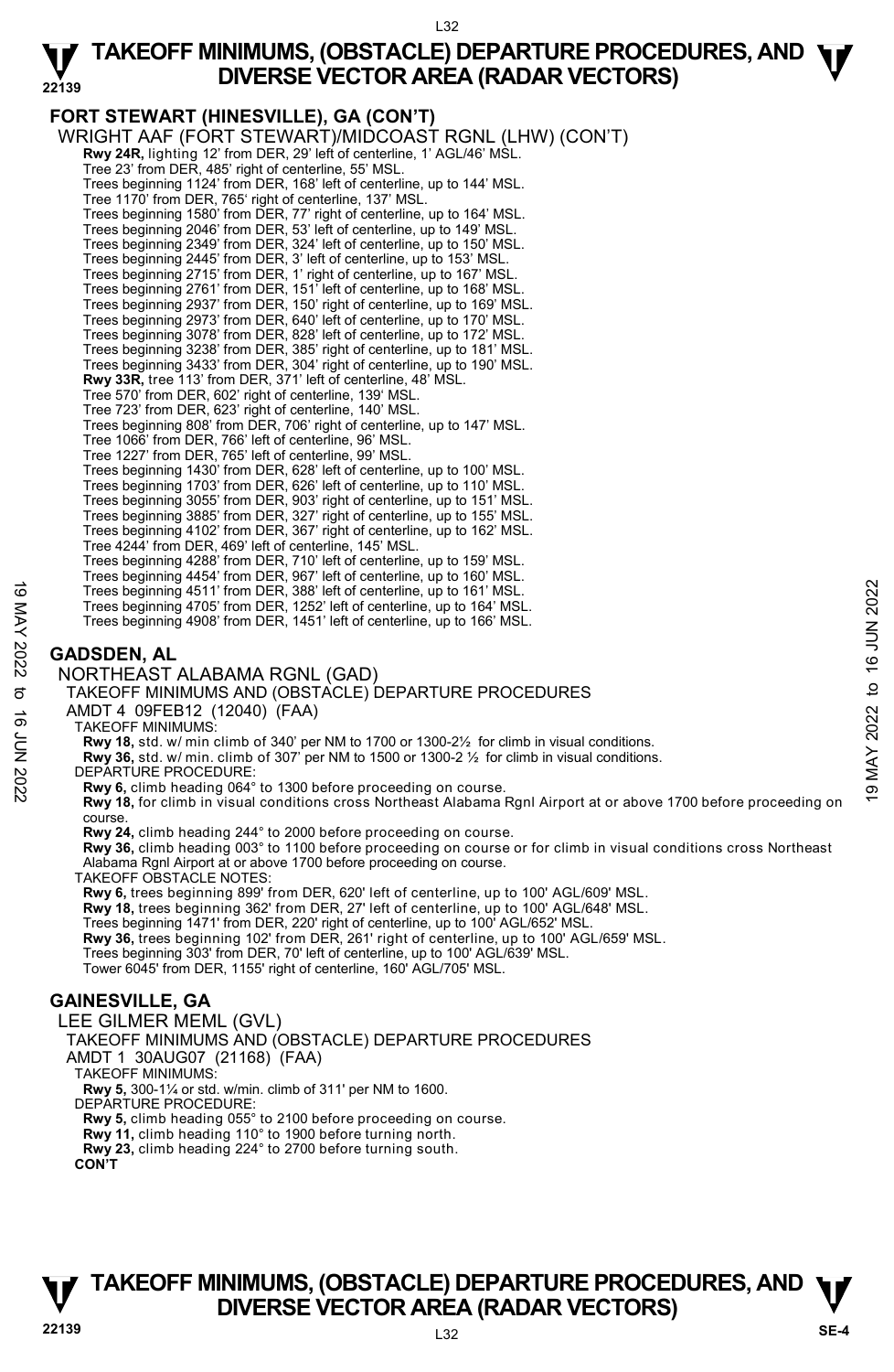## FORT STEWART (HINESVILLE), GA (CON'T)

WRIGHT AAF (FORT STEWART)/MIDCOAST RGNL (LHW) (CON'T)

**Rwy 24R,** lighting 12' from DER, 29' left of centerline, 1' AGL/46' MSL.
Tree 23' from DER, 485' right of centerline, 55' MSL.
Trees beginning 1124' from DER, 168' left of centerline, up to 144' MSL.
Tree 1170' from DER, 765' right of centerline, 137' MSL.
Trees beginning 1580' from DER, 77' right of centerline, up to 164' MSL.
Trees beginning 2046' from DER, 53' left of centerline, up to 149' MSL.
Trees beginning 2349' from DER, 324' left of centerline, up to 150' MSL.
Trees beginning 2445' from DER, 3' left of centerline, up to 153' MSL.
Trees beginning 2715' from DER, 1' right of centerline, up to 167' MSL.
Trees beginning 2761' from DER, 151' left of centerline, up to 168' MSL.
Trees beginning 2937' from DER, 150' right of centerline, up to 169' MSL.
Trees beginning 2973' from DER, 640' left of centerline, up to 170' MSL.
Trees beginning 3078' from DER, 828' left of centerline, up to 172' MSL.
Trees beginning 3238' from DER, 385' right of centerline, up to 181' MSL.
Trees beginning 3433' from DER, 304' right of centerline, up to 190' MSL.
**Rwy 33R,** tree 113' from DER, 371' left of centerline, 48' MSL.
Tree 570' from DER, 602' right of centerline, 139' MSL.
Tree 723' from DER, 623' right of centerline, 140' MSL.
Trees beginning 808' from DER, 706' right of centerline, up to 147' MSL.
Tree 1066' from DER, 766' left of centerline, 96' MSL.
Tree 1227' from DER, 765' left of centerline, 99' MSL.
Trees beginning 1430' from DER, 628' left of centerline, up to 100' MSL.
Trees beginning 1703' from DER, 626' left of centerline, up to 110' MSL.
Trees beginning 3055' from DER, 903' right of centerline, up to 151' MSL.
Trees beginning 3885' from DER, 327' right of centerline, up to 155' MSL.
Trees beginning 4102' from DER, 367' right of centerline, up to 162' MSL.
Tree 4244' from DER, 469' left of centerline, 145' MSL.
Trees beginning 4288' from DER, 710' left of centerline, up to 159' MSL.
Trees beginning 4454' from DER, 967' left of centerline, up to 160' MSL.
Trees beginning 4511' from DER, 388' left of centerline, up to 161' MSL.
Trees beginning 4705' from DER, 1252' left of centerline, up to 164' MSL.
Trees beginning 4908' from DER, 1451' left of centerline, up to 166' MSL.

## GADSDEN, AL

NORTHEAST ALABAMA RGNL (GAD)

TAKEOFF MINIMUMS AND (OBSTACLE) DEPARTURE PROCEDURES

AMDT 4 09FEB12 (12040) (FAA)

TAKEOFF MINIMUMS:

**Rwy 18,** std. w/ min climb of 340' per NM to 1700 or 1300-2½ for climb in visual conditions.
**Rwy 36,** std. w/ min. climb of 307' per NM to 1500 or 1300-2 ½ for climb in visual conditions.

DEPARTURE PROCEDURE:

**Rwy 6,** climb heading 064° to 1300 before proceeding on course.
**Rwy 18,** for climb in visual conditions cross Northeast Alabama Rgnl Airport at or above 1700 before proceeding on course.
**Rwy 24,** climb heading 244° to 2000 before proceeding on course.
**Rwy 36,** climb heading 003° to 1100 before proceeding on course or for climb in visual conditions cross Northeast Alabama Rgnl Airport at or above 1700 before proceeding on course.

TAKEOFF OBSTACLE NOTES:

**Rwy 6,** trees beginning 899' from DER, 620' left of centerline, up to 100' AGL/609' MSL.
**Rwy 18,** trees beginning 362' from DER, 27' left of centerline, up to 100' AGL/648' MSL.
Trees beginning 1471' from DER, 220' right of centerline, up to 100' AGL/652' MSL.
**Rwy 36,** trees beginning 102' from DER, 261' right of centerline, up to 100' AGL/659' MSL.
Trees beginning 303' from DER, 70' left of centerline, up to 100' AGL/639' MSL.
Tower 6045' from DER, 1155' right of centerline, 160' AGL/705' MSL.

## GAINESVILLE, GA

LEE GILMER MEML (GVL)

TAKEOFF MINIMUMS AND (OBSTACLE) DEPARTURE PROCEDURES

AMDT 1 30AUG07 (21168) (FAA)

TAKEOFF MINIMUMS:

**Rwy 5,** 300-1¼ or std. w/min. climb of 311' per NM to 1600.

DEPARTURE PROCEDURE:

**Rwy 5,** climb heading 055° to 2100 before proceeding on course.
**Rwy 11,** climb heading 110° to 1900 before turning north.
**Rwy 23,** climb heading 224° to 2700 before turning south.

**CON'T**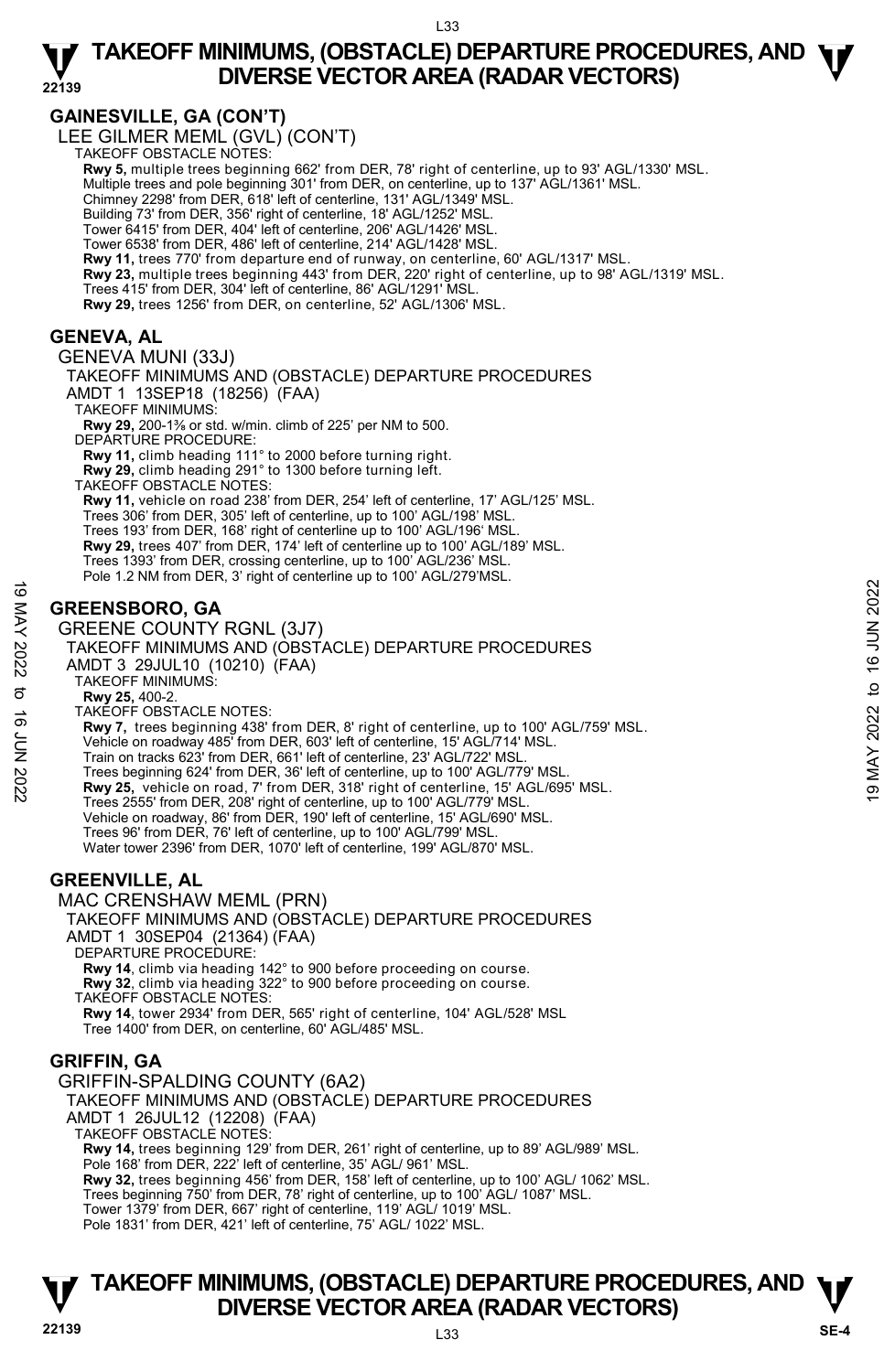## GAINESVILLE, GA (CON'T)

LEE GILMER MEML (GVL) (CON'T)

TAKEOFF OBSTACLE NOTES:

**Rwy 5,** multiple trees beginning 662' from DER, 78' right of centerline, up to 93' AGL/1330' MSL.
Multiple trees and pole beginning 301' from DER, on centerline, up to 137' AGL/1361' MSL.
Chimney 2298' from DER, 618' left of centerline, 131' AGL/1349' MSL.
Building 73' from DER, 356' right of centerline, 18' AGL/1252' MSL.
Tower 6415' from DER, 404' left of centerline, 206' AGL/1426' MSL.
Tower 6538' from DER, 486' left of centerline, 214' AGL/1428' MSL.
**Rwy 11,** trees 770' from departure end of runway, on centerline, 60' AGL/1317' MSL.
**Rwy 23,** multiple trees beginning 443' from DER, 220' right of centerline, up to 98' AGL/1319' MSL.
Trees 415' from DER, 304' left of centerline, 86' AGL/1291' MSL.
**Rwy 29,** trees 1256' from DER, on centerline, 52' AGL/1306' MSL.

## GENEVA, AL

GENEVA MUNI (33J)

TAKEOFF MINIMUMS AND (OBSTACLE) DEPARTURE PROCEDURES
AMDT 1 13SEP18 (18256) (FAA)

TAKEOFF MINIMUMS:
**Rwy 29,** 200-1⅜ or std. w/min. climb of 225' per NM to 500.

DEPARTURE PROCEDURE:
**Rwy 11,** climb heading 111° to 2000 before turning right.
**Rwy 29,** climb heading 291° to 1300 before turning left.

TAKEOFF OBSTACLE NOTES:
**Rwy 11,** vehicle on road 238' from DER, 254' left of centerline, 17' AGL/125' MSL.
Trees 306' from DER, 305' left of centerline, up to 100' AGL/198' MSL.
Trees 193' from DER, 168' right of centerline up to 100' AGL/196' MSL.
**Rwy 29,** trees 407' from DER, 174' left of centerline up to 100' AGL/189' MSL.
Trees 1393' from DER, crossing centerline, up to 100' AGL/236' MSL.
Pole 1.2 NM from DER, 3' right of centerline up to 100' AGL/279'MSL.

## GREENSBORO, GA

GREENE COUNTY RGNL (3J7)

TAKEOFF MINIMUMS AND (OBSTACLE) DEPARTURE PROCEDURES
AMDT 3 29JUL10 (10210) (FAA)

TAKEOFF MINIMUMS:
**Rwy 25,** 400-2.

TAKEOFF OBSTACLE NOTES:
**Rwy 7,** trees beginning 438' from DER, 8' right of centerline, up to 100' AGL/759' MSL.
Vehicle on roadway 485' from DER, 603' left of centerline, 15' AGL/714' MSL.
Train on tracks 623' from DER, 661' left of centerline, 23' AGL/722' MSL.
Trees beginning 624' from DER, 36' left of centerline, up to 100' AGL/779' MSL.
**Rwy 25,** vehicle on road, 7' from DER, 318' right of centerline, 15' AGL/695' MSL.
Trees 2555' from DER, 208' right of centerline, up to 100' AGL/779' MSL.
Vehicle on roadway, 86' from DER, 190' left of centerline, 15' AGL/690' MSL.
Trees 96' from DER, 76' left of centerline, up to 100' AGL/799' MSL.
Water tower 2396' from DER, 1070' left of centerline, 199' AGL/870' MSL.

## GREENVILLE, AL

MAC CRENSHAW MEML (PRN)

TAKEOFF MINIMUMS AND (OBSTACLE) DEPARTURE PROCEDURES
AMDT 1 30SEP04 (21364) (FAA)

DEPARTURE PROCEDURE:
**Rwy 14**, climb via heading 142° to 900 before proceeding on course.
**Rwy 32**, climb via heading 322° to 900 before proceeding on course.

TAKEOFF OBSTACLE NOTES:
**Rwy 14**, tower 2934' from DER, 565' right of centerline, 104' AGL/528' MSL
Tree 1400' from DER, on centerline, 60' AGL/485' MSL.

## GRIFFIN, GA

GRIFFIN-SPALDING COUNTY (6A2)

TAKEOFF MINIMUMS AND (OBSTACLE) DEPARTURE PROCEDURES
AMDT 1 26JUL12 (12208) (FAA)

TAKEOFF OBSTACLE NOTES:
**Rwy 14,** trees beginning 129' from DER, 261' right of centerline, up to 89' AGL/989' MSL.
Pole 168' from DER, 222' left of centerline, 35' AGL/ 961' MSL.
**Rwy 32,** trees beginning 456' from DER, 158' left of centerline, up to 100' AGL/ 1062' MSL.
Trees beginning 750' from DER, 78' right of centerline, up to 100' AGL/ 1087' MSL.
Tower 1379' from DER, 667' right of centerline, 119' AGL/ 1019' MSL.
Pole 1831' from DER, 421' left of centerline, 75' AGL/ 1022' MSL.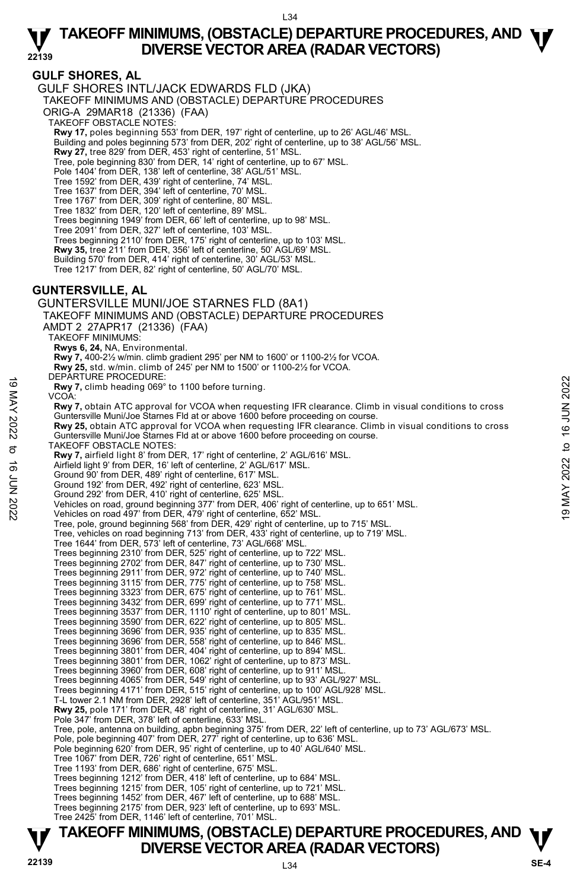# TAKEOFF MINIMUMS, (OBSTACLE) DEPARTURE PROCEDURES, AND DIVERSE VECTOR AREA (RADAR VECTORS)

## GULF SHORES, AL

GULF SHORES INTL/JACK EDWARDS FLD (JKA)
TAKEOFF MINIMUMS AND (OBSTACLE) DEPARTURE PROCEDURES
ORIG-A 29MAR18 (21336) (FAA)
TAKEOFF OBSTACLE NOTES:
**Rwy 17,** poles beginning 553' from DER, 197' right of centerline, up to 26' AGL/46' MSL.
Building and poles beginning 573' from DER, 202' right of centerline, up to 38' AGL/56' MSL.
**Rwy 27,** tree 829' from DER, 453' right of centerline, 51' MSL.
Tree, pole beginning 830' from DER, 14' right of centerline, up to 67' MSL.
Pole 1404' from DER, 138' left of centerline, 38' AGL/51' MSL.
Tree 1592' from DER, 439' right of centerline, 74' MSL.
Tree 1637' from DER, 394' left of centerline, 70' MSL.
Tree 1767' from DER, 309' right of centerline, 80' MSL.
Tree 1832' from DER, 120' left of centerline, 89' MSL.
Trees beginning 1949' from DER, 66' left of centerline, up to 98' MSL.
Tree 2091' from DER, 327' left of centerline, 103' MSL.
Trees beginning 2110' from DER, 175' right of centerline, up to 103' MSL.
**Rwy 35,** tree 211' from DER, 356' left of centerline, 50' AGL/69' MSL.
Building 570' from DER, 414' right of centerline, 30' AGL/53' MSL.
Tree 1217' from DER, 82' right of centerline, 50' AGL/70' MSL.

## GUNTERSVILLE, AL

GUNTERSVILLE MUNI/JOE STARNES FLD (8A1)
TAKEOFF MINIMUMS AND (OBSTACLE) DEPARTURE PROCEDURES
AMDT 2 27APR17 (21336) (FAA)
TAKEOFF MINIMUMS:
**Rwys 6, 24,** NA, Environmental.
**Rwy 7,** 400-2½ w/min. climb gradient 295' per NM to 1600' or 1100-2½ for VCOA.
**Rwy 25,** std. w/min. climb of 245' per NM to 1500' or 1100-2½ for VCOA.
DEPARTURE PROCEDURE:
**Rwy 7,** climb heading 069° to 1100 before turning.
VCOA:
**Rwy 7,** obtain ATC approval for VCOA when requesting IFR clearance. Climb in visual conditions to cross Guntersville Muni/Joe Starnes Fld at or above 1600 before proceeding on course.
**Rwy 25,** obtain ATC approval for VCOA when requesting IFR clearance. Climb in visual conditions to cross Guntersville Muni/Joe Starnes Fld at or above 1600 before proceeding on course.
TAKEOFF OBSTACLE NOTES:
**Rwy 7,** airfield light 8' from DER, 17' right of centerline, 2' AGL/616' MSL.
Airfield light 9' from DER, 16' left of centerline, 2' AGL/617' MSL.
Ground 90' from DER, 489' right of centerline, 617' MSL.
Ground 192' from DER, 492' right of centerline, 623' MSL.
Ground 292' from DER, 410' right of centerline, 625' MSL.
Vehicles on road, ground beginning 377' from DER, 406' right of centerline, up to 651' MSL.
Vehicles on road 497' from DER, 479' right of centerline, 652' MSL.
Tree, pole, ground beginning 568' from DER, 429' right of centerline, up to 715' MSL.
Tree, vehicles on road beginning 713' from DER, 433' right of centerline, up to 719' MSL.
Tree 1644' from DER, 573' left of centerline, 73' AGL/668' MSL.
Trees beginning 2310' from DER, 525' right of centerline, up to 722' MSL.
Trees beginning 2702' from DER, 847' right of centerline, up to 730' MSL.
Trees beginning 2911' from DER, 972' right of centerline, up to 740' MSL.
Trees beginning 3115' from DER, 775' right of centerline, up to 758' MSL.
Trees beginning 3323' from DER, 675' right of centerline, up to 761' MSL.
Trees beginning 3432' from DER, 699' right of centerline, up to 771' MSL.
Trees beginning 3537' from DER, 1110' right of centerline, up to 801' MSL.
Trees beginning 3590' from DER, 622' right of centerline, up to 805' MSL.
Trees beginning 3696' from DER, 935' right of centerline, up to 835' MSL.
Trees beginning 3696' from DER, 558' right of centerline, up to 846' MSL.
Trees beginning 3801' from DER, 404' right of centerline, up to 894' MSL.
Trees beginning 3801' from DER, 1062' right of centerline, up to 873' MSL.
Trees beginning 3960' from DER, 608' right of centerline, up to 911' MSL.
Trees beginning 4065' from DER, 549' right of centerline, up to 93' AGL/927' MSL.
Trees beginning 4171' from DER, 515' right of centerline, up to 100' AGL/928' MSL.
T-L tower 2.1 NM from DER, 2928' left of centerline, 351' AGL/951' MSL.
**Rwy 25,** pole 171' from DER, 48' right of centerline, 31' AGL/630' MSL.
Pole 347' from DER, 378' left of centerline, 633' MSL.
Tree, pole, antenna on building, apbn beginning 375' from DER, 22' left of centerline, up to 73' AGL/673' MSL.
Pole, pole beginning 407' from DER, 277' right of centerline, up to 636' MSL.
Pole beginning 620' from DER, 95' right of centerline, up to 40' AGL/640' MSL.
Tree 1067' from DER, 726' right of centerline, 651' MSL.
Tree 1193' from DER, 686' right of centerline, 675' MSL.
Trees beginning 1212' from DER, 418' left of centerline, up to 684' MSL.
Trees beginning 1215' from DER, 105' right of centerline, up to 721' MSL.
Trees beginning 1452' from DER, 467' left of centerline, up to 688' MSL.
Trees beginning 2175' from DER, 923' left of centerline, up to 693' MSL.
Tree 2425' from DER, 1146' left of centerline, 701' MSL.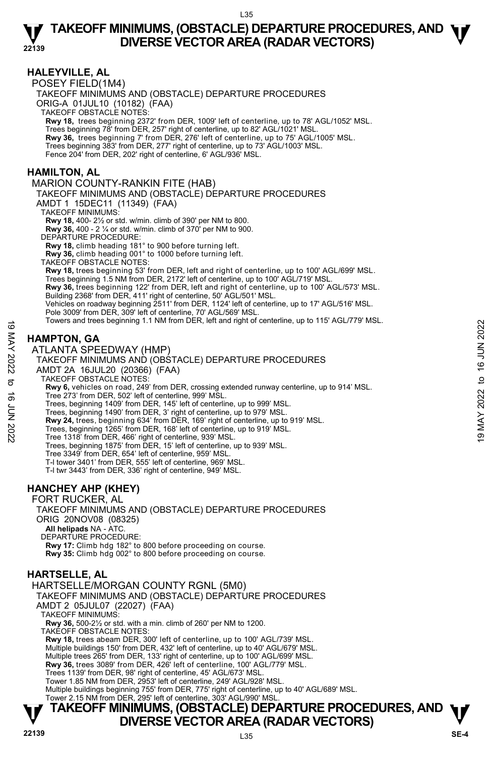## HALEYVILLE, AL

POSEY FIELD(1M4)

TAKEOFF MINIMUMS AND (OBSTACLE) DEPARTURE PROCEDURES

ORIG-A 01JUL10 (10182) (FAA)

TAKEOFF OBSTACLE NOTES:

**Rwy 18,** trees beginning 2372' from DER, 1009' left of centerline, up to 78' AGL/1052' MSL.
Trees beginning 78' from DER, 257' right of centerline, up to 82' AGL/1021' MSL.
**Rwy 36,** trees beginning 7' from DER, 276' left of centerline, up to 75' AGL/1005' MSL.
Trees beginning 383' from DER, 277' right of centerline, up to 73' AGL/1003' MSL.
Fence 204' from DER, 202' right of centerline, 6' AGL/936' MSL.

## HAMILTON, AL

MARION COUNTY-RANKIN FITE (HAB)

TAKEOFF MINIMUMS AND (OBSTACLE) DEPARTURE PROCEDURES

AMDT 1 15DEC11 (11349) (FAA)

TAKEOFF MINIMUMS:

**Rwy 18,** 400- 2½ or std. w/min. climb of 390' per NM to 800.
**Rwy 36,** 400 - 2 ¼ or std. w/min. climb of 370' per NM to 900.

DEPARTURE PROCEDURE:

**Rwy 18,** climb heading 181° to 900 before turning left.
**Rwy 36,** climb heading 001° to 1000 before turning left.

TAKEOFF OBSTACLE NOTES:

**Rwy 18,** trees beginning 53' from DER, left and right of centerline, up to 100' AGL/699' MSL.
Trees beginning 1.5 NM from DER, 2172' left of centerline, up to 100' AGL/719' MSL.
**Rwy 36,** trees beginning 122' from DER, left and right of centerline, up to 100' AGL/573' MSL.
Building 2368' from DER, 411' right of centerline, 50' AGL/501' MSL.
Vehicles on roadway beginning 2511' from DER, 1124' left of centerline, up to 17' AGL/516' MSL.
Pole 3009' from DER, 309' left of centerline, 70' AGL/569' MSL.
Towers and trees beginning 1.1 NM from DER, left and right of centerline, up to 115' AGL/779' MSL.

## HAMPTON, GA

ATLANTA SPEEDWAY (HMP)

TAKEOFF MINIMUMS AND (OBSTACLE) DEPARTURE PROCEDURES

AMDT 2A 16JUL20 (20366) (FAA)

TAKEOFF OBSTACLE NOTES:

**Rwy 6,** vehicles on road, 249' from DER, crossing extended runway centerline, up to 914' MSL.
Tree 273' from DER, 502' left of centerline, 999' MSL.
Trees, beginning 1409' from DER, 145' left of centerline, up to 999' MSL.
Trees, beginning 1490' from DER, 3' right of centerline, up to 979' MSL.
**Rwy 24,** trees, beginning 634' from DER, 169' right of centerline, up to 919' MSL.
Trees, beginning 1265' from DER, 168' left of centerline, up to 919' MSL.
Tree 1318' from DER, 466' right of centerline, 939' MSL.
Trees, beginning 1875' from DER, 15' left of centerline, up to 939' MSL.
Tree 3349' from DER, 654' left of centerline, 959' MSL.
T-l tower 3401' from DER, 555' left of centerline, 969' MSL.
T-l twr 3443' from DER, 336' right of centerline, 949' MSL.

## HANCHEY AHP (KHEY)

FORT RUCKER, AL

TAKEOFF MINIMUMS AND (OBSTACLE) DEPARTURE PROCEDURES

ORIG 20NOV08 (08325)

**All helipads** NA - ATC.

DEPARTURE PROCEDURE:

**Rwy 17:** Climb hdg 182° to 800 before proceeding on course.
**Rwy 35:** Climb hdg 002° to 800 before proceeding on course.

## HARTSELLE, AL

HARTSELLE/MORGAN COUNTY RGNL (5M0)

TAKEOFF MINIMUMS AND (OBSTACLE) DEPARTURE PROCEDURES

AMDT 2 05JUL07 (22027) (FAA)

TAKEOFF MINIMUMS:

**Rwy 36,** 500-2½ or std. with a min. climb of 260' per NM to 1200.

TAKEOFF OBSTACLE NOTES:

**Rwy 18,** trees abeam DER, 300' left of centerline, up to 100' AGL/739' MSL.
Multiple buildings 150' from DER, 432' left of centerline, up to 40' AGL/679' MSL.
Multiple trees 265' from DER, 133' right of centerline, up to 100' AGL/699' MSL.
**Rwy 36,** trees 3089' from DER, 426' left of centerline, 100' AGL/779' MSL.
Trees 1139' from DER, 98' right of centerline, 45' AGL/673' MSL.
Tower 1.85 NM from DER, 2953' left of centerline, 249' AGL/928' MSL.
Multiple buildings beginning 755' from DER, 775' right of centerline, up to 40' AGL/689' MSL.
Tower 2.15 NM from DER, 295' left of centerline, 303' AGL/990' MSL.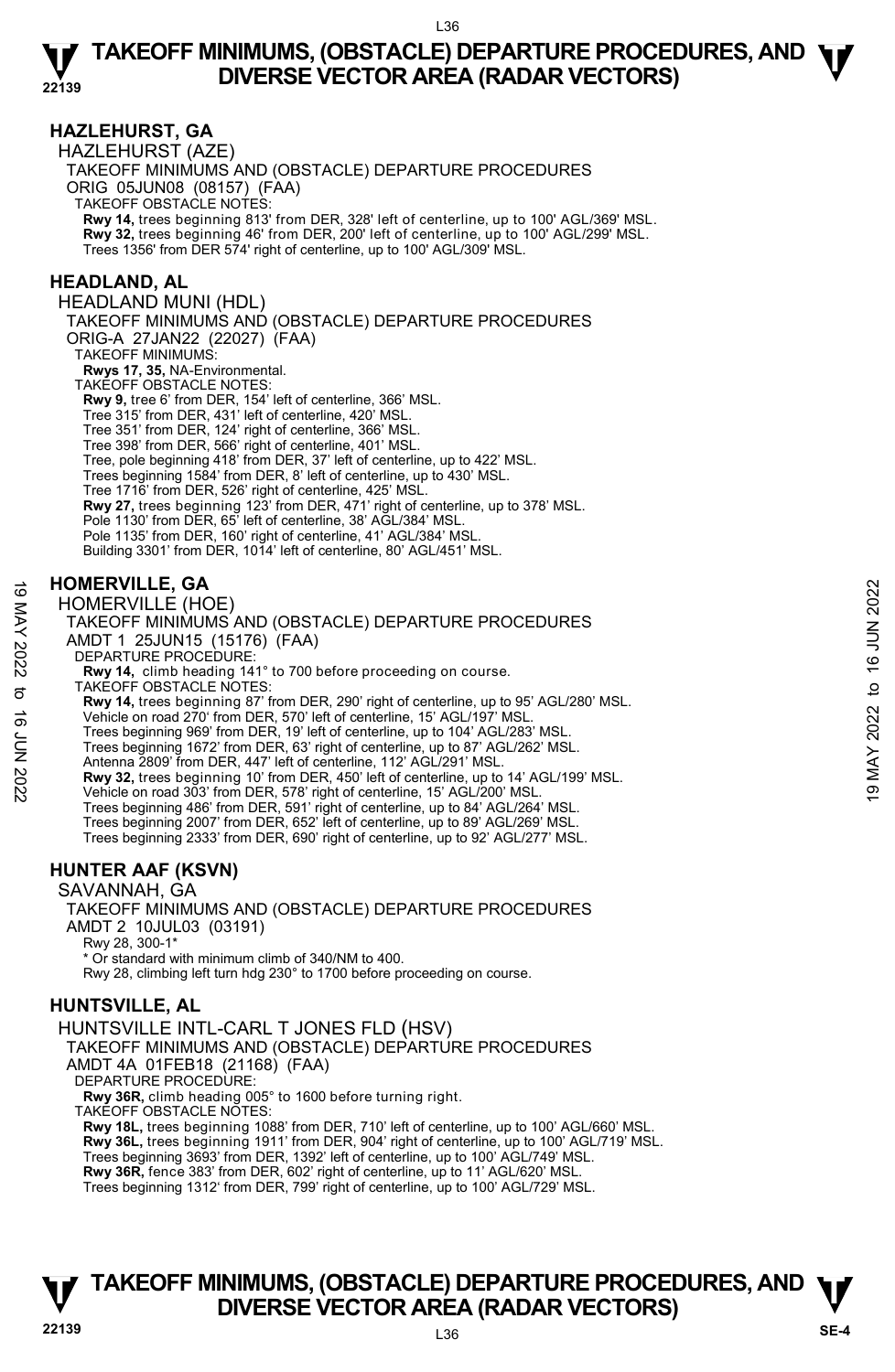## HAZLEHURST, GA

HAZLEHURST (AZE)

TAKEOFF MINIMUMS AND (OBSTACLE) DEPARTURE PROCEDURES

ORIG 05JUN08 (08157) (FAA)

TAKEOFF OBSTACLE NOTES:

**Rwy 14,** trees beginning 813' from DER, 328' left of centerline, up to 100' AGL/369' MSL.
**Rwy 32,** trees beginning 46' from DER, 200' left of centerline, up to 100' AGL/299' MSL.
Trees 1356' from DER 574' right of centerline, up to 100' AGL/309' MSL.

## HEADLAND, AL

HEADLAND MUNI (HDL)

TAKEOFF MINIMUMS AND (OBSTACLE) DEPARTURE PROCEDURES

ORIG-A 27JAN22 (22027) (FAA)

TAKEOFF MINIMUMS:

**Rwys 17, 35,** NA-Environmental.

TAKEOFF OBSTACLE NOTES:

**Rwy 9,** tree 6' from DER, 154' left of centerline, 366' MSL.
Tree 315' from DER, 431' left of centerline, 420' MSL.
Tree 351' from DER, 124' right of centerline, 366' MSL.
Tree 398' from DER, 566' right of centerline, 401' MSL.
Tree, pole beginning 418' from DER, 37' left of centerline, up to 422' MSL.
Trees beginning 1584' from DER, 8' left of centerline, up to 430' MSL.
Tree 1716' from DER, 526' right of centerline, 425' MSL.
**Rwy 27,** trees beginning 123' from DER, 471' right of centerline, up to 378' MSL.
Pole 1130' from DER, 65' left of centerline, 38' AGL/384' MSL.
Pole 1135' from DER, 160' right of centerline, 41' AGL/384' MSL.
Building 3301' from DER, 1014' left of centerline, 80' AGL/451' MSL.

## HOMERVILLE, GA

HOMERVILLE (HOE)

TAKEOFF MINIMUMS AND (OBSTACLE) DEPARTURE PROCEDURES

AMDT 1 25JUN15 (15176) (FAA)

DEPARTURE PROCEDURE:

**Rwy 14,** climb heading 141° to 700 before proceeding on course.

TAKEOFF OBSTACLE NOTES:

**Rwy 14,** trees beginning 87' from DER, 290' right of centerline, up to 95' AGL/280' MSL.
Vehicle on road 270' from DER, 570' left of centerline, 15' AGL/197' MSL.
Trees beginning 969' from DER, 19' left of centerline, up to 104' AGL/283' MSL.
Trees beginning 1672' from DER, 63' right of centerline, up to 87' AGL/262' MSL.
Antenna 2809' from DER, 447' left of centerline, 112' AGL/291' MSL.
**Rwy 32,** trees beginning 10' from DER, 450' left of centerline, up to 14' AGL/199' MSL.
Vehicle on road 303' from DER, 578' right of centerline, 15' AGL/200' MSL.
Trees beginning 486' from DER, 591' right of centerline, up to 84' AGL/264' MSL.
Trees beginning 2007' from DER, 652' left of centerline, up to 89' AGL/269' MSL.
Trees beginning 2333' from DER, 690' right of centerline, up to 92' AGL/277' MSL.

## HUNTER AAF (KSVN)

SAVANNAH, GA

TAKEOFF MINIMUMS AND (OBSTACLE) DEPARTURE PROCEDURES

AMDT 2 10JUL03 (03191)

Rwy 28, 300-1*

\* Or standard with minimum climb of 340/NM to 400.

Rwy 28, climbing left turn hdg 230° to 1700 before proceeding on course.

## HUNTSVILLE, AL

HUNTSVILLE INTL-CARL T JONES FLD (HSV)

TAKEOFF MINIMUMS AND (OBSTACLE) DEPARTURE PROCEDURES

AMDT 4A 01FEB18 (21168) (FAA)

DEPARTURE PROCEDURE:

**Rwy 36R,** climb heading 005° to 1600 before turning right.

TAKEOFF OBSTACLE NOTES:

**Rwy 18L,** trees beginning 1088' from DER, 710' left of centerline, up to 100' AGL/660' MSL.
**Rwy 36L,** trees beginning 1911' from DER, 904' right of centerline, up to 100' AGL/719' MSL.
Trees beginning 3693' from DER, 1392' left of centerline, up to 100' AGL/749' MSL.
**Rwy 36R,** fence 383' from DER, 602' right of centerline, up to 11' AGL/620' MSL.
Trees beginning 1312' from DER, 799' right of centerline, up to 100' AGL/729' MSL.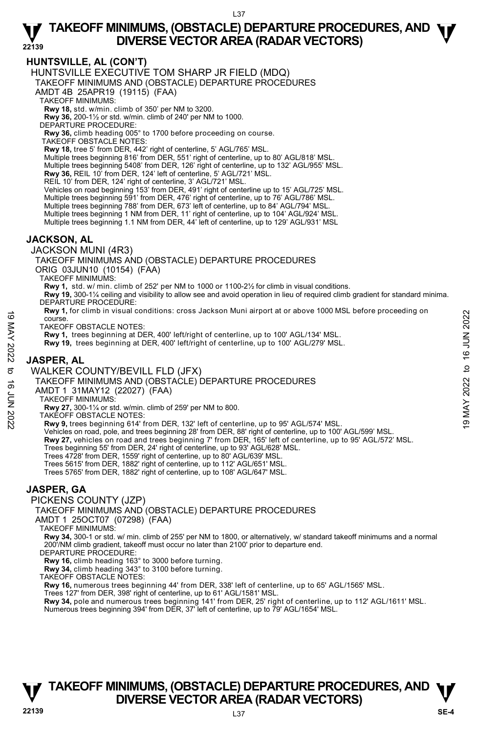## HUNTSVILLE, AL (CON'T)

HUNTSVILLE EXECUTIVE TOM SHARP JR FIELD (MDQ)

TAKEOFF MINIMUMS AND (OBSTACLE) DEPARTURE PROCEDURES

AMDT 4B 25APR19 (19115) (FAA)

TAKEOFF MINIMUMS:

**Rwy 18,** std. w/min. climb of 350' per NM to 3200.
**Rwy 36,** 200-1½ or std. w/min. climb of 240' per NM to 1000.

DEPARTURE PROCEDURE:

**Rwy 36,** climb heading 005° to 1700 before proceeding on course.

TAKEOFF OBSTACLE NOTES:

**Rwy 18,** tree 5' from DER, 442' right of centerline, 5' AGL/765' MSL.
Multiple trees beginning 816' from DER, 551' right of centerline, up to 80' AGL/818' MSL.
Multiple trees beginning 5408' from DER, 126' right of centerline, up to 132' AGL/955' MSL.
**Rwy 36,** REIL 10' from DER, 124' left of centerline, 5' AGL/721' MSL.
REIL 10' from DER, 124' right of centerline, 3' AGL/721' MSL.
Vehicles on road beginning 153' from DER, 491' right of centerline up to 15' AGL/725' MSL.
Multiple trees beginning 591' from DER, 476' right of centerline, up to 76' AGL/786' MSL.
Multiple trees beginning 788' from DER, 673' left of centerline, up to 84' AGL/794' MSL.
Multiple trees beginning 1 NM from DER, 11' right of centerline, up to 104' AGL/924' MSL.
Multiple trees beginning 1.1 NM from DER, 44' left of centerline, up to 129' AGL/931' MSL

## JACKSON, AL

JACKSON MUNI (4R3)

TAKEOFF MINIMUMS AND (OBSTACLE) DEPARTURE PROCEDURES

ORIG 03JUN10 (10154) (FAA)

TAKEOFF MINIMUMS:

**Rwy 1,** std. w/ min. climb of 252' per NM to 1000 or 1100-2½ for climb in visual conditions.
**Rwy 19,** 300-1¼ ceiling and visibility to allow see and avoid operation in lieu of required climb gradient for standard minima.

DEPARTURE PROCEDURE:

**Rwy 1,** for climb in visual conditions: cross Jackson Muni airport at or above 1000 MSL before proceeding on course.

TAKEOFF OBSTACLE NOTES:

**Rwy 1,** trees beginning at DER, 400' left/right of centerline, up to 100' AGL/134' MSL.
**Rwy 19,** trees beginning at DER, 400' left/right of centerline, up to 100' AGL/279' MSL.

## JASPER, AL

WALKER COUNTY/BEVILL FLD (JFX)

TAKEOFF MINIMUMS AND (OBSTACLE) DEPARTURE PROCEDURES

AMDT 1 31MAY12 (22027) (FAA)

TAKEOFF MINIMUMS:

**Rwy 27,** 300-1¼ or std. w/min. climb of 259' per NM to 800.

TAKEOFF OBSTACLE NOTES:

**Rwy 9,** trees beginning 614' from DER, 132' left of centerline, up to 95' AGL/574' MSL.
Vehicles on road, pole, and trees beginning 28' from DER, 88' right of centerline, up to 100' AGL/599' MSL.
**Rwy 27,** vehicles on road and trees beginning 7' from DER, 165' left of centerline, up to 95' AGL/572' MSL.
Trees beginning 55' from DER, 24' right of centerline, up to 93' AGL/628' MSL.
Trees 4728' from DER, 1559' right of centerline, up to 80' AGL/639' MSL.
Trees 5615' from DER, 1882' right of centerline, up to 112' AGL/651' MSL.
Trees 5765' from DER, 1882' right of centerline, up to 108' AGL/647' MSL.

## JASPER, GA

PICKENS COUNTY (JZP)

TAKEOFF MINIMUMS AND (OBSTACLE) DEPARTURE PROCEDURES

AMDT 1 25OCT07 (07298) (FAA)

TAKEOFF MINIMUMS:

**Rwy 34,** 300-1 or std. w/ min. climb of 255' per NM to 1800, or alternatively, w/ standard takeoff minimums and a normal 200'/NM climb gradient, takeoff must occur no later than 2100' prior to departure end.

DEPARTURE PROCEDURE:

**Rwy 16,** climb heading 163° to 3000 before turning.
**Rwy 34,** climb heading 343° to 3100 before turning.

TAKEOFF OBSTACLE NOTES:

**Rwy 16,** numerous trees beginning 44' from DER, 338' left of centerline, up to 65' AGL/1565' MSL.
Trees 127' from DER, 398' right of centerline, up to 61' AGL/1581' MSL.
**Rwy 34,** pole and numerous trees beginning 141' from DER, 25' right of centerline, up to 112' AGL/1611' MSL.
Numerous trees beginning 394' from DER, 37' left of centerline, up to 79' AGL/1654' MSL.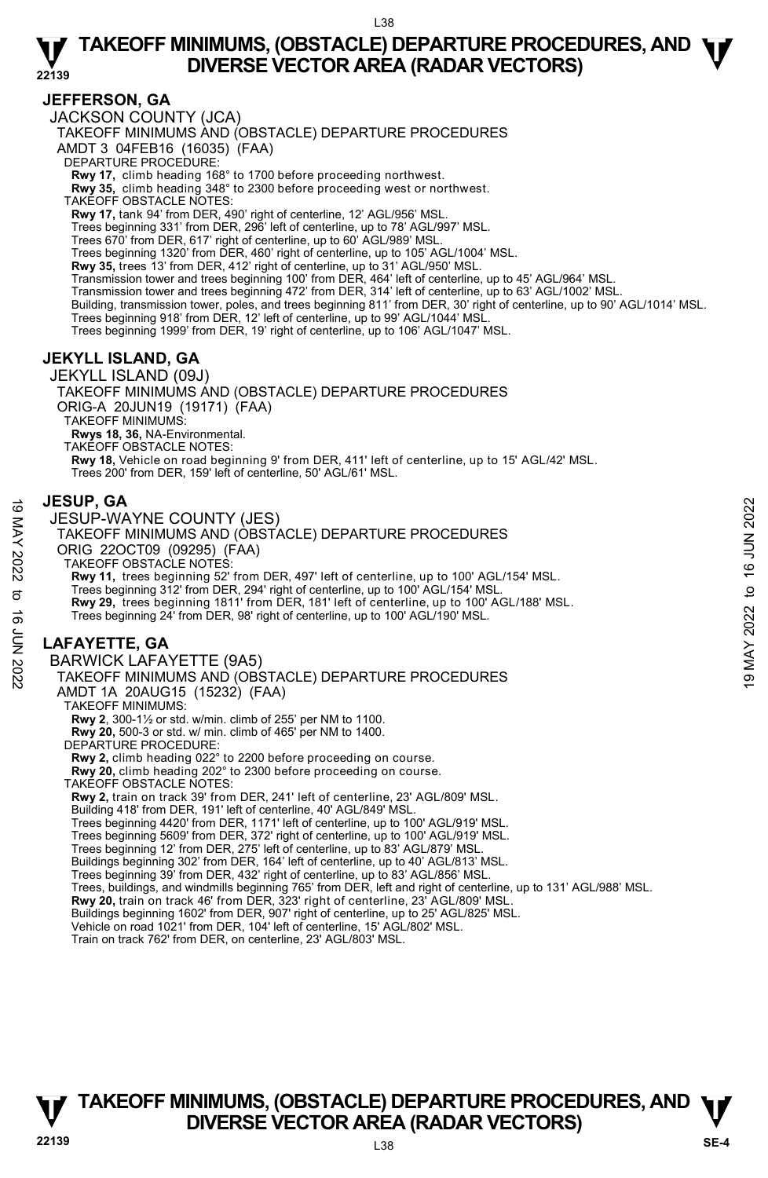# TAKEOFF MINIMUMS, (OBSTACLE) DEPARTURE PROCEDURES, AND DIVERSE VECTOR AREA (RADAR VECTORS)

## JEFFERSON, GA

JACKSON COUNTY (JCA)
TAKEOFF MINIMUMS AND (OBSTACLE) DEPARTURE PROCEDURES
AMDT 3 04FEB16 (16035) (FAA)

DEPARTURE PROCEDURE:
**Rwy 17,** climb heading 168° to 1700 before proceeding northwest.
**Rwy 35,** climb heading 348° to 2300 before proceeding west or northwest.

TAKEOFF OBSTACLE NOTES:
**Rwy 17,** tank 94' from DER, 490' right of centerline, 12' AGL/956' MSL.
Trees beginning 331' from DER, 296' left of centerline, up to 78' AGL/997' MSL.
Trees 670' from DER, 617' right of centerline, up to 60' AGL/989' MSL.
Trees beginning 1320' from DER, 460' right of centerline, up to 105' AGL/1004' MSL.
**Rwy 35,** trees 13' from DER, 412' right of centerline, up to 31' AGL/950' MSL.
Transmission tower and trees beginning 100' from DER, 464' left of centerline, up to 45' AGL/964' MSL.
Transmission tower and trees beginning 472' from DER, 314' left of centerline, up to 63' AGL/1002' MSL.
Building, transmission tower, poles, and trees beginning 811' from DER, 30' right of centerline, up to 90' AGL/1014' MSL.
Trees beginning 918' from DER, 12' left of centerline, up to 99' AGL/1044' MSL.
Trees beginning 1999' from DER, 19' right of centerline, up to 106' AGL/1047' MSL.

## JEKYLL ISLAND, GA

JEKYLL ISLAND (09J)
TAKEOFF MINIMUMS AND (OBSTACLE) DEPARTURE PROCEDURES
ORIG-A 20JUN19 (19171) (FAA)

TAKEOFF MINIMUMS:
**Rwys 18, 36,** NA-Environmental.

TAKEOFF OBSTACLE NOTES:
**Rwy 18,** Vehicle on road beginning 9' from DER, 411' left of centerline, up to 15' AGL/42' MSL.
Trees 200' from DER, 159' left of centerline, 50' AGL/61' MSL.

## JESUP, GA

JESUP-WAYNE COUNTY (JES)
TAKEOFF MINIMUMS AND (OBSTACLE) DEPARTURE PROCEDURES
ORIG 22OCT09 (09295) (FAA)

TAKEOFF OBSTACLE NOTES:
**Rwy 11,** trees beginning 52' from DER, 497' left of centerline, up to 100' AGL/154' MSL.
Trees beginning 312' from DER, 294' right of centerline, up to 100' AGL/154' MSL.
**Rwy 29,** trees beginning 1811' from DER, 181' left of centerline, up to 100' AGL/188' MSL.
Trees beginning 24' from DER, 98' right of centerline, up to 100' AGL/190' MSL.

## LAFAYETTE, GA

BARWICK LAFAYETTE (9A5)
TAKEOFF MINIMUMS AND (OBSTACLE) DEPARTURE PROCEDURES
AMDT 1A 20AUG15 (15232) (FAA)

TAKEOFF MINIMUMS:
**Rwy 2**, 300-1½ or std. w/min. climb of 255' per NM to 1100.
**Rwy 20,** 500-3 or std. w/ min. climb of 465' per NM to 1400.

DEPARTURE PROCEDURE:
**Rwy 2,** climb heading 022° to 2200 before proceeding on course.
**Rwy 20,** climb heading 202° to 2300 before proceeding on course.

TAKEOFF OBSTACLE NOTES:
**Rwy 2,** train on track 39' from DER, 241' left of centerline, 23' AGL/809' MSL.
Building 418' from DER, 191' left of centerline, 40' AGL/849' MSL.
Trees beginning 4420' from DER, 1171' left of centerline, up to 100' AGL/919' MSL.
Trees beginning 5609' from DER, 372' right of centerline, up to 100' AGL/919' MSL.
Trees beginning 12' from DER, 275' left of centerline, up to 83' AGL/879' MSL.
Buildings beginning 302' from DER, 164' left of centerline, up to 40' AGL/813' MSL.
Trees beginning 39' from DER, 432' right of centerline, up to 83' AGL/856' MSL.
Trees, buildings, and windmills beginning 765' from DER, left and right of centerline, up to 131' AGL/988' MSL.
**Rwy 20,** train on track 46' from DER, 323' right of centerline, 23' AGL/809' MSL.
Buildings beginning 1602' from DER, 907' right of centerline, up to 25' AGL/825' MSL.
Vehicle on road 1021' from DER, 104' left of centerline, 15' AGL/802' MSL.
Train on track 762' from DER, on centerline, 23' AGL/803' MSL.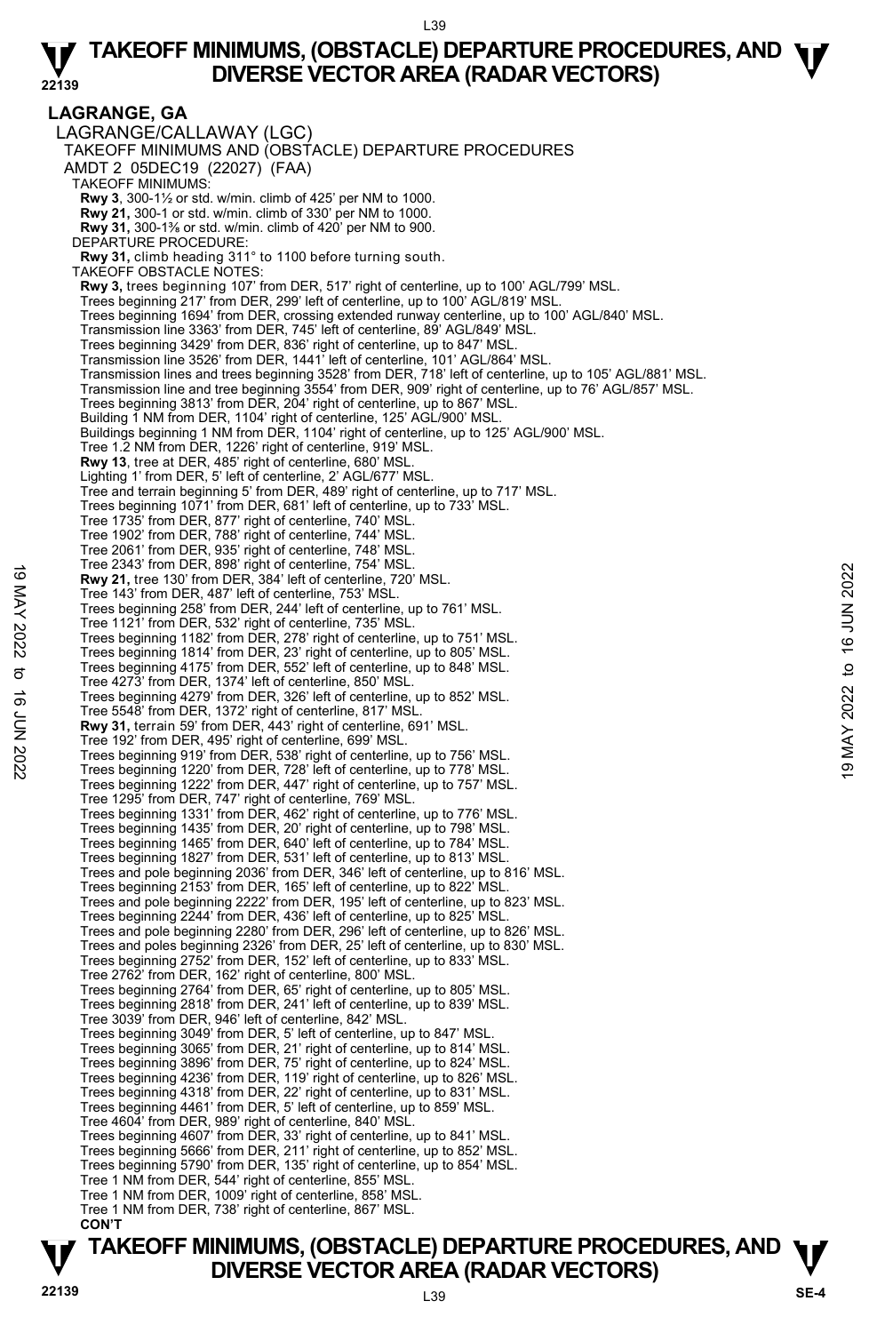# TAKEOFF MINIMUMS, (OBSTACLE) DEPARTURE PROCEDURES, AND DIVERSE VECTOR AREA (RADAR VECTORS)

## LAGRANGE, GA

LAGRANGE/CALLAWAY (LGC)

TAKEOFF MINIMUMS AND (OBSTACLE) DEPARTURE PROCEDURES

AMDT 2 05DEC19 (22027) (FAA)

TAKEOFF MINIMUMS:

**Rwy 3**, 300-1½ or std. w/min. climb of 425' per NM to 1000.
**Rwy 21,** 300-1 or std. w/min. climb of 330' per NM to 1000.
**Rwy 31,** 300-1⅜ or std. w/min. climb of 420' per NM to 900.

DEPARTURE PROCEDURE:

**Rwy 31,** climb heading 311° to 1100 before turning south.

TAKEOFF OBSTACLE NOTES:

**Rwy 3,** trees beginning 107' from DER, 517' right of centerline, up to 100' AGL/799' MSL.
Trees beginning 217' from DER, 299' left of centerline, up to 100' AGL/819' MSL.
Trees beginning 1694' from DER, crossing extended runway centerline, up to 100' AGL/840' MSL.
Transmission line 3363' from DER, 745' left of centerline, 89' AGL/849' MSL.
Trees beginning 3429' from DER, 836' right of centerline, up to 847' MSL.
Transmission line 3526' from DER, 1441' left of centerline, 101' AGL/864' MSL.
Transmission lines and trees beginning 3528' from DER, 718' left of centerline, up to 105' AGL/881' MSL.
Transmission line and tree beginning 3554' from DER, 909' right of centerline, up to 76' AGL/857' MSL.
Trees beginning 3813' from DER, 204' right of centerline, up to 867' MSL.
Building 1 NM from DER, 1104' right of centerline, 125' AGL/900' MSL.
Buildings beginning 1 NM from DER, 1104' right of centerline, up to 125' AGL/900' MSL.
Tree 1.2 NM from DER, 1226' right of centerline, 919' MSL.
**Rwy 13**, tree at DER, 485' right of centerline, 680' MSL.
Lighting 1' from DER, 5' left of centerline, 2' AGL/677' MSL.
Tree and terrain beginning 5' from DER, 489' right of centerline, up to 717' MSL.
Trees beginning 1071' from DER, 681' left of centerline, up to 733' MSL.
Tree 1735' from DER, 877' right of centerline, 740' MSL.
Tree 1902' from DER, 788' right of centerline, 744' MSL.
Tree 2061' from DER, 935' right of centerline, 748' MSL.
Tree 2343' from DER, 898' right of centerline, 754' MSL.
**Rwy 21,** tree 130' from DER, 384' left of centerline, 720' MSL.
Tree 143' from DER, 487' left of centerline, 753' MSL.
Trees beginning 258' from DER, 244' left of centerline, up to 761' MSL.
Tree 1121' from DER, 532' right of centerline, 735' MSL.
Trees beginning 1182' from DER, 278' right of centerline, up to 751' MSL.
Trees beginning 1814' from DER, 23' right of centerline, up to 805' MSL.
Trees beginning 4175' from DER, 552' left of centerline, up to 848' MSL.
Tree 4273' from DER, 1374' left of centerline, 850' MSL.
Trees beginning 4279' from DER, 326' left of centerline, up to 852' MSL.
Tree 5548' from DER, 1372' right of centerline, 817' MSL.
**Rwy 31,** terrain 59' from DER, 443' right of centerline, 691' MSL.
Tree 192' from DER, 495' right of centerline, 699' MSL.
Trees beginning 919' from DER, 538' right of centerline, up to 756' MSL.
Trees beginning 1220' from DER, 728' left of centerline, up to 778' MSL.
Trees beginning 1222' from DER, 447' right of centerline, up to 757' MSL.
Tree 1295' from DER, 747' right of centerline, 769' MSL.
Trees beginning 1331' from DER, 462' right of centerline, up to 776' MSL.
Trees beginning 1435' from DER, 20' right of centerline, up to 798' MSL.
Trees beginning 1465' from DER, 640' left of centerline, up to 784' MSL.
Trees beginning 1827' from DER, 531' left of centerline, up to 813' MSL.
Trees and pole beginning 2036' from DER, 346' left of centerline, up to 816' MSL.
Trees beginning 2153' from DER, 165' left of centerline, up to 822' MSL.
Trees and pole beginning 2222' from DER, 195' left of centerline, up to 823' MSL.
Trees beginning 2244' from DER, 436' left of centerline, up to 825' MSL.
Trees and pole beginning 2280' from DER, 296' left of centerline, up to 826' MSL.
Trees and poles beginning 2326' from DER, 25' left of centerline, up to 830' MSL.
Trees beginning 2752' from DER, 152' left of centerline, up to 833' MSL.
Tree 2762' from DER, 162' right of centerline, 800' MSL.
Trees beginning 2764' from DER, 65' right of centerline, up to 805' MSL.
Trees beginning 2818' from DER, 241' left of centerline, up to 839' MSL.
Tree 3039' from DER, 946' left of centerline, 842' MSL.
Trees beginning 3049' from DER, 5' left of centerline, up to 847' MSL.
Trees beginning 3065' from DER, 21' right of centerline, up to 814' MSL.
Trees beginning 3896' from DER, 75' right of centerline, up to 824' MSL.
Trees beginning 4236' from DER, 119' right of centerline, up to 826' MSL.
Trees beginning 4318' from DER, 22' right of centerline, up to 831' MSL.
Trees beginning 4461' from DER, 5' left of centerline, up to 859' MSL.
Tree 4604' from DER, 989' right of centerline, 840' MSL.
Trees beginning 4607' from DER, 33' right of centerline, up to 841' MSL.
Trees beginning 5666' from DER, 211' right of centerline, up to 852' MSL.
Trees beginning 5790' from DER, 135' right of centerline, up to 854' MSL.
Tree 1 NM from DER, 544' right of centerline, 855' MSL.
Tree 1 NM from DER, 1009' right of centerline, 858' MSL.
Tree 1 NM from DER, 738' right of centerline, 867' MSL.

**CON'T**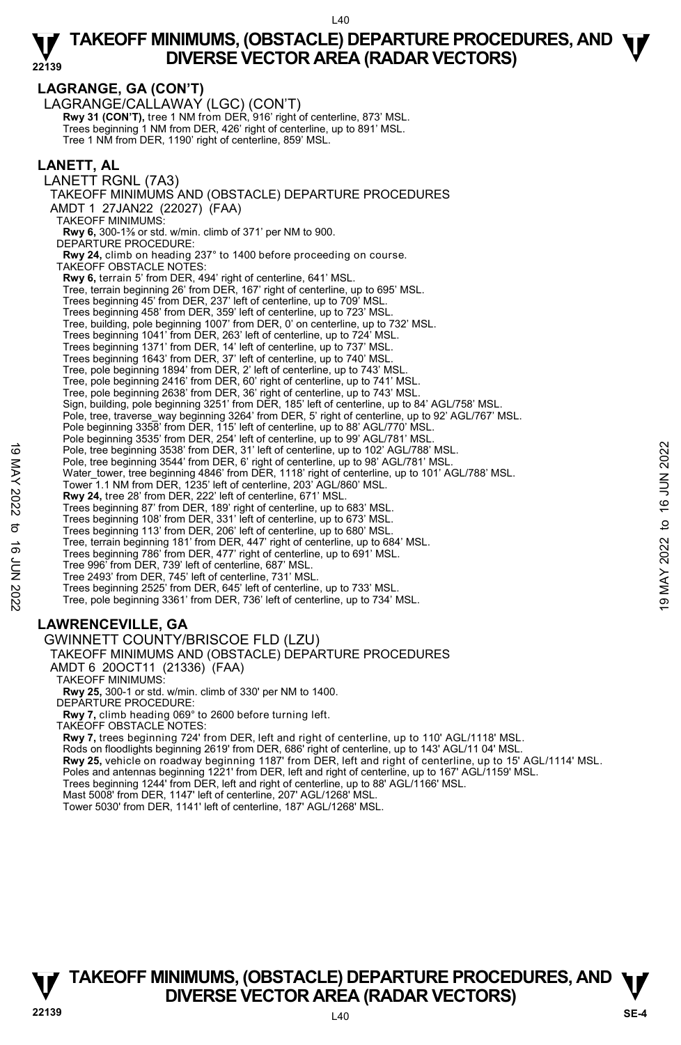## LAGRANGE, GA (CON'T)

LAGRANGE/CALLAWAY (LGC) (CON'T)

**Rwy 31 (CON'T),** tree 1 NM from DER, 916' right of centerline, 873' MSL.
Trees beginning 1 NM from DER, 426' right of centerline, up to 891' MSL.
Tree 1 NM from DER, 1190' right of centerline, 859' MSL.

## LANETT, AL

LANETT RGNL (7A3)

TAKEOFF MINIMUMS AND (OBSTACLE) DEPARTURE PROCEDURES

AMDT 1 27JAN22 (22027) (FAA)

TAKEOFF MINIMUMS:

**Rwy 6,** 300-1⅜ or std. w/min. climb of 371' per NM to 900.

DEPARTURE PROCEDURE:

**Rwy 24,** climb on heading 237° to 1400 before proceeding on course.

TAKEOFF OBSTACLE NOTES:

**Rwy 6,** terrain 5' from DER, 494' right of centerline, 641' MSL.
Tree, terrain beginning 26' from DER, 167' right of centerline, up to 695' MSL.
Trees beginning 45' from DER, 237' left of centerline, up to 709' MSL.
Trees beginning 458' from DER, 359' left of centerline, up to 723' MSL.
Tree, building, pole beginning 1007' from DER, 0' on centerline, up to 732' MSL.
Trees beginning 1041' from DER, 263' left of centerline, up to 724' MSL.
Trees beginning 1371' from DER, 14' left of centerline, up to 737' MSL.
Trees beginning 1643' from DER, 37' left of centerline, up to 740' MSL.
Tree, pole beginning 1894' from DER, 2' left of centerline, up to 743' MSL.
Tree, pole beginning 2416' from DER, 60' right of centerline, up to 741' MSL.
Tree, pole beginning 2638' from DER, 36' right of centerline, up to 743' MSL.
Sign, building, pole beginning 3251' from DER, 185' left of centerline, up to 84' AGL/758' MSL.
Pole, tree, traverse_way beginning 3264' from DER, 5' right of centerline, up to 92' AGL/767' MSL.
Pole beginning 3358' from DER, 115' left of centerline, up to 88' AGL/770' MSL.
Pole beginning 3535' from DER, 254' left of centerline, up to 99' AGL/781' MSL.
Pole, tree beginning 3538' from DER, 31' left of centerline, up to 102' AGL/788' MSL.
Pole, tree beginning 3544' from DER, 6' right of centerline, up to 98' AGL/781' MSL.
Water_tower, tree beginning 4846' from DER, 1118' right of centerline, up to 101' AGL/788' MSL.
Tower 1.1 NM from DER, 1235' left of centerline, 203' AGL/860' MSL.

**Rwy 24,** tree 28' from DER, 222' left of centerline, 671' MSL.
Trees beginning 87' from DER, 189' right of centerline, up to 683' MSL.
Trees beginning 108' from DER, 331' left of centerline, up to 673' MSL.
Trees beginning 113' from DER, 206' left of centerline, up to 680' MSL.
Tree, terrain beginning 181' from DER, 447' right of centerline, up to 684' MSL.
Trees beginning 786' from DER, 477' right of centerline, up to 691' MSL.
Tree 996' from DER, 739' left of centerline, 687' MSL.
Tree 2493' from DER, 745' left of centerline, 731' MSL.
Trees beginning 2525' from DER, 645' left of centerline, up to 733' MSL.
Tree, pole beginning 3361' from DER, 736' left of centerline, up to 734' MSL.

## LAWRENCEVILLE, GA

GWINNETT COUNTY/BRISCOE FLD (LZU)

TAKEOFF MINIMUMS AND (OBSTACLE) DEPARTURE PROCEDURES

AMDT 6 20OCT11 (21336) (FAA)

TAKEOFF MINIMUMS:

**Rwy 25,** 300-1 or std. w/min. climb of 330' per NM to 1400.

DEPARTURE PROCEDURE:

**Rwy 7,** climb heading 069° to 2600 before turning left.

TAKEOFF OBSTACLE NOTES:

**Rwy 7,** trees beginning 724' from DER, left and right of centerline, up to 110' AGL/1118' MSL.
Rods on floodlights beginning 2619' from DER, 686' right of centerline, up to 143' AGL/11 04' MSL.

**Rwy 25,** vehicle on roadway beginning 1187' from DER, left and right of centerline, up to 15' AGL/1114' MSL.
Poles and antennas beginning 1221' from DER, left and right of centerline, up to 167' AGL/1159' MSL.
Trees beginning 1244' from DER, left and right of centerline, up to 88' AGL/1166' MSL.
Mast 5008' from DER, 1147' left of centerline, 207' AGL/1268' MSL.
Tower 5030' from DER, 1141' left of centerline, 187' AGL/1268' MSL.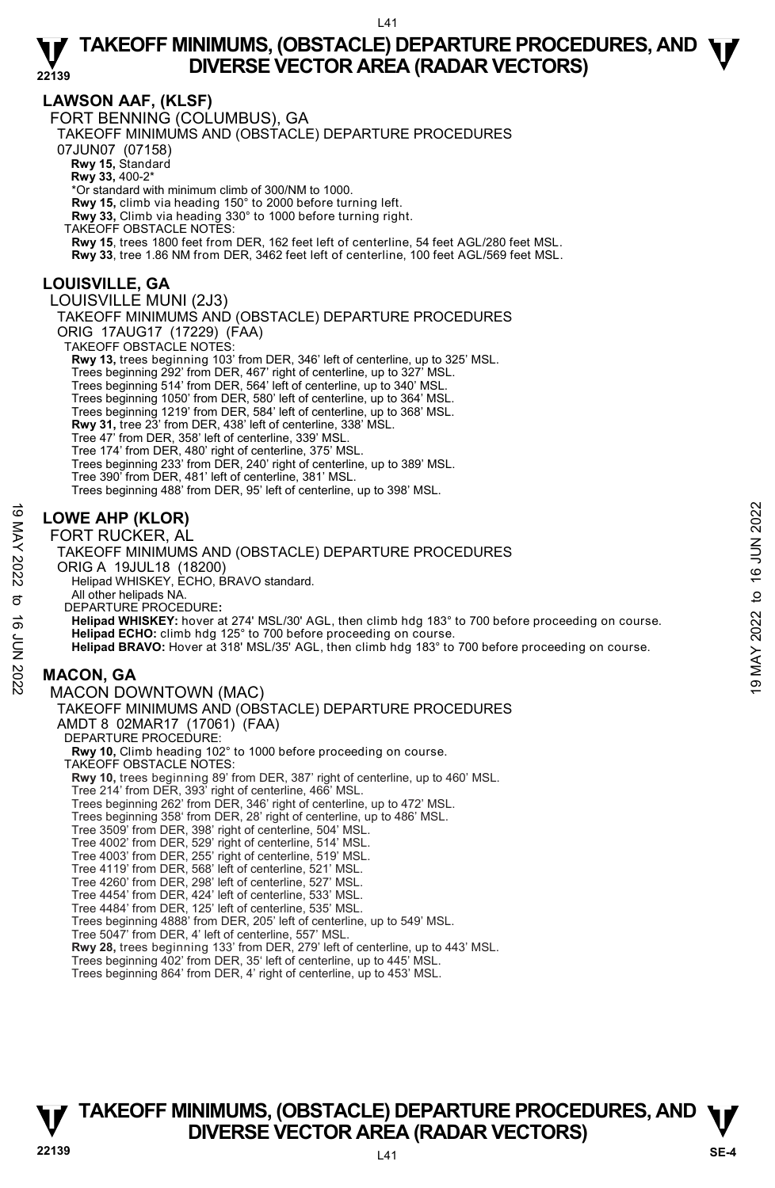## LAWSON AAF, (KLSF)

FORT BENNING (COLUMBUS), GA

TAKEOFF MINIMUMS AND (OBSTACLE) DEPARTURE PROCEDURES

07JUN07 (07158)

**Rwy 15,** Standard

**Rwy 33,** 400-2*

*Or standard with minimum climb of 300/NM to 1000.

**Rwy 15,** climb via heading 150° to 2000 before turning left.

**Rwy 33,** Climb via heading 330° to 1000 before turning right.

TAKEOFF OBSTACLE NOTES:

**Rwy 15**, trees 1800 feet from DER, 162 feet left of centerline, 54 feet AGL/280 feet MSL.

**Rwy 33**, tree 1.86 NM from DER, 3462 feet left of centerline, 100 feet AGL/569 feet MSL.

## LOUISVILLE, GA

LOUISVILLE MUNI (2J3)

TAKEOFF MINIMUMS AND (OBSTACLE) DEPARTURE PROCEDURES

ORIG 17AUG17 (17229) (FAA)

TAKEOFF OBSTACLE NOTES:

**Rwy 13,** trees beginning 103' from DER, 346' left of centerline, up to 325' MSL.
Trees beginning 292' from DER, 467' right of centerline, up to 327' MSL.
Trees beginning 514' from DER, 564' left of centerline, up to 340' MSL.
Trees beginning 1050' from DER, 580' left of centerline, up to 364' MSL.
Trees beginning 1219' from DER, 584' left of centerline, up to 368' MSL.

**Rwy 31,** tree 23' from DER, 438' left of centerline, 338' MSL.
Tree 47' from DER, 358' left of centerline, 339' MSL.
Tree 174' from DER, 480' right of centerline, 375' MSL.
Trees beginning 233' from DER, 240' right of centerline, up to 389' MSL.
Tree 390' from DER, 481' left of centerline, 381' MSL.
Trees beginning 488' from DER, 95' left of centerline, up to 398' MSL.

## LOWE AHP (KLOR)

FORT RUCKER, AL

TAKEOFF MINIMUMS AND (OBSTACLE) DEPARTURE PROCEDURES

ORIG A 19JUL18 (18200)

Helipad WHISKEY, ECHO, BRAVO standard.

All other helipads NA.

DEPARTURE PROCEDURE**:**

**Helipad WHISKEY:** hover at 274' MSL/30' AGL, then climb hdg 183° to 700 before proceeding on course.

**Helipad ECHO:** climb hdg 125° to 700 before proceeding on course.

**Helipad BRAVO:** Hover at 318' MSL/35' AGL, then climb hdg 183° to 700 before proceeding on course.

## MACON, GA

MACON DOWNTOWN (MAC)

TAKEOFF MINIMUMS AND (OBSTACLE) DEPARTURE PROCEDURES

AMDT 8 02MAR17 (17061) (FAA)

DEPARTURE PROCEDURE:

**Rwy 10,** Climb heading 102° to 1000 before proceeding on course.

TAKEOFF OBSTACLE NOTES:

**Rwy 10,** trees beginning 89' from DER, 387' right of centerline, up to 460' MSL.
Tree 214' from DER, 393' right of centerline, 466' MSL.
Trees beginning 262' from DER, 346' right of centerline, up to 472' MSL.
Trees beginning 358' from DER, 28' right of centerline, up to 486' MSL.
Tree 3509' from DER, 398' right of centerline, 504' MSL.
Tree 4002' from DER, 529' right of centerline, 514' MSL.
Tree 4003' from DER, 255' right of centerline, 519' MSL.
Tree 4119' from DER, 568' left of centerline, 521' MSL.
Tree 4260' from DER, 298' left of centerline, 527' MSL.
Tree 4454' from DER, 424' left of centerline, 533' MSL.
Tree 4484' from DER, 125' left of centerline, 535' MSL.
Trees beginning 4888' from DER, 205' left of centerline, up to 549' MSL.
Tree 5047' from DER, 4' left of centerline, 557' MSL.

**Rwy 28,** trees beginning 133' from DER, 279' left of centerline, up to 443' MSL.
Trees beginning 402' from DER, 35' left of centerline, up to 445' MSL.
Trees beginning 864' from DER, 4' right of centerline, up to 453' MSL.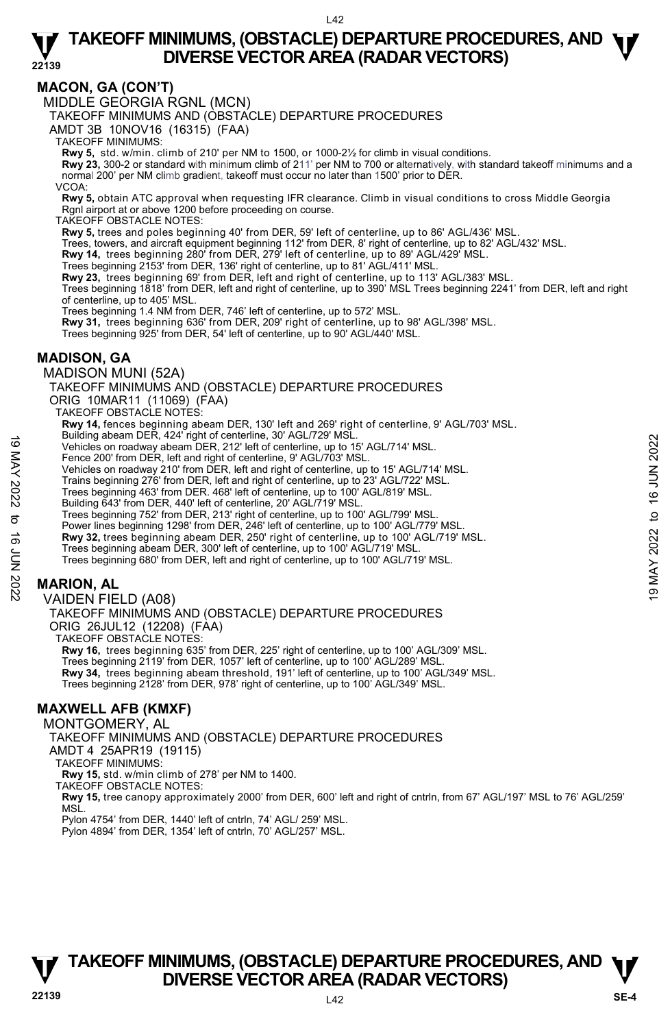## MACON, GA (CON'T)

MIDDLE GEORGIA RGNL (MCN)

TAKEOFF MINIMUMS AND (OBSTACLE) DEPARTURE PROCEDURES

AMDT 3B 10NOV16 (16315) (FAA)

TAKEOFF MINIMUMS:

**Rwy 5,** std. w/min. climb of 210' per NM to 1500, or 1000-2½ for climb in visual conditions.

**Rwy 23,** 300-2 or standard with minimum climb of 211' per NM to 700 or alternatively, with standard takeoff minimums and a normal 200' per NM climb gradient, takeoff must occur no later than 1500' prior to DER.

VCOA:

**Rwy 5,** obtain ATC approval when requesting IFR clearance. Climb in visual conditions to cross Middle Georgia Rgnl airport at or above 1200 before proceeding on course.

TAKEOFF OBSTACLE NOTES:

**Rwy 5,** trees and poles beginning 40' from DER, 59' left of centerline, up to 86' AGL/436' MSL.
Trees, towers, and aircraft equipment beginning 112' from DER, 8' right of centerline, up to 82' AGL/432' MSL.

**Rwy 14,** trees beginning 280' from DER, 279' left of centerline, up to 89' AGL/429' MSL.
Trees beginning 2153' from DER, 136' right of centerline, up to 81' AGL/411' MSL.

**Rwy 23,** trees beginning 69' from DER, left and right of centerline, up to 113' AGL/383' MSL.
Trees beginning 1818' from DER, left and right of centerline, up to 390' MSL Trees beginning 2241' from DER, left and right of centerline, up to 405' MSL.
Trees beginning 1.4 NM from DER, 746' left of centerline, up to 572' MSL.

**Rwy 31,** trees beginning 636' from DER, 209' right of centerline, up to 98' AGL/398' MSL.
Trees beginning 925' from DER, 54' left of centerline, up to 90' AGL/440' MSL.

## MADISON, GA

MADISON MUNI (52A)

TAKEOFF MINIMUMS AND (OBSTACLE) DEPARTURE PROCEDURES

ORIG 10MAR11 (11069) (FAA)

TAKEOFF OBSTACLE NOTES:

**Rwy 14,** fences beginning abeam DER, 130' left and 269' right of centerline, 9' AGL/703' MSL.
Building abeam DER, 424' right of centerline, 30' AGL/729' MSL.
Vehicles on roadway abeam DER, 212' left of centerline, up to 15' AGL/714' MSL.
Fence 200' from DER, left and right of centerline, 9' AGL/703' MSL.
Vehicles on roadway 210' from DER, left and right of centerline, up to 15' AGL/714' MSL.
Trains beginning 276' from DER, left and right of centerline, up to 23' AGL/722' MSL.
Trees beginning 463' from DER. 468' left of centerline, up to 100' AGL/819' MSL.
Building 643' from DER, 440' left of centerline, 20' AGL/719' MSL.
Trees beginning 752' from DER, 213' right of centerline, up to 100' AGL/799' MSL.
Power lines beginning 1298' from DER, 246' left of centerline, up to 100' AGL/779' MSL.

**Rwy 32,** trees beginning abeam DER, 250' right of centerline, up to 100' AGL/719' MSL.
Trees beginning abeam DER, 300' left of centerline, up to 100' AGL/719' MSL.
Trees beginning 680' from DER, left and right of centerline, up to 100' AGL/719' MSL.

## MARION, AL

VAIDEN FIELD (A08)

TAKEOFF MINIMUMS AND (OBSTACLE) DEPARTURE PROCEDURES

ORIG 26JUL12 (12208) (FAA)

TAKEOFF OBSTACLE NOTES:

**Rwy 16,** trees beginning 635' from DER, 225' right of centerline, up to 100' AGL/309' MSL.
Trees beginning 2119' from DER, 1057' left of centerline, up to 100' AGL/289' MSL.

**Rwy 34,** trees beginning abeam threshold, 191' left of centerline, up to 100' AGL/349' MSL.
Trees beginning 2128' from DER, 978' right of centerline, up to 100' AGL/349' MSL.

## MAXWELL AFB (KMXF)

MONTGOMERY, AL

TAKEOFF MINIMUMS AND (OBSTACLE) DEPARTURE PROCEDURES

AMDT 4 25APR19 (19115)

TAKEOFF MINIMUMS:

**Rwy 15,** std. w/min climb of 278' per NM to 1400.

TAKEOFF OBSTACLE NOTES:

**Rwy 15,** tree canopy approximately 2000' from DER, 600' left and right of cntrln, from 67' AGL/197' MSL to 76' AGL/259' MSL.
Pylon 4754' from DER, 1440' left of cntrln, 74' AGL/ 259' MSL.
Pylon 4894' from DER, 1354' left of cntrln, 70' AGL/257' MSL.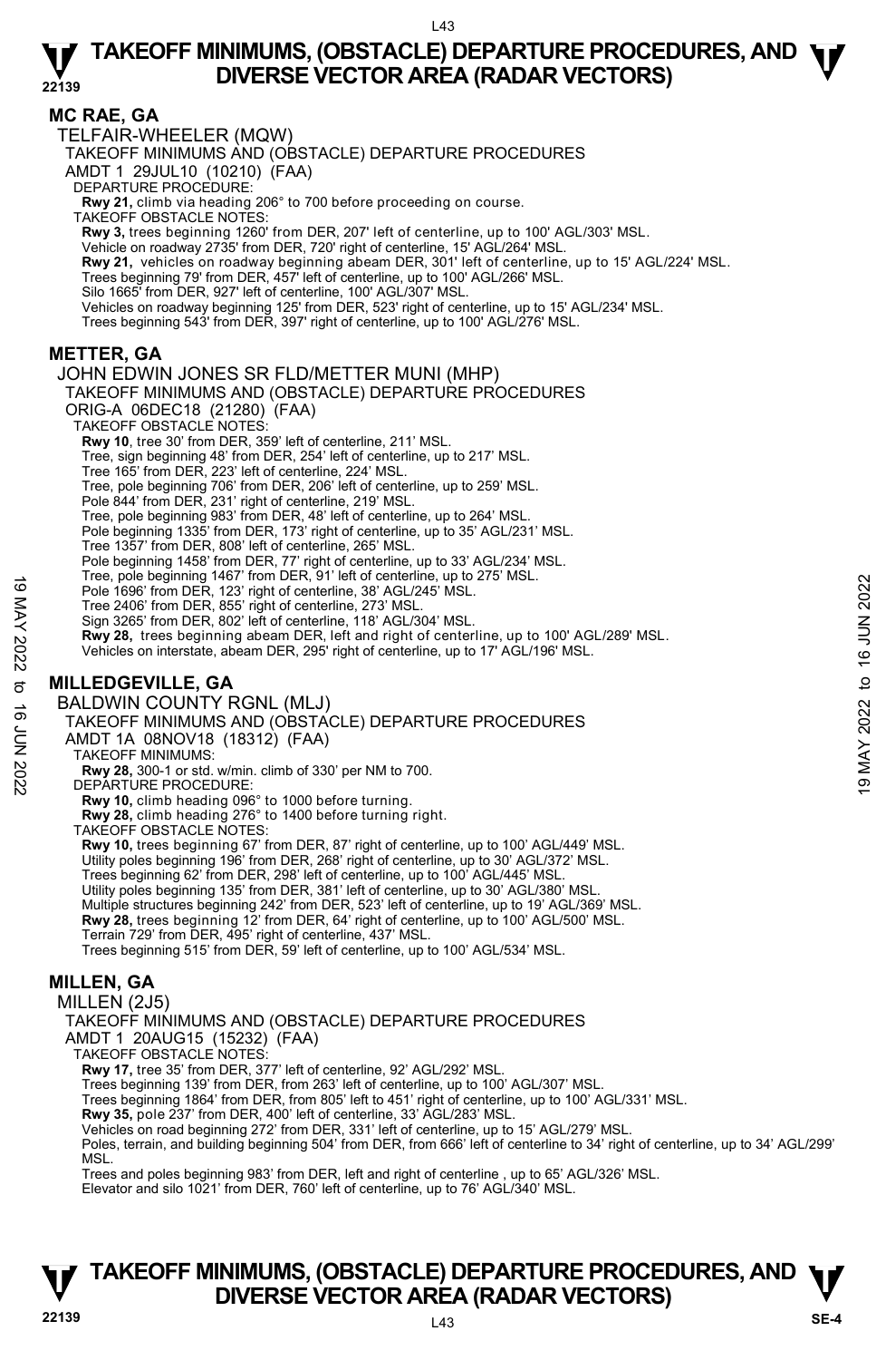## MC RAE, GA

TELFAIR-WHEELER (MQW)

TAKEOFF MINIMUMS AND (OBSTACLE) DEPARTURE PROCEDURES

AMDT 1 29JUL10 (10210) (FAA)

DEPARTURE PROCEDURE:

**Rwy 21,** climb via heading 206° to 700 before proceeding on course.

TAKEOFF OBSTACLE NOTES:

**Rwy 3,** trees beginning 1260' from DER, 207' left of centerline, up to 100' AGL/303' MSL.
Vehicle on roadway 2735' from DER, 720' right of centerline, 15' AGL/264' MSL.
**Rwy 21,** vehicles on roadway beginning abeam DER, 301' left of centerline, up to 15' AGL/224' MSL.
Trees beginning 79' from DER, 457' left of centerline, up to 100' AGL/266' MSL.
Silo 1665' from DER, 927' left of centerline, 100' AGL/307' MSL.
Vehicles on roadway beginning 125' from DER, 523' right of centerline, up to 15' AGL/234' MSL.
Trees beginning 543' from DER, 397' right of centerline, up to 100' AGL/276' MSL.

## METTER, GA

JOHN EDWIN JONES SR FLD/METTER MUNI (MHP)

TAKEOFF MINIMUMS AND (OBSTACLE) DEPARTURE PROCEDURES

ORIG-A 06DEC18 (21280) (FAA)

TAKEOFF OBSTACLE NOTES:

**Rwy 10,** tree 30' from DER, 359' left of centerline, 211' MSL.
Tree, sign beginning 48' from DER, 254' left of centerline, up to 217' MSL.
Tree 165' from DER, 223' left of centerline, 224' MSL.
Tree, pole beginning 706' from DER, 206' left of centerline, up to 259' MSL.
Pole 844' from DER, 231' right of centerline, 219' MSL.
Tree, pole beginning 983' from DER, 48' left of centerline, up to 264' MSL.
Pole beginning 1335' from DER, 173' right of centerline, up to 35' AGL/231' MSL.
Tree 1357' from DER, 808' left of centerline, 265' MSL.
Pole beginning 1458' from DER, 77' right of centerline, up to 33' AGL/234' MSL.
Tree, pole beginning 1467' from DER, 91' left of centerline, up to 275' MSL.
Pole 1696' from DER, 123' right of centerline, 38' AGL/245' MSL.
Tree 2406' from DER, 855' right of centerline, 273' MSL.
Sign 3265' from DER, 802' left of centerline, 118' AGL/304' MSL.
**Rwy 28,** trees beginning abeam DER, left and right of centerline, up to 100' AGL/289' MSL.
Vehicles on interstate, abeam DER, 295' right of centerline, up to 17' AGL/196' MSL.

## MILLEDGEVILLE, GA

BALDWIN COUNTY RGNL (MLJ)

TAKEOFF MINIMUMS AND (OBSTACLE) DEPARTURE PROCEDURES

AMDT 1A 08NOV18 (18312) (FAA)

TAKEOFF MINIMUMS:

**Rwy 28,** 300-1 or std. w/min. climb of 330' per NM to 700.

DEPARTURE PROCEDURE:

**Rwy 10,** climb heading 096° to 1000 before turning.
**Rwy 28,** climb heading 276° to 1400 before turning right.

TAKEOFF OBSTACLE NOTES:

**Rwy 10,** trees beginning 67' from DER, 87' right of centerline, up to 100' AGL/449' MSL.
Utility poles beginning 196' from DER, 268' right of centerline, up to 30' AGL/372' MSL.
Trees beginning 62' from DER, 298' left of centerline, up to 100' AGL/445' MSL.
Utility poles beginning 135' from DER, 381' left of centerline, up to 30' AGL/380' MSL.
Multiple structures beginning 242' from DER, 523' left of centerline, up to 19' AGL/369' MSL.
**Rwy 28,** trees beginning 12' from DER, 64' right of centerline, up to 100' AGL/500' MSL.
Terrain 729' from DER, 495' right of centerline, 437' MSL.
Trees beginning 515' from DER, 59' left of centerline, up to 100' AGL/534' MSL.

## MILLEN, GA

MILLEN (2J5)

TAKEOFF MINIMUMS AND (OBSTACLE) DEPARTURE PROCEDURES

AMDT 1 20AUG15 (15232) (FAA)

TAKEOFF OBSTACLE NOTES:

**Rwy 17,** tree 35' from DER, 377' left of centerline, 92' AGL/292' MSL.
Trees beginning 139' from DER, from 263' left of centerline, up to 100' AGL/307' MSL.
Trees beginning 1864' from DER, from 805' left to 451' right of centerline, up to 100' AGL/331' MSL.
**Rwy 35,** pole 237' from DER, 400' left of centerline, 33' AGL/283' MSL.
Vehicles on road beginning 272' from DER, 331' left of centerline, up to 15' AGL/279' MSL.
Poles, terrain, and building beginning 504' from DER, from 666' left of centerline to 34' right of centerline, up to 34' AGL/299' MSL.
Trees and poles beginning 983' from DER, left and right of centerline , up to 65' AGL/326' MSL.
Elevator and silo 1021' from DER, 760' left of centerline, up to 76' AGL/340' MSL.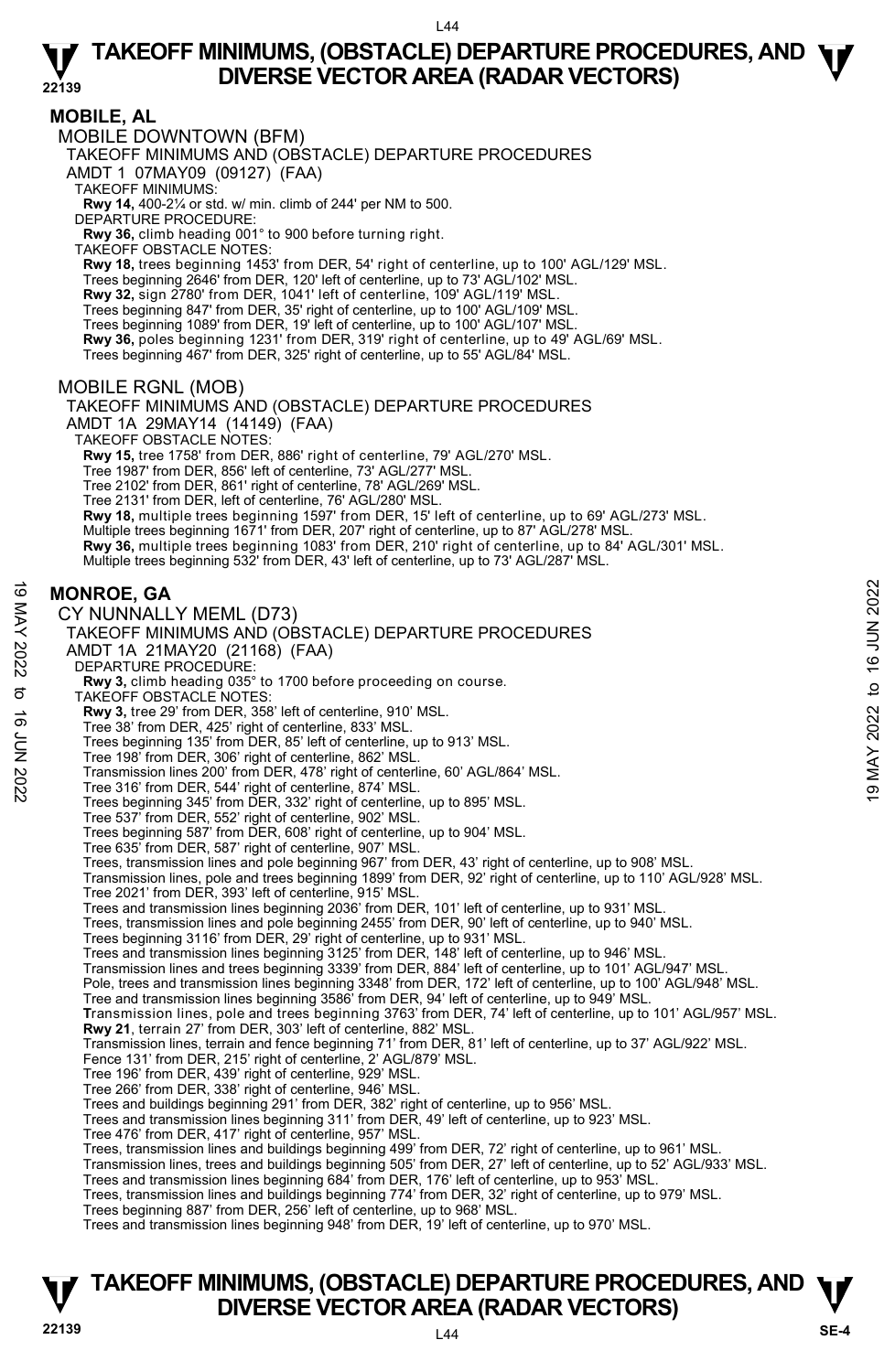## MOBILE, AL

### MOBILE DOWNTOWN (BFM)

TAKEOFF MINIMUMS AND (OBSTACLE) DEPARTURE PROCEDURES
AMDT 1 07MAY09 (09127) (FAA)

TAKEOFF MINIMUMS:
**Rwy 14,** 400-2¼ or std. w/ min. climb of 244' per NM to 500.

DEPARTURE PROCEDURE:
**Rwy 36,** climb heading 001° to 900 before turning right.

TAKEOFF OBSTACLE NOTES:
**Rwy 18,** trees beginning 1453' from DER, 54' right of centerline, up to 100' AGL/129' MSL.
Trees beginning 2646' from DER, 120' left of centerline, up to 73' AGL/102' MSL.
**Rwy 32,** sign 2780' from DER, 1041' left of centerline, 109' AGL/119' MSL.
Trees beginning 847' from DER, 35' right of centerline, up to 100' AGL/109' MSL.
Trees beginning 1089' from DER, 19' left of centerline, up to 100' AGL/107' MSL.
**Rwy 36,** poles beginning 1231' from DER, 319' right of centerline, up to 49' AGL/69' MSL.
Trees beginning 467' from DER, 325' right of centerline, up to 55' AGL/84' MSL.

### MOBILE RGNL (MOB)

TAKEOFF MINIMUMS AND (OBSTACLE) DEPARTURE PROCEDURES
AMDT 1A 29MAY14 (14149) (FAA)

TAKEOFF OBSTACLE NOTES:
**Rwy 15,** tree 1758' from DER, 886' right of centerline, 79' AGL/270' MSL.
Tree 1987' from DER, 856' left of centerline, 73' AGL/277' MSL.
Tree 2102' from DER, 861' right of centerline, 78' AGL/269' MSL.
Tree 2131' from DER, left of centerline, 76' AGL/280' MSL.
**Rwy 18,** multiple trees beginning 1597' from DER, 15' left of centerline, up to 69' AGL/273' MSL.
Multiple trees beginning 1671' from DER, 207' right of centerline, up to 87' AGL/278' MSL.
**Rwy 36,** multiple trees beginning 1083' from DER, 210' right of centerline, up to 84' AGL/301' MSL.
Multiple trees beginning 532' from DER, 43' left of centerline, up to 73' AGL/287' MSL.

## MONROE, GA

### CY NUNNALLY MEML (D73)

TAKEOFF MINIMUMS AND (OBSTACLE) DEPARTURE PROCEDURES
AMDT 1A 21MAY20 (21168) (FAA)

DEPARTURE PROCEDURE:
**Rwy 3,** climb heading 035° to 1700 before proceeding on course.

TAKEOFF OBSTACLE NOTES:
**Rwy 3,** tree 29' from DER, 358' left of centerline, 910' MSL.
Tree 38' from DER, 425' right of centerline, 833' MSL.
Trees beginning 135' from DER, 85' left of centerline, up to 913' MSL.
Tree 198' from DER, 306' right of centerline, 862' MSL.
Transmission lines 200' from DER, 478' right of centerline, 60' AGL/864' MSL.
Tree 316' from DER, 544' right of centerline, 874' MSL.
Trees beginning 345' from DER, 332' right of centerline, up to 895' MSL.
Tree 537' from DER, 552' right of centerline, 902' MSL.
Trees beginning 587' from DER, 608' right of centerline, up to 904' MSL.
Tree 635' from DER, 587' right of centerline, 907' MSL.
Trees, transmission lines and pole beginning 967' from DER, 43' right of centerline, up to 908' MSL.
Transmission lines, pole and trees beginning 1899' from DER, 92' right of centerline, up to 110' AGL/928' MSL.
Tree 2021' from DER, 393' left of centerline, 915' MSL.
Trees and transmission lines beginning 2036' from DER, 101' left of centerline, up to 931' MSL.
Trees, transmission lines and pole beginning 2455' from DER, 90' left of centerline, up to 940' MSL.
Trees beginning 3116' from DER, 29' right of centerline, up to 931' MSL.
Trees and transmission lines beginning 3125' from DER, 148' left of centerline, up to 946' MSL.
Transmission lines and trees beginning 3339' from DER, 884' left of centerline, up to 101' AGL/947' MSL.
Pole, trees and transmission lines beginning 3348' from DER, 172' left of centerline, up to 100' AGL/948' MSL.
Tree and transmission lines beginning 3586' from DER, 94' left of centerline, up to 949' MSL.
Transmission lines, pole and trees beginning 3763' from DER, 74' left of centerline, up to 101' AGL/957' MSL.
**Rwy 21**, terrain 27' from DER, 303' left of centerline, 882' MSL.
Transmission lines, terrain and fence beginning 71' from DER, 81' left of centerline, up to 37' AGL/922' MSL.
Fence 131' from DER, 215' right of centerline, 2' AGL/879' MSL.
Tree 196' from DER, 439' right of centerline, 929' MSL.
Tree 266' from DER, 338' right of centerline, 946' MSL.
Trees and buildings beginning 291' from DER, 382' right of centerline, up to 956' MSL.
Trees and transmission lines beginning 311' from DER, 49' left of centerline, up to 923' MSL.
Tree 476' from DER, 417' right of centerline, 957' MSL.
Trees, transmission lines and buildings beginning 499' from DER, 72' right of centerline, up to 961' MSL.
Transmission lines, trees and buildings beginning 505' from DER, 27' left of centerline, up to 52' AGL/933' MSL.
Trees and transmission lines beginning 684' from DER, 176' left of centerline, up to 953' MSL.
Trees, transmission lines and buildings beginning 774' from DER, 32' right of centerline, up to 979' MSL.
Trees beginning 887' from DER, 256' left of centerline, up to 968' MSL.
Trees and transmission lines beginning 948' from DER, 19' left of centerline, up to 970' MSL.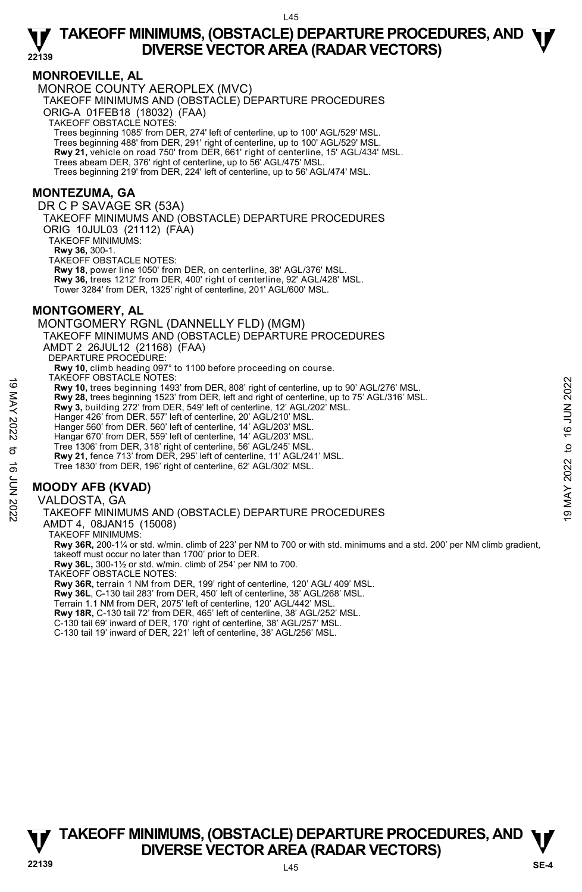## MONROEVILLE, AL

MONROE COUNTY AEROPLEX (MVC)
TAKEOFF MINIMUMS AND (OBSTACLE) DEPARTURE PROCEDURES
ORIG-A 01FEB18 (18032) (FAA)
TAKEOFF OBSTACLE NOTES:
Trees beginning 1085' from DER, 274' left of centerline, up to 100' AGL/529' MSL.
Trees beginning 488' from DER, 291' right of centerline, up to 100' AGL/529' MSL.
**Rwy 21,** vehicle on road 750' from DER, 661' right of centerline, 15' AGL/434' MSL.
Trees abeam DER, 376' right of centerline, up to 56' AGL/475' MSL.
Trees beginning 219' from DER, 224' left of centerline, up to 56' AGL/474' MSL.

## MONTEZUMA, GA

DR C P SAVAGE SR (53A)
TAKEOFF MINIMUMS AND (OBSTACLE) DEPARTURE PROCEDURES
ORIG 10JUL03 (21112) (FAA)
TAKEOFF MINIMUMS:
**Rwy 36,** 300-1.
TAKEOFF OBSTACLE NOTES:
**Rwy 18,** power line 1050' from DER, on centerline, 38' AGL/376' MSL.
**Rwy 36,** trees 1212' from DER, 400' right of centerline, 92' AGL/428' MSL.
Tower 3284' from DER, 1325' right of centerline, 201' AGL/600' MSL.

## MONTGOMERY, AL

MONTGOMERY RGNL (DANNELLY FLD) (MGM)
TAKEOFF MINIMUMS AND (OBSTACLE) DEPARTURE PROCEDURES
AMDT 2 26JUL12 (21168) (FAA)
DEPARTURE PROCEDURE:
**Rwy 10,** climb heading 097° to 1100 before proceeding on course.
TAKEOFF OBSTACLE NOTES:
**Rwy 10,** trees beginning 1493' from DER, 808' right of centerline, up to 90' AGL/276' MSL.
**Rwy 28,** trees beginning 1523' from DER, left and right of centerline, up to 75' AGL/316' MSL.
**Rwy 3,** building 272' from DER, 549' left of centerline, 12' AGL/202' MSL.
Hanger 426' from DER. 557' left of centerline, 20' AGL/210' MSL.
Hanger 560' from DER. 560' left of centerline, 14' AGL/203' MSL.
Hangar 670' from DER, 559' left of centerline, 14' AGL/203' MSL.
Tree 1306' from DER, 318' right of centerline, 56' AGL/245' MSL.
**Rwy 21,** fence 713' from DER, 295' left of centerline, 11' AGL/241' MSL.
Tree 1830' from DER, 196' right of centerline, 62' AGL/302' MSL.

## MOODY AFB (KVAD)

VALDOSTA, GA
TAKEOFF MINIMUMS AND (OBSTACLE) DEPARTURE PROCEDURES
AMDT 4, 08JAN15 (15008)
TAKEOFF MINIMUMS:
**Rwy 36R,** 200-1¼ or std. w/min. climb of 223' per NM to 700 or with std. minimums and a std. 200' per NM climb gradient, takeoff must occur no later than 1700' prior to DER.
**Rwy 36L,** 300-1½ or std. w/min. climb of 254' per NM to 700.
TAKEOFF OBSTACLE NOTES:
**Rwy 36R,** terrain 1 NM from DER, 199' right of centerline, 120' AGL/ 409' MSL.
**Rwy 36L**, C-130 tail 283' from DER, 450' left of centerline, 38' AGL/268' MSL.
Terrain 1.1 NM from DER, 2075' left of centerline, 120' AGL/442' MSL.
**Rwy 18R,** C-130 tail 72' from DER, 465' left of centerline, 38' AGL/252' MSL.
C-130 tail 69' inward of DER, 170' right of centerline, 38' AGL/257' MSL.
C-130 tail 19' inward of DER, 221' left of centerline, 38' AGL/256' MSL.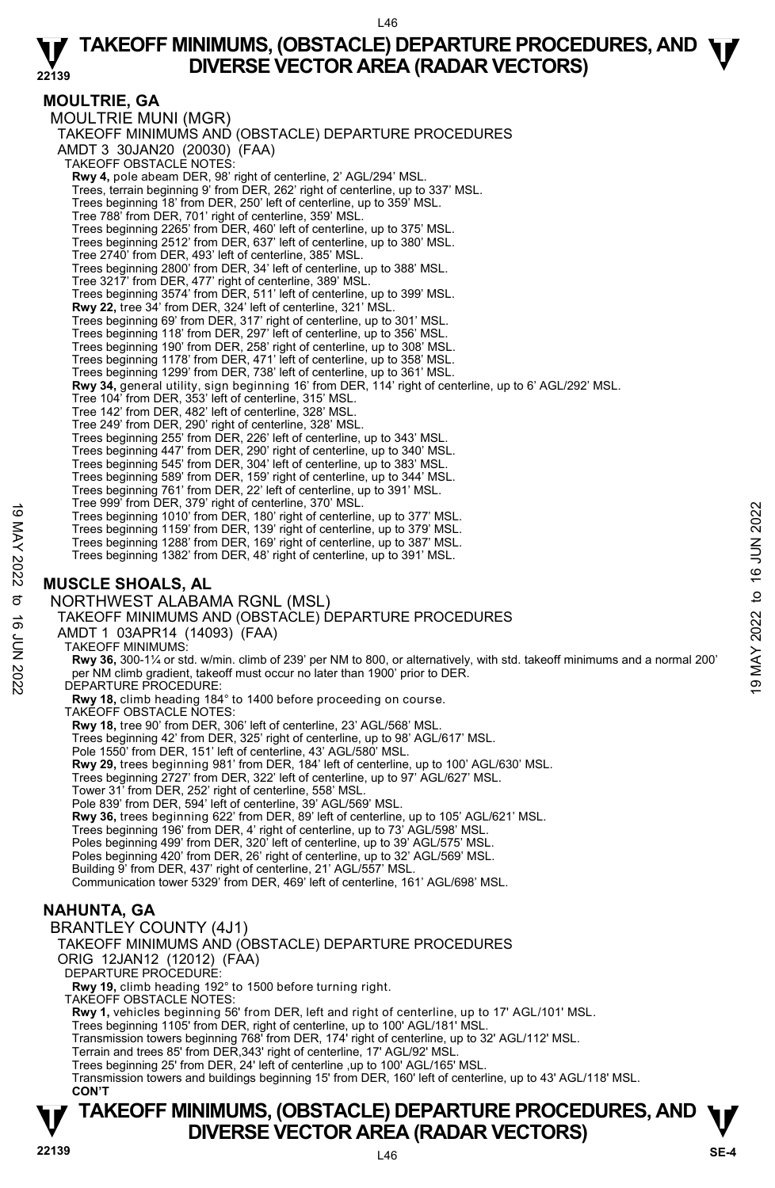## MOULTRIE, GA

MOULTRIE MUNI (MGR)

TAKEOFF MINIMUMS AND (OBSTACLE) DEPARTURE PROCEDURES

AMDT 3 30JAN20 (20030) (FAA)

TAKEOFF OBSTACLE NOTES:

**Rwy 4,** pole abeam DER, 98' right of centerline, 2' AGL/294' MSL.
Trees, terrain beginning 9' from DER, 262' right of centerline, up to 337' MSL.
Trees beginning 18' from DER, 250' left of centerline, up to 359' MSL.
Tree 788' from DER, 701' right of centerline, 359' MSL.
Trees beginning 2265' from DER, 460' left of centerline, up to 375' MSL.
Trees beginning 2512' from DER, 637' left of centerline, up to 380' MSL.
Tree 2740' from DER, 493' left of centerline, 385' MSL.
Trees beginning 2800' from DER, 34' left of centerline, up to 388' MSL.
Tree 3217' from DER, 477' right of centerline, 389' MSL.
Trees beginning 3574' from DER, 511' left of centerline, up to 399' MSL.
**Rwy 22,** tree 34' from DER, 324' left of centerline, 321' MSL.
Trees beginning 69' from DER, 317' right of centerline, up to 301' MSL.
Trees beginning 118' from DER, 297' left of centerline, up to 356' MSL.
Trees beginning 190' from DER, 258' right of centerline, up to 308' MSL.
Trees beginning 1178' from DER, 471' left of centerline, up to 358' MSL.
Trees beginning 1299' from DER, 738' left of centerline, up to 361' MSL.
**Rwy 34,** general utility, sign beginning 16' from DER, 114' right of centerline, up to 6' AGL/292' MSL.
Tree 104' from DER, 353' left of centerline, 315' MSL.
Tree 142' from DER, 482' left of centerline, 328' MSL.
Tree 249' from DER, 290' right of centerline, 328' MSL.
Trees beginning 255' from DER, 226' left of centerline, up to 343' MSL.
Trees beginning 447' from DER, 290' right of centerline, up to 340' MSL.
Trees beginning 545' from DER, 304' left of centerline, up to 383' MSL.
Trees beginning 589' from DER, 159' right of centerline, up to 344' MSL.
Trees beginning 761' from DER, 22' left of centerline, up to 391' MSL.
Tree 999' from DER, 379' right of centerline, 370' MSL.
Trees beginning 1010' from DER, 180' right of centerline, up to 377' MSL.
Trees beginning 1159' from DER, 139' right of centerline, up to 379' MSL.
Trees beginning 1288' from DER, 169' right of centerline, up to 387' MSL.
Trees beginning 1382' from DER, 48' right of centerline, up to 391' MSL.

## MUSCLE SHOALS, AL

NORTHWEST ALABAMA RGNL (MSL)

TAKEOFF MINIMUMS AND (OBSTACLE) DEPARTURE PROCEDURES

AMDT 1 03APR14 (14093) (FAA)

TAKEOFF MINIMUMS:

**Rwy 36,** 300-1¼ or std. w/min. climb of 239' per NM to 800, or alternatively, with std. takeoff minimums and a normal 200' per NM climb gradient, takeoff must occur no later than 1900' prior to DER.

DEPARTURE PROCEDURE:

**Rwy 18,** climb heading 184° to 1400 before proceeding on course.

TAKEOFF OBSTACLE NOTES:

**Rwy 18,** tree 90' from DER, 306' left of centerline, 23' AGL/568' MSL.
Trees beginning 42' from DER, 325' right of centerline, up to 98' AGL/617' MSL.
Pole 1550' from DER, 151' left of centerline, 43' AGL/580' MSL.
**Rwy 29,** trees beginning 981' from DER, 184' left of centerline, up to 100' AGL/630' MSL.
Trees beginning 2727' from DER, 322' left of centerline, up to 97' AGL/627' MSL.
Tower 31' from DER, 252' right of centerline, 558' MSL.
Pole 839' from DER, 594' left of centerline, 39' AGL/569' MSL.
**Rwy 36,** trees beginning 622' from DER, 89' left of centerline, up to 105' AGL/621' MSL.
Trees beginning 196' from DER, 4' right of centerline, up to 73' AGL/598' MSL.
Poles beginning 499' from DER, 320' left of centerline, up to 39' AGL/575' MSL.
Poles beginning 420' from DER, 26' right of centerline, up to 32' AGL/569' MSL.
Building 9' from DER, 437' right of centerline, 21' AGL/557' MSL.
Communication tower 5329' from DER, 469' left of centerline, 161' AGL/698' MSL.

## NAHUNTA, GA

BRANTLEY COUNTY (4J1)

TAKEOFF MINIMUMS AND (OBSTACLE) DEPARTURE PROCEDURES

ORIG 12JAN12 (12012) (FAA)

DEPARTURE PROCEDURE:

**Rwy 19,** climb heading 192° to 1500 before turning right.

TAKEOFF OBSTACLE NOTES:

**Rwy 1,** vehicles beginning 56' from DER, left and right of centerline, up to 17' AGL/101' MSL.
Trees beginning 1105' from DER, right of centerline, up to 100' AGL/181' MSL.
Transmission towers beginning 768' from DER, 174' right of centerline, up to 32' AGL/112' MSL.
Terrain and trees 85' from DER,343' right of centerline, 17' AGL/92' MSL.
Trees beginning 25' from DER, 24' left of centerline ,up to 100' AGL/165' MSL.
Transmission towers and buildings beginning 15' from DER, 160' left of centerline, up to 43' AGL/118' MSL.

**CON'T**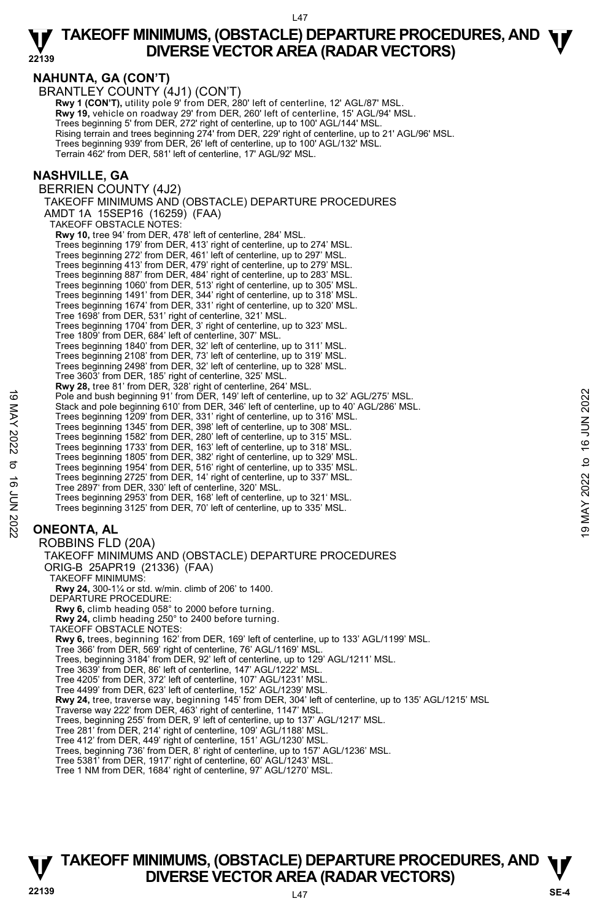## NAHUNTA, GA (CON'T)

BRANTLEY COUNTY (4J1) (CON'T)

**Rwy 1 (CON'T),** utility pole 9' from DER, 280' left of centerline, 12' AGL/87' MSL.
**Rwy 19,** vehicle on roadway 29' from DER, 260' left of centerline, 15' AGL/94' MSL.
Trees beginning 5' from DER, 272' right of centerline, up to 100' AGL/144' MSL.
Rising terrain and trees beginning 274' from DER, 229' right of centerline, up to 21' AGL/96' MSL.
Trees beginning 939' from DER, 26' left of centerline, up to 100' AGL/132' MSL.
Terrain 462' from DER, 581' left of centerline, 17' AGL/92' MSL.

## NASHVILLE, GA

BERRIEN COUNTY (4J2)

TAKEOFF MINIMUMS AND (OBSTACLE) DEPARTURE PROCEDURES
AMDT 1A 15SEP16 (16259) (FAA)

TAKEOFF OBSTACLE NOTES:

**Rwy 10,** tree 94' from DER, 478' left of centerline, 284' MSL.
Trees beginning 179' from DER, 413' right of centerline, up to 274' MSL.
Trees beginning 272' from DER, 461' left of centerline, up to 297' MSL.
Trees beginning 413' from DER, 479' right of centerline, up to 279' MSL.
Trees beginning 887' from DER, 484' right of centerline, up to 283' MSL.
Trees beginning 1060' from DER, 513' right of centerline, up to 305' MSL.
Trees beginning 1491' from DER, 344' right of centerline, up to 318' MSL.
Trees beginning 1674' from DER, 331' right of centerline, up to 320' MSL.
Tree 1698' from DER, 531' right of centerline, 321' MSL.
Trees beginning 1704' from DER, 3' right of centerline, up to 323' MSL.
Tree 1809' from DER, 684' left of centerline, 307' MSL.
Trees beginning 1840' from DER, 32' left of centerline, up to 311' MSL.
Trees beginning 2108' from DER, 73' left of centerline, up to 319' MSL.
Trees beginning 2498' from DER, 32' left of centerline, up to 328' MSL.
Tree 3603' from DER, 185' right of centerline, 325' MSL.
**Rwy 28,** tree 81' from DER, 328' right of centerline, 264' MSL.
Pole and bush beginning 91' from DER, 149' left of centerline, up to 32' AGL/275' MSL.
Stack and pole beginning 610' from DER, 346' left of centerline, up to 40' AGL/286' MSL.
Trees beginning 1209' from DER, 331' right of centerline, up to 316' MSL.
Trees beginning 1345' from DER, 398' left of centerline, up to 308' MSL.
Trees beginning 1582' from DER, 280' left of centerline, up to 315' MSL.
Trees beginning 1733' from DER, 163' left of centerline, up to 318' MSL.
Trees beginning 1805' from DER, 382' right of centerline, up to 329' MSL.
Trees beginning 1954' from DER, 516' right of centerline, up to 335' MSL.
Trees beginning 2725' from DER, 14' right of centerline, up to 337' MSL.
Tree 2897' from DER, 330' left of centerline, 320' MSL.
Trees beginning 2953' from DER, 168' left of centerline, up to 321' MSL.
Trees beginning 3125' from DER, 70' left of centerline, up to 335' MSL.

## ONEONTA, AL

ROBBINS FLD (20A)

TAKEOFF MINIMUMS AND (OBSTACLE) DEPARTURE PROCEDURES
ORIG-B 25APR19 (21336) (FAA)

TAKEOFF MINIMUMS:
**Rwy 24,** 300-1¼ or std. w/min. climb of 206' to 1400.

DEPARTURE PROCEDURE:
**Rwy 6,** climb heading 058° to 2000 before turning.
**Rwy 24,** climb heading 250° to 2400 before turning.

TAKEOFF OBSTACLE NOTES:
**Rwy 6,** trees, beginning 162' from DER, 169' left of centerline, up to 133' AGL/1199' MSL.
Tree 366' from DER, 569' right of centerline, 76' AGL/1169' MSL.
Trees, beginning 3184' from DER, 92' left of centerline, up to 129' AGL/1211' MSL.
Tree 3639' from DER, 86' left of centerline, 147' AGL/1222' MSL.
Tree 4205' from DER, 372' left of centerline, 107' AGL/1231' MSL.
Tree 4499' from DER, 623' left of centerline, 152' AGL/1239' MSL.
**Rwy 24,** tree, traverse way, beginning 145' from DER, 304' left of centerline, up to 135' AGL/1215' MSL
Traverse way 222' from DER, 463' right of centerline, 1147' MSL.
Trees, beginning 255' from DER, 9' left of centerline, up to 137' AGL/1217' MSL.
Tree 281' from DER, 214' right of centerline, 109' AGL/1188' MSL.
Tree 412' from DER, 449' right of centerline, 151' AGL/1230' MSL.
Trees, beginning 736' from DER, 8' right of centerline, up to 157' AGL/1236' MSL.
Tree 5381' from DER, 1917' right of centerline, 60' AGL/1243' MSL.
Tree 1 NM from DER, 1684' right of centerline, 97' AGL/1270' MSL.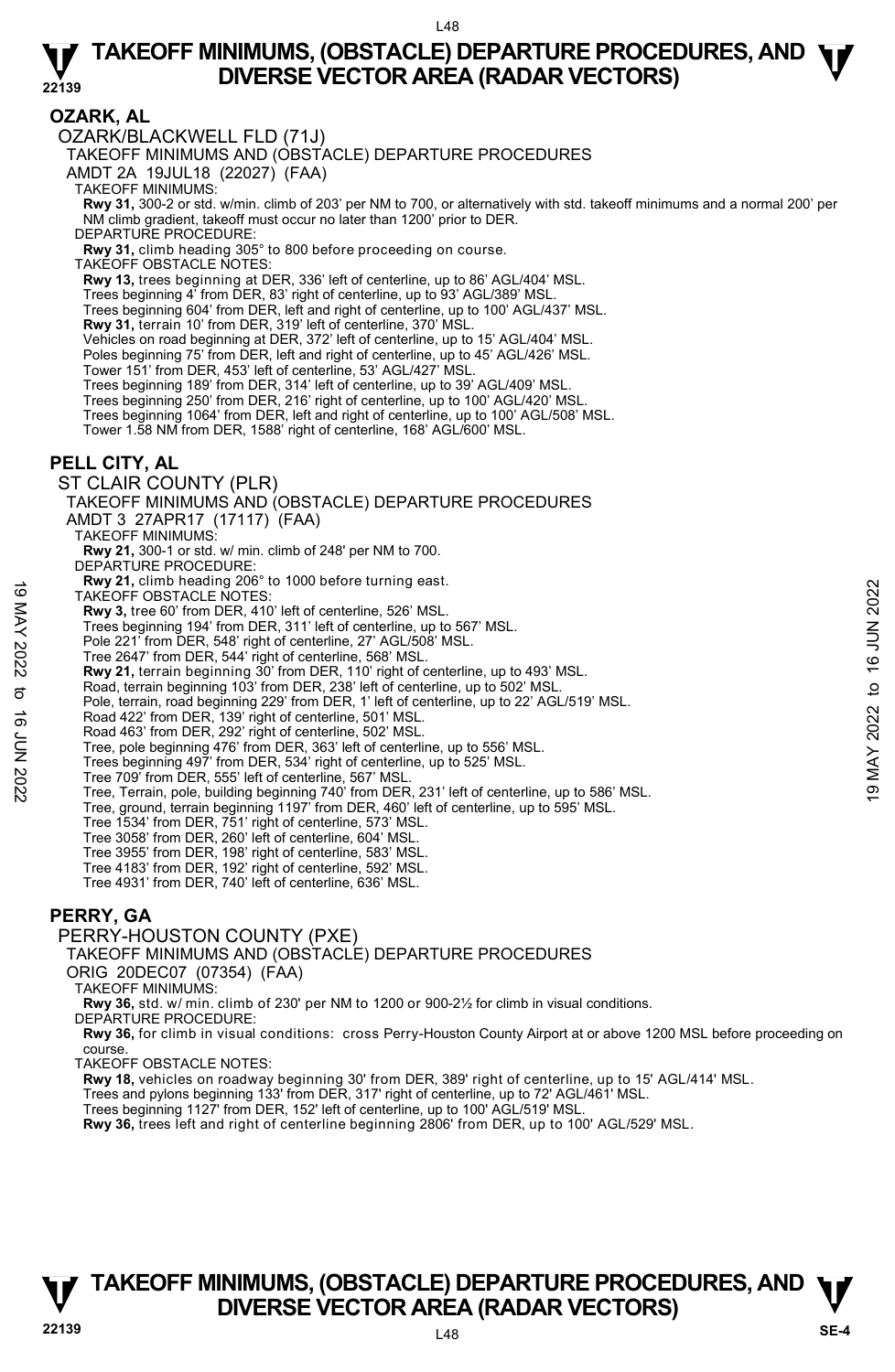## OZARK, AL

OZARK/BLACKWELL FLD (71J)

TAKEOFF MINIMUMS AND (OBSTACLE) DEPARTURE PROCEDURES

AMDT 2A 19JUL18 (22027) (FAA)

TAKEOFF MINIMUMS:

**Rwy 31,** 300-2 or std. w/min. climb of 203' per NM to 700, or alternatively with std. takeoff minimums and a normal 200' per NM climb gradient, takeoff must occur no later than 1200' prior to DER.

DEPARTURE PROCEDURE:

**Rwy 31,** climb heading 305° to 800 before proceeding on course.

TAKEOFF OBSTACLE NOTES:

**Rwy 13,** trees beginning at DER, 336' left of centerline, up to 86' AGL/404' MSL.
Trees beginning 4' from DER, 83' right of centerline, up to 93' AGL/389' MSL.
Trees beginning 604' from DER, left and right of centerline, up to 100' AGL/437' MSL.
**Rwy 31,** terrain 10' from DER, 319' left of centerline, 370' MSL.
Vehicles on road beginning at DER, 372' left of centerline, up to 15' AGL/404' MSL.
Poles beginning 75' from DER, left and right of centerline, up to 45' AGL/426' MSL.
Tower 151' from DER, 453' left of centerline, 53' AGL/427' MSL.
Trees beginning 189' from DER, 314' left of centerline, up to 39' AGL/409' MSL.
Trees beginning 250' from DER, 216' right of centerline, up to 100' AGL/420' MSL.
Trees beginning 1064' from DER, left and right of centerline, up to 100' AGL/508' MSL.
Tower 1.58 NM from DER, 1588' right of centerline, 168' AGL/600' MSL.

## PELL CITY, AL

ST CLAIR COUNTY (PLR)

TAKEOFF MINIMUMS AND (OBSTACLE) DEPARTURE PROCEDURES

AMDT 3 27APR17 (17117) (FAA)

TAKEOFF MINIMUMS:

**Rwy 21,** 300-1 or std. w/ min. climb of 248' per NM to 700.

DEPARTURE PROCEDURE:

**Rwy 21,** climb heading 206° to 1000 before turning east.

TAKEOFF OBSTACLE NOTES:

**Rwy 3,** tree 60' from DER, 410' left of centerline, 526' MSL.
Trees beginning 194' from DER, 311' left of centerline, up to 567' MSL.
Pole 221' from DER, 548' right of centerline, 27' AGL/508' MSL.
Tree 2647' from DER, 544' right of centerline, 568' MSL.
**Rwy 21,** terrain beginning 30' from DER, 110' right of centerline, up to 493' MSL.
Road, terrain beginning 103' from DER, 238' left of centerline, up to 502' MSL.
Pole, terrain, road beginning 229' from DER, 1' left of centerline, up to 22' AGL/519' MSL.
Road 422' from DER, 139' right of centerline, 501' MSL.
Road 463' from DER, 292' right of centerline, 502' MSL.
Tree, pole beginning 476' from DER, 363' left of centerline, up to 556' MSL.
Trees beginning 497' from DER, 534' right of centerline, up to 525' MSL.
Tree 709' from DER, 555' left of centerline, 567' MSL.
Tree, Terrain, pole, building beginning 740' from DER, 231' left of centerline, up to 586' MSL.
Tree, ground, terrain beginning 1197' from DER, 460' left of centerline, up to 595' MSL.
Tree 1534' from DER, 751' right of centerline, 573' MSL.
Tree 3058' from DER, 260' left of centerline, 604' MSL.
Tree 3955' from DER, 198' right of centerline, 583' MSL.
Tree 4183' from DER, 192' right of centerline, 592' MSL.
Tree 4931' from DER, 740' left of centerline, 636' MSL.

## PERRY, GA

PERRY-HOUSTON COUNTY (PXE)

TAKEOFF MINIMUMS AND (OBSTACLE) DEPARTURE PROCEDURES

ORIG 20DEC07 (07354) (FAA)

TAKEOFF MINIMUMS:

**Rwy 36,** std. w/ min. climb of 230' per NM to 1200 or 900-2½ for climb in visual conditions.

DEPARTURE PROCEDURE:

**Rwy 36,** for climb in visual conditions: cross Perry-Houston County Airport at or above 1200 MSL before proceeding on course.

TAKEOFF OBSTACLE NOTES:

**Rwy 18,** vehicles on roadway beginning 30' from DER, 389' right of centerline, up to 15' AGL/414' MSL.
Trees and pylons beginning 133' from DER, 317' right of centerline, up to 72' AGL/461' MSL.
Trees beginning 1127' from DER, 152' left of centerline, up to 100' AGL/519' MSL.
**Rwy 36,** trees left and right of centerline beginning 2806' from DER, up to 100' AGL/529' MSL.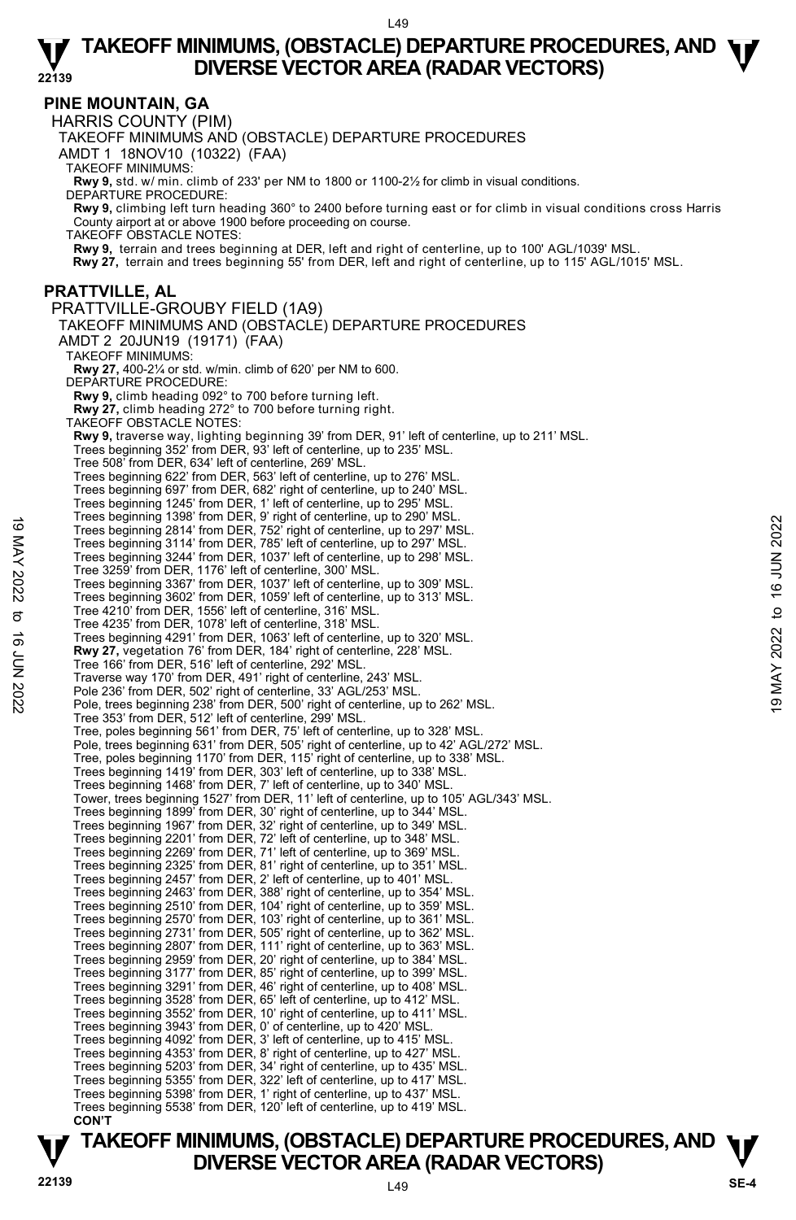## PINE MOUNTAIN, GA

HARRIS COUNTY (PIM)

TAKEOFF MINIMUMS AND (OBSTACLE) DEPARTURE PROCEDURES

AMDT 1 18NOV10 (10322) (FAA)

TAKEOFF MINIMUMS:

**Rwy 9,** std. w/ min. climb of 233' per NM to 1800 or 1100-2½ for climb in visual conditions.

DEPARTURE PROCEDURE:

**Rwy 9,** climbing left turn heading 360° to 2400 before turning east or for climb in visual conditions cross Harris County airport at or above 1900 before proceeding on course.

TAKEOFF OBSTACLE NOTES:

**Rwy 9,** terrain and trees beginning at DER, left and right of centerline, up to 100' AGL/1039' MSL.
**Rwy 27,** terrain and trees beginning 55' from DER, left and right of centerline, up to 115' AGL/1015' MSL.

## PRATTVILLE, AL

PRATTVILLE-GROUBY FIELD (1A9)

TAKEOFF MINIMUMS AND (OBSTACLE) DEPARTURE PROCEDURES

AMDT 2 20JUN19 (19171) (FAA)

TAKEOFF MINIMUMS:

**Rwy 27,** 400-2¼ or std. w/min. climb of 620' per NM to 600.

DEPARTURE PROCEDURE:

**Rwy 9,** climb heading 092° to 700 before turning left.
**Rwy 27,** climb heading 272° to 700 before turning right.

TAKEOFF OBSTACLE NOTES:

**Rwy 9,** traverse way, lighting beginning 39' from DER, 91' left of centerline, up to 211' MSL.
Trees beginning 352' from DER, 93' left of centerline, up to 235' MSL.
Tree 508' from DER, 634' left of centerline, 269' MSL.
Trees beginning 622' from DER, 563' left of centerline, up to 276' MSL.
Trees beginning 697' from DER, 682' right of centerline, up to 240' MSL.
Trees beginning 1245' from DER, 1' left of centerline, up to 295' MSL.
Trees beginning 1398' from DER, 9' right of centerline, up to 290' MSL.
Trees beginning 2814' from DER, 752' right of centerline, up to 297' MSL.
Trees beginning 3114' from DER, 785' left of centerline, up to 297' MSL.
Trees beginning 3244' from DER, 1037' left of centerline, up to 298' MSL.
Tree 3259' from DER, 1176' left of centerline, 300' MSL.
Trees beginning 3367' from DER, 1037' left of centerline, up to 309' MSL.
Trees beginning 3602' from DER, 1059' left of centerline, up to 313' MSL.
Tree 4210' from DER, 1556' left of centerline, 316' MSL.
Tree 4235' from DER, 1078' left of centerline, 318' MSL.
Trees beginning 4291' from DER, 1063' left of centerline, up to 320' MSL.
**Rwy 27,** vegetation 76' from DER, 184' right of centerline, 228' MSL.
Tree 166' from DER, 516' left of centerline, 292' MSL.
Traverse way 170' from DER, 491' right of centerline, 243' MSL.
Pole 236' from DER, 502' right of centerline, 33' AGL/253' MSL.
Pole, trees beginning 238' from DER, 500' right of centerline, up to 262' MSL.
Tree 353' from DER, 512' left of centerline, 299' MSL.
Tree, poles beginning 561' from DER, 75' left of centerline, up to 328' MSL.
Pole, trees beginning 631' from DER, 505' right of centerline, up to 42' AGL/272' MSL.
Tree, poles beginning 1170' from DER, 115' right of centerline, up to 338' MSL.
Trees beginning 1419' from DER, 303' left of centerline, up to 338' MSL.
Trees beginning 1468' from DER, 7' left of centerline, up to 340' MSL.
Tower, trees beginning 1527' from DER, 11' left of centerline, up to 105' AGL/343' MSL.
Trees beginning 1899' from DER, 30' right of centerline, up to 344' MSL.
Trees beginning 1967' from DER, 32' right of centerline, up to 349' MSL.
Trees beginning 2201' from DER, 72' left of centerline, up to 348' MSL.
Trees beginning 2269' from DER, 71' left of centerline, up to 369' MSL.
Trees beginning 2325' from DER, 81' right of centerline, up to 351' MSL.
Trees beginning 2457' from DER, 2' left of centerline, up to 401' MSL.
Trees beginning 2463' from DER, 388' right of centerline, up to 354' MSL.
Trees beginning 2510' from DER, 104' right of centerline, up to 359' MSL.
Trees beginning 2570' from DER, 103' right of centerline, up to 361' MSL.
Trees beginning 2731' from DER, 505' right of centerline, up to 362' MSL.
Trees beginning 2807' from DER, 111' right of centerline, up to 363' MSL.
Trees beginning 2959' from DER, 20' right of centerline, up to 384' MSL.
Trees beginning 3177' from DER, 85' right of centerline, up to 399' MSL.
Trees beginning 3291' from DER, 46' right of centerline, up to 408' MSL.
Trees beginning 3528' from DER, 65' left of centerline, up to 412' MSL.
Trees beginning 3552' from DER, 10' right of centerline, up to 411' MSL.
Trees beginning 3943' from DER, 0' of centerline, up to 420' MSL.
Trees beginning 4092' from DER, 3' left of centerline, up to 415' MSL.
Trees beginning 4353' from DER, 8' right of centerline, up to 427' MSL.
Trees beginning 5203' from DER, 34' right of centerline, up to 435' MSL.
Trees beginning 5355' from DER, 322' left of centerline, up to 417' MSL.
Trees beginning 5398' from DER, 1' right of centerline, up to 437' MSL.
Trees beginning 5538' from DER, 120' left of centerline, up to 419' MSL.

**CON'T**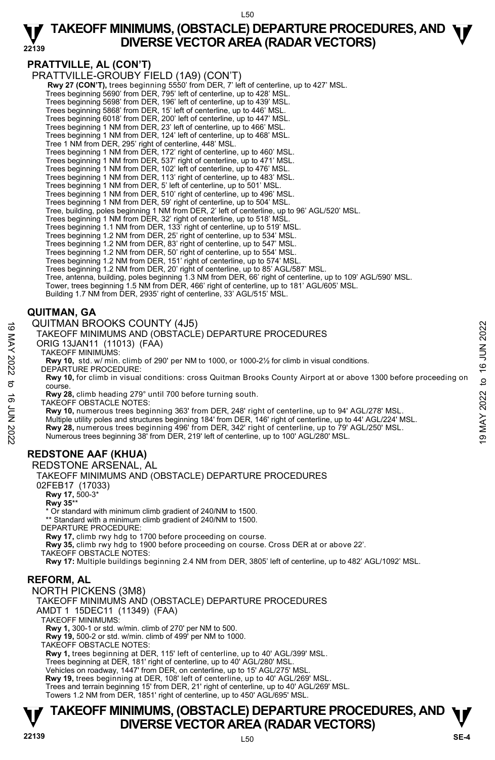## PRATTVILLE, AL (CON'T)

PRATTVILLE-GROUBY FIELD (1A9) (CON'T)

**Rwy 27 (CON'T),** trees beginning 5550' from DER, 7' left of centerline, up to 427' MSL.
Trees beginning 5690' from DER, 795' left of centerline, up to 428' MSL.
Trees beginning 5698' from DER, 196' left of centerline, up to 439' MSL.
Trees beginning 5868' from DER, 15' left of centerline, up to 446' MSL.
Trees beginning 6018' from DER, 200' left of centerline, up to 447' MSL.
Trees beginning 1 NM from DER, 23' left of centerline, up to 466' MSL.
Trees beginning 1 NM from DER, 124' left of centerline, up to 468' MSL.
Tree 1 NM from DER, 295' right of centerline, 448' MSL.
Trees beginning 1 NM from DER, 172' right of centerline, up to 460' MSL.
Trees beginning 1 NM from DER, 537' right of centerline, up to 471' MSL.
Trees beginning 1 NM from DER, 102' left of centerline, up to 476' MSL.
Trees beginning 1 NM from DER, 113' right of centerline, up to 483' MSL.
Trees beginning 1 NM from DER, 5' left of centerline, up to 501' MSL.
Trees beginning 1 NM from DER, 510' right of centerline, up to 496' MSL.
Trees beginning 1 NM from DER, 59' right of centerline, up to 504' MSL.
Tree, building, poles beginning 1 NM from DER, 2' left of centerline, up to 96' AGL/520' MSL.
Trees beginning 1 NM from DER, 32' right of centerline, up to 518' MSL.
Trees beginning 1.1 NM from DER, 133' right of centerline, up to 519' MSL.
Trees beginning 1.2 NM from DER, 25' right of centerline, up to 534' MSL.
Trees beginning 1.2 NM from DER, 83' right of centerline, up to 547' MSL.
Trees beginning 1.2 NM from DER, 50' right of centerline, up to 554' MSL.
Trees beginning 1.2 NM from DER, 151' right of centerline, up to 574' MSL.
Trees beginning 1.2 NM from DER, 20' right of centerline, up to 85' AGL/587' MSL.
Tree, antenna, building, poles beginning 1.3 NM from DER, 66' right of centerline, up to 109' AGL/590' MSL.
Tower, trees beginning 1.5 NM from DER, 466' right of centerline, up to 181' AGL/605' MSL.
Building 1.7 NM from DER, 2935' right of centerline, 33' AGL/515' MSL.

## QUITMAN, GA

QUITMAN BROOKS COUNTY (4J5)

TAKEOFF MINIMUMS AND (OBSTACLE) DEPARTURE PROCEDURES

ORIG 13JAN11 (11013) (FAA)

TAKEOFF MINIMUMS:

**Rwy 10,** std. w/ min. climb of 290' per NM to 1000, or 1000-2½ for climb in visual conditions.

DEPARTURE PROCEDURE:

**Rwy 10,** for climb in visual conditions: cross Quitman Brooks County Airport at or above 1300 before proceeding on course.

**Rwy 28,** climb heading 279° until 700 before turning south.

TAKEOFF OBSTACLE NOTES:

**Rwy 10,** numerous trees beginning 363' from DER, 248' right of centerline, up to 94' AGL/278' MSL.
Multiple utility poles and structures beginning 184' from DER, 146' right of centerline, up to 44' AGL/224' MSL.
**Rwy 28,** numerous trees beginning 496' from DER, 342' right of centerline, up to 79' AGL/250' MSL.
Numerous trees beginning 38' from DER, 219' left of centerline, up to 100' AGL/280' MSL.

## REDSTONE AAF (KHUA)

REDSTONE ARSENAL, AL

TAKEOFF MINIMUMS AND (OBSTACLE) DEPARTURE PROCEDURES

02FEB17 (17033)

**Rwy 17,** 500-3*
**Rwy 35**\*\*

\* Or standard with minimum climb gradient of 240/NM to 1500.
\*\* Standard with a minimum climb gradient of 240/NM to 1500.

DEPARTURE PROCEDURE:

**Rwy 17,** climb rwy hdg to 1700 before proceeding on course.
**Rwy 35,** climb rwy hdg to 1900 before proceeding on course. Cross DER at or above 22'.

TAKEOFF OBSTACLE NOTES:

**Rwy 17:** Multiple buildings beginning 2.4 NM from DER, 3805' left of centerline, up to 482' AGL/1092' MSL.

## REFORM, AL

NORTH PICKENS (3M8)

TAKEOFF MINIMUMS AND (OBSTACLE) DEPARTURE PROCEDURES

AMDT 1 15DEC11 (11349) (FAA)

TAKEOFF MINIMUMS:

**Rwy 1,** 300-1 or std. w/min. climb of 270' per NM to 500.
**Rwy 19,** 500-2 or std. w/min. climb of 499' per NM to 1000.

TAKEOFF OBSTACLE NOTES:

**Rwy 1,** trees beginning at DER, 115' left of centerline, up to 40' AGL/399' MSL.
Trees beginning at DER, 181' right of centerline, up to 40' AGL/280' MSL.
Vehicles on roadway, 1447' from DER, on centerline, up to 15' AGL/275' MSL.
**Rwy 19,** trees beginning at DER, 108' left of centerline, up to 40' AGL/269' MSL.
Trees and terrain beginning 15' from DER, 21' right of centerline, up to 40' AGL/269' MSL.
Towers 1.2 NM from DER, 1851' right of centerline, up to 450' AGL/695' MSL.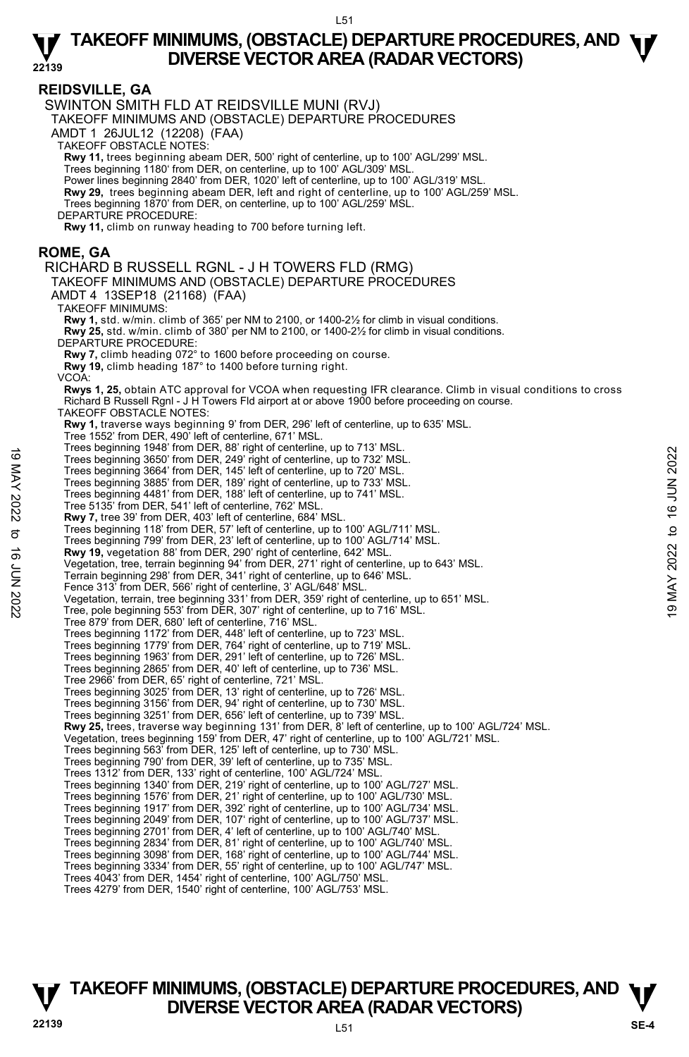## REIDSVILLE, GA

SWINTON SMITH FLD AT REIDSVILLE MUNI (RVJ)

TAKEOFF MINIMUMS AND (OBSTACLE) DEPARTURE PROCEDURES

AMDT 1 26JUL12 (12208) (FAA)

TAKEOFF OBSTACLE NOTES:

**Rwy 11,** trees beginning abeam DER, 500' right of centerline, up to 100' AGL/299' MSL.
Trees beginning 1180' from DER, on centerline, up to 100' AGL/309' MSL.
Power lines beginning 2840' from DER, 1020' left of centerline, up to 100' AGL/319' MSL.
**Rwy 29,** trees beginning abeam DER, left and right of centerline, up to 100' AGL/259' MSL.
Trees beginning 1870' from DER, on centerline, up to 100' AGL/259' MSL.

DEPARTURE PROCEDURE:

**Rwy 11,** climb on runway heading to 700 before turning left.

## ROME, GA

RICHARD B RUSSELL RGNL - J H TOWERS FLD (RMG)

TAKEOFF MINIMUMS AND (OBSTACLE) DEPARTURE PROCEDURES

AMDT 4 13SEP18 (21168) (FAA)

TAKEOFF MINIMUMS:

**Rwy 1,** std. w/min. climb of 365' per NM to 2100, or 1400-2½ for climb in visual conditions.
**Rwy 25,** std. w/min. climb of 380' per NM to 2100, or 1400-2½ for climb in visual conditions.

DEPARTURE PROCEDURE:

**Rwy 7,** climb heading 072° to 1600 before proceeding on course.
**Rwy 19,** climb heading 187° to 1400 before turning right.

VCOA:

**Rwys 1, 25,** obtain ATC approval for VCOA when requesting IFR clearance. Climb in visual conditions to cross Richard B Russell Rgnl - J H Towers Fld airport at or above 1900 before proceeding on course.

TAKEOFF OBSTACLE NOTES:

**Rwy 1,** traverse ways beginning 9' from DER, 296' left of centerline, up to 635' MSL.
Tree 1552' from DER, 490' left of centerline, 671' MSL.
Trees beginning 1948' from DER, 88' right of centerline, up to 713' MSL.
Trees beginning 3650' from DER, 249' right of centerline, up to 732' MSL.
Trees beginning 3664' from DER, 145' left of centerline, up to 720' MSL.
Trees beginning 3885' from DER, 189' right of centerline, up to 733' MSL.
Trees beginning 4481' from DER, 188' left of centerline, up to 741' MSL.
Tree 5135' from DER, 541' left of centerline, 762' MSL.
**Rwy 7,** tree 39' from DER, 403' left of centerline, 684' MSL.
Trees beginning 118' from DER, 57' left of centerline, up to 100' AGL/711' MSL.
Trees beginning 799' from DER, 23' left of centerline, up to 100' AGL/714' MSL.
**Rwy 19,** vegetation 88' from DER, 290' right of centerline, 642' MSL.
Vegetation, tree, terrain beginning 94' from DER, 271' right of centerline, up to 643' MSL.
Terrain beginning 298' from DER, 341' right of centerline, up to 646' MSL.
Fence 313' from DER, 566' right of centerline, 3' AGL/648' MSL.
Vegetation, terrain, tree beginning 331' from DER, 359' right of centerline, up to 651' MSL.
Tree, pole beginning 553' from DER, 307' right of centerline, up to 716' MSL.
Tree 879' from DER, 680' left of centerline, 716' MSL.
Trees beginning 1172' from DER, 448' left of centerline, up to 723' MSL.
Trees beginning 1779' from DER, 764' right of centerline, up to 719' MSL.
Trees beginning 1963' from DER, 291' left of centerline, up to 726' MSL.
Trees beginning 2865' from DER, 40' left of centerline, up to 736' MSL.
Tree 2966' from DER, 65' right of centerline, 721' MSL.
Trees beginning 3025' from DER, 13' right of centerline, up to 726' MSL.
Trees beginning 3156' from DER, 94' right of centerline, up to 730' MSL.
Trees beginning 3251' from DER, 656' left of centerline, up to 739' MSL.
**Rwy 25,** trees, traverse way beginning 131' from DER, 8' left of centerline, up to 100' AGL/724' MSL.
Vegetation, trees beginning 159' from DER, 47' right of centerline, up to 100' AGL/721' MSL.
Trees beginning 563' from DER, 125' left of centerline, up to 730' MSL.
Trees beginning 790' from DER, 39' left of centerline, up to 735' MSL.
Trees 1312' from DER, 133' right of centerline, 100' AGL/724' MSL.
Trees beginning 1340' from DER, 219' right of centerline, up to 100' AGL/727' MSL.
Trees beginning 1576' from DER, 21' right of centerline, up to 100' AGL/730' MSL.
Trees beginning 1917' from DER, 392' right of centerline, up to 100' AGL/734' MSL.
Trees beginning 2049' from DER, 107' right of centerline, up to 100' AGL/737' MSL.
Trees beginning 2701' from DER, 4' left of centerline, up to 100' AGL/740' MSL.
Trees beginning 2834' from DER, 81' right of centerline, up to 100' AGL/740' MSL.
Trees beginning 3098' from DER, 168' right of centerline, up to 100' AGL/744' MSL.
Trees beginning 3334' from DER, 55' right of centerline, up to 100' AGL/747' MSL.
Trees 4043' from DER, 1454' right of centerline, 100' AGL/750' MSL.
Trees 4279' from DER, 1540' right of centerline, 100' AGL/753' MSL.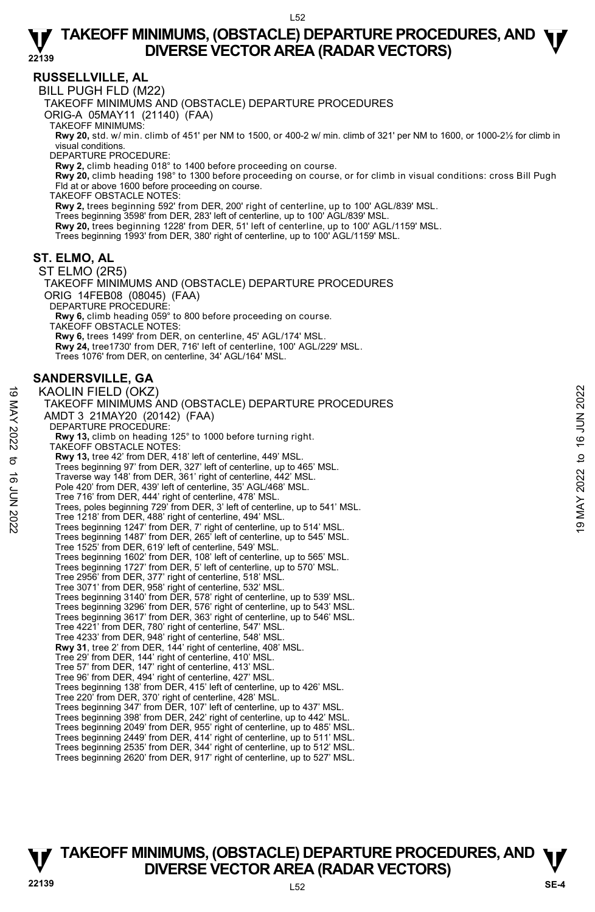## RUSSELLVILLE, AL

BILL PUGH FLD (M22)

TAKEOFF MINIMUMS AND (OBSTACLE) DEPARTURE PROCEDURES

ORIG-A 05MAY11 (21140) (FAA)

TAKEOFF MINIMUMS:

**Rwy 20,** std. w/ min. climb of 451' per NM to 1500, or 400-2 w/ min. climb of 321' per NM to 1600, or 1000-2½ for climb in visual conditions.

DEPARTURE PROCEDURE:

**Rwy 2,** climb heading 018° to 1400 before proceeding on course.

**Rwy 20,** climb heading 198° to 1300 before proceeding on course, or for climb in visual conditions: cross Bill Pugh Fld at or above 1600 before proceeding on course.

TAKEOFF OBSTACLE NOTES:

**Rwy 2,** trees beginning 592' from DER, 200' right of centerline, up to 100' AGL/839' MSL.
Trees beginning 3598' from DER, 283' left of centerline, up to 100' AGL/839' MSL.

**Rwy 20,** trees beginning 1228' from DER, 51' left of centerline, up to 100' AGL/1159' MSL.
Trees beginning 1993' from DER, 380' right of centerline, up to 100' AGL/1159' MSL.

## ST. ELMO, AL

ST ELMO (2R5)

TAKEOFF MINIMUMS AND (OBSTACLE) DEPARTURE PROCEDURES

ORIG 14FEB08 (08045) (FAA)

DEPARTURE PROCEDURE:

**Rwy 6,** climb heading 059° to 800 before proceeding on course.

TAKEOFF OBSTACLE NOTES:

**Rwy 6,** trees 1499' from DER, on centerline, 45' AGL/174' MSL.

**Rwy 24,** tree1730' from DER, 716' left of centerline, 100' AGL/229' MSL.
Trees 1076' from DER, on centerline, 34' AGL/164' MSL.

## SANDERSVILLE, GA

KAOLIN FIELD (OKZ)

TAKEOFF MINIMUMS AND (OBSTACLE) DEPARTURE PROCEDURES

AMDT 3 21MAY20 (20142) (FAA)

DEPARTURE PROCEDURE:

**Rwy 13,** climb on heading 125° to 1000 before turning right.

TAKEOFF OBSTACLE NOTES:

**Rwy 13,** tree 42' from DER, 418' left of centerline, 449' MSL.
Trees beginning 97' from DER, 327' left of centerline, up to 465' MSL.
Traverse way 148' from DER, 361' right of centerline, 442' MSL.
Pole 420' from DER, 439' left of centerline, 35' AGL/468' MSL.
Tree 716' from DER, 444' right of centerline, 478' MSL.
Trees, poles beginning 729' from DER, 3' left of centerline, up to 541' MSL.
Tree 1218' from DER, 488' right of centerline, 494' MSL.
Trees beginning 1247' from DER, 7' right of centerline, up to 514' MSL.
Trees beginning 1487' from DER, 265' left of centerline, up to 545' MSL.
Tree 1525' from DER, 619' left of centerline, 549' MSL.
Trees beginning 1602' from DER, 108' left of centerline, up to 565' MSL.
Trees beginning 1727' from DER, 5' left of centerline, up to 570' MSL.
Tree 2956' from DER, 377' right of centerline, 518' MSL.
Tree 3071' from DER, 958' right of centerline, 532' MSL.
Trees beginning 3140' from DER, 578' right of centerline, up to 539' MSL.
Trees beginning 3296' from DER, 576' right of centerline, up to 543' MSL.
Trees beginning 3617' from DER, 363' right of centerline, up to 546' MSL.
Tree 4221' from DER, 780' right of centerline, 547' MSL.
Tree 4233' from DER, 948' right of centerline, 548' MSL.

**Rwy 31**, tree 2' from DER, 144' right of centerline, 408' MSL.
Tree 29' from DER, 144' right of centerline, 410' MSL.
Tree 57' from DER, 147' right of centerline, 413' MSL.
Tree 96' from DER, 494' right of centerline, 427' MSL.
Trees beginning 138' from DER, 415' left of centerline, up to 426' MSL.
Tree 220' from DER, 370' right of centerline, 428' MSL.
Trees beginning 347' from DER, 107' left of centerline, up to 437' MSL.
Trees beginning 398' from DER, 242' right of centerline, up to 442' MSL.
Trees beginning 2049' from DER, 955' right of centerline, up to 485' MSL.
Trees beginning 2449' from DER, 414' right of centerline, up to 511' MSL.
Trees beginning 2535' from DER, 344' right of centerline, up to 512' MSL.
Trees beginning 2620' from DER, 917' right of centerline, up to 527' MSL.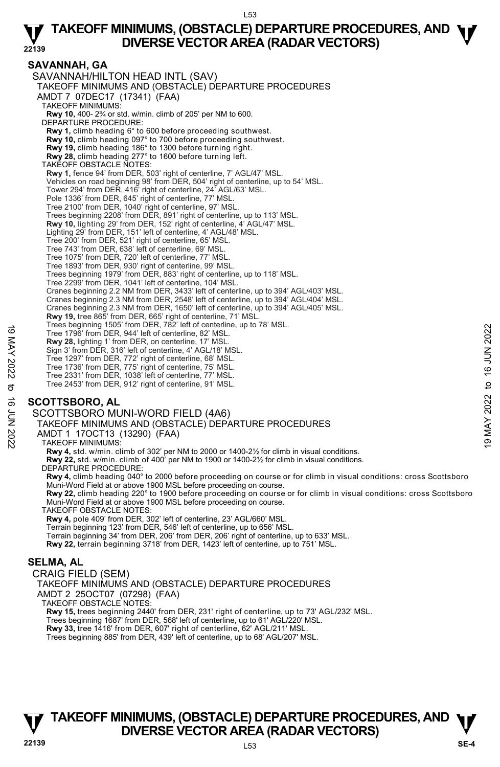## SAVANNAH, GA

SAVANNAH/HILTON HEAD INTL (SAV)
TAKEOFF MINIMUMS AND (OBSTACLE) DEPARTURE PROCEDURES
AMDT 7 07DEC17 (17341) (FAA)

TAKEOFF MINIMUMS:
**Rwy 10,** 400- 2¾ or std. w/min. climb of 205' per NM to 600.

DEPARTURE PROCEDURE:
**Rwy 1,** climb heading 6° to 600 before proceeding southwest.
**Rwy 10,** climb heading 097° to 700 before proceeding southwest.
**Rwy 19,** climb heading 186° to 1300 before turning right.
**Rwy 28,** climb heading 277° to 1600 before turning left.

TAKEOFF OBSTACLE NOTES:
**Rwy 1,** fence 94' from DER, 503' right of centerline, 7' AGL/47' MSL.
Vehicles on road beginning 98' from DER, 504' right of centerline, up to 54' MSL.
Tower 294' from DER, 416' right of centerline, 24' AGL/63' MSL.
Pole 1336' from DER, 645' right of centerline, 77' MSL.
Tree 2100' from DER, 1040' right of centerline, 97' MSL.
Trees beginning 2208' from DER, 891' right of centerline, up to 113' MSL.
**Rwy 10,** lighting 29' from DER, 152' right of centerline, 4' AGL/47' MSL.
Lighting 29' from DER, 151' left of centerline, 4' AGL/48' MSL.
Tree 200' from DER, 521' right of centerline, 65' MSL.
Tree 743' from DER, 638' left of centerline, 69' MSL.
Tree 1075' from DER, 720' left of centerline, 77' MSL.
Tree 1893' from DER, 930' right of centerline, 99' MSL.
Trees beginning 1979' from DER, 883' right of centerline, up to 118' MSL.
Tree 2299' from DER, 1041' left of centerline, 104' MSL.
Cranes beginning 2.2 NM from DER, 3433' left of centerline, up to 394' AGL/403' MSL.
Cranes beginning 2.3 NM from DER, 2548' left of centerline, up to 394' AGL/404' MSL.
Cranes beginning 2.3 NM from DER, 1650' left of centerline, up to 394' AGL/405' MSL.
**Rwy 19,** tree 865' from DER, 665' right of centerline, 71' MSL.
Trees beginning 1505' from DER, 782' left of centerline, up to 78' MSL.
Tree 1796' from DER, 944' left of centerline, 82' MSL.
**Rwy 28,** lighting 1' from DER, on centerline, 17' MSL.
Sign 3' from DER, 316' left of centerline, 4' AGL/18' MSL.
Tree 1297' from DER, 772' right of centerline, 68' MSL.
Tree 1736' from DER, 775' right of centerline, 75' MSL.
Tree 2331' from DER, 1038' left of centerline, 77' MSL.
Tree 2453' from DER, 912' right of centerline, 91' MSL.

## SCOTTSBORO, AL

SCOTTSBORO MUNI-WORD FIELD (4A6)
TAKEOFF MINIMUMS AND (OBSTACLE) DEPARTURE PROCEDURES
AMDT 1 17OCT13 (13290) (FAA)

TAKEOFF MINIMUMS:
**Rwy 4,** std. w/min. climb of 302' per NM to 2000 or 1400-2½ for climb in visual conditions.
**Rwy 22,** std. w/min. climb of 400' per NM to 1900 or 1400-2½ for climb in visual conditions.

DEPARTURE PROCEDURE:
**Rwy 4,** climb heading 040° to 2000 before proceeding on course or for climb in visual conditions: cross Scottsboro Muni-Word Field at or above 1900 MSL before proceeding on course.
**Rwy 22,** climb heading 220° to 1900 before proceeding on course or for climb in visual conditions: cross Scottsboro Muni-Word Field at or above 1900 MSL before proceeding on course.

TAKEOFF OBSTACLE NOTES:
**Rwy 4,** pole 409' from DER, 302' left of centerline, 23' AGL/660' MSL.
Terrain beginning 123' from DER, 546' left of centerline, up to 656' MSL.
Terrain beginning 34' from DER, 206' from DER, 206' right of centerline, up to 633' MSL.
**Rwy 22,** terrain beginning 3718' from DER, 1423' left of centerline, up to 751' MSL.

## SELMA, AL

CRAIG FIELD (SEM)
TAKEOFF MINIMUMS AND (OBSTACLE) DEPARTURE PROCEDURES
AMDT 2 25OCT07 (07298) (FAA)

TAKEOFF OBSTACLE NOTES:
**Rwy 15,** trees beginning 2440' from DER, 231' right of centerline, up to 73' AGL/232' MSL.
Trees beginning 1687' from DER, 568' left of centerline, up to 61' AGL/220' MSL.
**Rwy 33,** tree 1416' from DER, 607' right of centerline, 62' AGL/211' MSL.
Trees beginning 885' from DER, 439' left of centerline, up to 68' AGL/207' MSL.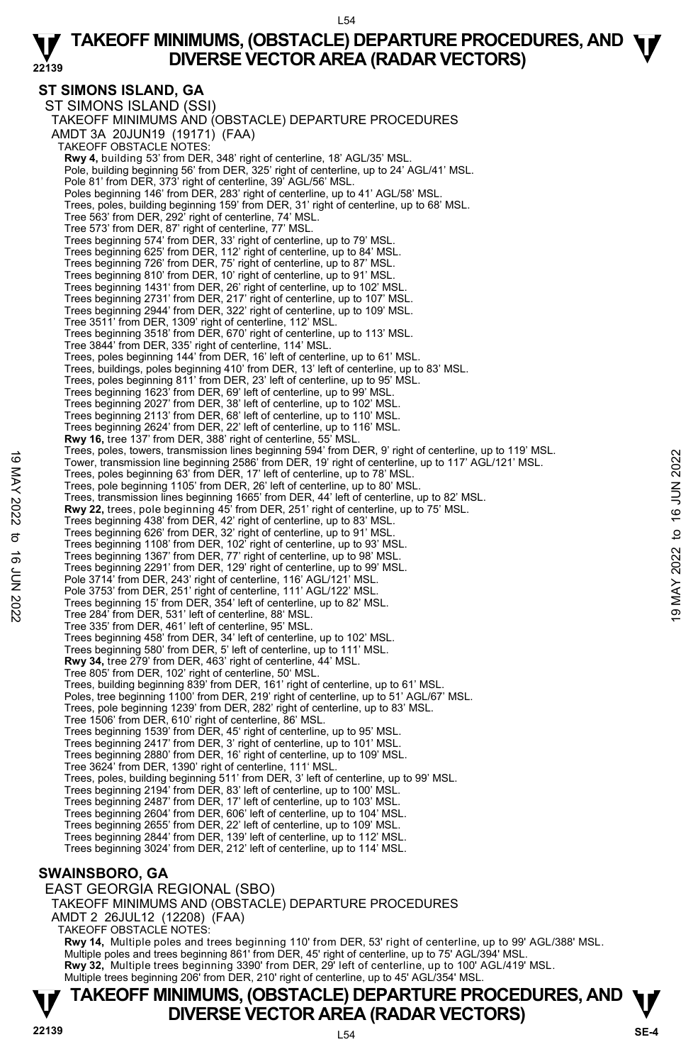## ST SIMONS ISLAND, GA

ST SIMONS ISLAND (SSI)

TAKEOFF MINIMUMS AND (OBSTACLE) DEPARTURE PROCEDURES

AMDT 3A 20JUN19 (19171) (FAA)

TAKEOFF OBSTACLE NOTES:

**Rwy 4,** building 53' from DER, 348' right of centerline, 18' AGL/35' MSL.
Pole, building beginning 56' from DER, 325' right of centerline, up to 24' AGL/41' MSL.
Pole 81' from DER, 373' right of centerline, 39' AGL/56' MSL.
Poles beginning 146' from DER, 283' right of centerline, up to 41' AGL/58' MSL.
Trees, poles, building beginning 159' from DER, 31' right of centerline, up to 68' MSL.
Tree 563' from DER, 292' right of centerline, 74' MSL.
Tree 573' from DER, 87' right of centerline, 77' MSL.
Trees beginning 574' from DER, 33' right of centerline, up to 79' MSL.
Trees beginning 625' from DER, 112' right of centerline, up to 84' MSL.
Trees beginning 726' from DER, 75' right of centerline, up to 87' MSL.
Trees beginning 810' from DER, 10' right of centerline, up to 91' MSL.
Trees beginning 1431' from DER, 26' right of centerline, up to 102' MSL.
Trees beginning 2731' from DER, 217' right of centerline, up to 107' MSL.
Trees beginning 2944' from DER, 322' right of centerline, up to 109' MSL.
Tree 3511' from DER, 1309' right of centerline, 112' MSL.
Trees beginning 3518' from DER, 670' right of centerline, up to 113' MSL.
Tree 3844' from DER, 335' right of centerline, 114' MSL.
Trees, poles beginning 144' from DER, 16' left of centerline, up to 61' MSL.
Trees, buildings, poles beginning 410' from DER, 13' left of centerline, up to 83' MSL.
Trees, poles beginning 811' from DER, 23' left of centerline, up to 95' MSL.
Trees beginning 1623' from DER, 69' left of centerline, up to 99' MSL.
Trees beginning 2027' from DER, 38' left of centerline, up to 102' MSL.
Trees beginning 2113' from DER, 68' left of centerline, up to 110' MSL.
Trees beginning 2624' from DER, 22' left of centerline, up to 116' MSL.

**Rwy 16,** tree 137' from DER, 388' right of centerline, 55' MSL.
Trees, poles, towers, transmission lines beginning 594' from DER, 9' right of centerline, up to 119' MSL.
Tower, transmission line beginning 2586' from DER, 19' right of centerline, up to 117' AGL/121' MSL.
Trees, poles beginning 63' from DER, 17' left of centerline, up to 78' MSL.
Trees, pole beginning 1105' from DER, 26' left of centerline, up to 80' MSL.
Trees, transmission lines beginning 1665' from DER, 44' left of centerline, up to 82' MSL.

**Rwy 22,** trees, pole beginning 45' from DER, 251' right of centerline, up to 75' MSL.
Trees beginning 438' from DER, 42' right of centerline, up to 83' MSL.
Trees beginning 626' from DER, 32' right of centerline, up to 91' MSL.
Trees beginning 1108' from DER, 102' right of centerline, up to 93' MSL.
Trees beginning 1367' from DER, 77' right of centerline, up to 98' MSL.
Trees beginning 2291' from DER, 129' right of centerline, up to 99' MSL.
Pole 3714' from DER, 243' right of centerline, 116' AGL/121' MSL.
Pole 3753' from DER, 251' right of centerline, 111' AGL/122' MSL.
Trees beginning 15' from DER, 354' left of centerline, up to 82' MSL.
Tree 284' from DER, 531' left of centerline, 88' MSL.
Tree 335' from DER, 461' left of centerline, 95' MSL.
Trees beginning 458' from DER, 34' left of centerline, up to 102' MSL.
Trees beginning 580' from DER, 5' left of centerline, up to 111' MSL.

**Rwy 34,** tree 279' from DER, 463' right of centerline, 44' MSL.
Tree 805' from DER, 102' right of centerline, 50' MSL.
Trees, building beginning 839' from DER, 161' right of centerline, up to 61' MSL.
Poles, tree beginning 1100' from DER, 219' right of centerline, up to 51' AGL/67' MSL.
Trees, pole beginning 1239' from DER, 282' right of centerline, up to 83' MSL.
Tree 1506' from DER, 610' right of centerline, 86' MSL.
Trees beginning 1539' from DER, 45' right of centerline, up to 95' MSL.
Trees beginning 2417' from DER, 3' right of centerline, up to 101' MSL.
Trees beginning 2880' from DER, 16' right of centerline, up to 109' MSL.
Tree 3624' from DER, 1390' right of centerline, 111' MSL.
Trees, poles, building beginning 511' from DER, 3' left of centerline, up to 99' MSL.
Trees beginning 2194' from DER, 83' left of centerline, up to 100' MSL.
Trees beginning 2487' from DER, 17' left of centerline, up to 103' MSL.
Trees beginning 2604' from DER, 606' left of centerline, up to 104' MSL.
Trees beginning 2655' from DER, 22' left of centerline, up to 109' MSL.
Trees beginning 2844' from DER, 139' left of centerline, up to 112' MSL.
Trees beginning 3024' from DER, 212' left of centerline, up to 114' MSL.

## SWAINSBORO, GA

EAST GEORGIA REGIONAL (SBO)

TAKEOFF MINIMUMS AND (OBSTACLE) DEPARTURE PROCEDURES

AMDT 2 26JUL12 (12208) (FAA)

TAKEOFF OBSTACLE NOTES:

**Rwy 14,** Multiple poles and trees beginning 110' from DER, 53' right of centerline, up to 99' AGL/388' MSL.
Multiple poles and trees beginning 861' from DER, 45' right of centerline, up to 75' AGL/394' MSL.

**Rwy 32,** Multiple trees beginning 3390' from DER, 29' left of centerline, up to 100' AGL/419' MSL.
Multiple trees beginning 206' from DER, 210' right of centerline, up to 45' AGL/354' MSL.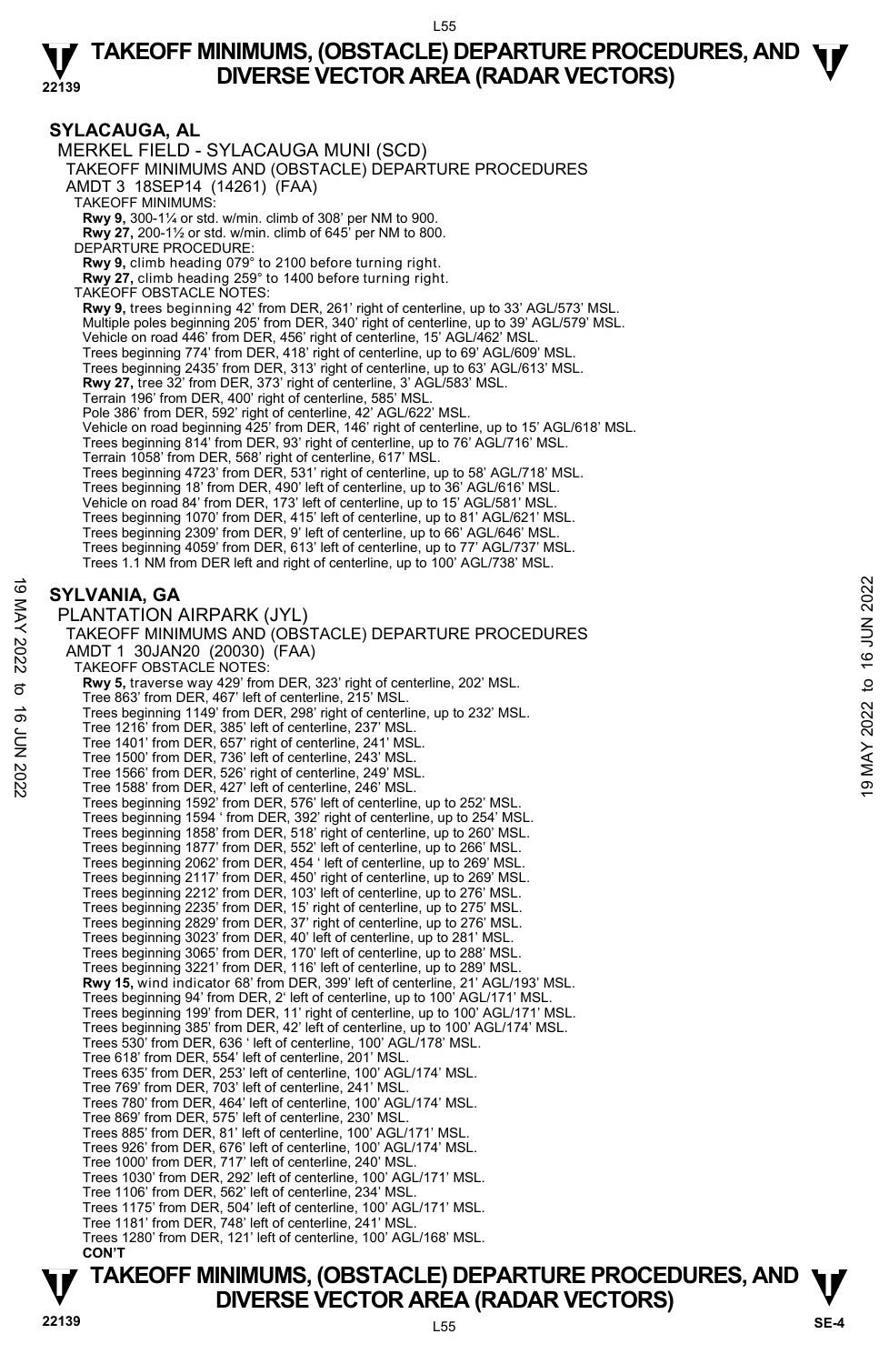## SYLACAUGA, AL

MERKEL FIELD - SYLACAUGA MUNI (SCD)

TAKEOFF MINIMUMS AND (OBSTACLE) DEPARTURE PROCEDURES

AMDT 3 18SEP14 (14261) (FAA)

TAKEOFF MINIMUMS:

**Rwy 9,** 300-1¼ or std. w/min. climb of 308' per NM to 900.
**Rwy 27,** 200-1½ or std. w/min. climb of 645' per NM to 800.

DEPARTURE PROCEDURE:

**Rwy 9,** climb heading 079° to 2100 before turning right.
**Rwy 27,** climb heading 259° to 1400 before turning right.

TAKEOFF OBSTACLE NOTES:

**Rwy 9,** trees beginning 42' from DER, 261' right of centerline, up to 33' AGL/573' MSL.
Multiple poles beginning 205' from DER, 340' right of centerline, up to 39' AGL/579' MSL.
Vehicle on road 446' from DER, 456' right of centerline, 15' AGL/462' MSL.
Trees beginning 774' from DER, 418' right of centerline, up to 69' AGL/609' MSL.
Trees beginning 2435' from DER, 313' right of centerline, up to 63' AGL/613' MSL.
**Rwy 27,** tree 32' from DER, 373' right of centerline, 3' AGL/583' MSL.
Terrain 196' from DER, 400' right of centerline, 585' MSL.
Pole 386' from DER, 592' right of centerline, 42' AGL/622' MSL.
Vehicle on road beginning 425' from DER, 146' right of centerline, up to 15' AGL/618' MSL.
Trees beginning 814' from DER, 93' right of centerline, up to 76' AGL/716' MSL.
Terrain 1058' from DER, 568' right of centerline, 617' MSL.
Trees beginning 4723' from DER, 531' right of centerline, up to 58' AGL/718' MSL.
Trees beginning 18' from DER, 490' left of centerline, up to 36' AGL/616' MSL.
Vehicle on road 84' from DER, 173' left of centerline, up to 15' AGL/581' MSL.
Trees beginning 1070' from DER, 415' left of centerline, up to 81' AGL/621' MSL.
Trees beginning 2309' from DER, 9' left of centerline, up to 66' AGL/646' MSL.
Trees beginning 4059' from DER, 613' left of centerline, up to 77' AGL/737' MSL.
Trees 1.1 NM from DER left and right of centerline, up to 100' AGL/738' MSL.

## SYLVANIA, GA

PLANTATION AIRPARK (JYL)

TAKEOFF MINIMUMS AND (OBSTACLE) DEPARTURE PROCEDURES

AMDT 1 30JAN20 (20030) (FAA)

TAKEOFF OBSTACLE NOTES:

**Rwy 5,** traverse way 429' from DER, 323' right of centerline, 202' MSL.
Tree 863' from DER, 467' left of centerline, 215' MSL.
Trees beginning 1149' from DER, 298' right of centerline, up to 232' MSL.
Tree 1216' from DER, 385' left of centerline, 237' MSL.
Tree 1401' from DER, 657' right of centerline, 241' MSL.
Tree 1500' from DER, 736' left of centerline, 243' MSL.
Tree 1566' from DER, 526' right of centerline, 249' MSL.
Tree 1588' from DER, 427' left of centerline, 246' MSL.
Trees beginning 1592' from DER, 576' left of centerline, up to 252' MSL.
Trees beginning 1594 ' from DER, 392' right of centerline, up to 254' MSL.
Trees beginning 1858' from DER, 518' right of centerline, up to 260' MSL.
Trees beginning 1877' from DER, 552' left of centerline, up to 266' MSL.
Trees beginning 2062' from DER, 454 ' left of centerline, up to 269' MSL.
Trees beginning 2117' from DER, 450' right of centerline, up to 269' MSL.
Trees beginning 2212' from DER, 103' left of centerline, up to 276' MSL.
Trees beginning 2235' from DER, 15' right of centerline, up to 275' MSL.
Trees beginning 2829' from DER, 37' right of centerline, up to 276' MSL.
Trees beginning 3023' from DER, 40' left of centerline, up to 281' MSL.
Trees beginning 3065' from DER, 170' left of centerline, up to 288' MSL.
Trees beginning 3221' from DER, 116' left of centerline, up to 289' MSL.
**Rwy 15,** wind indicator 68' from DER, 399' left of centerline, 21' AGL/193' MSL.
Trees beginning 94' from DER, 2' left of centerline, up to 100' AGL/171' MSL.
Trees beginning 199' from DER, 11' right of centerline, up to 100' AGL/171' MSL.
Trees beginning 385' from DER, 42' left of centerline, up to 100' AGL/174' MSL.
Trees 530' from DER, 636 ' left of centerline, 100' AGL/178' MSL.
Tree 618' from DER, 554' left of centerline, 201' MSL.
Trees 635' from DER, 253' left of centerline, 100' AGL/174' MSL.
Tree 769' from DER, 703' left of centerline, 241' MSL.
Trees 780' from DER, 464' left of centerline, 100' AGL/174' MSL.
Tree 869' from DER, 575' left of centerline, 230' MSL.
Trees 885' from DER, 81' left of centerline, 100' AGL/171' MSL.
Trees 926' from DER, 676' left of centerline, 100' AGL/174' MSL.
Tree 1000' from DER, 717' left of centerline, 240' MSL.
Trees 1030' from DER, 292' left of centerline, 100' AGL/171' MSL.
Tree 1106' from DER, 562' left of centerline, 234' MSL.
Trees 1175' from DER, 504' left of centerline, 100' AGL/171' MSL.
Tree 1181' from DER, 748' left of centerline, 241' MSL.
Trees 1280' from DER, 121' left of centerline, 100' AGL/168' MSL.

**CON'T**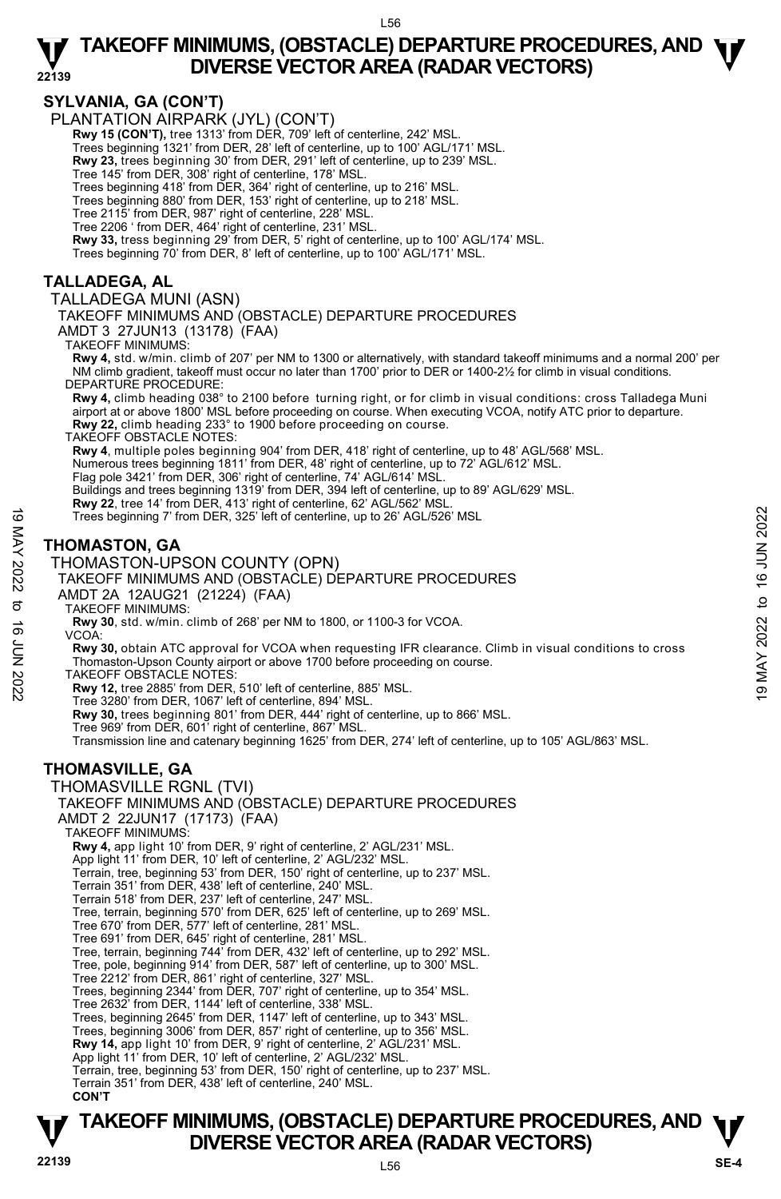## SYLVANIA, GA (CON'T)

PLANTATION AIRPARK (JYL) (CON'T)

**Rwy 15 (CON'T),** tree 1313' from DER, 709' left of centerline, 242' MSL.
Trees beginning 1321' from DER, 28' left of centerline, up to 100' AGL/171' MSL.
**Rwy 23,** trees beginning 30' from DER, 291' left of centerline, up to 239' MSL.
Tree 145' from DER, 308' right of centerline, 178' MSL.
Trees beginning 418' from DER, 364' right of centerline, up to 216' MSL.
Trees beginning 880' from DER, 153' right of centerline, up to 218' MSL.
Tree 2115' from DER, 987' right of centerline, 228' MSL.
Tree 2206 ' from DER, 464' right of centerline, 231' MSL.
**Rwy 33,** tress beginning 29' from DER, 5' right of centerline, up to 100' AGL/174' MSL.
Trees beginning 70' from DER, 8' left of centerline, up to 100' AGL/171' MSL.

## TALLADEGA, AL

TALLADEGA MUNI (ASN)

TAKEOFF MINIMUMS AND (OBSTACLE) DEPARTURE PROCEDURES

AMDT 3 27JUN13 (13178) (FAA)

TAKEOFF MINIMUMS:

**Rwy 4,** std. w/min. climb of 207' per NM to 1300 or alternatively, with standard takeoff minimums and a normal 200' per NM climb gradient, takeoff must occur no later than 1700' prior to DER or 1400-2½ for climb in visual conditions.

DEPARTURE PROCEDURE:

**Rwy 4,** climb heading 038° to 2100 before turning right, or for climb in visual conditions: cross Talladega Muni airport at or above 1800' MSL before proceeding on course. When executing VCOA, notify ATC prior to departure.
**Rwy 22,** climb heading 233° to 1900 before proceeding on course.

TAKEOFF OBSTACLE NOTES:

**Rwy 4**, multiple poles beginning 904' from DER, 418' right of centerline, up to 48' AGL/568' MSL.
Numerous trees beginning 1811' from DER, 48' right of centerline, up to 72' AGL/612' MSL.
Flag pole 3421' from DER, 306' right of centerline, 74' AGL/614' MSL.
Buildings and trees beginning 1319' from DER, 394 left of centerline, up to 89' AGL/629' MSL.
**Rwy 22**, tree 14' from DER, 413' right of centerline, 62' AGL/562' MSL.
Trees beginning 7' from DER, 325' left of centerline, up to 26' AGL/526' MSL

## THOMASTON, GA

THOMASTON-UPSON COUNTY (OPN)

TAKEOFF MINIMUMS AND (OBSTACLE) DEPARTURE PROCEDURES

AMDT 2A 12AUG21 (21224) (FAA)

TAKEOFF MINIMUMS:

**Rwy 30**, std. w/min. climb of 268' per NM to 1800, or 1100-3 for VCOA.

VCOA:

**Rwy 30,** obtain ATC approval for VCOA when requesting IFR clearance. Climb in visual conditions to cross Thomaston-Upson County airport or above 1700 before proceeding on course.

TAKEOFF OBSTACLE NOTES:

**Rwy 12,** tree 2885' from DER, 510' left of centerline, 885' MSL.
Tree 3280' from DER, 1067' left of centerline, 894' MSL.
**Rwy 30,** trees beginning 801' from DER, 444' right of centerline, up to 866' MSL.
Tree 969' from DER, 601' right of centerline, 867' MSL.
Transmission line and catenary beginning 1625' from DER, 274' left of centerline, up to 105' AGL/863' MSL.

## THOMASVILLE, GA

THOMASVILLE RGNL (TVI)

TAKEOFF MINIMUMS AND (OBSTACLE) DEPARTURE PROCEDURES

AMDT 2 22JUN17 (17173) (FAA)

TAKEOFF MINIMUMS:

**Rwy 4,** app light 10' from DER, 9' right of centerline, 2' AGL/231' MSL.
App light 11' from DER, 10' left of centerline, 2' AGL/232' MSL.
Terrain, tree, beginning 53' from DER, 150' right of centerline, up to 237' MSL.
Terrain 351' from DER, 438' left of centerline, 240' MSL.
Terrain 518' from DER, 237' left of centerline, 247' MSL.
Tree, terrain, beginning 570' from DER, 625' left of centerline, up to 269' MSL.
Tree 670' from DER, 577' left of centerline, 281' MSL.
Tree 691' from DER, 645' right of centerline, 281' MSL.
Tree, terrain, beginning 744' from DER, 432' left of centerline, up to 292' MSL.
Tree, pole, beginning 914' from DER, 587' left of centerline, up to 300' MSL.
Tree 2212' from DER, 861' right of centerline, 327' MSL.
Trees, beginning 2344' from DER, 707' right of centerline, up to 354' MSL.
Tree 2632' from DER, 1144' left of centerline, 338' MSL.
Trees, beginning 2645' from DER, 1147' left of centerline, up to 343' MSL.
Trees, beginning 3006' from DER, 857' right of centerline, up to 356' MSL.
**Rwy 14,** app light 10' from DER, 9' right of centerline, 2' AGL/231' MSL.
App light 11' from DER, 10' left of centerline, 2' AGL/232' MSL.
Terrain, tree, beginning 53' from DER, 150' right of centerline, up to 237' MSL.
Terrain 351' from DER, 438' left of centerline, 240' MSL.

**CON'T**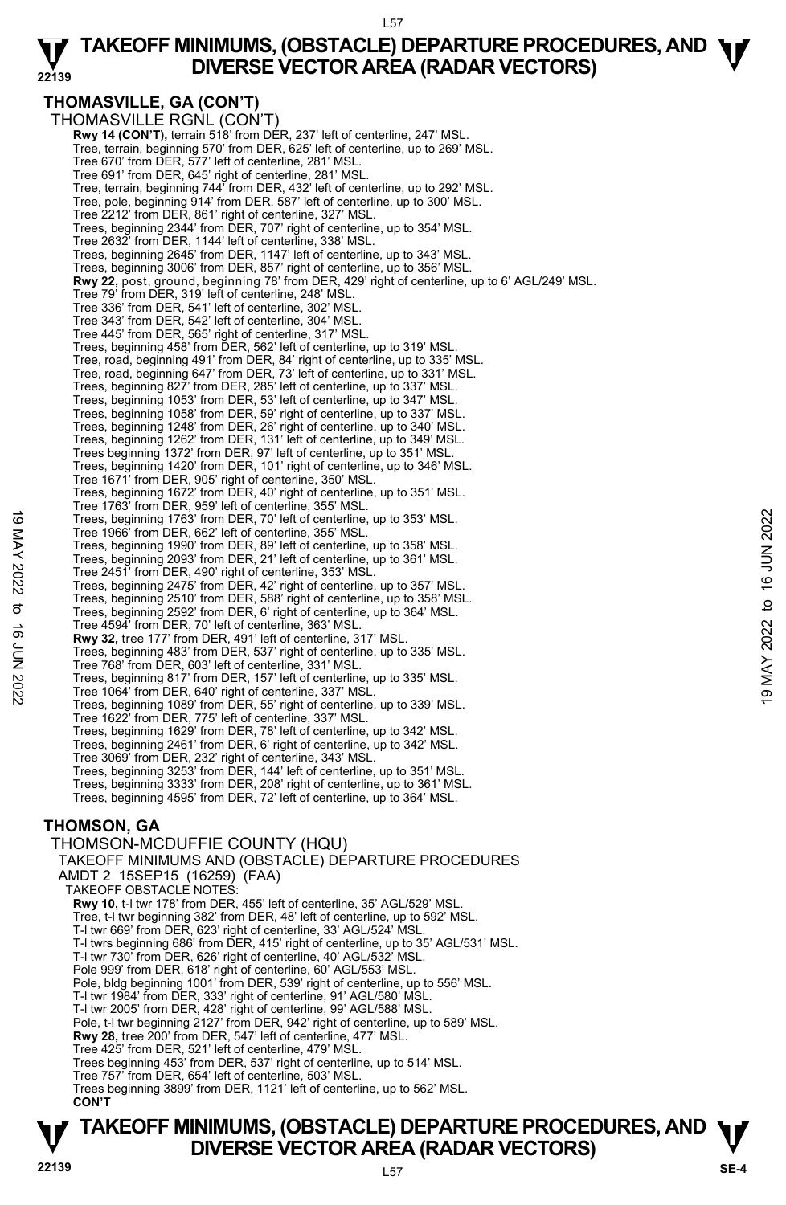## THOMASVILLE, GA (CON'T)

THOMASVILLE RGNL (CON'T)

**Rwy 14 (CON'T),** terrain 518' from DER, 237' left of centerline, 247' MSL.
Tree, terrain, beginning 570' from DER, 625' left of centerline, up to 269' MSL.
Tree 670' from DER, 577' left of centerline, 281' MSL.
Tree 691' from DER, 645' right of centerline, 281' MSL.
Tree, terrain, beginning 744' from DER, 432' left of centerline, up to 292' MSL.
Tree, pole, beginning 914' from DER, 587' left of centerline, up to 300' MSL.
Tree 2212' from DER, 861' right of centerline, 327' MSL.
Trees, beginning 2344' from DER, 707' right of centerline, up to 354' MSL.
Tree 2632' from DER, 1144' left of centerline, 338' MSL.
Trees, beginning 2645' from DER, 1147' left of centerline, up to 343' MSL.
Trees, beginning 3006' from DER, 857' right of centerline, up to 356' MSL.
**Rwy 22,** post, ground, beginning 78' from DER, 429' right of centerline, up to 6' AGL/249' MSL.
Tree 79' from DER, 319' left of centerline, 248' MSL.
Tree 336' from DER, 541' left of centerline, 302' MSL.
Tree 343' from DER, 542' left of centerline, 304' MSL.
Tree 445' from DER, 565' right of centerline, 317' MSL.
Trees, beginning 458' from DER, 562' left of centerline, up to 319' MSL.
Tree, road, beginning 491' from DER, 84' right of centerline, up to 335' MSL.
Tree, road, beginning 647' from DER, 73' left of centerline, up to 331' MSL.
Trees, beginning 827' from DER, 285' left of centerline, up to 337' MSL.
Trees, beginning 1053' from DER, 53' left of centerline, up to 347' MSL.
Trees, beginning 1058' from DER, 59' right of centerline, up to 337' MSL.
Trees, beginning 1248' from DER, 26' right of centerline, up to 340' MSL.
Trees, beginning 1262' from DER, 131' left of centerline, up to 349' MSL.
Trees beginning 1372' from DER, 97' left of centerline, up to 351' MSL.
Trees, beginning 1420' from DER, 101' right of centerline, up to 346' MSL.
Tree 1671' from DER, 905' right of centerline, 350' MSL.
Trees, beginning 1672' from DER, 40' right of centerline, up to 351' MSL.
Tree 1763' from DER, 959' left of centerline, 355' MSL.
Trees, beginning 1763' from DER, 70' left of centerline, up to 353' MSL.
Tree 1966' from DER, 662' left of centerline, 355' MSL.
Trees, beginning 1990' from DER, 89' left of centerline, up to 358' MSL.
Trees, beginning 2093' from DER, 21' left of centerline, up to 361' MSL.
Tree 2451' from DER, 490' right of centerline, 353' MSL.
Trees, beginning 2475' from DER, 42' right of centerline, up to 357' MSL.
Trees, beginning 2510' from DER, 588' right of centerline, up to 358' MSL.
Trees, beginning 2592' from DER, 6' right of centerline, up to 364' MSL.
Tree 4594' from DER, 70' left of centerline, 363' MSL.
**Rwy 32,** tree 177' from DER, 491' left of centerline, 317' MSL.
Trees, beginning 483' from DER, 537' right of centerline, up to 335' MSL.
Tree 768' from DER, 603' left of centerline, 331' MSL.
Trees, beginning 817' from DER, 157' left of centerline, up to 335' MSL.
Tree 1064' from DER, 640' right of centerline, 337' MSL.
Trees, beginning 1089' from DER, 55' right of centerline, up to 339' MSL.
Tree 1622' from DER, 775' left of centerline, 337' MSL.
Trees, beginning 1629' from DER, 78' left of centerline, up to 342' MSL.
Trees, beginning 2461' from DER, 6' right of centerline, up to 342' MSL.
Tree 3069' from DER, 232' right of centerline, 343' MSL.
Trees, beginning 3253' from DER, 144' left of centerline, up to 351' MSL.
Trees, beginning 3333' from DER, 208' right of centerline, up to 361' MSL.
Trees, beginning 4595' from DER, 72' left of centerline, up to 364' MSL.

## THOMSON, GA

THOMSON-MCDUFFIE COUNTY (HQU)
TAKEOFF MINIMUMS AND (OBSTACLE) DEPARTURE PROCEDURES
AMDT 2 15SEP15 (16259) (FAA)
TAKEOFF OBSTACLE NOTES:

**Rwy 10,** t-l twr 178' from DER, 455' left of centerline, 35' AGL/529' MSL.
Tree, t-l twr beginning 382' from DER, 48' left of centerline, up to 592' MSL.
T-l twr 669' from DER, 623' right of centerline, 33' AGL/524' MSL.
T-l twrs beginning 686' from DER, 415' right of centerline, up to 35' AGL/531' MSL.
T-l twr 730' from DER, 626' right of centerline, 40' AGL/532' MSL.
Pole 999' from DER, 618' right of centerline, 60' AGL/553' MSL.
Pole, bldg beginning 1001' from DER, 539' right of centerline, up to 556' MSL.
T-l twr 1984' from DER, 333' right of centerline, 91' AGL/580' MSL.
T-l twr 2005' from DER, 428' right of centerline, 99' AGL/588' MSL.
Pole, t-l twr beginning 2127' from DER, 942' right of centerline, up to 589' MSL.
**Rwy 28,** tree 200' from DER, 547' left of centerline, 477' MSL.
Tree 425' from DER, 521' left of centerline, 479' MSL.
Trees beginning 453' from DER, 537' right of centerline, up to 514' MSL.
Tree 757' from DER, 654' left of centerline, 503' MSL.
Trees beginning 3899' from DER, 1121' left of centerline, up to 562' MSL.
**CON'T**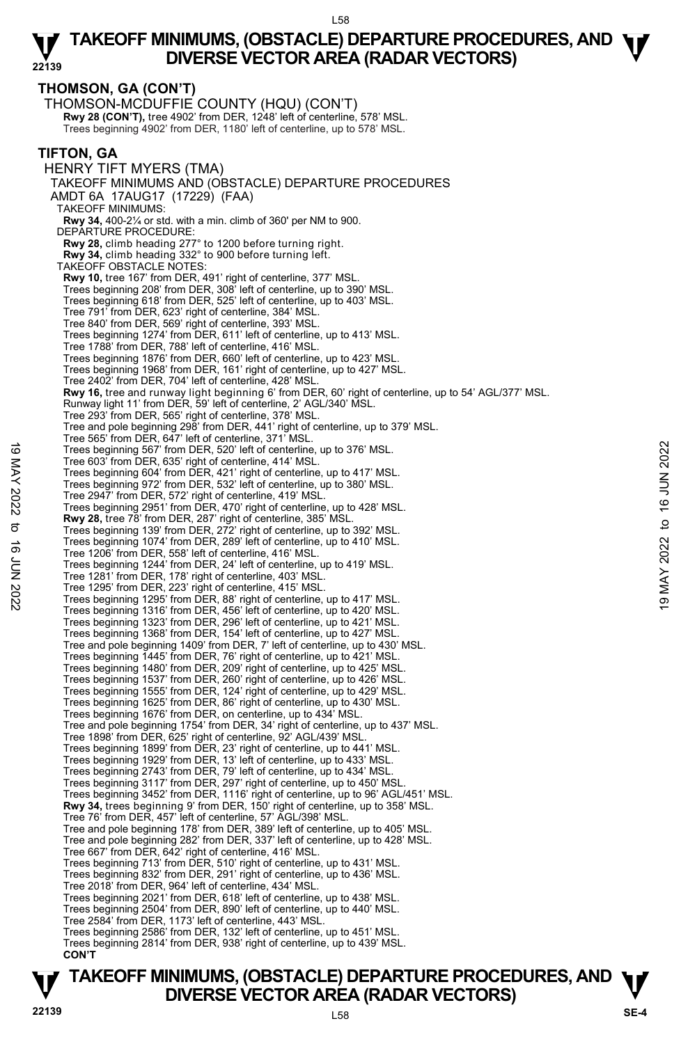# TAKEOFF MINIMUMS, (OBSTACLE) DEPARTURE PROCEDURES, AND DIVERSE VECTOR AREA (RADAR VECTORS)

## THOMSON, GA (CON'T)

THOMSON-MCDUFFIE COUNTY (HQU) (CON'T)

**Rwy 28 (CON'T),** tree 4902' from DER, 1248' left of centerline, 578' MSL.
Trees beginning 4902' from DER, 1180' left of centerline, up to 578' MSL.

## TIFTON, GA

HENRY TIFT MYERS (TMA)

TAKEOFF MINIMUMS AND (OBSTACLE) DEPARTURE PROCEDURES
AMDT 6A 17AUG17 (17229) (FAA)

TAKEOFF MINIMUMS:
**Rwy 34,** 400-2¼ or std. with a min. climb of 360' per NM to 900.

DEPARTURE PROCEDURE:
**Rwy 28,** climb heading 277° to 1200 before turning right.
**Rwy 34,** climb heading 332° to 900 before turning left.

TAKEOFF OBSTACLE NOTES:
**Rwy 10,** tree 167' from DER, 491' right of centerline, 377' MSL.
Trees beginning 208' from DER, 308' left of centerline, up to 390' MSL.
Trees beginning 618' from DER, 525' left of centerline, up to 403' MSL.
Tree 791' from DER, 623' right of centerline, 384' MSL.
Tree 840' from DER, 569' right of centerline, 393' MSL.
Trees beginning 1274' from DER, 611' left of centerline, up to 413' MSL.
Tree 1788' from DER, 788' left of centerline, 416' MSL.
Trees beginning 1876' from DER, 660' left of centerline, up to 423' MSL.
Trees beginning 1968' from DER, 161' right of centerline, up to 427' MSL.
Tree 2402' from DER, 704' left of centerline, 428' MSL.
**Rwy 16,** tree and runway light beginning 6' from DER, 60' right of centerline, up to 54' AGL/377' MSL.
Runway light 11' from DER, 59' left of centerline, 2' AGL/340' MSL.
Tree 293' from DER, 565' right of centerline, 378' MSL.
Tree and pole beginning 298' from DER, 441' right of centerline, up to 379' MSL.
Tree 565' from DER, 647' left of centerline, 371' MSL.
Trees beginning 567' from DER, 520' left of centerline, up to 376' MSL.
Tree 603' from DER, 635' right of centerline, 414' MSL.
Trees beginning 604' from DER, 421' right of centerline, up to 417' MSL.
Trees beginning 972' from DER, 532' left of centerline, up to 380' MSL.
Tree 2947' from DER, 572' right of centerline, 419' MSL.
Trees beginning 2951' from DER, 470' right of centerline, up to 428' MSL.
**Rwy 28,** tree 78' from DER, 287' right of centerline, 385' MSL.
Trees beginning 139' from DER, 272' right of centerline, up to 392' MSL.
Trees beginning 1074' from DER, 289' left of centerline, up to 410' MSL.
Tree 1206' from DER, 558' left of centerline, 416' MSL.
Trees beginning 1244' from DER, 24' left of centerline, up to 419' MSL.
Tree 1281' from DER, 178' right of centerline, 403' MSL.
Tree 1295' from DER, 223' right of centerline, 415' MSL.
Trees beginning 1295' from DER, 88' right of centerline, up to 417' MSL.
Trees beginning 1316' from DER, 456' left of centerline, up to 420' MSL.
Trees beginning 1323' from DER, 296' left of centerline, up to 421' MSL.
Trees beginning 1368' from DER, 154' left of centerline, up to 427' MSL.
Tree and pole beginning 1409' from DER, 7' left of centerline, up to 430' MSL.
Trees beginning 1445' from DER, 76' left of centerline, up to 421' MSL.
Trees beginning 1480' from DER, 209' left of centerline, up to 425' MSL.
Trees beginning 1537' from DER, 260' right of centerline, up to 426' MSL.
Trees beginning 1555' from DER, 124' right of centerline, up to 429' MSL.
Trees beginning 1625' from DER, 86' right of centerline, up to 430' MSL.
Trees beginning 1676' from DER, on centerline, up to 434' MSL.
Tree and pole beginning 1754' from DER, 34' right of centerline, up to 437' MSL.
Tree 1898' from DER, 625' right of centerline, 92' AGL/439' MSL.
Trees beginning 1899' from DER, 23' right of centerline, up to 441' MSL.
Trees beginning 1929' from DER, 13' left of centerline, up to 433' MSL.
Trees beginning 2743' from DER, 79' left of centerline, up to 434' MSL.
Trees beginning 3117' from DER, 297' right of centerline, up to 450' MSL.
Trees beginning 3452' from DER, 1116' right of centerline, up to 96' AGL/451' MSL.
**Rwy 34,** trees beginning 9' from DER, 150' right of centerline, up to 358' MSL.
Tree 76' from DER, 457' left of centerline, 57' AGL/398' MSL.
Tree and pole beginning 178' from DER, 389' left of centerline, up to 405' MSL.
Tree and pole beginning 282' from DER, 337' left of centerline, up to 428' MSL.
Tree 667' from DER, 642' right of centerline, 416' MSL.
Trees beginning 713' from DER, 510' right of centerline, up to 431' MSL.
Trees beginning 832' from DER, 291' right of centerline, up to 436' MSL.
Tree 2018' from DER, 964' left of centerline, 434' MSL.
Trees beginning 2021' from DER, 618' left of centerline, up to 438' MSL.
Trees beginning 2504' from DER, 890' left of centerline, up to 440' MSL.
Tree 2584' from DER, 1173' left of centerline, 443' MSL.
Trees beginning 2586' from DER, 132' left of centerline, up to 451' MSL.
Trees beginning 2814' from DER, 938' right of centerline, up to 439' MSL.
**CON'T**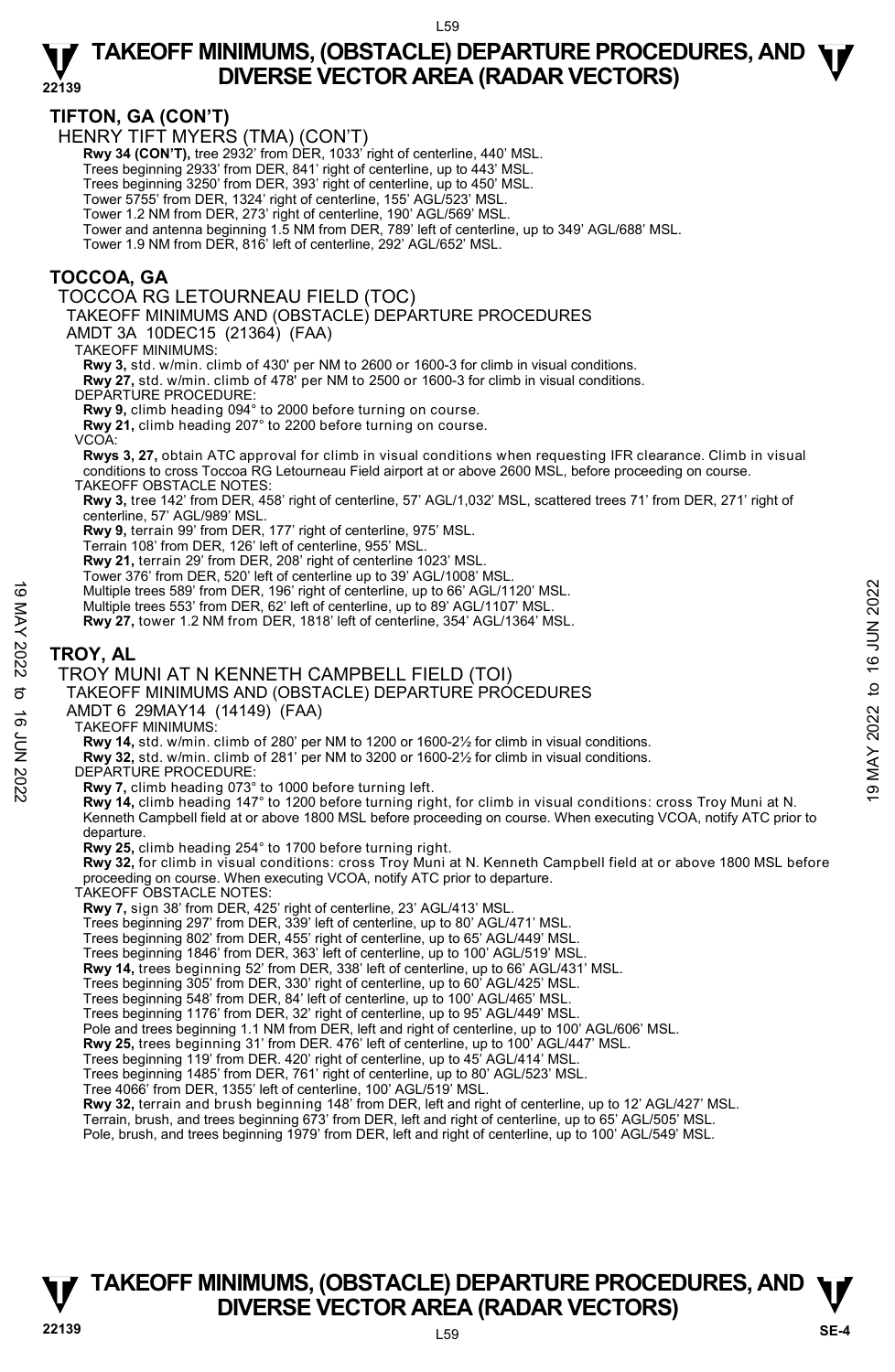## TIFTON, GA (CON'T)

HENRY TIFT MYERS (TMA) (CON'T)

**Rwy 34 (CON'T),** tree 2932' from DER, 1033' right of centerline, 440' MSL.
Trees beginning 2933' from DER, 841' right of centerline, up to 443' MSL.
Trees beginning 3250' from DER, 393' right of centerline, up to 450' MSL.
Tower 5755' from DER, 1324' right of centerline, 155' AGL/523' MSL.
Tower 1.2 NM from DER, 273' right of centerline, 190' AGL/569' MSL.
Tower and antenna beginning 1.5 NM from DER, 789' left of centerline, up to 349' AGL/688' MSL.
Tower 1.9 NM from DER, 816' left of centerline, 292' AGL/652' MSL.

## TOCCOA, GA

TOCCOA RG LETOURNEAU FIELD (TOC)

TAKEOFF MINIMUMS AND (OBSTACLE) DEPARTURE PROCEDURES

AMDT 3A 10DEC15 (21364) (FAA)

TAKEOFF MINIMUMS:

**Rwy 3,** std. w/min. climb of 430' per NM to 2600 or 1600-3 for climb in visual conditions.
**Rwy 27,** std. w/min. climb of 478' per NM to 2500 or 1600-3 for climb in visual conditions.

DEPARTURE PROCEDURE:

**Rwy 9,** climb heading 094° to 2000 before turning on course.
**Rwy 21,** climb heading 207° to 2200 before turning on course.

VCOA:

**Rwys 3, 27,** obtain ATC approval for climb in visual conditions when requesting IFR clearance. Climb in visual conditions to cross Toccoa RG Letourneau Field airport at or above 2600 MSL, before proceeding on course.

TAKEOFF OBSTACLE NOTES:

**Rwy 3,** tree 142' from DER, 458' right of centerline, 57' AGL/1,032' MSL, scattered trees 71' from DER, 271' right of centerline, 57' AGL/989' MSL.
**Rwy 9,** terrain 99' from DER, 177' right of centerline, 975' MSL.
Terrain 108' from DER, 126' left of centerline, 955' MSL.
**Rwy 21,** terrain 29' from DER, 208' right of centerline 1023' MSL.
Tower 376' from DER, 520' left of centerline up to 39' AGL/1008' MSL.
Multiple trees 589' from DER, 196' right of centerline, up to 66' AGL/1120' MSL.
Multiple trees 553' from DER, 62' left of centerline, up to 89' AGL/1107' MSL.
**Rwy 27,** tower 1.2 NM from DER, 1818' left of centerline, 354' AGL/1364' MSL.

## TROY, AL

TROY MUNI AT N KENNETH CAMPBELL FIELD (TOI)

TAKEOFF MINIMUMS AND (OBSTACLE) DEPARTURE PROCEDURES

AMDT 6 29MAY14 (14149) (FAA)

TAKEOFF MINIMUMS:

**Rwy 14,** std. w/min. climb of 280' per NM to 1200 or 1600-2½ for climb in visual conditions.
**Rwy 32,** std. w/min. climb of 281' per NM to 3200 or 1600-2½ for climb in visual conditions.

DEPARTURE PROCEDURE:

**Rwy 7,** climb heading 073° to 1000 before turning left.
**Rwy 14,** climb heading 147° to 1200 before turning right, for climb in visual conditions: cross Troy Muni at N. Kenneth Campbell field at or above 1800 MSL before proceeding on course. When executing VCOA, notify ATC prior to departure.
**Rwy 25,** climb heading 254° to 1700 before turning right.
**Rwy 32,** for climb in visual conditions: cross Troy Muni at N. Kenneth Campbell field at or above 1800 MSL before proceeding on course. When executing VCOA, notify ATC prior to departure.

TAKEOFF OBSTACLE NOTES:

**Rwy 7,** sign 38' from DER, 425' right of centerline, 23' AGL/413' MSL.
Trees beginning 297' from DER, 339' left of centerline, up to 80' AGL/471' MSL.
Trees beginning 802' from DER, 455' right of centerline, up to 65' AGL/449' MSL.
Trees beginning 1846' from DER, 363' left of centerline, up to 100' AGL/519' MSL.
**Rwy 14,** trees beginning 52' from DER, 338' left of centerline, up to 66' AGL/431' MSL.
Trees beginning 305' from DER, 330' right of centerline, up to 60' AGL/425' MSL.
Trees beginning 548' from DER, 84' left of centerline, up to 100' AGL/465' MSL.
Trees beginning 1176' from DER, 32' right of centerline, up to 95' AGL/449' MSL.
Pole and trees beginning 1.1 NM from DER, left and right of centerline, up to 100' AGL/606' MSL.
**Rwy 25,** trees beginning 31' from DER. 476' left of centerline, up to 100' AGL/447' MSL.
Trees beginning 119' from DER. 420' right of centerline, up to 45' AGL/414' MSL.
Trees beginning 1485' from DER, 761' right of centerline, up to 80' AGL/523' MSL.
Tree 4066' from DER, 1355' left of centerline, 100' AGL/519' MSL.
**Rwy 32,** terrain and brush beginning 148' from DER, left and right of centerline, up to 12' AGL/427' MSL.
Terrain, brush, and trees beginning 673' from DER, left and right of centerline, up to 65' AGL/505' MSL.
Pole, brush, and trees beginning 1979' from DER, left and right of centerline, up to 100' AGL/549' MSL.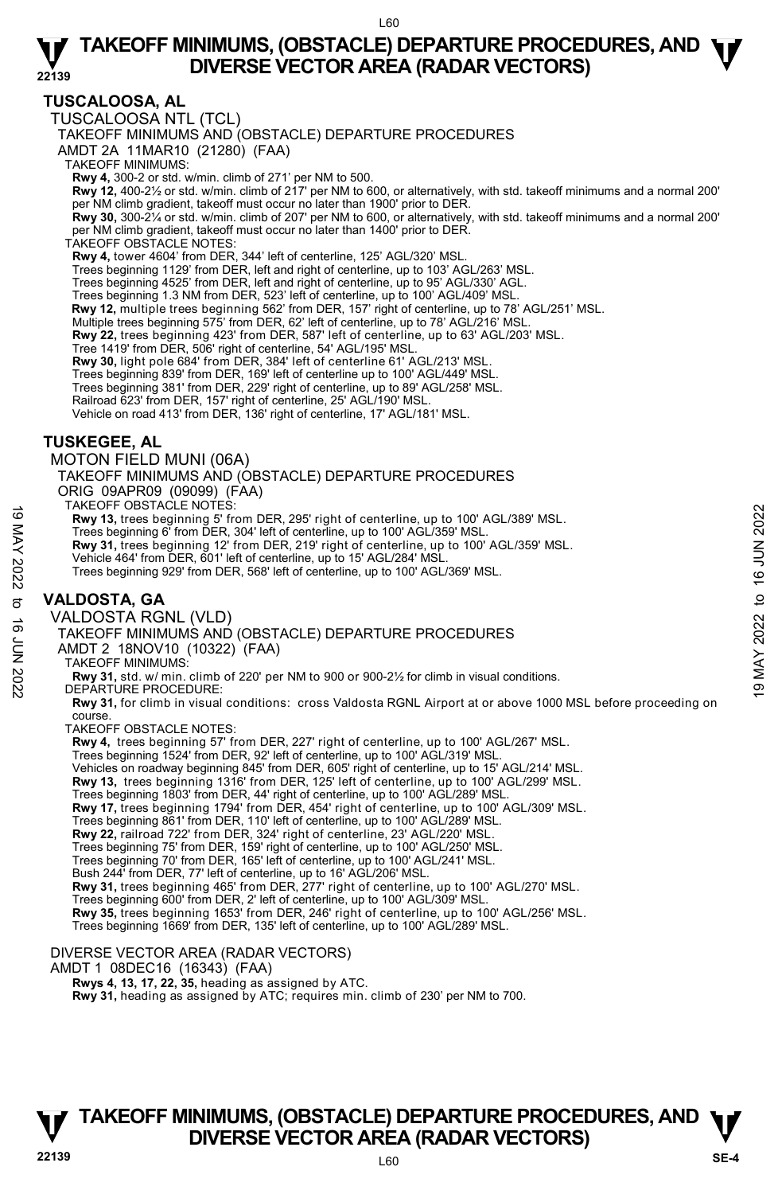## TUSCALOOSA, AL

### TUSCALOOSA NTL (TCL)

TAKEOFF MINIMUMS AND (OBSTACLE) DEPARTURE PROCEDURES

AMDT 2A 11MAR10 (21280) (FAA)

TAKEOFF MINIMUMS:

**Rwy 4,** 300-2 or std. w/min. climb of 271' per NM to 500.

**Rwy 12,** 400-2½ or std. w/min. climb of 217' per NM to 600, or alternatively, with std. takeoff minimums and a normal 200' per NM climb gradient, takeoff must occur no later than 1900' prior to DER.

**Rwy 30,** 300-2¼ or std. w/min. climb of 207' per NM to 600, or alternatively, with std. takeoff minimums and a normal 200' per NM climb gradient, takeoff must occur no later than 1400' prior to DER.

TAKEOFF OBSTACLE NOTES:

**Rwy 4,** tower 4604' from DER, 344' left of centerline, 125' AGL/320' MSL.
Trees beginning 1129' from DER, left and right of centerline, up to 103' AGL/263' MSL.
Trees beginning 4525' from DER, left and right of centerline, up to 95' AGL/330' AGL.
Trees beginning 1.3 NM from DER, 523' left of centerline, up to 100' AGL/409' MSL.

**Rwy 12,** multiple trees beginning 562' from DER, 157' right of centerline, up to 78' AGL/251' MSL.
Multiple trees beginning 575' from DER, 62' left of centerline, up to 78' AGL/216' MSL.

**Rwy 22,** trees beginning 423' from DER, 587' left of centerline, up to 63' AGL/203' MSL.
Tree 1419' from DER, 506' right of centerline, 54' AGL/195' MSL.

**Rwy 30,** light pole 684' from DER, 384' left of centerline 61' AGL/213' MSL.
Trees beginning 839' from DER, 169' left of centerline up to 100' AGL/449' MSL.
Trees beginning 381' from DER, 229' right of centerline, up to 89' AGL/258' MSL.
Railroad 623' from DER, 157' right of centerline, 25' AGL/190' MSL.
Vehicle on road 413' from DER, 136' right of centerline, 17' AGL/181' MSL.

## TUSKEGEE, AL

### MOTON FIELD MUNI (06A)

TAKEOFF MINIMUMS AND (OBSTACLE) DEPARTURE PROCEDURES

ORIG 09APR09 (09099) (FAA)

TAKEOFF OBSTACLE NOTES:

**Rwy 13,** trees beginning 5' from DER, 295' right of centerline, up to 100' AGL/389' MSL.
Trees beginning 6' from DER, 304' left of centerline, up to 100' AGL/359' MSL.

**Rwy 31,** trees beginning 12' from DER, 219' right of centerline, up to 100' AGL/359' MSL.
Vehicle 464' from DER, 601' left of centerline, up to 15' AGL/284' MSL.
Trees beginning 929' from DER, 568' left of centerline, up to 100' AGL/369' MSL.

## VALDOSTA, GA

### VALDOSTA RGNL (VLD)

TAKEOFF MINIMUMS AND (OBSTACLE) DEPARTURE PROCEDURES

AMDT 2 18NOV10 (10322) (FAA)

TAKEOFF MINIMUMS:

**Rwy 31,** std. w/ min. climb of 220' per NM to 900 or 900-2½ for climb in visual conditions.

DEPARTURE PROCEDURE:

**Rwy 31,** for climb in visual conditions: cross Valdosta RGNL Airport at or above 1000 MSL before proceeding on course.

TAKEOFF OBSTACLE NOTES:

**Rwy 4,** trees beginning 57' from DER, 227' right of centerline, up to 100' AGL/267' MSL.
Trees beginning 1524' from DER, 92' left of centerline, up to 100' AGL/319' MSL.
Vehicles on roadway beginning 845' from DER, 605' right of centerline, up to 15' AGL/214' MSL.

**Rwy 13,** trees beginning 1316' from DER, 125' left of centerline, up to 100' AGL/299' MSL.
Trees beginning 1803' from DER, 44' right of centerline, up to 100' AGL/289' MSL.

**Rwy 17,** trees beginning 1794' from DER, 454' right of centerline, up to 100' AGL/309' MSL.
Trees beginning 861' from DER, 110' left of centerline, up to 100' AGL/289' MSL.

**Rwy 22,** railroad 722' from DER, 324' right of centerline, 23' AGL/220' MSL.
Trees beginning 75' from DER, 159' right of centerline, up to 100' AGL/250' MSL.
Trees beginning 70' from DER, 165' left of centerline, up to 100' AGL/241' MSL.
Bush 244' from DER, 77' left of centerline, up to 16' AGL/206' MSL.

**Rwy 31,** trees beginning 465' from DER, 277' right of centerline, up to 100' AGL/270' MSL.
Trees beginning 600' from DER, 2' left of centerline, up to 100' AGL/309' MSL.

**Rwy 35,** trees beginning 1653' from DER, 246' right of centerline, up to 100' AGL/256' MSL.
Trees beginning 1669' from DER, 135' left of centerline, up to 100' AGL/289' MSL.

DIVERSE VECTOR AREA (RADAR VECTORS)

AMDT 1 08DEC16 (16343) (FAA)

**Rwys 4, 13, 17, 22, 35,** heading as assigned by ATC.

**Rwy 31,** heading as assigned by ATC; requires min. climb of 230' per NM to 700.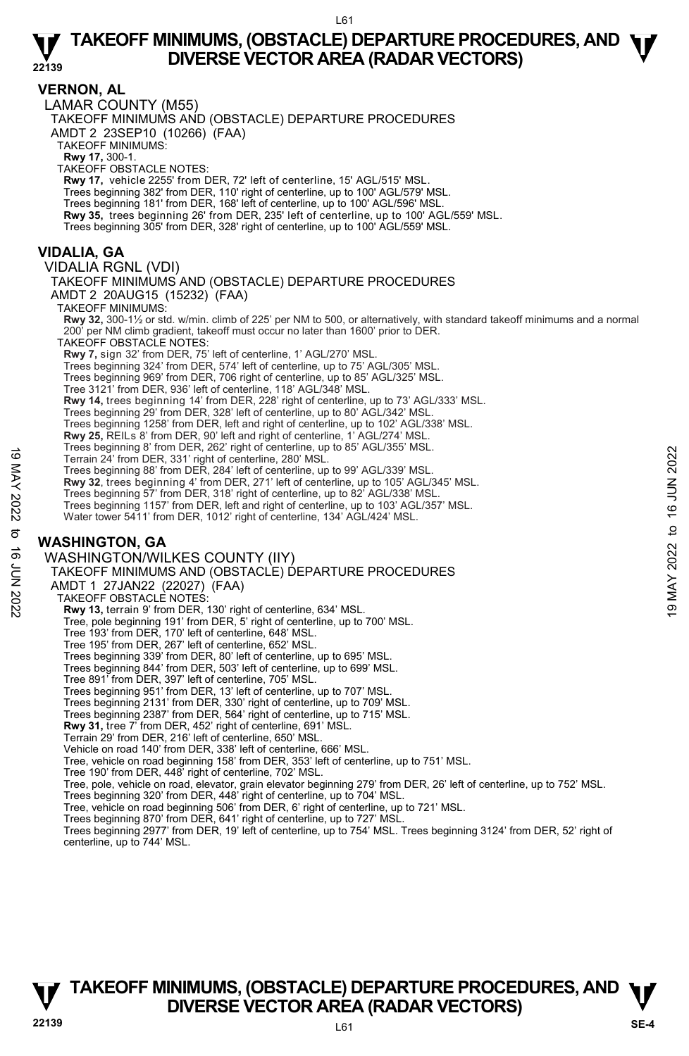## VERNON, AL

LAMAR COUNTY (M55)

TAKEOFF MINIMUMS AND (OBSTACLE) DEPARTURE PROCEDURES

AMDT 2 23SEP10 (10266) (FAA)

TAKEOFF MINIMUMS:

**Rwy 17,** 300-1.

TAKEOFF OBSTACLE NOTES:

**Rwy 17,** vehicle 2255' from DER, 72' left of centerline, 15' AGL/515' MSL.
Trees beginning 382' from DER, 110' right of centerline, up to 100' AGL/579' MSL.
Trees beginning 181' from DER, 168' left of centerline, up to 100' AGL/596' MSL.
**Rwy 35,** trees beginning 26' from DER, 235' left of centerline, up to 100' AGL/559' MSL.
Trees beginning 305' from DER, 328' right of centerline, up to 100' AGL/559' MSL.

## VIDALIA, GA

VIDALIA RGNL (VDI)

TAKEOFF MINIMUMS AND (OBSTACLE) DEPARTURE PROCEDURES

AMDT 2 20AUG15 (15232) (FAA)

TAKEOFF MINIMUMS:

**Rwy 32,** 300-1½ or std. w/min. climb of 225' per NM to 500, or alternatively, with standard takeoff minimums and a normal 200' per NM climb gradient, takeoff must occur no later than 1600' prior to DER.

TAKEOFF OBSTACLE NOTES:

**Rwy 7,** sign 32' from DER, 75' left of centerline, 1' AGL/270' MSL.
Trees beginning 324' from DER, 574' left of centerline, up to 75' AGL/305' MSL.
Trees beginning 969' from DER, 706 right of centerline, up to 85' AGL/325' MSL.
Tree 3121' from DER, 936' left of centerline, 118' AGL/348' MSL.
**Rwy 14,** trees beginning 14' from DER, 228' right of centerline, up to 73' AGL/333' MSL.
Trees beginning 29' from DER, 328' left of centerline, up to 80' AGL/342' MSL.
Trees beginning 1258' from DER, left and right of centerline, up to 102' AGL/338' MSL.
**Rwy 25,** REILs 8' from DER, 90' left and right of centerline, 1' AGL/274' MSL.
Trees beginning 8' from DER, 262' right of centerline, up to 85' AGL/355' MSL.
Terrain 24' from DER, 331' right of centerline, 280' MSL.
Trees beginning 88' from DER, 284' left of centerline, up to 99' AGL/339' MSL.
**Rwy 32**, trees beginning 4' from DER, 271' left of centerline, up to 105' AGL/345' MSL.
Trees beginning 57' from DER, 318' right of centerline, up to 82' AGL/338' MSL.
Trees beginning 1157' from DER, left and right of centerline, up to 103' AGL/357' MSL.
Water tower 5411' from DER, 1012' right of centerline, 134' AGL/424' MSL.

## WASHINGTON, GA

WASHINGTON/WILKES COUNTY (IIY)

TAKEOFF MINIMUMS AND (OBSTACLE) DEPARTURE PROCEDURES

AMDT 1 27JAN22 (22027) (FAA)

TAKEOFF OBSTACLE NOTES:

**Rwy 13,** terrain 9' from DER, 130' right of centerline, 634' MSL.
Tree, pole beginning 191' from DER, 5' right of centerline, up to 700' MSL.
Tree 193' from DER, 170' left of centerline, 648' MSL.
Tree 195' from DER, 267' left of centerline, 652' MSL.
Trees beginning 339' from DER, 80' left of centerline, up to 695' MSL.
Trees beginning 844' from DER, 503' left of centerline, up to 699' MSL.
Tree 891' from DER, 397' left of centerline, 705' MSL.
Trees beginning 951' from DER, 13' left of centerline, up to 707' MSL.
Trees beginning 2131' from DER, 330' right of centerline, up to 709' MSL.
Trees beginning 2387' from DER, 564' right of centerline, up to 715' MSL.
**Rwy 31,** tree 7' from DER, 452' right of centerline, 691' MSL.
Terrain 29' from DER, 216' left of centerline, 650' MSL.
Vehicle on road 140' from DER, 338' left of centerline, 666' MSL.
Tree, vehicle on road beginning 158' from DER, 353' left of centerline, up to 751' MSL.
Tree 190' from DER, 448' right of centerline, 702' MSL.
Tree, pole, vehicle on road, elevator, grain elevator beginning 279' from DER, 26' left of centerline, up to 752' MSL.
Trees beginning 320' from DER, 448' right of centerline, up to 704' MSL.
Tree, vehicle on road beginning 506' from DER, 6' right of centerline, up to 721' MSL.
Trees beginning 870' from DER, 641' right of centerline, up to 727' MSL.
Trees beginning 2977' from DER, 19' left of centerline, up to 754' MSL. Trees beginning 3124' from DER, 52' right of centerline, up to 744' MSL.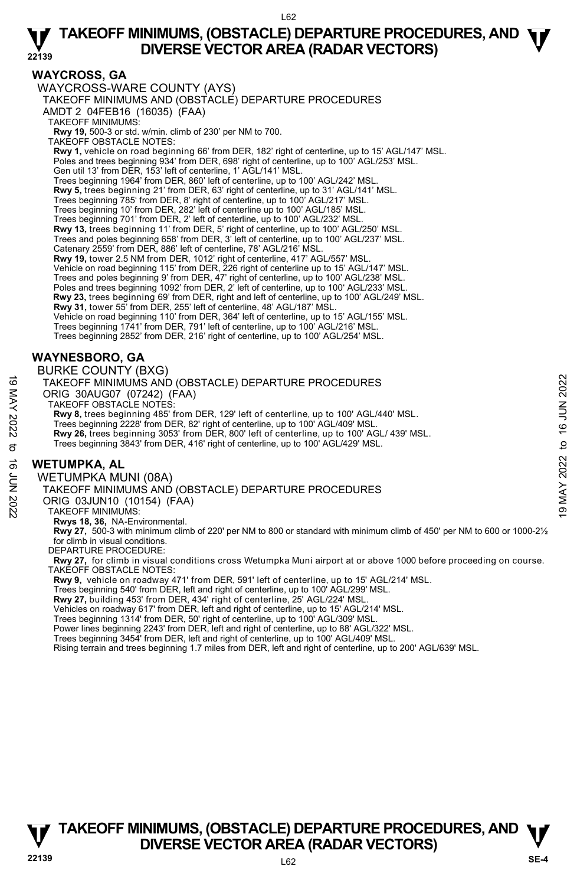## WAYCROSS, GA

WAYCROSS-WARE COUNTY (AYS)

TAKEOFF MINIMUMS AND (OBSTACLE) DEPARTURE PROCEDURES

AMDT 2 04FEB16 (16035) (FAA)

TAKEOFF MINIMUMS:

**Rwy 19,** 500-3 or std. w/min. climb of 230' per NM to 700.

TAKEOFF OBSTACLE NOTES:

**Rwy 1,** vehicle on road beginning 66' from DER, 182' right of centerline, up to 15' AGL/147' MSL.
Poles and trees beginning 934' from DER, 698' right of centerline, up to 100' AGL/253' MSL.
Gen util 13' from DER, 153' left of centerline, 1' AGL/141' MSL.
Trees beginning 1964' from DER, 860' left of centerline, up to 100' AGL/242' MSL.
**Rwy 5,** trees beginning 21' from DER, 63' right of centerline, up to 31' AGL/141' MSL.
Trees beginning 785' from DER, 8' right of centerline, up to 100' AGL/217' MSL.
Trees beginning 10' from DER, 282' left of centerline up to 100' AGL/185' MSL.
Trees beginning 701' from DER, 2' left of centerline, up to 100' AGL/232' MSL.
**Rwy 13,** trees beginning 11' from DER, 5' right of centerline, up to 100' AGL/250' MSL.
Trees and poles beginning 658' from DER, 3' left of centerline, up to 100' AGL/237' MSL.
Catenary 2559' from DER, 886' left of centerline, 78' AGL/216' MSL.
**Rwy 19,** tower 2.5 NM from DER, 1012' right of centerline, 417' AGL/557' MSL.
Vehicle on road beginning 115' from DER, 226 right of centerline up to 15' AGL/147' MSL.
Trees and poles beginning 9' from DER, 47' right of centerline, up to 100' AGL/238' MSL.
Poles and trees beginning 1092' from DER, 2' left of centerline, up to 100' AGL/233' MSL.
**Rwy 23,** trees beginning 69' from DER, right and left of centerline, up to 100' AGL/249' MSL.
**Rwy 31,** tower 55' from DER, 255' left of centerline, 48' AGL/187' MSL.
Vehicle on road beginning 110' from DER, 364' left of centerline, up to 15' AGL/155' MSL.
Trees beginning 1741' from DER, 791' left of centerline, up to 100' AGL/216' MSL.
Trees beginning 2852' from DER, 216' right of centerline, up to 100' AGL/254' MSL.

## WAYNESBORO, GA

BURKE COUNTY (BXG)

TAKEOFF MINIMUMS AND (OBSTACLE) DEPARTURE PROCEDURES

ORIG 30AUG07 (07242) (FAA)

TAKEOFF OBSTACLE NOTES:

**Rwy 8,** trees beginning 485' from DER, 129' left of centerline, up to 100' AGL/440' MSL.
Trees beginning 2228' from DER, 82' right of centerline, up to 100' AGL/409' MSL.
**Rwy 26,** trees beginning 3053' from DER, 800' left of centerline, up to 100' AGL/ 439' MSL.
Trees beginning 3843' from DER, 416' right of centerline, up to 100' AGL/429' MSL.

## WETUMPKA, AL

WETUMPKA MUNI (08A)

TAKEOFF MINIMUMS AND (OBSTACLE) DEPARTURE PROCEDURES

ORIG 03JUN10 (10154) (FAA)

TAKEOFF MINIMUMS:

**Rwys 18, 36,** NA-Environmental.

**Rwy 27,** 500-3 with minimum climb of 220' per NM to 800 or standard with minimum climb of 450' per NM to 600 or 1000-2½ for climb in visual conditions.

DEPARTURE PROCEDURE:

**Rwy 27,** for climb in visual conditions cross Wetumpka Muni airport at or above 1000 before proceeding on course.

TAKEOFF OBSTACLE NOTES:

**Rwy 9,** vehicle on roadway 471' from DER, 591' left of centerline, up to 15' AGL/214' MSL.
Trees beginning 540' from DER, left and right of centerline, up to 100' AGL/299' MSL.
**Rwy 27,** building 453' from DER, 434' right of centerline, 25' AGL/224' MSL.
Vehicles on roadway 617' from DER, left and right of centerline, up to 15' AGL/214' MSL.
Trees beginning 1314' from DER, 50' right of centerline, up to 100' AGL/309' MSL.
Power lines beginning 2243' from DER, left and right of centerline, up to 88' AGL/322' MSL.
Trees beginning 3454' from DER, left and right of centerline, up to 100' AGL/409' MSL.
Rising terrain and trees beginning 1.7 miles from DER, left and right of centerline, up to 200' AGL/639' MSL.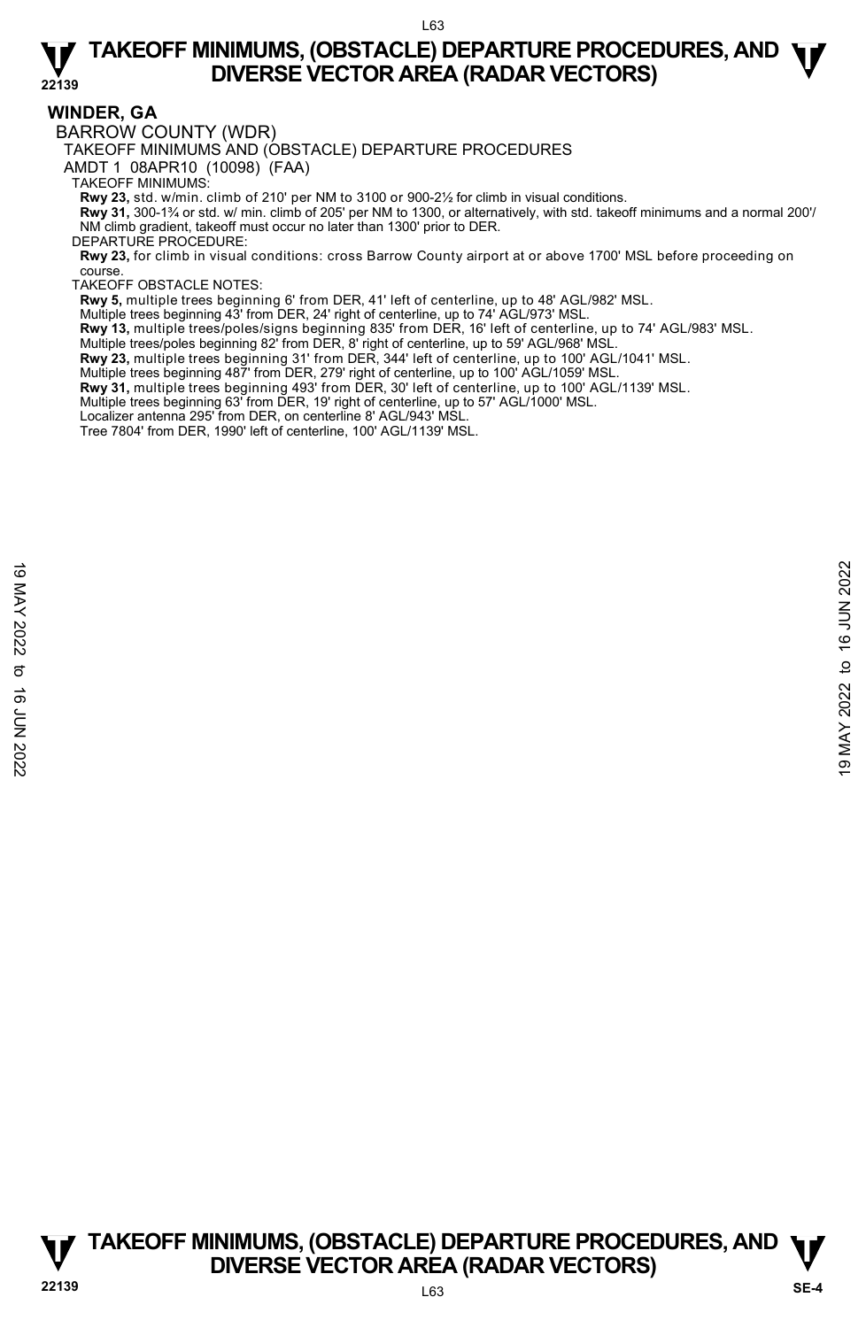## WINDER, GA

BARROW COUNTY (WDR)

TAKEOFF MINIMUMS AND (OBSTACLE) DEPARTURE PROCEDURES

AMDT 1 08APR10 (10098) (FAA)

TAKEOFF MINIMUMS:

**Rwy 23,** std. w/min. climb of 210' per NM to 3100 or 900-2½ for climb in visual conditions.

**Rwy 31,** 300-1¾ or std. w/ min. climb of 205' per NM to 1300, or alternatively, with std. takeoff minimums and a normal 200'/ NM climb gradient, takeoff must occur no later than 1300' prior to DER.

DEPARTURE PROCEDURE:

**Rwy 23,** for climb in visual conditions: cross Barrow County airport at or above 1700' MSL before proceeding on course.

TAKEOFF OBSTACLE NOTES:

**Rwy 5,** multiple trees beginning 6' from DER, 41' left of centerline, up to 48' AGL/982' MSL.
Multiple trees beginning 43' from DER, 24' right of centerline, up to 74' AGL/973' MSL.

**Rwy 13,** multiple trees/poles/signs beginning 835' from DER, 16' left of centerline, up to 74' AGL/983' MSL.
Multiple trees/poles beginning 82' from DER, 8' right of centerline, up to 59' AGL/968' MSL.

**Rwy 23,** multiple trees beginning 31' from DER, 344' left of centerline, up to 100' AGL/1041' MSL.
Multiple trees beginning 487' from DER, 279' right of centerline, up to 100' AGL/1059' MSL.

**Rwy 31,** multiple trees beginning 493' from DER, 30' left of centerline, up to 100' AGL/1139' MSL.
Multiple trees beginning 63' from DER, 19' right of centerline, up to 57' AGL/1000' MSL.
Localizer antenna 295' from DER, on centerline 8' AGL/943' MSL.
Tree 7804' from DER, 1990' left of centerline, 100' AGL/1139' MSL.